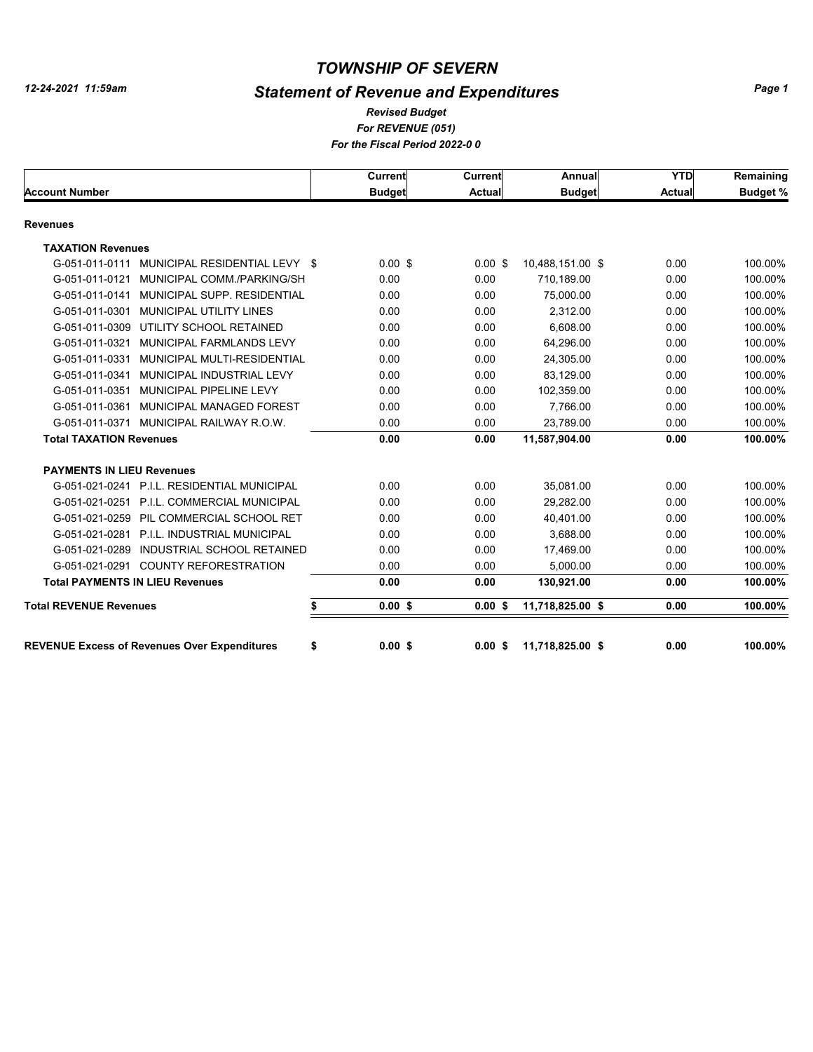# TOWNSHIP OF SEVERN

## Statement of Revenue and Expenditures

*12-24-2021 11:59am*

***Revised Budget***
***For REVENUE (051)***
***For the Fiscal Period 2022-0 0***

| Account Number | Current Budget | Current Actual | Annual Budget | YTD Actual | Remaining Budget % |
|---|---|---|---|---|---|
| **Revenues** | | | | | |
| **TAXATION Revenues** | | | | | |
| G-051-011-0111 MUNICIPAL RESIDENTIAL LEVY | $ 0.00 | $ 0.00 | $ 10,488,151.00 | $ 0.00 | 100.00% |
| G-051-011-0121 MUNICIPAL COMM./PARKING/SH | 0.00 | 0.00 | 710,189.00 | 0.00 | 100.00% |
| G-051-011-0141 MUNICIPAL SUPP. RESIDENTIAL | 0.00 | 0.00 | 75,000.00 | 0.00 | 100.00% |
| G-051-011-0301 MUNICIPAL UTILITY LINES | 0.00 | 0.00 | 2,312.00 | 0.00 | 100.00% |
| G-051-011-0309 UTILITY SCHOOL RETAINED | 0.00 | 0.00 | 6,608.00 | 0.00 | 100.00% |
| G-051-011-0321 MUNICIPAL FARMLANDS LEVY | 0.00 | 0.00 | 64,296.00 | 0.00 | 100.00% |
| G-051-011-0331 MUNICIPAL MULTI-RESIDENTIAL | 0.00 | 0.00 | 24,305.00 | 0.00 | 100.00% |
| G-051-011-0341 MUNICIPAL INDUSTRIAL LEVY | 0.00 | 0.00 | 83,129.00 | 0.00 | 100.00% |
| G-051-011-0351 MUNICIPAL PIPELINE LEVY | 0.00 | 0.00 | 102,359.00 | 0.00 | 100.00% |
| G-051-011-0361 MUNICIPAL MANAGED FOREST | 0.00 | 0.00 | 7,766.00 | 0.00 | 100.00% |
| G-051-011-0371 MUNICIPAL RAILWAY R.O.W. | 0.00 | 0.00 | 23,789.00 | 0.00 | 100.00% |
| **Total TAXATION Revenues** | **0.00** | **0.00** | **11,587,904.00** | **0.00** | **100.00%** |
| **PAYMENTS IN LIEU Revenues** | | | | | |
| G-051-021-0241 P.I.L. RESIDENTIAL MUNICIPAL | 0.00 | 0.00 | 35,081.00 | 0.00 | 100.00% |
| G-051-021-0251 P.I.L. COMMERCIAL MUNICIPAL | 0.00 | 0.00 | 29,282.00 | 0.00 | 100.00% |
| G-051-021-0259 PIL COMMERCIAL SCHOOL RET | 0.00 | 0.00 | 40,401.00 | 0.00 | 100.00% |
| G-051-021-0281 P.I.L. INDUSTRIAL MUNICIPAL | 0.00 | 0.00 | 3,688.00 | 0.00 | 100.00% |
| G-051-021-0289 INDUSTRIAL SCHOOL RETAINED | 0.00 | 0.00 | 17,469.00 | 0.00 | 100.00% |
| G-051-021-0291 COUNTY REFORESTRATION | 0.00 | 0.00 | 5,000.00 | 0.00 | 100.00% |
| **Total PAYMENTS IN LIEU Revenues** | **0.00** | **0.00** | **130,921.00** | **0.00** | **100.00%** |
| **Total REVENUE Revenues** | **$ 0.00** | **$ 0.00** | **$ 11,718,825.00** | **$ 0.00** | **100.00%** |
| **REVENUE Excess of Revenues Over Expenditures** | **$ 0.00** | **$ 0.00** | **$ 11,718,825.00** | **$ 0.00** | **100.00%** |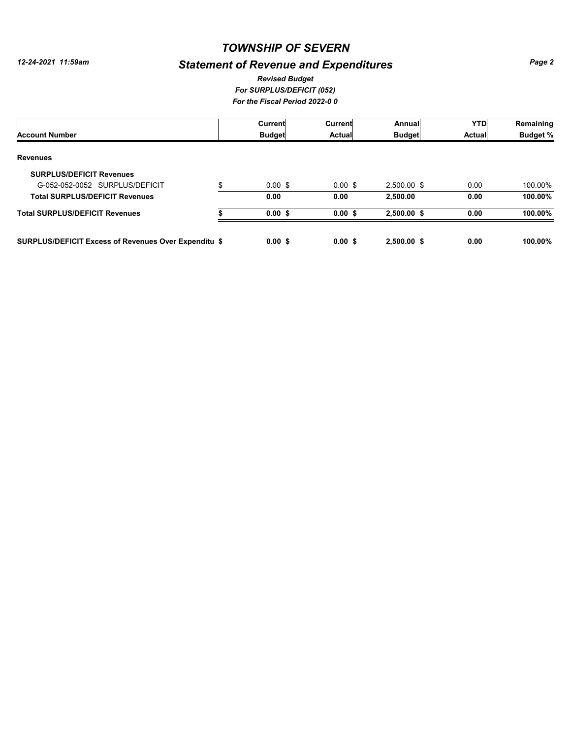# TOWNSHIP OF SEVERN

## Statement of Revenue and Expenditures

*Revised Budget*

*For SURPLUS/DEFICIT (052)*

*For the Fiscal Period 2022-0 0*

12-24-2021 11:59am

| Account Number | Current Budget | Current Actual | Annual Budget | YTD Actual | Remaining Budget % |
|---|---|---|---|---|---|
| **Revenues** | | | | | |
| **SURPLUS/DEFICIT Revenues** | | | | | |
| G-052-052-0052 SURPLUS/DEFICIT | $ 0.00 | $ 0.00 | $ 2,500.00 | $ 0.00 | 100.00% |
| **Total SURPLUS/DEFICIT Revenues** | **0.00** | **0.00** | **2,500.00** | **0.00** | **100.00%** |
| **Total SURPLUS/DEFICIT Revenues** | **$ 0.00** | **$ 0.00** | **$ 2,500.00** | **$ 0.00** | **100.00%** |
| **SURPLUS/DEFICIT Excess of Revenues Over Expenditu** | **$ 0.00** | **$ 0.00** | **$ 2,500.00** | **$ 0.00** | **100.00%** |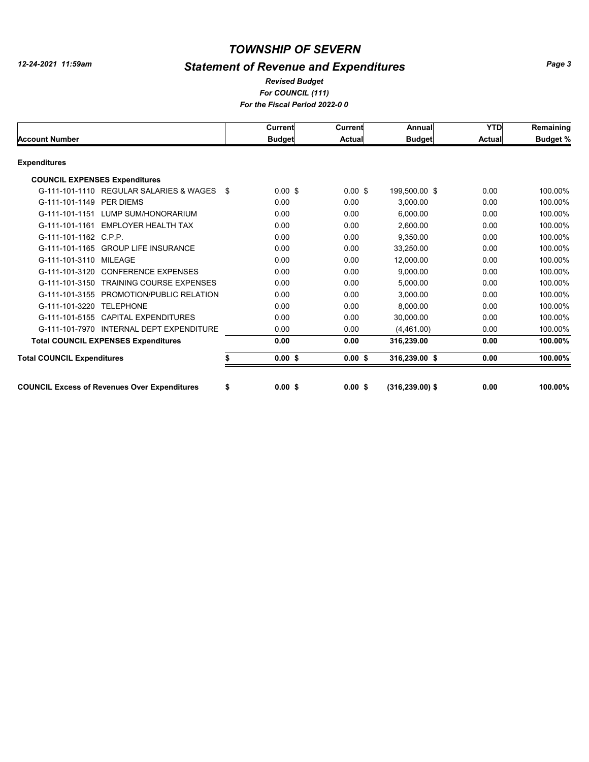# TOWNSHIP OF SEVERN

## Statement of Revenue and Expenditures

*Revised Budget*
*For COUNCIL (111)*
*For the Fiscal Period 2022-0 0*

*12-24-2021 11:59am*

| Account Number | Current Budget | Current Actual | Annual Budget | YTD Actual | Remaining Budget % |
|---|---|---|---|---|---|
| **Expenditures** | | | | | |
| **COUNCIL EXPENSES Expenditures** | | | | | |
| G-111-101-1110 REGULAR SALARIES & WAGES | $ 0.00 | $ 0.00 | $ 199,500.00 | $ 0.00 | 100.00% |
| G-111-101-1149 PER DIEMS | 0.00 | 0.00 | 3,000.00 | 0.00 | 100.00% |
| G-111-101-1151 LUMP SUM/HONORARIUM | 0.00 | 0.00 | 6,000.00 | 0.00 | 100.00% |
| G-111-101-1161 EMPLOYER HEALTH TAX | 0.00 | 0.00 | 2,600.00 | 0.00 | 100.00% |
| G-111-101-1162 C.P.P. | 0.00 | 0.00 | 9,350.00 | 0.00 | 100.00% |
| G-111-101-1165 GROUP LIFE INSURANCE | 0.00 | 0.00 | 33,250.00 | 0.00 | 100.00% |
| G-111-101-3110 MILEAGE | 0.00 | 0.00 | 12,000.00 | 0.00 | 100.00% |
| G-111-101-3120 CONFERENCE EXPENSES | 0.00 | 0.00 | 9,000.00 | 0.00 | 100.00% |
| G-111-101-3150 TRAINING COURSE EXPENSES | 0.00 | 0.00 | 5,000.00 | 0.00 | 100.00% |
| G-111-101-3155 PROMOTION/PUBLIC RELATION | 0.00 | 0.00 | 3,000.00 | 0.00 | 100.00% |
| G-111-101-3220 TELEPHONE | 0.00 | 0.00 | 8,000.00 | 0.00 | 100.00% |
| G-111-101-5155 CAPITAL EXPENDITURES | 0.00 | 0.00 | 30,000.00 | 0.00 | 100.00% |
| G-111-101-7970 INTERNAL DEPT EXPENDITURE | 0.00 | 0.00 | (4,461.00) | 0.00 | 100.00% |
| **Total COUNCIL EXPENSES Expenditures** | **0.00** | **0.00** | **316,239.00** | **0.00** | **100.00%** |
| **Total COUNCIL Expenditures** | **$ 0.00** | **$ 0.00** | **$ 316,239.00** | **$ 0.00** | **100.00%** |
| **COUNCIL Excess of Revenues Over Expenditures** | **$ 0.00** | **$ 0.00** | **$ (316,239.00)** | **$ 0.00** | **100.00%** |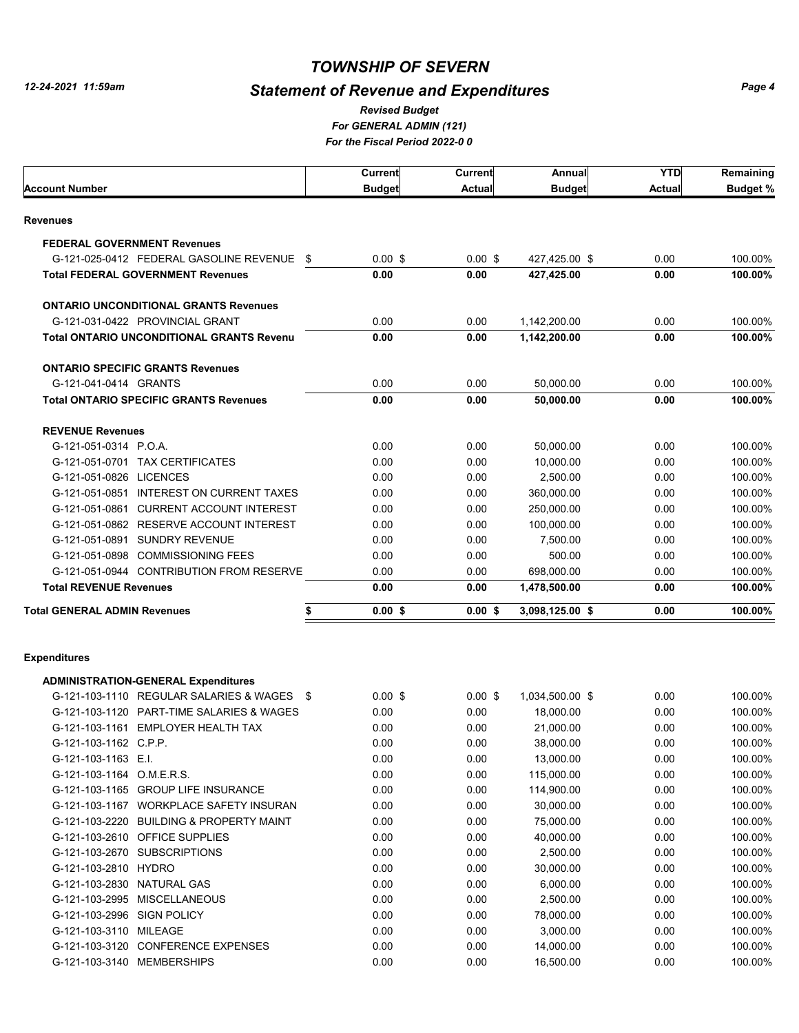# TOWNSHIP OF SEVERN

## Statement of Revenue and Expenditures

*Revised Budget*

*For GENERAL ADMIN (121)*

*For the Fiscal Period 2022-0 0*

12-24-2021 11:59am

| Account Number | Current Budget | Current Actual | Annual Budget | YTD Actual | Remaining Budget % |
|---|---|---|---|---|---|
| **Revenues** | | | | | |
| **FEDERAL GOVERNMENT Revenues** | | | | | |
| G-121-025-0412 FEDERAL GASOLINE REVENUE | $ 0.00 | $ 0.00 | $ 427,425.00 | $ 0.00 | 100.00% |
| **Total FEDERAL GOVERNMENT Revenues** | **0.00** | **0.00** | **427,425.00** | **0.00** | **100.00%** |
| **ONTARIO UNCONDITIONAL GRANTS Revenues** | | | | | |
| G-121-031-0422 PROVINCIAL GRANT | 0.00 | 0.00 | 1,142,200.00 | 0.00 | 100.00% |
| **Total ONTARIO UNCONDITIONAL GRANTS Revenu** | **0.00** | **0.00** | **1,142,200.00** | **0.00** | **100.00%** |
| **ONTARIO SPECIFIC GRANTS Revenues** | | | | | |
| G-121-041-0414 GRANTS | 0.00 | 0.00 | 50,000.00 | 0.00 | 100.00% |
| **Total ONTARIO SPECIFIC GRANTS Revenues** | **0.00** | **0.00** | **50,000.00** | **0.00** | **100.00%** |
| **REVENUE Revenues** | | | | | |
| G-121-051-0314 P.O.A. | 0.00 | 0.00 | 50,000.00 | 0.00 | 100.00% |
| G-121-051-0701 TAX CERTIFICATES | 0.00 | 0.00 | 10,000.00 | 0.00 | 100.00% |
| G-121-051-0826 LICENCES | 0.00 | 0.00 | 2,500.00 | 0.00 | 100.00% |
| G-121-051-0851 INTEREST ON CURRENT TAXES | 0.00 | 0.00 | 360,000.00 | 0.00 | 100.00% |
| G-121-051-0861 CURRENT ACCOUNT INTEREST | 0.00 | 0.00 | 250,000.00 | 0.00 | 100.00% |
| G-121-051-0862 RESERVE ACCOUNT INTEREST | 0.00 | 0.00 | 100,000.00 | 0.00 | 100.00% |
| G-121-051-0891 SUNDRY REVENUE | 0.00 | 0.00 | 7,500.00 | 0.00 | 100.00% |
| G-121-051-0898 COMMISSIONING FEES | 0.00 | 0.00 | 500.00 | 0.00 | 100.00% |
| G-121-051-0944 CONTRIBUTION FROM RESERVE | 0.00 | 0.00 | 698,000.00 | 0.00 | 100.00% |
| **Total REVENUE Revenues** | **0.00** | **0.00** | **1,478,500.00** | **0.00** | **100.00%** |
| **Total GENERAL ADMIN Revenues** | **$ 0.00** | **$ 0.00** | **$ 3,098,125.00** | **$ 0.00** | **100.00%** |
| **Expenditures** | | | | | |
| **ADMINISTRATION-GENERAL Expenditures** | | | | | |
| G-121-103-1110 REGULAR SALARIES & WAGES | $ 0.00 | $ 0.00 | $ 1,034,500.00 | $ 0.00 | 100.00% |
| G-121-103-1120 PART-TIME SALARIES & WAGES | 0.00 | 0.00 | 18,000.00 | 0.00 | 100.00% |
| G-121-103-1161 EMPLOYER HEALTH TAX | 0.00 | 0.00 | 21,000.00 | 0.00 | 100.00% |
| G-121-103-1162 C.P.P. | 0.00 | 0.00 | 38,000.00 | 0.00 | 100.00% |
| G-121-103-1163 E.I. | 0.00 | 0.00 | 13,000.00 | 0.00 | 100.00% |
| G-121-103-1164 O.M.E.R.S. | 0.00 | 0.00 | 115,000.00 | 0.00 | 100.00% |
| G-121-103-1165 GROUP LIFE INSURANCE | 0.00 | 0.00 | 114,900.00 | 0.00 | 100.00% |
| G-121-103-1167 WORKPLACE SAFETY INSURAN | 0.00 | 0.00 | 30,000.00 | 0.00 | 100.00% |
| G-121-103-2220 BUILDING & PROPERTY MAINT | 0.00 | 0.00 | 75,000.00 | 0.00 | 100.00% |
| G-121-103-2610 OFFICE SUPPLIES | 0.00 | 0.00 | 40,000.00 | 0.00 | 100.00% |
| G-121-103-2670 SUBSCRIPTIONS | 0.00 | 0.00 | 2,500.00 | 0.00 | 100.00% |
| G-121-103-2810 HYDRO | 0.00 | 0.00 | 30,000.00 | 0.00 | 100.00% |
| G-121-103-2830 NATURAL GAS | 0.00 | 0.00 | 6,000.00 | 0.00 | 100.00% |
| G-121-103-2995 MISCELLANEOUS | 0.00 | 0.00 | 2,500.00 | 0.00 | 100.00% |
| G-121-103-2996 SIGN POLICY | 0.00 | 0.00 | 78,000.00 | 0.00 | 100.00% |
| G-121-103-3110 MILEAGE | 0.00 | 0.00 | 3,000.00 | 0.00 | 100.00% |
| G-121-103-3120 CONFERENCE EXPENSES | 0.00 | 0.00 | 14,000.00 | 0.00 | 100.00% |
| G-121-103-3140 MEMBERSHIPS | 0.00 | 0.00 | 16,500.00 | 0.00 | 100.00% |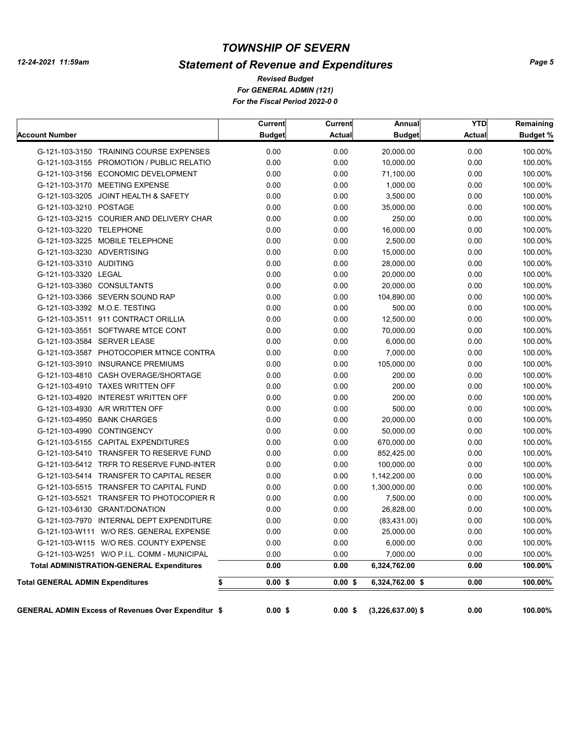# TOWNSHIP OF SEVERN

## Statement of Revenue and Expenditures

*Revised Budget*
*For GENERAL ADMIN (121)*
*For the Fiscal Period 2022-0 0*

12-24-2021 11:59am

| Account Number | Current Budget | Current Actual | Annual Budget | YTD Actual | Remaining Budget % |
|---|---|---|---|---|---|
| G-121-103-3150 TRAINING COURSE EXPENSES | 0.00 | 0.00 | 20,000.00 | 0.00 | 100.00% |
| G-121-103-3155 PROMOTION / PUBLIC RELATIO | 0.00 | 0.00 | 10,000.00 | 0.00 | 100.00% |
| G-121-103-3156 ECONOMIC DEVELOPMENT | 0.00 | 0.00 | 71,100.00 | 0.00 | 100.00% |
| G-121-103-3170 MEETING EXPENSE | 0.00 | 0.00 | 1,000.00 | 0.00 | 100.00% |
| G-121-103-3205 JOINT HEALTH & SAFETY | 0.00 | 0.00 | 3,500.00 | 0.00 | 100.00% |
| G-121-103-3210 POSTAGE | 0.00 | 0.00 | 35,000.00 | 0.00 | 100.00% |
| G-121-103-3215 COURIER AND DELIVERY CHAR | 0.00 | 0.00 | 250.00 | 0.00 | 100.00% |
| G-121-103-3220 TELEPHONE | 0.00 | 0.00 | 16,000.00 | 0.00 | 100.00% |
| G-121-103-3225 MOBILE TELEPHONE | 0.00 | 0.00 | 2,500.00 | 0.00 | 100.00% |
| G-121-103-3230 ADVERTISING | 0.00 | 0.00 | 15,000.00 | 0.00 | 100.00% |
| G-121-103-3310 AUDITING | 0.00 | 0.00 | 28,000.00 | 0.00 | 100.00% |
| G-121-103-3320 LEGAL | 0.00 | 0.00 | 20,000.00 | 0.00 | 100.00% |
| G-121-103-3360 CONSULTANTS | 0.00 | 0.00 | 20,000.00 | 0.00 | 100.00% |
| G-121-103-3366 SEVERN SOUND RAP | 0.00 | 0.00 | 104,890.00 | 0.00 | 100.00% |
| G-121-103-3392 M.O.E. TESTING | 0.00 | 0.00 | 500.00 | 0.00 | 100.00% |
| G-121-103-3511 911 CONTRACT ORILLIA | 0.00 | 0.00 | 12,500.00 | 0.00 | 100.00% |
| G-121-103-3551 SOFTWARE MTCE CONT | 0.00 | 0.00 | 70,000.00 | 0.00 | 100.00% |
| G-121-103-3584 SERVER LEASE | 0.00 | 0.00 | 6,000.00 | 0.00 | 100.00% |
| G-121-103-3587 PHOTOCOPIER MTNCE CONTRA | 0.00 | 0.00 | 7,000.00 | 0.00 | 100.00% |
| G-121-103-3910 INSURANCE PREMIUMS | 0.00 | 0.00 | 105,000.00 | 0.00 | 100.00% |
| G-121-103-4810 CASH OVERAGE/SHORTAGE | 0.00 | 0.00 | 200.00 | 0.00 | 100.00% |
| G-121-103-4910 TAXES WRITTEN OFF | 0.00 | 0.00 | 200.00 | 0.00 | 100.00% |
| G-121-103-4920 INTEREST WRITTEN OFF | 0.00 | 0.00 | 200.00 | 0.00 | 100.00% |
| G-121-103-4930 A/R WRITTEN OFF | 0.00 | 0.00 | 500.00 | 0.00 | 100.00% |
| G-121-103-4950 BANK CHARGES | 0.00 | 0.00 | 20,000.00 | 0.00 | 100.00% |
| G-121-103-4990 CONTINGENCY | 0.00 | 0.00 | 50,000.00 | 0.00 | 100.00% |
| G-121-103-5155 CAPITAL EXPENDITURES | 0.00 | 0.00 | 670,000.00 | 0.00 | 100.00% |
| G-121-103-5410 TRANSFER TO RESERVE FUND | 0.00 | 0.00 | 852,425.00 | 0.00 | 100.00% |
| G-121-103-5412 TRFR TO RESERVE FUND-INTER | 0.00 | 0.00 | 100,000.00 | 0.00 | 100.00% |
| G-121-103-5414 TRANSFER TO CAPITAL RESER | 0.00 | 0.00 | 1,142,200.00 | 0.00 | 100.00% |
| G-121-103-5515 TRANSFER TO CAPITAL FUND | 0.00 | 0.00 | 1,300,000.00 | 0.00 | 100.00% |
| G-121-103-5521 TRANSFER TO PHOTOCOPIER R | 0.00 | 0.00 | 7,500.00 | 0.00 | 100.00% |
| G-121-103-6130 GRANT/DONATION | 0.00 | 0.00 | 26,828.00 | 0.00 | 100.00% |
| G-121-103-7970 INTERNAL DEPT EXPENDITURE | 0.00 | 0.00 | (83,431.00) | 0.00 | 100.00% |
| G-121-103-W111 W/O RES. GENERAL EXPENSE | 0.00 | 0.00 | 25,000.00 | 0.00 | 100.00% |
| G-121-103-W115 W/O RES. COUNTY EXPENSE | 0.00 | 0.00 | 6,000.00 | 0.00 | 100.00% |
| G-121-103-W251 W/O P.I.L. COMM - MUNICIPAL | 0.00 | 0.00 | 7,000.00 | 0.00 | 100.00% |
| **Total ADMINISTRATION-GENERAL Expenditures** | **0.00** | **0.00** | **6,324,762.00** | **0.00** | **100.00%** |
| **Total GENERAL ADMIN Expenditures** | **$ 0.00** | **$ 0.00** | **$ 6,324,762.00** | **$ 0.00** | **100.00%** |
| **GENERAL ADMIN Excess of Revenues Over Expenditur** | **$ 0.00** | **$ 0.00** | **$ (3,226,637.00)** | **$ 0.00** | **100.00%** |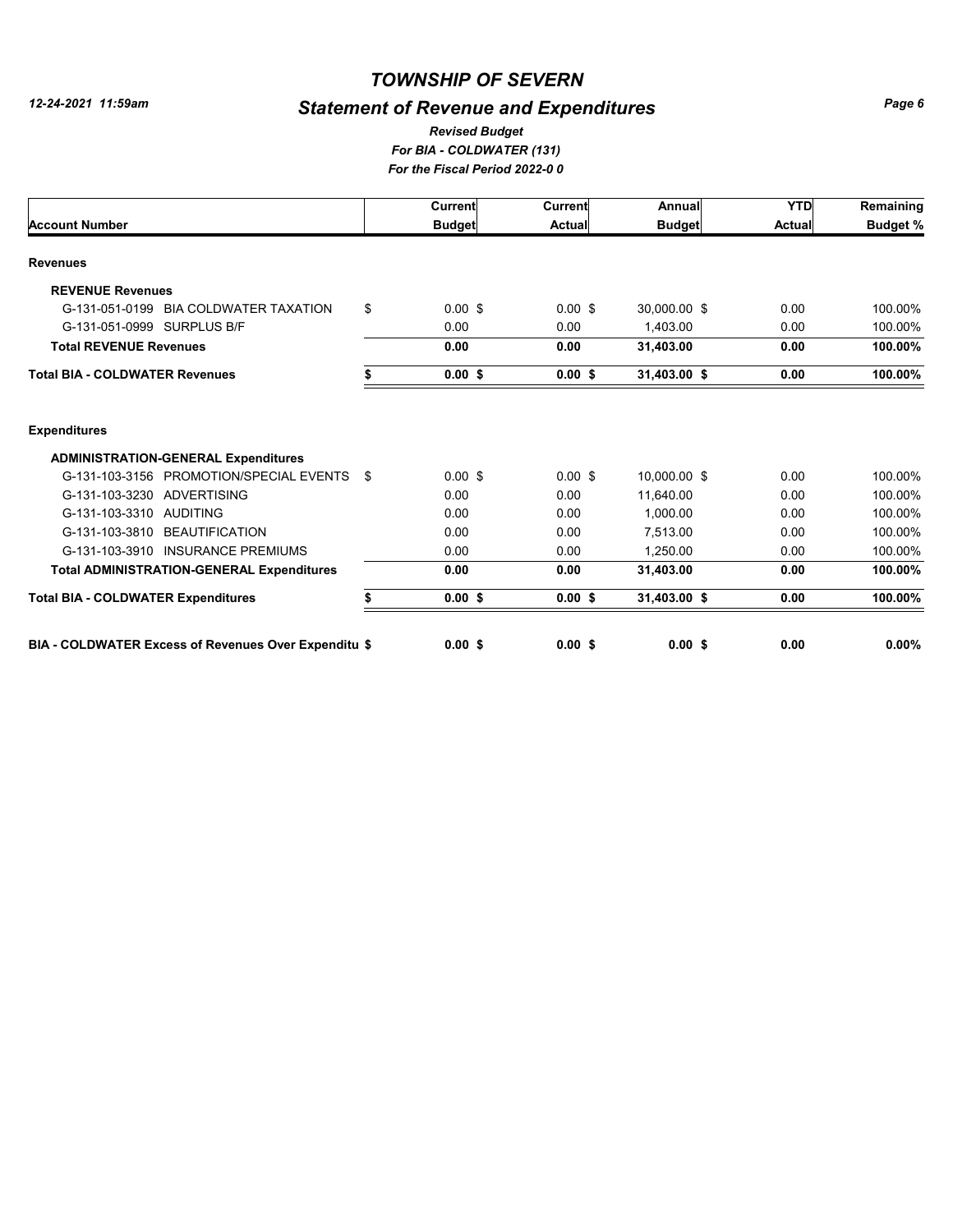# TOWNSHIP OF SEVERN

## Statement of Revenue and Expenditures

*Revised Budget*
*For BIA - COLDWATER (131)*
*For the Fiscal Period 2022-0 0*

| Account Number | Current Budget | Current Actual | Annual Budget | YTD Actual | Remaining Budget % |
|---|---|---|---|---|---|
| **Revenues** | | | | | |
| **REVENUE Revenues** | | | | | |
| G-131-051-0199 BIA COLDWATER TAXATION | $ 0.00 $ | 0.00 $ | 30,000.00 $ | 0.00 | 100.00% |
| G-131-051-0999 SURPLUS B/F | 0.00 | 0.00 | 1,403.00 | 0.00 | 100.00% |
| **Total REVENUE Revenues** | **0.00** | **0.00** | **31,403.00** | **0.00** | **100.00%** |
| **Total BIA - COLDWATER Revenues** | **$ 0.00 $** | **0.00 $** | **31,403.00 $** | **0.00** | **100.00%** |
| **Expenditures** | | | | | |
| **ADMINISTRATION-GENERAL Expenditures** | | | | | |
| G-131-103-3156 PROMOTION/SPECIAL EVENTS | $ 0.00 $ | 0.00 $ | 10,000.00 $ | 0.00 | 100.00% |
| G-131-103-3230 ADVERTISING | 0.00 | 0.00 | 11,640.00 | 0.00 | 100.00% |
| G-131-103-3310 AUDITING | 0.00 | 0.00 | 1,000.00 | 0.00 | 100.00% |
| G-131-103-3810 BEAUTIFICATION | 0.00 | 0.00 | 7,513.00 | 0.00 | 100.00% |
| G-131-103-3910 INSURANCE PREMIUMS | 0.00 | 0.00 | 1,250.00 | 0.00 | 100.00% |
| **Total ADMINISTRATION-GENERAL Expenditures** | **0.00** | **0.00** | **31,403.00** | **0.00** | **100.00%** |
| **Total BIA - COLDWATER Expenditures** | **$ 0.00 $** | **0.00 $** | **31,403.00 $** | **0.00** | **100.00%** |
| **BIA - COLDWATER Excess of Revenues Over Expenditu** | **$ 0.00 $** | **0.00 $** | **0.00 $** | **0.00** | **0.00%** |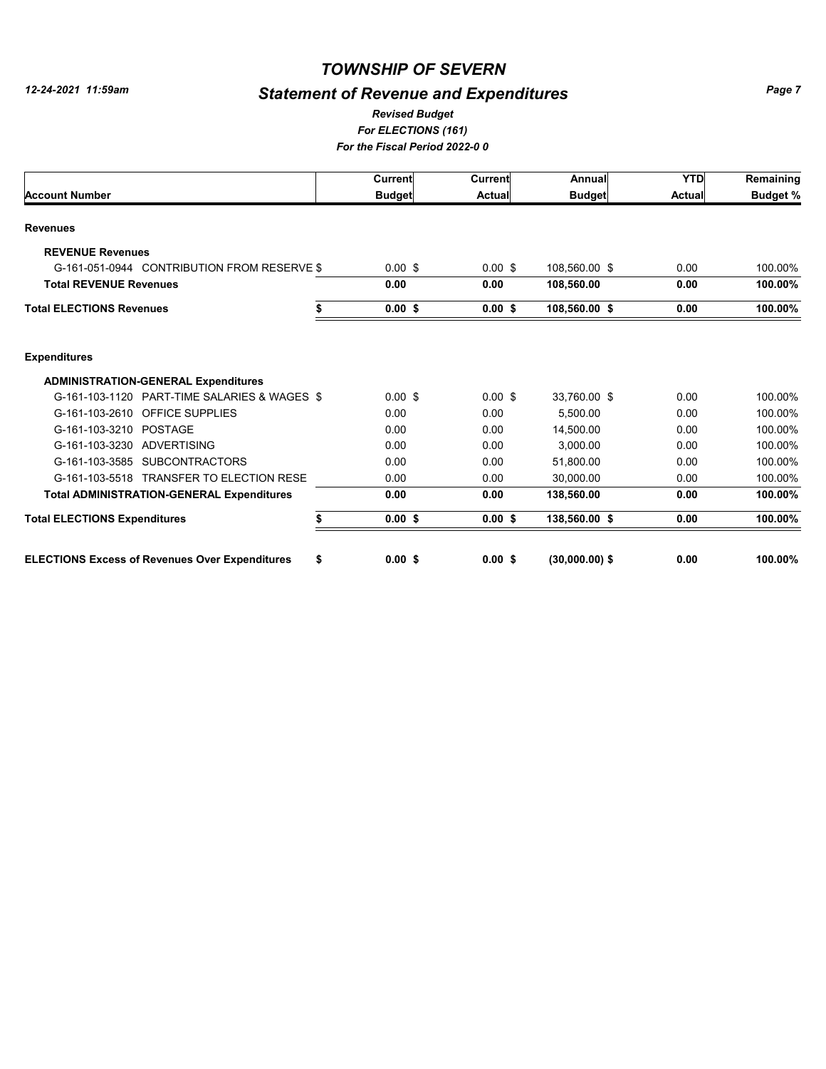# TOWNSHIP OF SEVERN

## Statement of Revenue and Expenditures

*12-24-2021 11:59am*

***Revised Budget***
***For ELECTIONS (161)***
***For the Fiscal Period 2022-0 0***

| Account Number | Current Budget | Current Actual | Annual Budget | YTD Actual | Remaining Budget % |
|---|---|---|---|---|---|
| **Revenues** | | | | | |
| **REVENUE Revenues** | | | | | |
| G-161-051-0944 CONTRIBUTION FROM RESERVE $ | 0.00 $ | 0.00 $ | 108,560.00 $ | 0.00 | 100.00% |
| **Total REVENUE Revenues** | **0.00** | **0.00** | **108,560.00** | **0.00** | **100.00%** |
| **Total ELECTIONS Revenues** | **$ 0.00 $** | **0.00 $** | **108,560.00 $** | **0.00** | **100.00%** |
| **Expenditures** | | | | | |
| **ADMINISTRATION-GENERAL Expenditures** | | | | | |
| G-161-103-1120 PART-TIME SALARIES & WAGES $ | 0.00 $ | 0.00 $ | 33,760.00 $ | 0.00 | 100.00% |
| G-161-103-2610 OFFICE SUPPLIES | 0.00 | 0.00 | 5,500.00 | 0.00 | 100.00% |
| G-161-103-3210 POSTAGE | 0.00 | 0.00 | 14,500.00 | 0.00 | 100.00% |
| G-161-103-3230 ADVERTISING | 0.00 | 0.00 | 3,000.00 | 0.00 | 100.00% |
| G-161-103-3585 SUBCONTRACTORS | 0.00 | 0.00 | 51,800.00 | 0.00 | 100.00% |
| G-161-103-5518 TRANSFER TO ELECTION RESE | 0.00 | 0.00 | 30,000.00 | 0.00 | 100.00% |
| **Total ADMINISTRATION-GENERAL Expenditures** | **0.00** | **0.00** | **138,560.00** | **0.00** | **100.00%** |
| **Total ELECTIONS Expenditures** | **$ 0.00 $** | **0.00 $** | **138,560.00 $** | **0.00** | **100.00%** |
| **ELECTIONS Excess of Revenues Over Expenditures** | **$ 0.00 $** | **0.00 $** | **(30,000.00) $** | **0.00** | **100.00%** |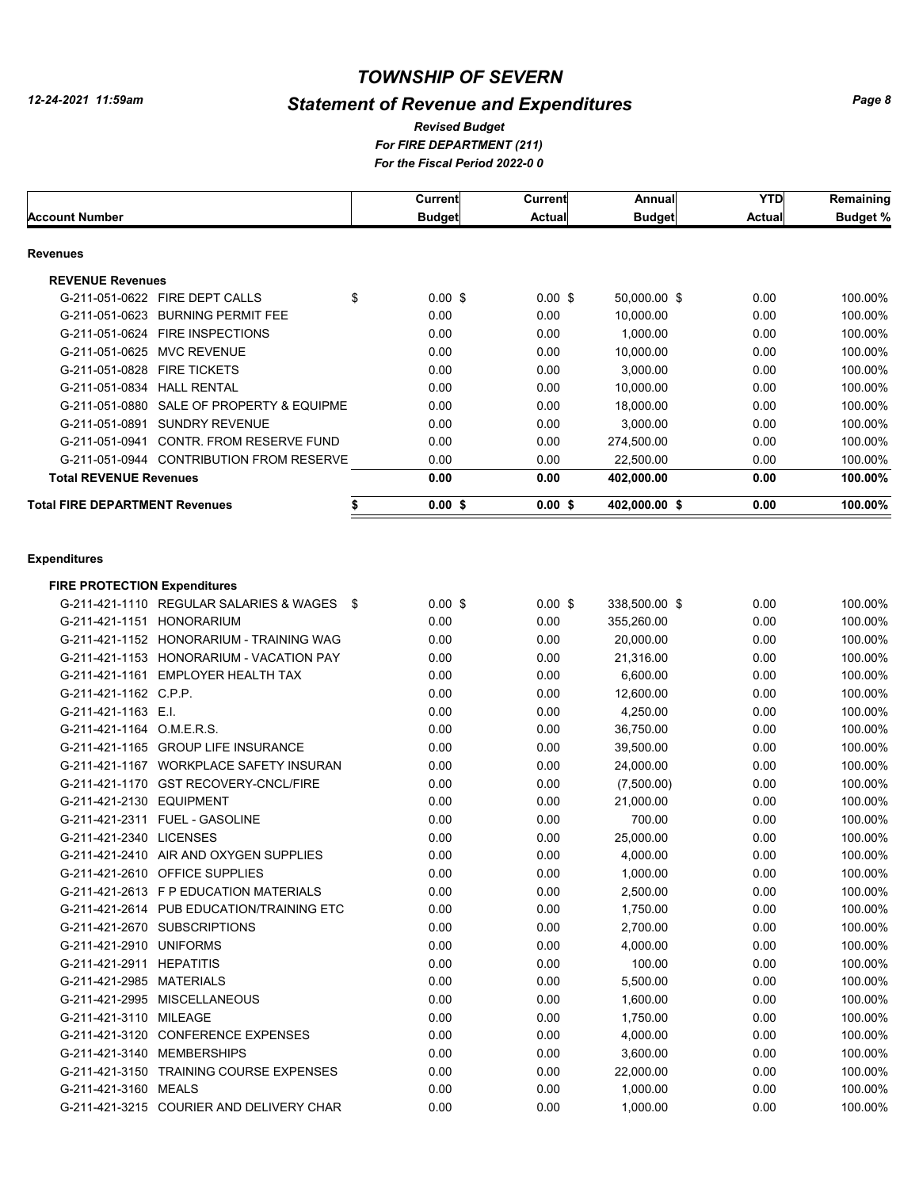# TOWNSHIP OF SEVERN

## Statement of Revenue and Expenditures

*Revised Budget*
*For FIRE DEPARTMENT (211)*
*For the Fiscal Period 2022-0 0*

*12-24-2021 11:59am*

| Account Number | Current Budget | Current Actual | Annual Budget | YTD Actual | Remaining Budget % |
|---|---|---|---|---|---|
| **Revenues** | | | | | |
| **REVENUE Revenues** | | | | | |
| G-211-051-0622 FIRE DEPT CALLS | $ 0.00 $ | 0.00 $ | 50,000.00 $ | 0.00 | 100.00% |
| G-211-051-0623 BURNING PERMIT FEE | 0.00 | 0.00 | 10,000.00 | 0.00 | 100.00% |
| G-211-051-0624 FIRE INSPECTIONS | 0.00 | 0.00 | 1,000.00 | 0.00 | 100.00% |
| G-211-051-0625 MVC REVENUE | 0.00 | 0.00 | 10,000.00 | 0.00 | 100.00% |
| G-211-051-0828 FIRE TICKETS | 0.00 | 0.00 | 3,000.00 | 0.00 | 100.00% |
| G-211-051-0834 HALL RENTAL | 0.00 | 0.00 | 10,000.00 | 0.00 | 100.00% |
| G-211-051-0880 SALE OF PROPERTY & EQUIPME | 0.00 | 0.00 | 18,000.00 | 0.00 | 100.00% |
| G-211-051-0891 SUNDRY REVENUE | 0.00 | 0.00 | 3,000.00 | 0.00 | 100.00% |
| G-211-051-0941 CONTR. FROM RESERVE FUND | 0.00 | 0.00 | 274,500.00 | 0.00 | 100.00% |
| G-211-051-0944 CONTRIBUTION FROM RESERVE | 0.00 | 0.00 | 22,500.00 | 0.00 | 100.00% |
| **Total REVENUE Revenues** | **0.00** | **0.00** | **402,000.00** | **0.00** | **100.00%** |
| **Total FIRE DEPARTMENT Revenues** | **$ 0.00 $** | **0.00 $** | **402,000.00 $** | **0.00** | **100.00%** |
| **Expenditures** | | | | | |
| **FIRE PROTECTION Expenditures** | | | | | |
| G-211-421-1110 REGULAR SALARIES & WAGES | $ 0.00 $ | 0.00 $ | 338,500.00 $ | 0.00 | 100.00% |
| G-211-421-1151 HONORARIUM | 0.00 | 0.00 | 355,260.00 | 0.00 | 100.00% |
| G-211-421-1152 HONORARIUM - TRAINING WAG | 0.00 | 0.00 | 20,000.00 | 0.00 | 100.00% |
| G-211-421-1153 HONORARIUM - VACATION PAY | 0.00 | 0.00 | 21,316.00 | 0.00 | 100.00% |
| G-211-421-1161 EMPLOYER HEALTH TAX | 0.00 | 0.00 | 6,600.00 | 0.00 | 100.00% |
| G-211-421-1162 C.P.P. | 0.00 | 0.00 | 12,600.00 | 0.00 | 100.00% |
| G-211-421-1163 E.I. | 0.00 | 0.00 | 4,250.00 | 0.00 | 100.00% |
| G-211-421-1164 O.M.E.R.S. | 0.00 | 0.00 | 36,750.00 | 0.00 | 100.00% |
| G-211-421-1165 GROUP LIFE INSURANCE | 0.00 | 0.00 | 39,500.00 | 0.00 | 100.00% |
| G-211-421-1167 WORKPLACE SAFETY INSURAN | 0.00 | 0.00 | 24,000.00 | 0.00 | 100.00% |
| G-211-421-1170 GST RECOVERY-CNCL/FIRE | 0.00 | 0.00 | (7,500.00) | 0.00 | 100.00% |
| G-211-421-2130 EQUIPMENT | 0.00 | 0.00 | 21,000.00 | 0.00 | 100.00% |
| G-211-421-2311 FUEL - GASOLINE | 0.00 | 0.00 | 700.00 | 0.00 | 100.00% |
| G-211-421-2340 LICENSES | 0.00 | 0.00 | 25,000.00 | 0.00 | 100.00% |
| G-211-421-2410 AIR AND OXYGEN SUPPLIES | 0.00 | 0.00 | 4,000.00 | 0.00 | 100.00% |
| G-211-421-2610 OFFICE SUPPLIES | 0.00 | 0.00 | 1,000.00 | 0.00 | 100.00% |
| G-211-421-2613 F P EDUCATION MATERIALS | 0.00 | 0.00 | 2,500.00 | 0.00 | 100.00% |
| G-211-421-2614 PUB EDUCATION/TRAINING ETC | 0.00 | 0.00 | 1,750.00 | 0.00 | 100.00% |
| G-211-421-2670 SUBSCRIPTIONS | 0.00 | 0.00 | 2,700.00 | 0.00 | 100.00% |
| G-211-421-2910 UNIFORMS | 0.00 | 0.00 | 4,000.00 | 0.00 | 100.00% |
| G-211-421-2911 HEPATITIS | 0.00 | 0.00 | 100.00 | 0.00 | 100.00% |
| G-211-421-2985 MATERIALS | 0.00 | 0.00 | 5,500.00 | 0.00 | 100.00% |
| G-211-421-2995 MISCELLANEOUS | 0.00 | 0.00 | 1,600.00 | 0.00 | 100.00% |
| G-211-421-3110 MILEAGE | 0.00 | 0.00 | 1,750.00 | 0.00 | 100.00% |
| G-211-421-3120 CONFERENCE EXPENSES | 0.00 | 0.00 | 4,000.00 | 0.00 | 100.00% |
| G-211-421-3140 MEMBERSHIPS | 0.00 | 0.00 | 3,600.00 | 0.00 | 100.00% |
| G-211-421-3150 TRAINING COURSE EXPENSES | 0.00 | 0.00 | 22,000.00 | 0.00 | 100.00% |
| G-211-421-3160 MEALS | 0.00 | 0.00 | 1,000.00 | 0.00 | 100.00% |
| G-211-421-3215 COURIER AND DELIVERY CHAR | 0.00 | 0.00 | 1,000.00 | 0.00 | 100.00% |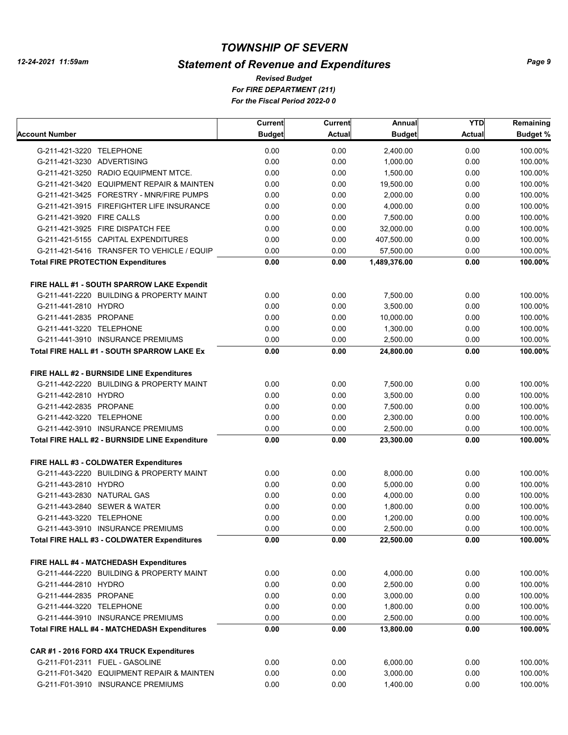# TOWNSHIP OF SEVERN

## Statement of Revenue and Expenditures

*Revised Budget*
*For FIRE DEPARTMENT (211)*
*For the Fiscal Period 2022-0 0*

12-24-2021 11:59am

| Account Number | Current Budget | Current Actual | Annual Budget | YTD Actual | Remaining Budget % |
|---|---|---|---|---|---|
| G-211-421-3220 TELEPHONE | 0.00 | 0.00 | 2,400.00 | 0.00 | 100.00% |
| G-211-421-3230 ADVERTISING | 0.00 | 0.00 | 1,000.00 | 0.00 | 100.00% |
| G-211-421-3250 RADIO EQUIPMENT MTCE. | 0.00 | 0.00 | 1,500.00 | 0.00 | 100.00% |
| G-211-421-3420 EQUIPMENT REPAIR & MAINTEN | 0.00 | 0.00 | 19,500.00 | 0.00 | 100.00% |
| G-211-421-3425 FORESTRY - MNR/FIRE PUMPS | 0.00 | 0.00 | 2,000.00 | 0.00 | 100.00% |
| G-211-421-3915 FIREFIGHTER LIFE INSURANCE | 0.00 | 0.00 | 4,000.00 | 0.00 | 100.00% |
| G-211-421-3920 FIRE CALLS | 0.00 | 0.00 | 7,500.00 | 0.00 | 100.00% |
| G-211-421-3925 FIRE DISPATCH FEE | 0.00 | 0.00 | 32,000.00 | 0.00 | 100.00% |
| G-211-421-5155 CAPITAL EXPENDITURES | 0.00 | 0.00 | 407,500.00 | 0.00 | 100.00% |
| G-211-421-5416 TRANSFER TO VEHICLE / EQUIP | 0.00 | 0.00 | 57,500.00 | 0.00 | 100.00% |
| **Total FIRE PROTECTION Expenditures** | **0.00** | **0.00** | **1,489,376.00** | **0.00** | **100.00%** |
| **FIRE HALL #1 - SOUTH SPARROW LAKE Expendit** | | | | | |
| G-211-441-2220 BUILDING & PROPERTY MAINT | 0.00 | 0.00 | 7,500.00 | 0.00 | 100.00% |
| G-211-441-2810 HYDRO | 0.00 | 0.00 | 3,500.00 | 0.00 | 100.00% |
| G-211-441-2835 PROPANE | 0.00 | 0.00 | 10,000.00 | 0.00 | 100.00% |
| G-211-441-3220 TELEPHONE | 0.00 | 0.00 | 1,300.00 | 0.00 | 100.00% |
| G-211-441-3910 INSURANCE PREMIUMS | 0.00 | 0.00 | 2,500.00 | 0.00 | 100.00% |
| **Total FIRE HALL #1 - SOUTH SPARROW LAKE Ex** | **0.00** | **0.00** | **24,800.00** | **0.00** | **100.00%** |
| **FIRE HALL #2 - BURNSIDE LINE Expenditures** | | | | | |
| G-211-442-2220 BUILDING & PROPERTY MAINT | 0.00 | 0.00 | 7,500.00 | 0.00 | 100.00% |
| G-211-442-2810 HYDRO | 0.00 | 0.00 | 3,500.00 | 0.00 | 100.00% |
| G-211-442-2835 PROPANE | 0.00 | 0.00 | 7,500.00 | 0.00 | 100.00% |
| G-211-442-3220 TELEPHONE | 0.00 | 0.00 | 2,300.00 | 0.00 | 100.00% |
| G-211-442-3910 INSURANCE PREMIUMS | 0.00 | 0.00 | 2,500.00 | 0.00 | 100.00% |
| **Total FIRE HALL #2 - BURNSIDE LINE Expenditure** | **0.00** | **0.00** | **23,300.00** | **0.00** | **100.00%** |
| **FIRE HALL #3 - COLDWATER Expenditures** | | | | | |
| G-211-443-2220 BUILDING & PROPERTY MAINT | 0.00 | 0.00 | 8,000.00 | 0.00 | 100.00% |
| G-211-443-2810 HYDRO | 0.00 | 0.00 | 5,000.00 | 0.00 | 100.00% |
| G-211-443-2830 NATURAL GAS | 0.00 | 0.00 | 4,000.00 | 0.00 | 100.00% |
| G-211-443-2840 SEWER & WATER | 0.00 | 0.00 | 1,800.00 | 0.00 | 100.00% |
| G-211-443-3220 TELEPHONE | 0.00 | 0.00 | 1,200.00 | 0.00 | 100.00% |
| G-211-443-3910 INSURANCE PREMIUMS | 0.00 | 0.00 | 2,500.00 | 0.00 | 100.00% |
| **Total FIRE HALL #3 - COLDWATER Expenditures** | **0.00** | **0.00** | **22,500.00** | **0.00** | **100.00%** |
| **FIRE HALL #4 - MATCHEDASH Expenditures** | | | | | |
| G-211-444-2220 BUILDING & PROPERTY MAINT | 0.00 | 0.00 | 4,000.00 | 0.00 | 100.00% |
| G-211-444-2810 HYDRO | 0.00 | 0.00 | 2,500.00 | 0.00 | 100.00% |
| G-211-444-2835 PROPANE | 0.00 | 0.00 | 3,000.00 | 0.00 | 100.00% |
| G-211-444-3220 TELEPHONE | 0.00 | 0.00 | 1,800.00 | 0.00 | 100.00% |
| G-211-444-3910 INSURANCE PREMIUMS | 0.00 | 0.00 | 2,500.00 | 0.00 | 100.00% |
| **Total FIRE HALL #4 - MATCHEDASH Expenditures** | **0.00** | **0.00** | **13,800.00** | **0.00** | **100.00%** |
| **CAR #1 - 2016 FORD 4X4 TRUCK Expenditures** | | | | | |
| G-211-F01-2311 FUEL - GASOLINE | 0.00 | 0.00 | 6,000.00 | 0.00 | 100.00% |
| G-211-F01-3420 EQUIPMENT REPAIR & MAINTEN | 0.00 | 0.00 | 3,000.00 | 0.00 | 100.00% |
| G-211-F01-3910 INSURANCE PREMIUMS | 0.00 | 0.00 | 1,400.00 | 0.00 | 100.00% |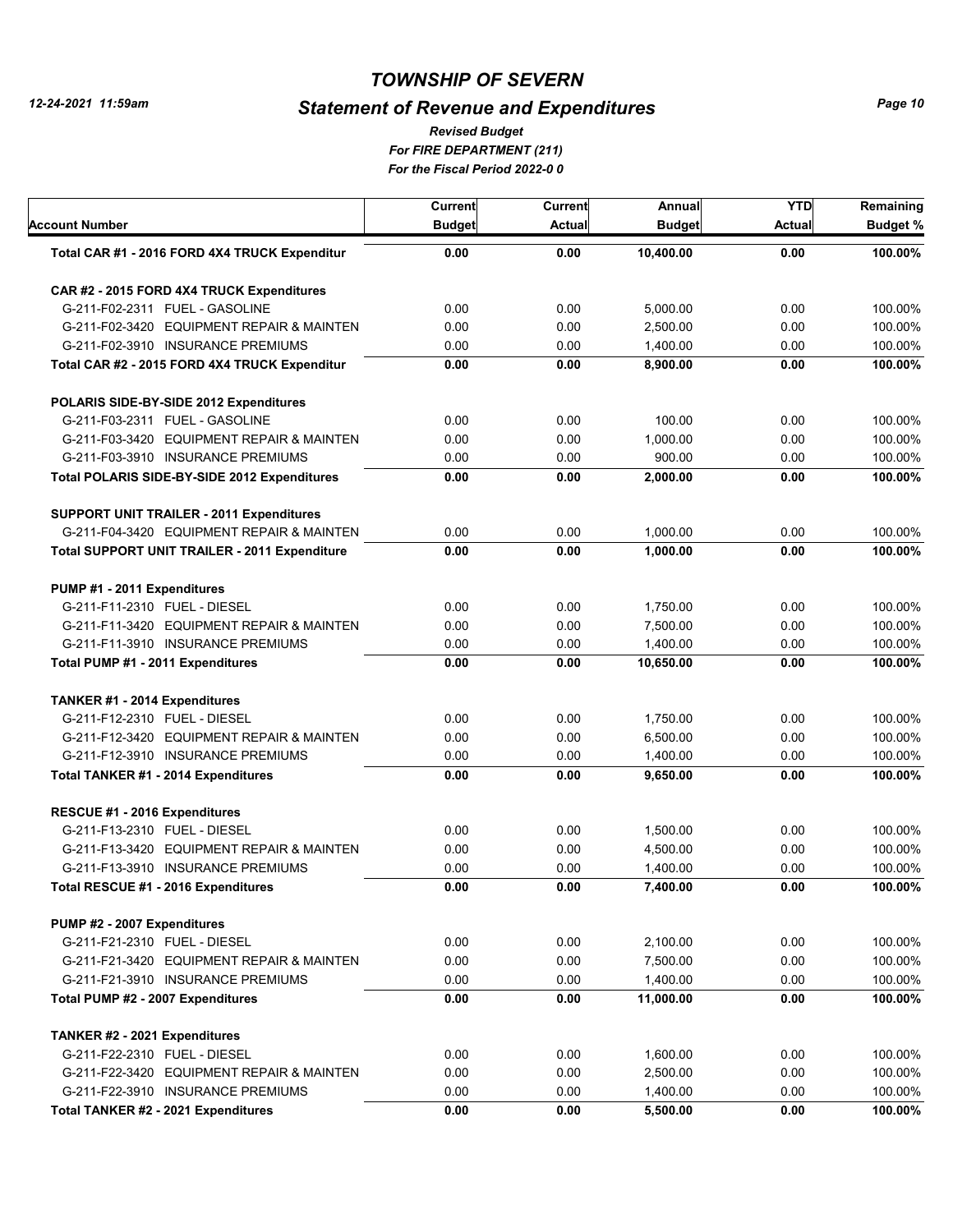# TOWNSHIP OF SEVERN

## Statement of Revenue and Expenditures

*Revised Budget*
*For FIRE DEPARTMENT (211)*
*For the Fiscal Period 2022-0 0*

| Account Number | Current Budget | Current Actual | Annual Budget | YTD Actual | Remaining Budget % |
|---|---|---|---|---|---|
| **Total CAR #1 - 2016 FORD 4X4 TRUCK Expenditur** | **0.00** | **0.00** | **10,400.00** | **0.00** | **100.00%** |
| **CAR #2 - 2015 FORD 4X4 TRUCK Expenditures** | | | | | |
| G-211-F02-2311 FUEL - GASOLINE | 0.00 | 0.00 | 5,000.00 | 0.00 | 100.00% |
| G-211-F02-3420 EQUIPMENT REPAIR & MAINTEN | 0.00 | 0.00 | 2,500.00 | 0.00 | 100.00% |
| G-211-F02-3910 INSURANCE PREMIUMS | 0.00 | 0.00 | 1,400.00 | 0.00 | 100.00% |
| **Total CAR #2 - 2015 FORD 4X4 TRUCK Expenditur** | **0.00** | **0.00** | **8,900.00** | **0.00** | **100.00%** |
| **POLARIS SIDE-BY-SIDE 2012 Expenditures** | | | | | |
| G-211-F03-2311 FUEL - GASOLINE | 0.00 | 0.00 | 100.00 | 0.00 | 100.00% |
| G-211-F03-3420 EQUIPMENT REPAIR & MAINTEN | 0.00 | 0.00 | 1,000.00 | 0.00 | 100.00% |
| G-211-F03-3910 INSURANCE PREMIUMS | 0.00 | 0.00 | 900.00 | 0.00 | 100.00% |
| **Total POLARIS SIDE-BY-SIDE 2012 Expenditures** | **0.00** | **0.00** | **2,000.00** | **0.00** | **100.00%** |
| **SUPPORT UNIT TRAILER - 2011 Expenditures** | | | | | |
| G-211-F04-3420 EQUIPMENT REPAIR & MAINTEN | 0.00 | 0.00 | 1,000.00 | 0.00 | 100.00% |
| **Total SUPPORT UNIT TRAILER - 2011 Expenditure** | **0.00** | **0.00** | **1,000.00** | **0.00** | **100.00%** |
| **PUMP #1 - 2011 Expenditures** | | | | | |
| G-211-F11-2310 FUEL - DIESEL | 0.00 | 0.00 | 1,750.00 | 0.00 | 100.00% |
| G-211-F11-3420 EQUIPMENT REPAIR & MAINTEN | 0.00 | 0.00 | 7,500.00 | 0.00 | 100.00% |
| G-211-F11-3910 INSURANCE PREMIUMS | 0.00 | 0.00 | 1,400.00 | 0.00 | 100.00% |
| **Total PUMP #1 - 2011 Expenditures** | **0.00** | **0.00** | **10,650.00** | **0.00** | **100.00%** |
| **TANKER #1 - 2014 Expenditures** | | | | | |
| G-211-F12-2310 FUEL - DIESEL | 0.00 | 0.00 | 1,750.00 | 0.00 | 100.00% |
| G-211-F12-3420 EQUIPMENT REPAIR & MAINTEN | 0.00 | 0.00 | 6,500.00 | 0.00 | 100.00% |
| G-211-F12-3910 INSURANCE PREMIUMS | 0.00 | 0.00 | 1,400.00 | 0.00 | 100.00% |
| **Total TANKER #1 - 2014 Expenditures** | **0.00** | **0.00** | **9,650.00** | **0.00** | **100.00%** |
| **RESCUE #1 - 2016 Expenditures** | | | | | |
| G-211-F13-2310 FUEL - DIESEL | 0.00 | 0.00 | 1,500.00 | 0.00 | 100.00% |
| G-211-F13-3420 EQUIPMENT REPAIR & MAINTEN | 0.00 | 0.00 | 4,500.00 | 0.00 | 100.00% |
| G-211-F13-3910 INSURANCE PREMIUMS | 0.00 | 0.00 | 1,400.00 | 0.00 | 100.00% |
| **Total RESCUE #1 - 2016 Expenditures** | **0.00** | **0.00** | **7,400.00** | **0.00** | **100.00%** |
| **PUMP #2 - 2007 Expenditures** | | | | | |
| G-211-F21-2310 FUEL - DIESEL | 0.00 | 0.00 | 2,100.00 | 0.00 | 100.00% |
| G-211-F21-3420 EQUIPMENT REPAIR & MAINTEN | 0.00 | 0.00 | 7,500.00 | 0.00 | 100.00% |
| G-211-F21-3910 INSURANCE PREMIUMS | 0.00 | 0.00 | 1,400.00 | 0.00 | 100.00% |
| **Total PUMP #2 - 2007 Expenditures** | **0.00** | **0.00** | **11,000.00** | **0.00** | **100.00%** |
| **TANKER #2 - 2021 Expenditures** | | | | | |
| G-211-F22-2310 FUEL - DIESEL | 0.00 | 0.00 | 1,600.00 | 0.00 | 100.00% |
| G-211-F22-3420 EQUIPMENT REPAIR & MAINTEN | 0.00 | 0.00 | 2,500.00 | 0.00 | 100.00% |
| G-211-F22-3910 INSURANCE PREMIUMS | 0.00 | 0.00 | 1,400.00 | 0.00 | 100.00% |
| **Total TANKER #2 - 2021 Expenditures** | **0.00** | **0.00** | **5,500.00** | **0.00** | **100.00%** |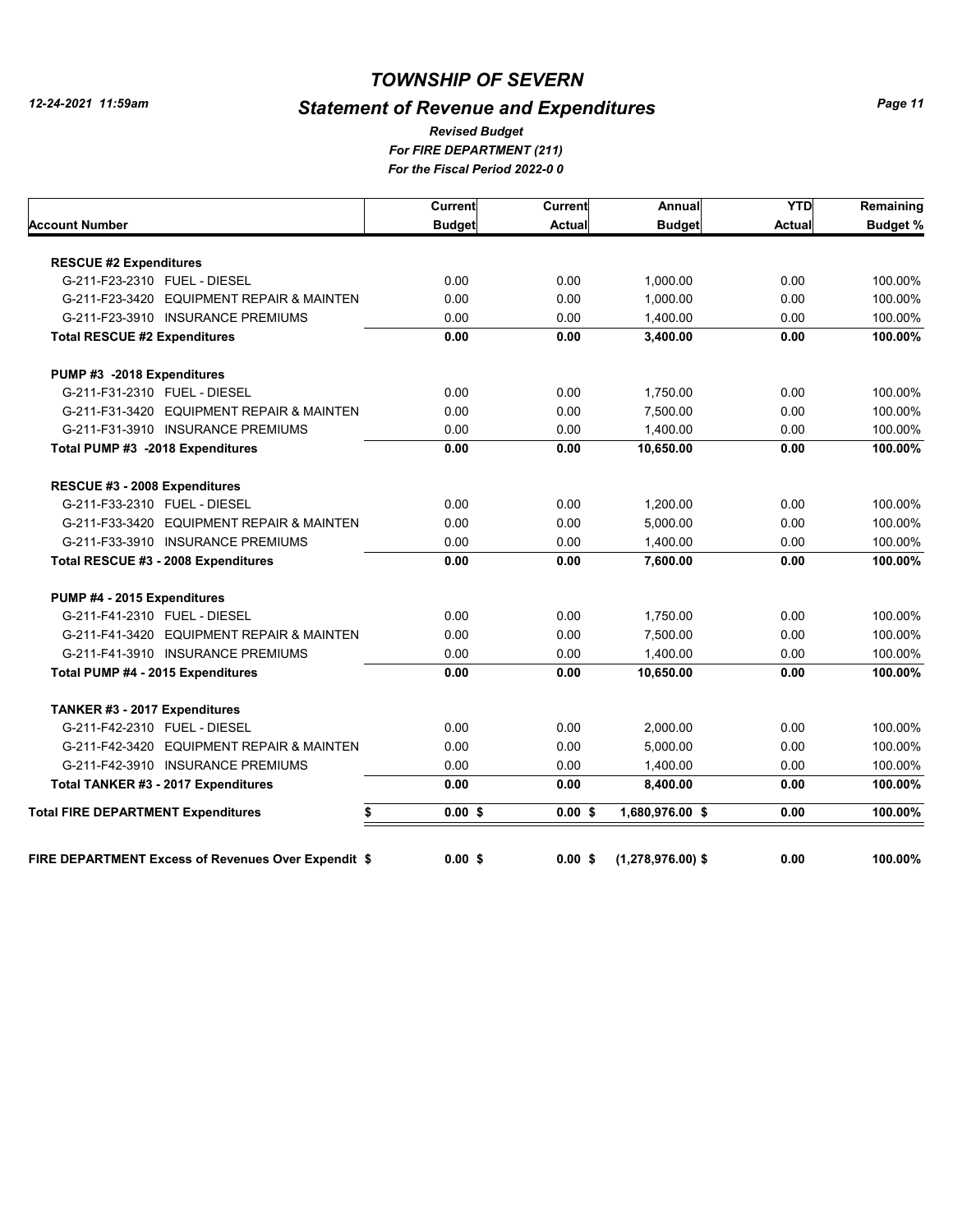# TOWNSHIP OF SEVERN

## Statement of Revenue and Expenditures

*Revised Budget*
*For FIRE DEPARTMENT (211)*
*For the Fiscal Period 2022-0 0*

12-24-2021 11:59am

| Account Number | Current Budget | Current Actual | Annual Budget | YTD Actual | Remaining Budget % |
|---|---|---|---|---|---|
| **RESCUE #2 Expenditures** | | | | | |
| G-211-F23-2310 FUEL - DIESEL | 0.00 | 0.00 | 1,000.00 | 0.00 | 100.00% |
| G-211-F23-3420 EQUIPMENT REPAIR & MAINTEN | 0.00 | 0.00 | 1,000.00 | 0.00 | 100.00% |
| G-211-F23-3910 INSURANCE PREMIUMS | 0.00 | 0.00 | 1,400.00 | 0.00 | 100.00% |
| **Total RESCUE #2 Expenditures** | **0.00** | **0.00** | **3,400.00** | **0.00** | **100.00%** |
| **PUMP #3 -2018 Expenditures** | | | | | |
| G-211-F31-2310 FUEL - DIESEL | 0.00 | 0.00 | 1,750.00 | 0.00 | 100.00% |
| G-211-F31-3420 EQUIPMENT REPAIR & MAINTEN | 0.00 | 0.00 | 7,500.00 | 0.00 | 100.00% |
| G-211-F31-3910 INSURANCE PREMIUMS | 0.00 | 0.00 | 1,400.00 | 0.00 | 100.00% |
| **Total PUMP #3 -2018 Expenditures** | **0.00** | **0.00** | **10,650.00** | **0.00** | **100.00%** |
| **RESCUE #3 - 2008 Expenditures** | | | | | |
| G-211-F33-2310 FUEL - DIESEL | 0.00 | 0.00 | 1,200.00 | 0.00 | 100.00% |
| G-211-F33-3420 EQUIPMENT REPAIR & MAINTEN | 0.00 | 0.00 | 5,000.00 | 0.00 | 100.00% |
| G-211-F33-3910 INSURANCE PREMIUMS | 0.00 | 0.00 | 1,400.00 | 0.00 | 100.00% |
| **Total RESCUE #3 - 2008 Expenditures** | **0.00** | **0.00** | **7,600.00** | **0.00** | **100.00%** |
| **PUMP #4 - 2015 Expenditures** | | | | | |
| G-211-F41-2310 FUEL - DIESEL | 0.00 | 0.00 | 1,750.00 | 0.00 | 100.00% |
| G-211-F41-3420 EQUIPMENT REPAIR & MAINTEN | 0.00 | 0.00 | 7,500.00 | 0.00 | 100.00% |
| G-211-F41-3910 INSURANCE PREMIUMS | 0.00 | 0.00 | 1,400.00 | 0.00 | 100.00% |
| **Total PUMP #4 - 2015 Expenditures** | **0.00** | **0.00** | **10,650.00** | **0.00** | **100.00%** |
| **TANKER #3 - 2017 Expenditures** | | | | | |
| G-211-F42-2310 FUEL - DIESEL | 0.00 | 0.00 | 2,000.00 | 0.00 | 100.00% |
| G-211-F42-3420 EQUIPMENT REPAIR & MAINTEN | 0.00 | 0.00 | 5,000.00 | 0.00 | 100.00% |
| G-211-F42-3910 INSURANCE PREMIUMS | 0.00 | 0.00 | 1,400.00 | 0.00 | 100.00% |
| **Total TANKER #3 - 2017 Expenditures** | **0.00** | **0.00** | **8,400.00** | **0.00** | **100.00%** |
| **Total FIRE DEPARTMENT Expenditures** | **$ 0.00** | **$ 0.00** | **$ 1,680,976.00** | **$ 0.00** | **100.00%** |
| **FIRE DEPARTMENT Excess of Revenues Over Expendit** | **$ 0.00** | **$ 0.00** | **$ (1,278,976.00)** | **$ 0.00** | **100.00%** |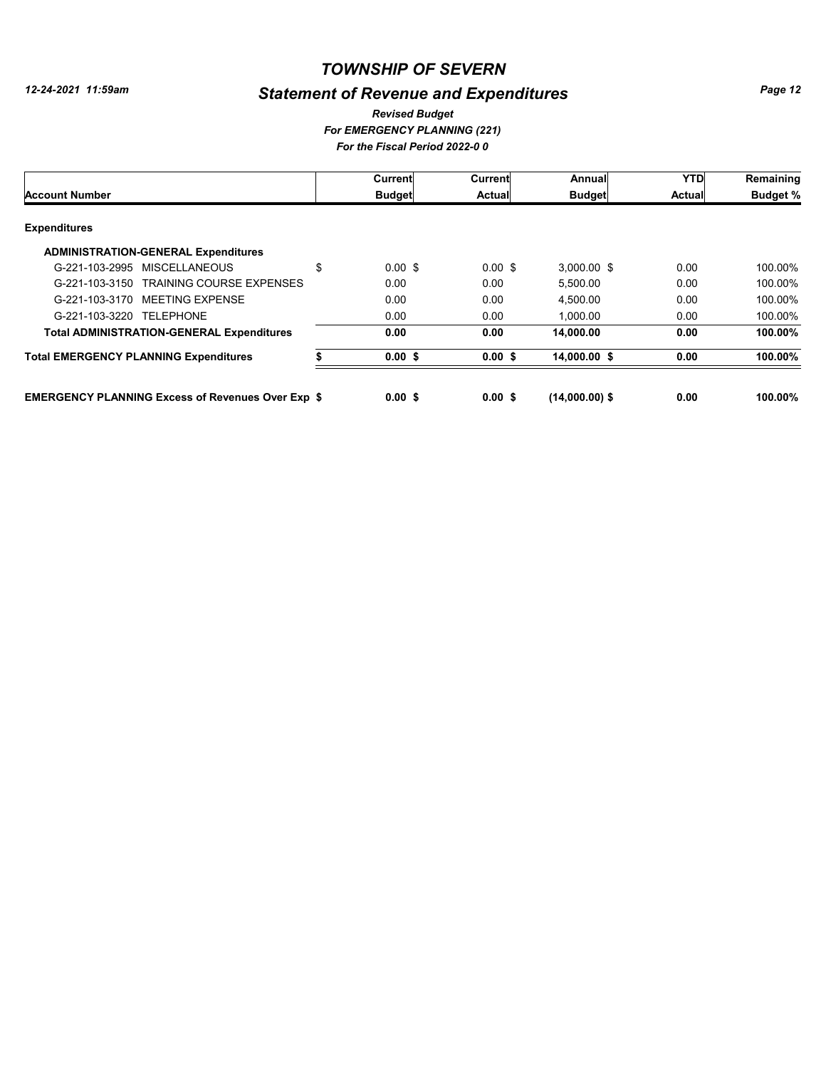# TOWNSHIP OF SEVERN

## Statement of Revenue and Expenditures

*12-24-2021 11:59am*

***Revised Budget***
***For EMERGENCY PLANNING (221)***
***For the Fiscal Period 2022-0 0***

| Account Number | Current Budget | Current Actual | Annual Budget | YTD Actual | Remaining Budget % |
|---|---|---|---|---|---|
| **Expenditures** | | | | | |
| **ADMINISTRATION-GENERAL Expenditures** | | | | | |
| G-221-103-2995 MISCELLANEOUS | $ 0.00 $ | 0.00 $ | 3,000.00 $ | 0.00 | 100.00% |
| G-221-103-3150 TRAINING COURSE EXPENSES | 0.00 | 0.00 | 5,500.00 | 0.00 | 100.00% |
| G-221-103-3170 MEETING EXPENSE | 0.00 | 0.00 | 4,500.00 | 0.00 | 100.00% |
| G-221-103-3220 TELEPHONE | 0.00 | 0.00 | 1,000.00 | 0.00 | 100.00% |
| **Total ADMINISTRATION-GENERAL Expenditures** | **0.00** | **0.00** | **14,000.00** | **0.00** | **100.00%** |
| **Total EMERGENCY PLANNING Expenditures** | **$ 0.00 $** | **0.00 $** | **14,000.00 $** | **0.00** | **100.00%** |
| **EMERGENCY PLANNING Excess of Revenues Over Exp $** | **0.00 $** | **0.00 $** | **(14,000.00) $** | **0.00** | **100.00%** |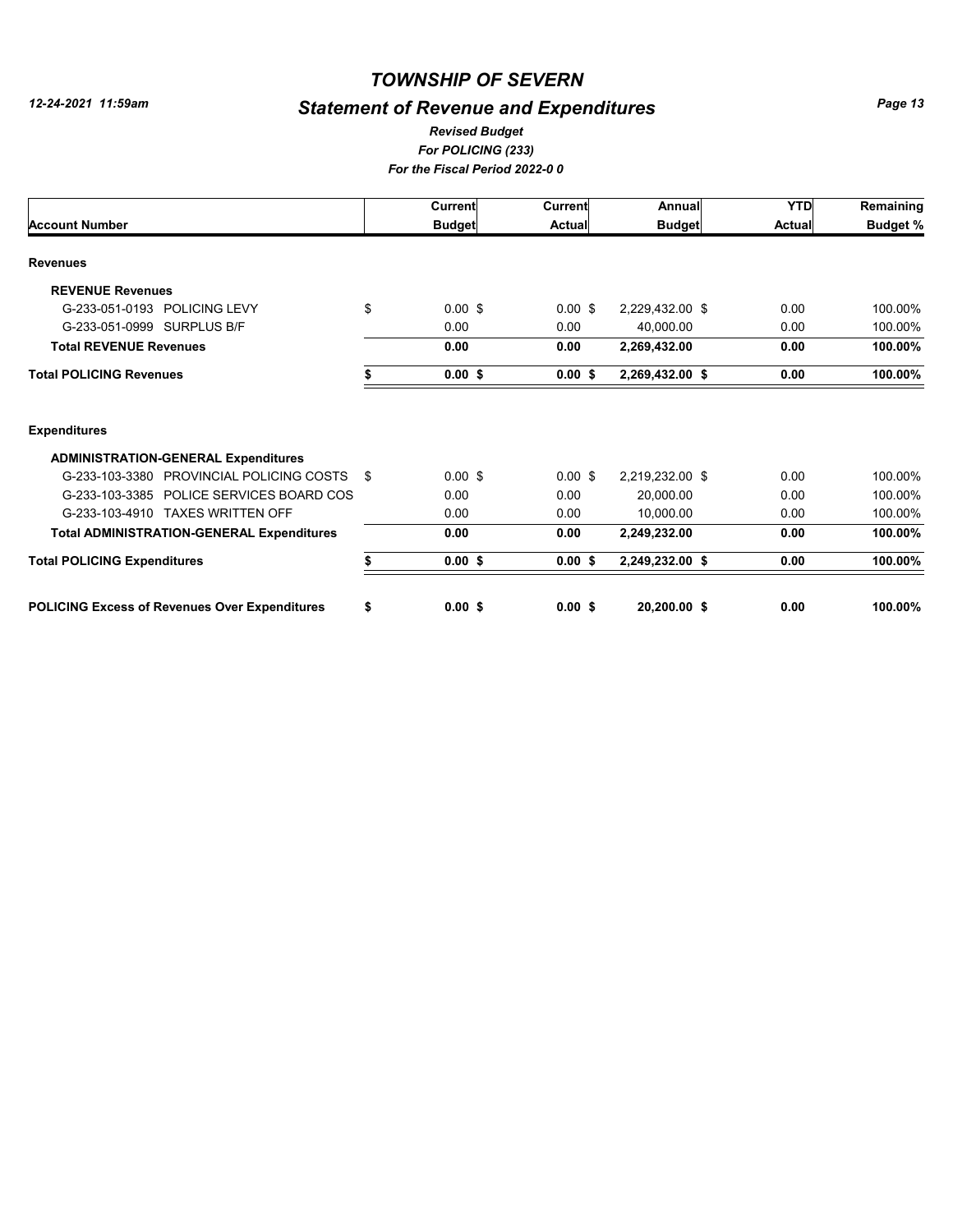# TOWNSHIP OF SEVERN

## Statement of Revenue and Expenditures

*Revised Budget*
*For POLICING (233)*
*For the Fiscal Period 2022-0 0*

12-24-2021 11:59am

| Account Number | Current Budget | Current Actual | Annual Budget | YTD Actual | Remaining Budget % |
|---|---|---|---|---|---|
| **Revenues** | | | | | |
| **REVENUE Revenues** | | | | | |
| G-233-051-0193 POLICING LEVY | $ 0.00 | $ 0.00 | $ 2,229,432.00 | $ 0.00 | 100.00% |
| G-233-051-0999 SURPLUS B/F | 0.00 | 0.00 | 40,000.00 | 0.00 | 100.00% |
| **Total REVENUE Revenues** | **0.00** | **0.00** | **2,269,432.00** | **0.00** | **100.00%** |
| **Total POLICING Revenues** | **$ 0.00** | **$ 0.00** | **$ 2,269,432.00** | **$ 0.00** | **100.00%** |
| **Expenditures** | | | | | |
| **ADMINISTRATION-GENERAL Expenditures** | | | | | |
| G-233-103-3380 PROVINCIAL POLICING COSTS | $ 0.00 | $ 0.00 | $ 2,219,232.00 | $ 0.00 | 100.00% |
| G-233-103-3385 POLICE SERVICES BOARD COS | 0.00 | 0.00 | 20,000.00 | 0.00 | 100.00% |
| G-233-103-4910 TAXES WRITTEN OFF | 0.00 | 0.00 | 10,000.00 | 0.00 | 100.00% |
| **Total ADMINISTRATION-GENERAL Expenditures** | **0.00** | **0.00** | **2,249,232.00** | **0.00** | **100.00%** |
| **Total POLICING Expenditures** | **$ 0.00** | **$ 0.00** | **$ 2,249,232.00** | **$ 0.00** | **100.00%** |
| **POLICING Excess of Revenues Over Expenditures** | **$ 0.00** | **$ 0.00** | **$ 20,200.00** | **$ 0.00** | **100.00%** |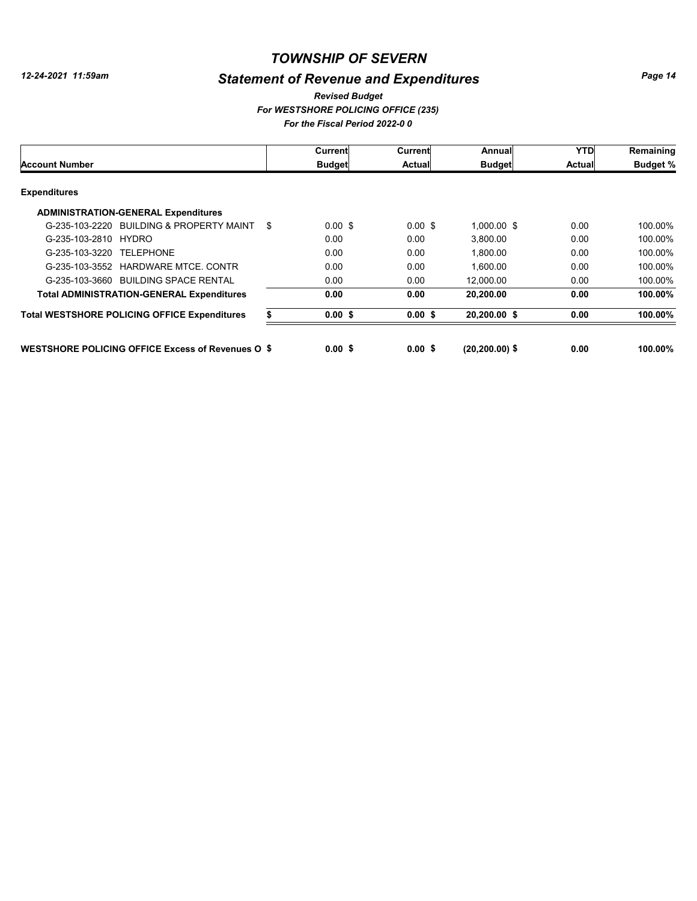# TOWNSHIP OF SEVERN

## Statement of Revenue and Expenditures

*Revised Budget*

*For WESTSHORE POLICING OFFICE (235)*

*For the Fiscal Period 2022-0 0*

| Account Number | Current Budget | Current Actual | Annual Budget | YTD Actual | Remaining Budget % |
|---|---|---|---|---|---|
| **Expenditures** | | | | | |
| **ADMINISTRATION-GENERAL Expenditures** | | | | | |
| G-235-103-2220 BUILDING & PROPERTY MAINT | $ 0.00 | $ 0.00 | $ 1,000.00 | $ 0.00 | 100.00% |
| G-235-103-2810 HYDRO | 0.00 | 0.00 | 3,800.00 | 0.00 | 100.00% |
| G-235-103-3220 TELEPHONE | 0.00 | 0.00 | 1,800.00 | 0.00 | 100.00% |
| G-235-103-3552 HARDWARE MTCE. CONTR | 0.00 | 0.00 | 1,600.00 | 0.00 | 100.00% |
| G-235-103-3660 BUILDING SPACE RENTAL | 0.00 | 0.00 | 12,000.00 | 0.00 | 100.00% |
| **Total ADMINISTRATION-GENERAL Expenditures** | **0.00** | **0.00** | **20,200.00** | **0.00** | **100.00%** |
| **Total WESTSHORE POLICING OFFICE Expenditures** | **$ 0.00** | **$ 0.00** | **$ 20,200.00** | **$ 0.00** | **100.00%** |
| **WESTSHORE POLICING OFFICE Excess of Revenues O** | **$ 0.00** | **$ 0.00** | **$ (20,200.00)** | **$ 0.00** | **100.00%** |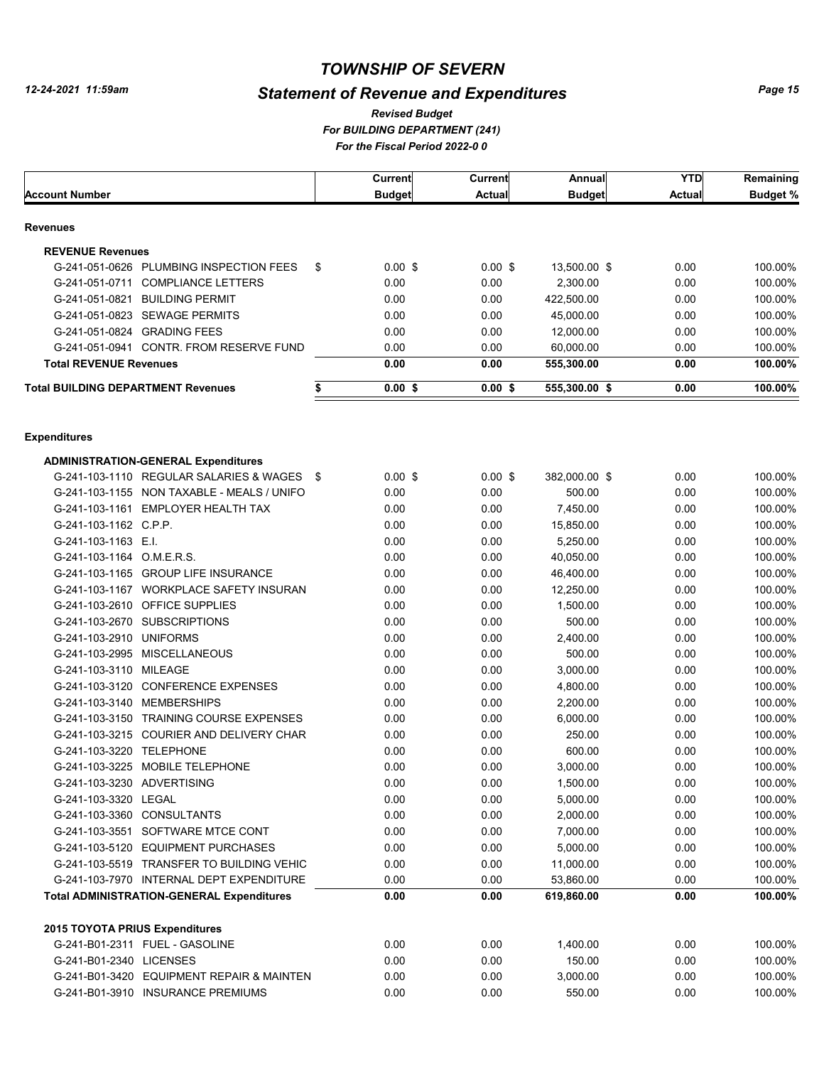# TOWNSHIP OF SEVERN

12-24-2021 11:59am

## Statement of Revenue and Expenditures

*Revised Budget*
*For BUILDING DEPARTMENT (241)*
*For the Fiscal Period 2022-0 0*

| Account Number | Current Budget | Current Actual | Annual Budget | YTD Actual | Remaining Budget % |
|---|---|---|---|---|---|
| **Revenues** | | | | | |
| **REVENUE Revenues** | | | | | |
| G-241-051-0626 PLUMBING INSPECTION FEES | $ 0.00 | $ 0.00 | $ 13,500.00 | $ 0.00 | 100.00% |
| G-241-051-0711 COMPLIANCE LETTERS | 0.00 | 0.00 | 2,300.00 | 0.00 | 100.00% |
| G-241-051-0821 BUILDING PERMIT | 0.00 | 0.00 | 422,500.00 | 0.00 | 100.00% |
| G-241-051-0823 SEWAGE PERMITS | 0.00 | 0.00 | 45,000.00 | 0.00 | 100.00% |
| G-241-051-0824 GRADING FEES | 0.00 | 0.00 | 12,000.00 | 0.00 | 100.00% |
| G-241-051-0941 CONTR. FROM RESERVE FUND | 0.00 | 0.00 | 60,000.00 | 0.00 | 100.00% |
| **Total REVENUE Revenues** | **0.00** | **0.00** | **555,300.00** | **0.00** | **100.00%** |
| **Total BUILDING DEPARTMENT Revenues** | **$ 0.00** | **$ 0.00** | **$ 555,300.00** | **$ 0.00** | **100.00%** |
| **Expenditures** | | | | | |
| **ADMINISTRATION-GENERAL Expenditures** | | | | | |
| G-241-103-1110 REGULAR SALARIES & WAGES | $ 0.00 | $ 0.00 | $ 382,000.00 | $ 0.00 | 100.00% |
| G-241-103-1155 NON TAXABLE - MEALS / UNIFO | 0.00 | 0.00 | 500.00 | 0.00 | 100.00% |
| G-241-103-1161 EMPLOYER HEALTH TAX | 0.00 | 0.00 | 7,450.00 | 0.00 | 100.00% |
| G-241-103-1162 C.P.P. | 0.00 | 0.00 | 15,850.00 | 0.00 | 100.00% |
| G-241-103-1163 E.I. | 0.00 | 0.00 | 5,250.00 | 0.00 | 100.00% |
| G-241-103-1164 O.M.E.R.S. | 0.00 | 0.00 | 40,050.00 | 0.00 | 100.00% |
| G-241-103-1165 GROUP LIFE INSURANCE | 0.00 | 0.00 | 46,400.00 | 0.00 | 100.00% |
| G-241-103-1167 WORKPLACE SAFETY INSURAN | 0.00 | 0.00 | 12,250.00 | 0.00 | 100.00% |
| G-241-103-2610 OFFICE SUPPLIES | 0.00 | 0.00 | 1,500.00 | 0.00 | 100.00% |
| G-241-103-2670 SUBSCRIPTIONS | 0.00 | 0.00 | 500.00 | 0.00 | 100.00% |
| G-241-103-2910 UNIFORMS | 0.00 | 0.00 | 2,400.00 | 0.00 | 100.00% |
| G-241-103-2995 MISCELLANEOUS | 0.00 | 0.00 | 500.00 | 0.00 | 100.00% |
| G-241-103-3110 MILEAGE | 0.00 | 0.00 | 3,000.00 | 0.00 | 100.00% |
| G-241-103-3120 CONFERENCE EXPENSES | 0.00 | 0.00 | 4,800.00 | 0.00 | 100.00% |
| G-241-103-3140 MEMBERSHIPS | 0.00 | 0.00 | 2,200.00 | 0.00 | 100.00% |
| G-241-103-3150 TRAINING COURSE EXPENSES | 0.00 | 0.00 | 6,000.00 | 0.00 | 100.00% |
| G-241-103-3215 COURIER AND DELIVERY CHAR | 0.00 | 0.00 | 250.00 | 0.00 | 100.00% |
| G-241-103-3220 TELEPHONE | 0.00 | 0.00 | 600.00 | 0.00 | 100.00% |
| G-241-103-3225 MOBILE TELEPHONE | 0.00 | 0.00 | 3,000.00 | 0.00 | 100.00% |
| G-241-103-3230 ADVERTISING | 0.00 | 0.00 | 1,500.00 | 0.00 | 100.00% |
| G-241-103-3320 LEGAL | 0.00 | 0.00 | 5,000.00 | 0.00 | 100.00% |
| G-241-103-3360 CONSULTANTS | 0.00 | 0.00 | 2,000.00 | 0.00 | 100.00% |
| G-241-103-3551 SOFTWARE MTCE CONT | 0.00 | 0.00 | 7,000.00 | 0.00 | 100.00% |
| G-241-103-5120 EQUIPMENT PURCHASES | 0.00 | 0.00 | 5,000.00 | 0.00 | 100.00% |
| G-241-103-5519 TRANSFER TO BUILDING VEHIC | 0.00 | 0.00 | 11,000.00 | 0.00 | 100.00% |
| G-241-103-7970 INTERNAL DEPT EXPENDITURE | 0.00 | 0.00 | 53,860.00 | 0.00 | 100.00% |
| **Total ADMINISTRATION-GENERAL Expenditures** | **0.00** | **0.00** | **619,860.00** | **0.00** | **100.00%** |
| **2015 TOYOTA PRIUS Expenditures** | | | | | |
| G-241-B01-2311 FUEL - GASOLINE | 0.00 | 0.00 | 1,400.00 | 0.00 | 100.00% |
| G-241-B01-2340 LICENSES | 0.00 | 0.00 | 150.00 | 0.00 | 100.00% |
| G-241-B01-3420 EQUIPMENT REPAIR & MAINTEN | 0.00 | 0.00 | 3,000.00 | 0.00 | 100.00% |
| G-241-B01-3910 INSURANCE PREMIUMS | 0.00 | 0.00 | 550.00 | 0.00 | 100.00% |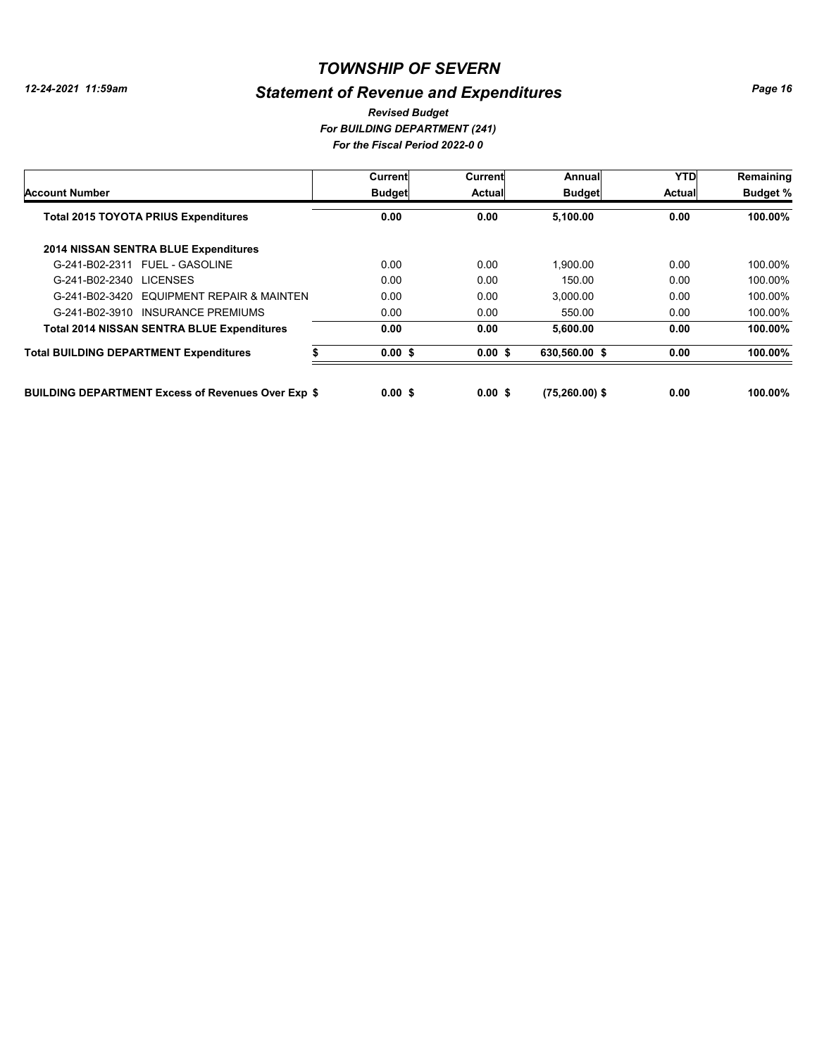# TOWNSHIP OF SEVERN

## Statement of Revenue and Expenditures

*Revised Budget*
*For BUILDING DEPARTMENT (241)*
*For the Fiscal Period 2022-0 0*

| Account Number | Current Budget | Current Actual | Annual Budget | YTD Actual | Remaining Budget % |
|---|---|---|---|---|---|
| **Total 2015 TOYOTA PRIUS Expenditures** | **0.00** | **0.00** | **5,100.00** | **0.00** | **100.00%** |
| **2014 NISSAN SENTRA BLUE Expenditures** | | | | | |
| G-241-B02-2311 FUEL - GASOLINE | 0.00 | 0.00 | 1,900.00 | 0.00 | 100.00% |
| G-241-B02-2340 LICENSES | 0.00 | 0.00 | 150.00 | 0.00 | 100.00% |
| G-241-B02-3420 EQUIPMENT REPAIR & MAINTEN | 0.00 | 0.00 | 3,000.00 | 0.00 | 100.00% |
| G-241-B02-3910 INSURANCE PREMIUMS | 0.00 | 0.00 | 550.00 | 0.00 | 100.00% |
| **Total 2014 NISSAN SENTRA BLUE Expenditures** | **0.00** | **0.00** | **5,600.00** | **0.00** | **100.00%** |
| **Total BUILDING DEPARTMENT Expenditures** | **$ 0.00 $** | **0.00 $** | **630,560.00 $** | **0.00** | **100.00%** |
| **BUILDING DEPARTMENT Excess of Revenues Over Exp $** | **0.00 $** | **0.00 $** | **(75,260.00) $** | **0.00** | **100.00%** |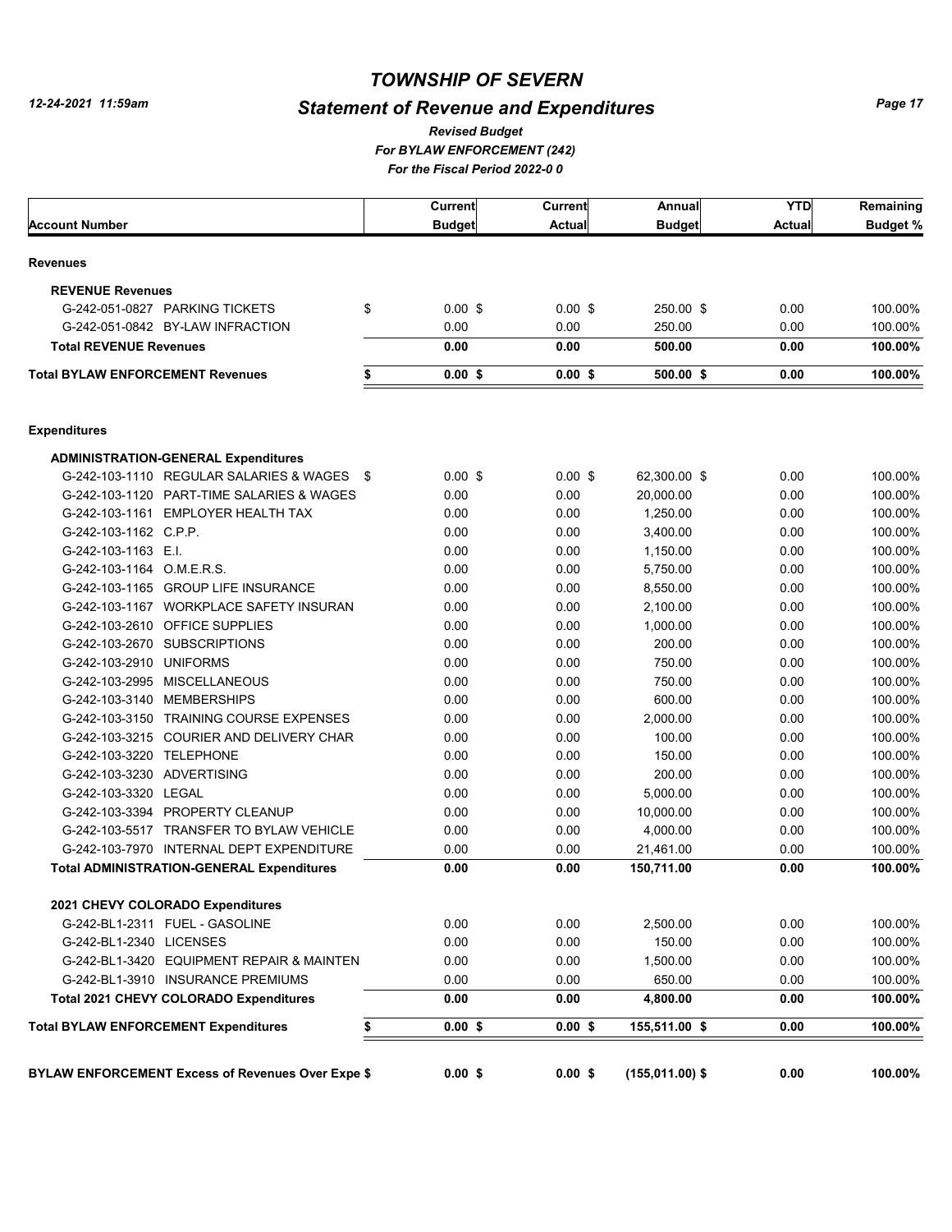# TOWNSHIP OF SEVERN

## Statement of Revenue and Expenditures

*12-24-2021 11:59am*

*Revised Budget*
*For BYLAW ENFORCEMENT (242)*
*For the Fiscal Period 2022-0 0*

| Account Number | Current Budget | Current Actual | Annual Budget | YTD Actual | Remaining Budget % |
|---|---|---|---|---|---|
| **Revenues** | | | | | |
| **REVENUE Revenues** | | | | | |
| G-242-051-0827 PARKING TICKETS | $ 0.00 | $ 0.00 | $ 250.00 | $ 0.00 | 100.00% |
| G-242-051-0842 BY-LAW INFRACTION | 0.00 | 0.00 | 250.00 | 0.00 | 100.00% |
| **Total REVENUE Revenues** | **0.00** | **0.00** | **500.00** | **0.00** | **100.00%** |
| **Total BYLAW ENFORCEMENT Revenues** | **$ 0.00** | **$ 0.00** | **$ 500.00** | **$ 0.00** | **100.00%** |
| **Expenditures** | | | | | |
| **ADMINISTRATION-GENERAL Expenditures** | | | | | |
| G-242-103-1110 REGULAR SALARIES & WAGES | $ 0.00 | $ 0.00 | $ 62,300.00 | $ 0.00 | 100.00% |
| G-242-103-1120 PART-TIME SALARIES & WAGES | 0.00 | 0.00 | 20,000.00 | 0.00 | 100.00% |
| G-242-103-1161 EMPLOYER HEALTH TAX | 0.00 | 0.00 | 1,250.00 | 0.00 | 100.00% |
| G-242-103-1162 C.P.P. | 0.00 | 0.00 | 3,400.00 | 0.00 | 100.00% |
| G-242-103-1163 E.I. | 0.00 | 0.00 | 1,150.00 | 0.00 | 100.00% |
| G-242-103-1164 O.M.E.R.S. | 0.00 | 0.00 | 5,750.00 | 0.00 | 100.00% |
| G-242-103-1165 GROUP LIFE INSURANCE | 0.00 | 0.00 | 8,550.00 | 0.00 | 100.00% |
| G-242-103-1167 WORKPLACE SAFETY INSURAN | 0.00 | 0.00 | 2,100.00 | 0.00 | 100.00% |
| G-242-103-2610 OFFICE SUPPLIES | 0.00 | 0.00 | 1,000.00 | 0.00 | 100.00% |
| G-242-103-2670 SUBSCRIPTIONS | 0.00 | 0.00 | 200.00 | 0.00 | 100.00% |
| G-242-103-2910 UNIFORMS | 0.00 | 0.00 | 750.00 | 0.00 | 100.00% |
| G-242-103-2995 MISCELLANEOUS | 0.00 | 0.00 | 750.00 | 0.00 | 100.00% |
| G-242-103-3140 MEMBERSHIPS | 0.00 | 0.00 | 600.00 | 0.00 | 100.00% |
| G-242-103-3150 TRAINING COURSE EXPENSES | 0.00 | 0.00 | 2,000.00 | 0.00 | 100.00% |
| G-242-103-3215 COURIER AND DELIVERY CHAR | 0.00 | 0.00 | 100.00 | 0.00 | 100.00% |
| G-242-103-3220 TELEPHONE | 0.00 | 0.00 | 150.00 | 0.00 | 100.00% |
| G-242-103-3230 ADVERTISING | 0.00 | 0.00 | 200.00 | 0.00 | 100.00% |
| G-242-103-3320 LEGAL | 0.00 | 0.00 | 5,000.00 | 0.00 | 100.00% |
| G-242-103-3394 PROPERTY CLEANUP | 0.00 | 0.00 | 10,000.00 | 0.00 | 100.00% |
| G-242-103-5517 TRANSFER TO BYLAW VEHICLE | 0.00 | 0.00 | 4,000.00 | 0.00 | 100.00% |
| G-242-103-7970 INTERNAL DEPT EXPENDITURE | 0.00 | 0.00 | 21,461.00 | 0.00 | 100.00% |
| **Total ADMINISTRATION-GENERAL Expenditures** | **0.00** | **0.00** | **150,711.00** | **0.00** | **100.00%** |
| **2021 CHEVY COLORADO Expenditures** | | | | | |
| G-242-BL1-2311 FUEL - GASOLINE | 0.00 | 0.00 | 2,500.00 | 0.00 | 100.00% |
| G-242-BL1-2340 LICENSES | 0.00 | 0.00 | 150.00 | 0.00 | 100.00% |
| G-242-BL1-3420 EQUIPMENT REPAIR & MAINTEN | 0.00 | 0.00 | 1,500.00 | 0.00 | 100.00% |
| G-242-BL1-3910 INSURANCE PREMIUMS | 0.00 | 0.00 | 650.00 | 0.00 | 100.00% |
| **Total 2021 CHEVY COLORADO Expenditures** | **0.00** | **0.00** | **4,800.00** | **0.00** | **100.00%** |
| **Total BYLAW ENFORCEMENT Expenditures** | **$ 0.00** | **$ 0.00** | **$ 155,511.00** | **$ 0.00** | **100.00%** |
| **BYLAW ENFORCEMENT Excess of Revenues Over Expe** | **$ 0.00** | **$ 0.00** | **$ (155,011.00)** | **$ 0.00** | **100.00%** |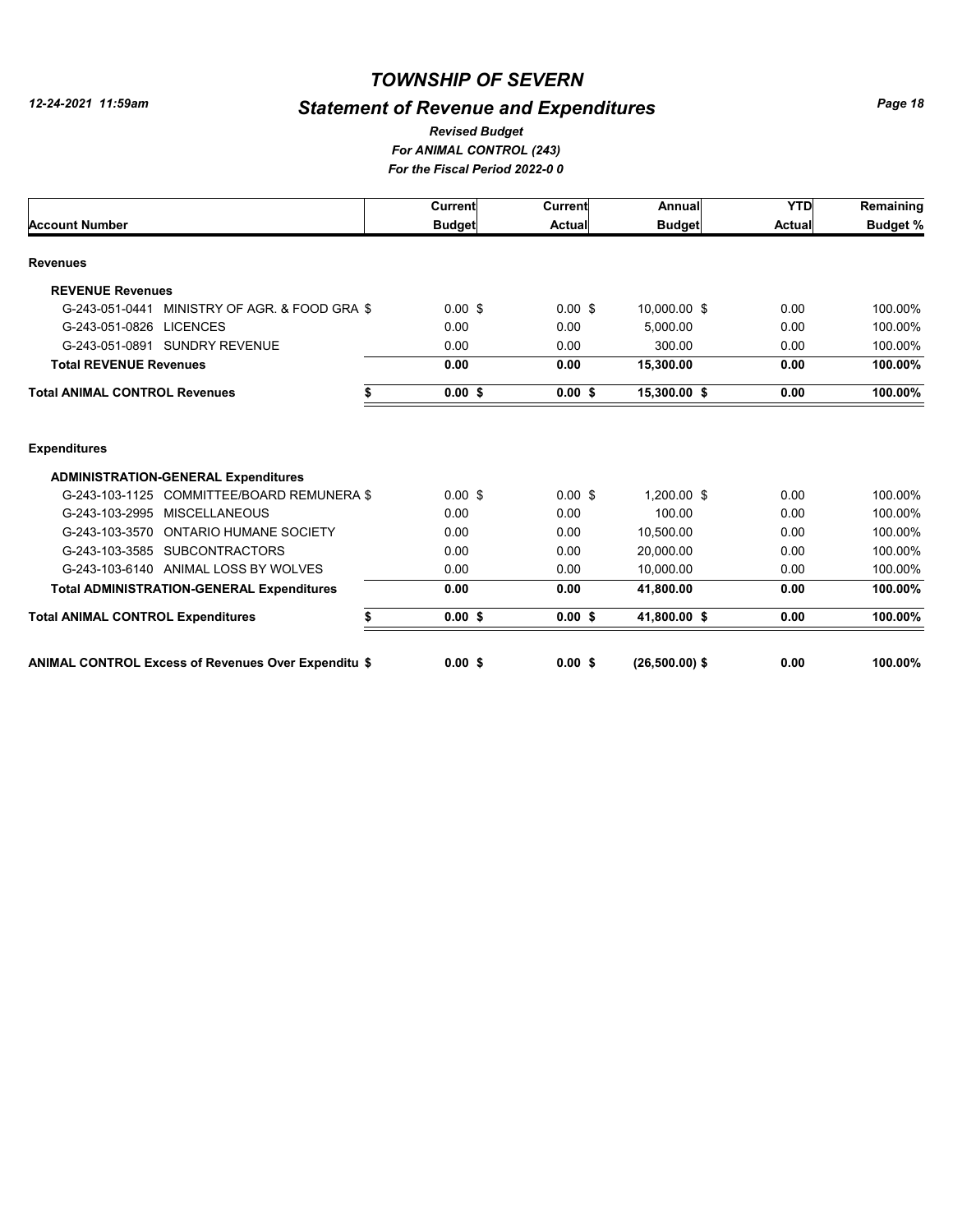# TOWNSHIP OF SEVERN

## Statement of Revenue and Expenditures

*Revised Budget*
*For ANIMAL CONTROL (243)*
*For the Fiscal Period 2022-0 0*

| Account Number | Current Budget | Current Actual | Annual Budget | YTD Actual | Remaining Budget % |
|---|---|---|---|---|---|
| **Revenues** | | | | | |
| **REVENUE Revenues** | | | | | |
| G-243-051-0441 MINISTRY OF AGR. & FOOD GRA $ | 0.00 $ | 0.00 $ | 10,000.00 $ | 0.00 | 100.00% |
| G-243-051-0826 LICENCES | 0.00 | 0.00 | 5,000.00 | 0.00 | 100.00% |
| G-243-051-0891 SUNDRY REVENUE | 0.00 | 0.00 | 300.00 | 0.00 | 100.00% |
| **Total REVENUE Revenues** | **0.00** | **0.00** | **15,300.00** | **0.00** | **100.00%** |
| **Total ANIMAL CONTROL Revenues $** | **0.00 $** | **0.00 $** | **15,300.00 $** | **0.00** | **100.00%** |
| **Expenditures** | | | | | |
| **ADMINISTRATION-GENERAL Expenditures** | | | | | |
| G-243-103-1125 COMMITTEE/BOARD REMUNERA $ | 0.00 $ | 0.00 $ | 1,200.00 $ | 0.00 | 100.00% |
| G-243-103-2995 MISCELLANEOUS | 0.00 | 0.00 | 100.00 | 0.00 | 100.00% |
| G-243-103-3570 ONTARIO HUMANE SOCIETY | 0.00 | 0.00 | 10,500.00 | 0.00 | 100.00% |
| G-243-103-3585 SUBCONTRACTORS | 0.00 | 0.00 | 20,000.00 | 0.00 | 100.00% |
| G-243-103-6140 ANIMAL LOSS BY WOLVES | 0.00 | 0.00 | 10,000.00 | 0.00 | 100.00% |
| **Total ADMINISTRATION-GENERAL Expenditures** | **0.00** | **0.00** | **41,800.00** | **0.00** | **100.00%** |
| **Total ANIMAL CONTROL Expenditures $** | **0.00 $** | **0.00 $** | **41,800.00 $** | **0.00** | **100.00%** |
| **ANIMAL CONTROL Excess of Revenues Over Expenditu $** | **0.00 $** | **0.00 $** | **(26,500.00) $** | **0.00** | **100.00%** |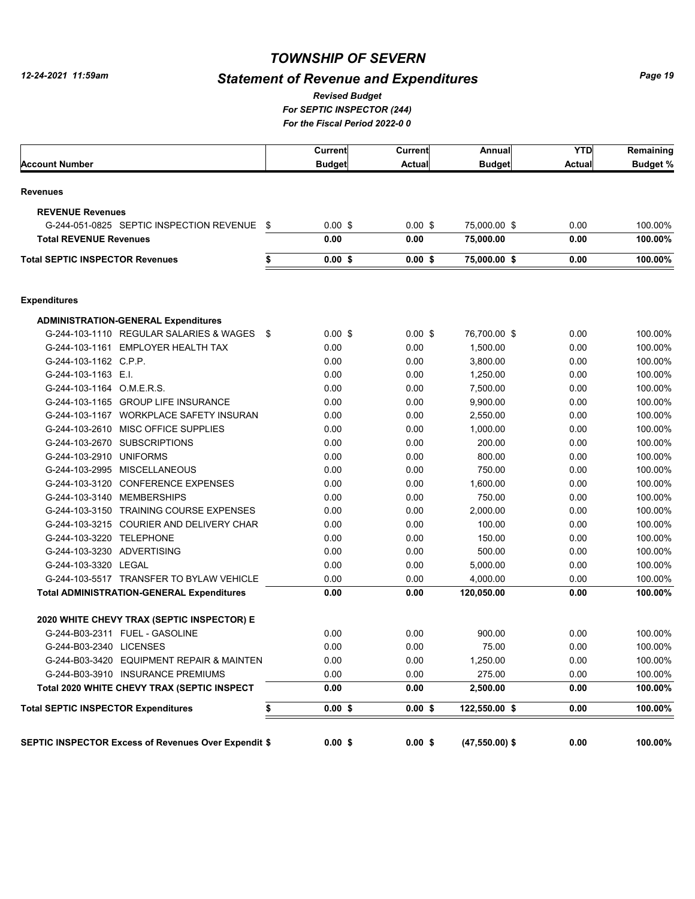# TOWNSHIP OF SEVERN

## Statement of Revenue and Expenditures

*Revised Budget*
*For SEPTIC INSPECTOR (244)*
*For the Fiscal Period 2022-0 0*

12-24-2021 11:59am

| Account Number | Current Budget | Current Actual | Annual Budget | YTD Actual | Remaining Budget % |
|---|---|---|---|---|---|
| **Revenues** | | | | | |
| **REVENUE Revenues** | | | | | |
| G-244-051-0825 SEPTIC INSPECTION REVENUE | $ 0.00 | $ 0.00 | $ 75,000.00 | $ 0.00 | 100.00% |
| **Total REVENUE Revenues** | **0.00** | **0.00** | **75,000.00** | **0.00** | **100.00%** |
| **Total SEPTIC INSPECTOR Revenues** | **$ 0.00** | **$ 0.00** | **$ 75,000.00** | **$ 0.00** | **100.00%** |
| **Expenditures** | | | | | |
| **ADMINISTRATION-GENERAL Expenditures** | | | | | |
| G-244-103-1110 REGULAR SALARIES & WAGES | $ 0.00 | $ 0.00 | $ 76,700.00 | $ 0.00 | 100.00% |
| G-244-103-1161 EMPLOYER HEALTH TAX | 0.00 | 0.00 | 1,500.00 | 0.00 | 100.00% |
| G-244-103-1162 C.P.P. | 0.00 | 0.00 | 3,800.00 | 0.00 | 100.00% |
| G-244-103-1163 E.I. | 0.00 | 0.00 | 1,250.00 | 0.00 | 100.00% |
| G-244-103-1164 O.M.E.R.S. | 0.00 | 0.00 | 7,500.00 | 0.00 | 100.00% |
| G-244-103-1165 GROUP LIFE INSURANCE | 0.00 | 0.00 | 9,900.00 | 0.00 | 100.00% |
| G-244-103-1167 WORKPLACE SAFETY INSURAN | 0.00 | 0.00 | 2,550.00 | 0.00 | 100.00% |
| G-244-103-2610 MISC OFFICE SUPPLIES | 0.00 | 0.00 | 1,000.00 | 0.00 | 100.00% |
| G-244-103-2670 SUBSCRIPTIONS | 0.00 | 0.00 | 200.00 | 0.00 | 100.00% |
| G-244-103-2910 UNIFORMS | 0.00 | 0.00 | 800.00 | 0.00 | 100.00% |
| G-244-103-2995 MISCELLANEOUS | 0.00 | 0.00 | 750.00 | 0.00 | 100.00% |
| G-244-103-3120 CONFERENCE EXPENSES | 0.00 | 0.00 | 1,600.00 | 0.00 | 100.00% |
| G-244-103-3140 MEMBERSHIPS | 0.00 | 0.00 | 750.00 | 0.00 | 100.00% |
| G-244-103-3150 TRAINING COURSE EXPENSES | 0.00 | 0.00 | 2,000.00 | 0.00 | 100.00% |
| G-244-103-3215 COURIER AND DELIVERY CHAR | 0.00 | 0.00 | 100.00 | 0.00 | 100.00% |
| G-244-103-3220 TELEPHONE | 0.00 | 0.00 | 150.00 | 0.00 | 100.00% |
| G-244-103-3230 ADVERTISING | 0.00 | 0.00 | 500.00 | 0.00 | 100.00% |
| G-244-103-3320 LEGAL | 0.00 | 0.00 | 5,000.00 | 0.00 | 100.00% |
| G-244-103-5517 TRANSFER TO BYLAW VEHICLE | 0.00 | 0.00 | 4,000.00 | 0.00 | 100.00% |
| **Total ADMINISTRATION-GENERAL Expenditures** | **0.00** | **0.00** | **120,050.00** | **0.00** | **100.00%** |
| **2020 WHITE CHEVY TRAX (SEPTIC INSPECTOR) E** | | | | | |
| G-244-B03-2311 FUEL - GASOLINE | 0.00 | 0.00 | 900.00 | 0.00 | 100.00% |
| G-244-B03-2340 LICENSES | 0.00 | 0.00 | 75.00 | 0.00 | 100.00% |
| G-244-B03-3420 EQUIPMENT REPAIR & MAINTEN | 0.00 | 0.00 | 1,250.00 | 0.00 | 100.00% |
| G-244-B03-3910 INSURANCE PREMIUMS | 0.00 | 0.00 | 275.00 | 0.00 | 100.00% |
| **Total 2020 WHITE CHEVY TRAX (SEPTIC INSPECT** | **0.00** | **0.00** | **2,500.00** | **0.00** | **100.00%** |
| **Total SEPTIC INSPECTOR Expenditures** | **$ 0.00** | **$ 0.00** | **$ 122,550.00** | **$ 0.00** | **100.00%** |
| **SEPTIC INSPECTOR Excess of Revenues Over Expendit** | **$ 0.00** | **$ 0.00** | **$ (47,550.00)** | **$ 0.00** | **100.00%** |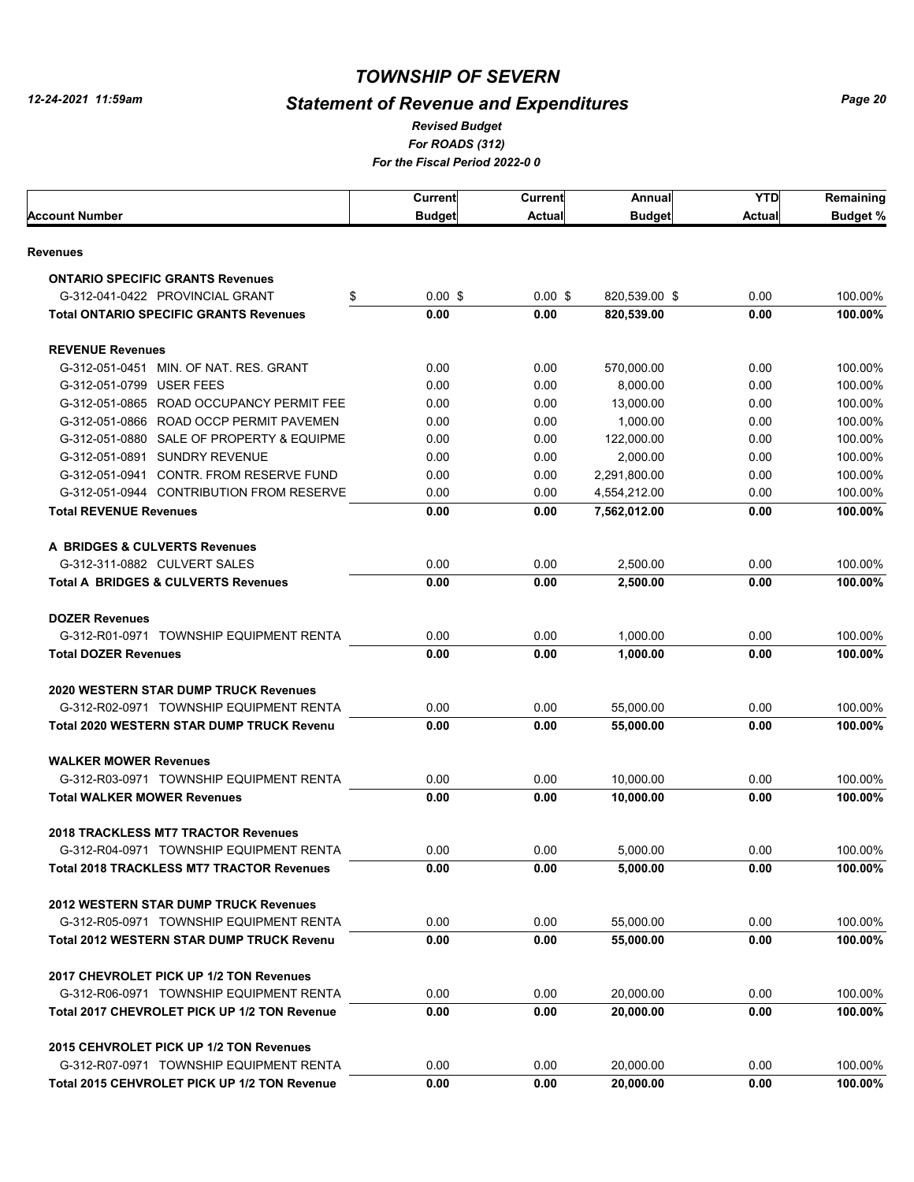# TOWNSHIP OF SEVERN

## Statement of Revenue and Expenditures

*Revised Budget*
*For ROADS (312)*
*For the Fiscal Period 2022-0 0*

12-24-2021 11:59am

| Account Number | Current Budget | Current Actual | Annual Budget | YTD Actual | Remaining Budget % |
|---|---|---|---|---|---|
| **Revenues** | | | | | |
| **ONTARIO SPECIFIC GRANTS Revenues** | | | | | |
| G-312-041-0422 PROVINCIAL GRANT | $ 0.00 $ | 0.00 $ | 820,539.00 $ | 0.00 | 100.00% |
| **Total ONTARIO SPECIFIC GRANTS Revenues** | **0.00** | **0.00** | **820,539.00** | **0.00** | **100.00%** |
| **REVENUE Revenues** | | | | | |
| G-312-051-0451 MIN. OF NAT. RES. GRANT | 0.00 | 0.00 | 570,000.00 | 0.00 | 100.00% |
| G-312-051-0799 USER FEES | 0.00 | 0.00 | 8,000.00 | 0.00 | 100.00% |
| G-312-051-0865 ROAD OCCUPANCY PERMIT FEE | 0.00 | 0.00 | 13,000.00 | 0.00 | 100.00% |
| G-312-051-0866 ROAD OCCP PERMIT PAVEMEN | 0.00 | 0.00 | 1,000.00 | 0.00 | 100.00% |
| G-312-051-0880 SALE OF PROPERTY & EQUIPME | 0.00 | 0.00 | 122,000.00 | 0.00 | 100.00% |
| G-312-051-0891 SUNDRY REVENUE | 0.00 | 0.00 | 2,000.00 | 0.00 | 100.00% |
| G-312-051-0941 CONTR. FROM RESERVE FUND | 0.00 | 0.00 | 2,291,800.00 | 0.00 | 100.00% |
| G-312-051-0944 CONTRIBUTION FROM RESERVE | 0.00 | 0.00 | 4,554,212.00 | 0.00 | 100.00% |
| **Total REVENUE Revenues** | **0.00** | **0.00** | **7,562,012.00** | **0.00** | **100.00%** |
| **A BRIDGES & CULVERTS Revenues** | | | | | |
| G-312-311-0882 CULVERT SALES | 0.00 | 0.00 | 2,500.00 | 0.00 | 100.00% |
| **Total A BRIDGES & CULVERTS Revenues** | **0.00** | **0.00** | **2,500.00** | **0.00** | **100.00%** |
| **DOZER Revenues** | | | | | |
| G-312-R01-0971 TOWNSHIP EQUIPMENT RENTA | 0.00 | 0.00 | 1,000.00 | 0.00 | 100.00% |
| **Total DOZER Revenues** | **0.00** | **0.00** | **1,000.00** | **0.00** | **100.00%** |
| **2020 WESTERN STAR DUMP TRUCK Revenues** | | | | | |
| G-312-R02-0971 TOWNSHIP EQUIPMENT RENTA | 0.00 | 0.00 | 55,000.00 | 0.00 | 100.00% |
| **Total 2020 WESTERN STAR DUMP TRUCK Revenu** | **0.00** | **0.00** | **55,000.00** | **0.00** | **100.00%** |
| **WALKER MOWER Revenues** | | | | | |
| G-312-R03-0971 TOWNSHIP EQUIPMENT RENTA | 0.00 | 0.00 | 10,000.00 | 0.00 | 100.00% |
| **Total WALKER MOWER Revenues** | **0.00** | **0.00** | **10,000.00** | **0.00** | **100.00%** |
| **2018 TRACKLESS MT7 TRACTOR Revenues** | | | | | |
| G-312-R04-0971 TOWNSHIP EQUIPMENT RENTA | 0.00 | 0.00 | 5,000.00 | 0.00 | 100.00% |
| **Total 2018 TRACKLESS MT7 TRACTOR Revenues** | **0.00** | **0.00** | **5,000.00** | **0.00** | **100.00%** |
| **2012 WESTERN STAR DUMP TRUCK Revenues** | | | | | |
| G-312-R05-0971 TOWNSHIP EQUIPMENT RENTA | 0.00 | 0.00 | 55,000.00 | 0.00 | 100.00% |
| **Total 2012 WESTERN STAR DUMP TRUCK Revenu** | **0.00** | **0.00** | **55,000.00** | **0.00** | **100.00%** |
| **2017 CHEVROLET PICK UP 1/2 TON Revenues** | | | | | |
| G-312-R06-0971 TOWNSHIP EQUIPMENT RENTA | 0.00 | 0.00 | 20,000.00 | 0.00 | 100.00% |
| **Total 2017 CHEVROLET PICK UP 1/2 TON Revenue** | **0.00** | **0.00** | **20,000.00** | **0.00** | **100.00%** |
| **2015 CEHVROLET PICK UP 1/2 TON Revenues** | | | | | |
| G-312-R07-0971 TOWNSHIP EQUIPMENT RENTA | 0.00 | 0.00 | 20,000.00 | 0.00 | 100.00% |
| **Total 2015 CEHVROLET PICK UP 1/2 TON Revenue** | **0.00** | **0.00** | **20,000.00** | **0.00** | **100.00%** |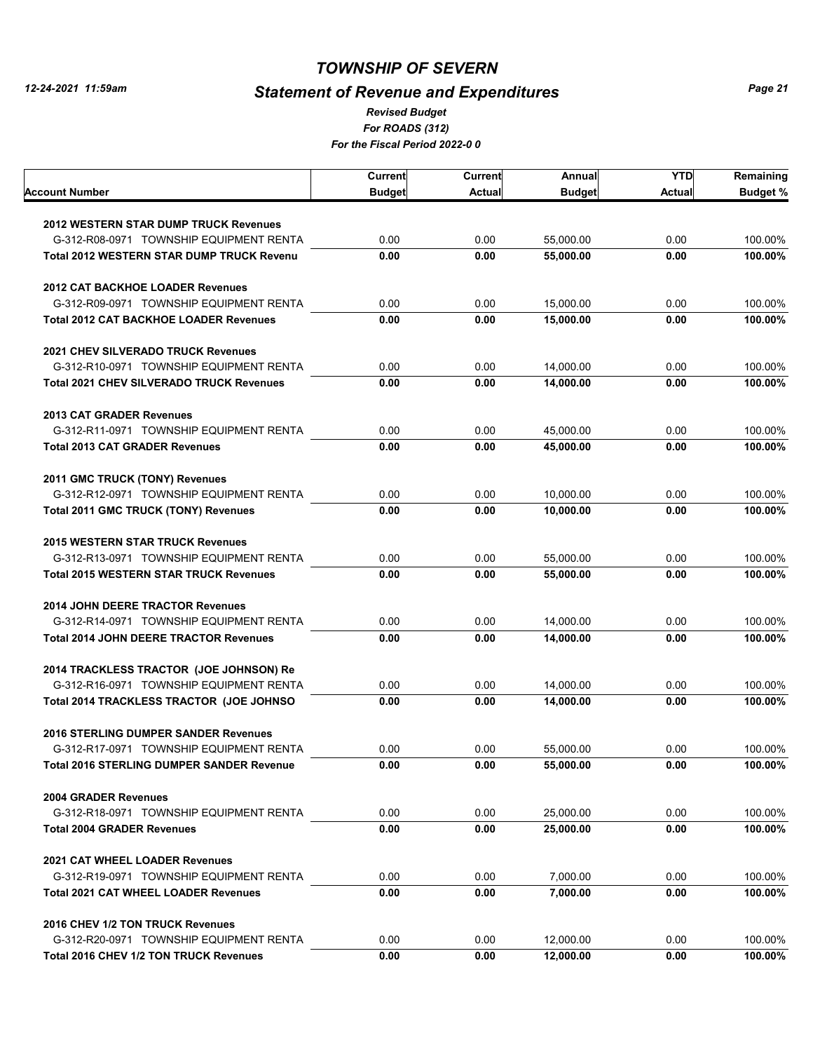# TOWNSHIP OF SEVERN

## Statement of Revenue and Expenditures

*Revised Budget*
*For ROADS (312)*
*For the Fiscal Period 2022-0 0*

12-24-2021 11:59am

| Account Number | Current Budget | Current Actual | Annual Budget | YTD Actual | Remaining Budget % |
|---|---|---|---|---|---|
| **2012 WESTERN STAR DUMP TRUCK Revenues** | | | | | |
| G-312-R08-0971 TOWNSHIP EQUIPMENT RENTA | 0.00 | 0.00 | 55,000.00 | 0.00 | 100.00% |
| **Total 2012 WESTERN STAR DUMP TRUCK Revenu** | **0.00** | **0.00** | **55,000.00** | **0.00** | **100.00%** |
| **2012 CAT BACKHOE LOADER Revenues** | | | | | |
| G-312-R09-0971 TOWNSHIP EQUIPMENT RENTA | 0.00 | 0.00 | 15,000.00 | 0.00 | 100.00% |
| **Total 2012 CAT BACKHOE LOADER Revenues** | **0.00** | **0.00** | **15,000.00** | **0.00** | **100.00%** |
| **2021 CHEV SILVERADO TRUCK Revenues** | | | | | |
| G-312-R10-0971 TOWNSHIP EQUIPMENT RENTA | 0.00 | 0.00 | 14,000.00 | 0.00 | 100.00% |
| **Total 2021 CHEV SILVERADO TRUCK Revenues** | **0.00** | **0.00** | **14,000.00** | **0.00** | **100.00%** |
| **2013 CAT GRADER Revenues** | | | | | |
| G-312-R11-0971 TOWNSHIP EQUIPMENT RENTA | 0.00 | 0.00 | 45,000.00 | 0.00 | 100.00% |
| **Total 2013 CAT GRADER Revenues** | **0.00** | **0.00** | **45,000.00** | **0.00** | **100.00%** |
| **2011 GMC TRUCK (TONY) Revenues** | | | | | |
| G-312-R12-0971 TOWNSHIP EQUIPMENT RENTA | 0.00 | 0.00 | 10,000.00 | 0.00 | 100.00% |
| **Total 2011 GMC TRUCK (TONY) Revenues** | **0.00** | **0.00** | **10,000.00** | **0.00** | **100.00%** |
| **2015 WESTERN STAR TRUCK Revenues** | | | | | |
| G-312-R13-0971 TOWNSHIP EQUIPMENT RENTA | 0.00 | 0.00 | 55,000.00 | 0.00 | 100.00% |
| **Total 2015 WESTERN STAR TRUCK Revenues** | **0.00** | **0.00** | **55,000.00** | **0.00** | **100.00%** |
| **2014 JOHN DEERE TRACTOR Revenues** | | | | | |
| G-312-R14-0971 TOWNSHIP EQUIPMENT RENTA | 0.00 | 0.00 | 14,000.00 | 0.00 | 100.00% |
| **Total 2014 JOHN DEERE TRACTOR Revenues** | **0.00** | **0.00** | **14,000.00** | **0.00** | **100.00%** |
| **2014 TRACKLESS TRACTOR (JOE JOHNSON) Re** | | | | | |
| G-312-R16-0971 TOWNSHIP EQUIPMENT RENTA | 0.00 | 0.00 | 14,000.00 | 0.00 | 100.00% |
| **Total 2014 TRACKLESS TRACTOR (JOE JOHNSO** | **0.00** | **0.00** | **14,000.00** | **0.00** | **100.00%** |
| **2016 STERLING DUMPER SANDER Revenues** | | | | | |
| G-312-R17-0971 TOWNSHIP EQUIPMENT RENTA | 0.00 | 0.00 | 55,000.00 | 0.00 | 100.00% |
| **Total 2016 STERLING DUMPER SANDER Revenue** | **0.00** | **0.00** | **55,000.00** | **0.00** | **100.00%** |
| **2004 GRADER Revenues** | | | | | |
| G-312-R18-0971 TOWNSHIP EQUIPMENT RENTA | 0.00 | 0.00 | 25,000.00 | 0.00 | 100.00% |
| **Total 2004 GRADER Revenues** | **0.00** | **0.00** | **25,000.00** | **0.00** | **100.00%** |
| **2021 CAT WHEEL LOADER Revenues** | | | | | |
| G-312-R19-0971 TOWNSHIP EQUIPMENT RENTA | 0.00 | 0.00 | 7,000.00 | 0.00 | 100.00% |
| **Total 2021 CAT WHEEL LOADER Revenues** | **0.00** | **0.00** | **7,000.00** | **0.00** | **100.00%** |
| **2016 CHEV 1/2 TON TRUCK Revenues** | | | | | |
| G-312-R20-0971 TOWNSHIP EQUIPMENT RENTA | 0.00 | 0.00 | 12,000.00 | 0.00 | 100.00% |
| **Total 2016 CHEV 1/2 TON TRUCK Revenues** | **0.00** | **0.00** | **12,000.00** | **0.00** | **100.00%** |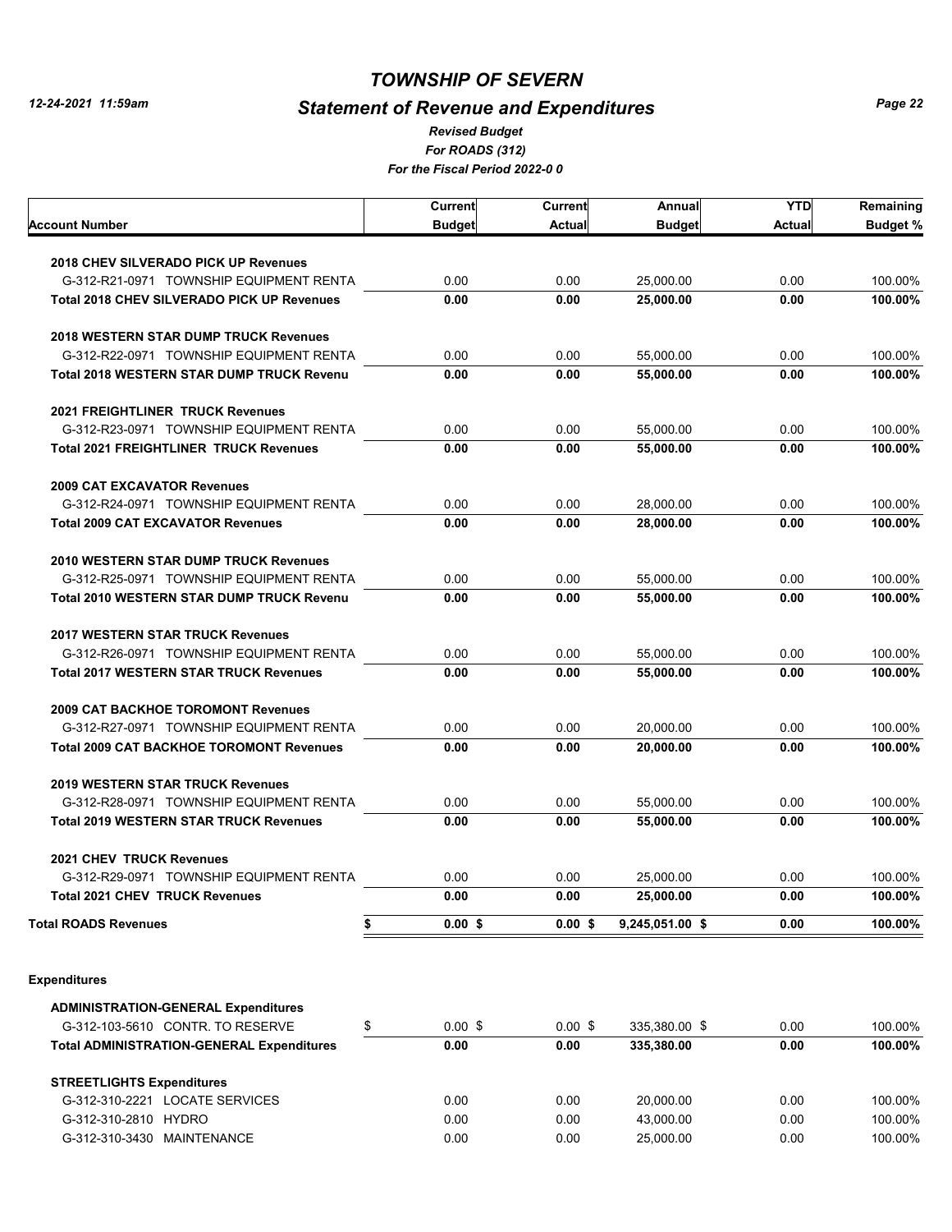# TOWNSHIP OF SEVERN

## Statement of Revenue and Expenditures

*Revised Budget*
*For ROADS (312)*
*For the Fiscal Period 2022-0 0*

| Account Number | Current Budget | Current Actual | Annual Budget | YTD Actual | Remaining Budget % |
|---|---|---|---|---|---|
| **2018 CHEV SILVERADO PICK UP Revenues** | | | | | |
| G-312-R21-0971 TOWNSHIP EQUIPMENT RENTA | 0.00 | 0.00 | 25,000.00 | 0.00 | 100.00% |
| **Total 2018 CHEV SILVERADO PICK UP Revenues** | **0.00** | **0.00** | **25,000.00** | **0.00** | **100.00%** |
| **2018 WESTERN STAR DUMP TRUCK Revenues** | | | | | |
| G-312-R22-0971 TOWNSHIP EQUIPMENT RENTA | 0.00 | 0.00 | 55,000.00 | 0.00 | 100.00% |
| **Total 2018 WESTERN STAR DUMP TRUCK Revenu** | **0.00** | **0.00** | **55,000.00** | **0.00** | **100.00%** |
| **2021 FREIGHTLINER TRUCK Revenues** | | | | | |
| G-312-R23-0971 TOWNSHIP EQUIPMENT RENTA | 0.00 | 0.00 | 55,000.00 | 0.00 | 100.00% |
| **Total 2021 FREIGHTLINER TRUCK Revenues** | **0.00** | **0.00** | **55,000.00** | **0.00** | **100.00%** |
| **2009 CAT EXCAVATOR Revenues** | | | | | |
| G-312-R24-0971 TOWNSHIP EQUIPMENT RENTA | 0.00 | 0.00 | 28,000.00 | 0.00 | 100.00% |
| **Total 2009 CAT EXCAVATOR Revenues** | **0.00** | **0.00** | **28,000.00** | **0.00** | **100.00%** |
| **2010 WESTERN STAR DUMP TRUCK Revenues** | | | | | |
| G-312-R25-0971 TOWNSHIP EQUIPMENT RENTA | 0.00 | 0.00 | 55,000.00 | 0.00 | 100.00% |
| **Total 2010 WESTERN STAR DUMP TRUCK Revenu** | **0.00** | **0.00** | **55,000.00** | **0.00** | **100.00%** |
| **2017 WESTERN STAR TRUCK Revenues** | | | | | |
| G-312-R26-0971 TOWNSHIP EQUIPMENT RENTA | 0.00 | 0.00 | 55,000.00 | 0.00 | 100.00% |
| **Total 2017 WESTERN STAR TRUCK Revenues** | **0.00** | **0.00** | **55,000.00** | **0.00** | **100.00%** |
| **2009 CAT BACKHOE TOROMONT Revenues** | | | | | |
| G-312-R27-0971 TOWNSHIP EQUIPMENT RENTA | 0.00 | 0.00 | 20,000.00 | 0.00 | 100.00% |
| **Total 2009 CAT BACKHOE TOROMONT Revenues** | **0.00** | **0.00** | **20,000.00** | **0.00** | **100.00%** |
| **2019 WESTERN STAR TRUCK Revenues** | | | | | |
| G-312-R28-0971 TOWNSHIP EQUIPMENT RENTA | 0.00 | 0.00 | 55,000.00 | 0.00 | 100.00% |
| **Total 2019 WESTERN STAR TRUCK Revenues** | **0.00** | **0.00** | **55,000.00** | **0.00** | **100.00%** |
| **2021 CHEV TRUCK Revenues** | | | | | |
| G-312-R29-0971 TOWNSHIP EQUIPMENT RENTA | 0.00 | 0.00 | 25,000.00 | 0.00 | 100.00% |
| **Total 2021 CHEV TRUCK Revenues** | **0.00** | **0.00** | **25,000.00** | **0.00** | **100.00%** |
| **Total ROADS Revenues** | **$ 0.00 $** | **0.00 $** | **9,245,051.00 $** | **0.00** | **100.00%** |
| **Expenditures** | | | | | |
| **ADMINISTRATION-GENERAL Expenditures** | | | | | |
| G-312-103-5610 CONTR. TO RESERVE | $ 0.00 $ | 0.00 $ | 335,380.00 $ | 0.00 | 100.00% |
| **Total ADMINISTRATION-GENERAL Expenditures** | **0.00** | **0.00** | **335,380.00** | **0.00** | **100.00%** |
| **STREETLIGHTS Expenditures** | | | | | |
| G-312-310-2221 LOCATE SERVICES | 0.00 | 0.00 | 20,000.00 | 0.00 | 100.00% |
| G-312-310-2810 HYDRO | 0.00 | 0.00 | 43,000.00 | 0.00 | 100.00% |
| G-312-310-3430 MAINTENANCE | 0.00 | 0.00 | 25,000.00 | 0.00 | 100.00% |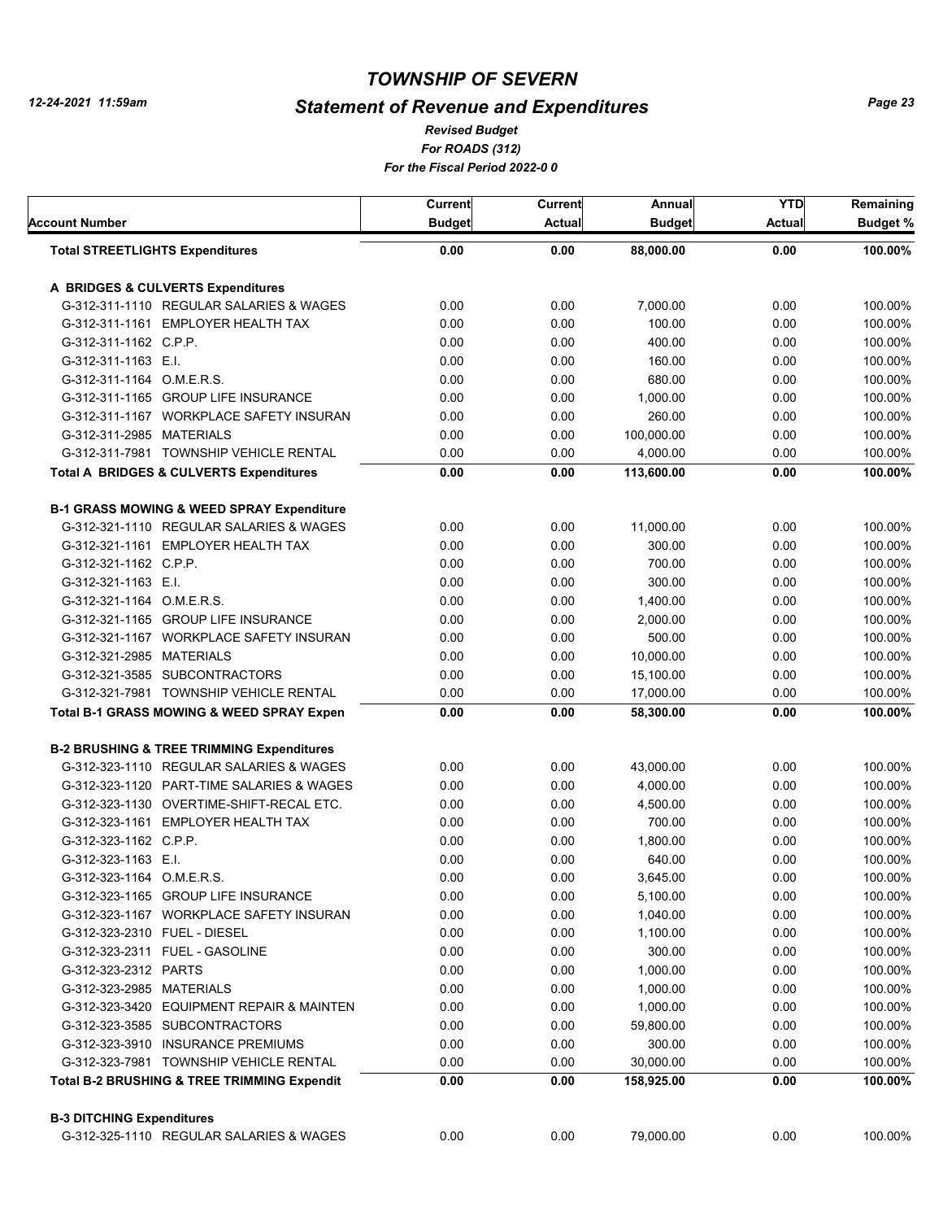# TOWNSHIP OF SEVERN

## Statement of Revenue and Expenditures

*Revised Budget*
*For ROADS (312)*
*For the Fiscal Period 2022-0 0*

12-24-2021 11:59am

| Account Number | Current Budget | Current Actual | Annual Budget | YTD Actual | Remaining Budget % |
|---|---|---|---|---|---|
| **Total STREETLIGHTS Expenditures** | **0.00** | **0.00** | **88,000.00** | **0.00** | **100.00%** |
| **A BRIDGES & CULVERTS Expenditures** | | | | | |
| G-312-311-1110 REGULAR SALARIES & WAGES | 0.00 | 0.00 | 7,000.00 | 0.00 | 100.00% |
| G-312-311-1161 EMPLOYER HEALTH TAX | 0.00 | 0.00 | 100.00 | 0.00 | 100.00% |
| G-312-311-1162 C.P.P. | 0.00 | 0.00 | 400.00 | 0.00 | 100.00% |
| G-312-311-1163 E.I. | 0.00 | 0.00 | 160.00 | 0.00 | 100.00% |
| G-312-311-1164 O.M.E.R.S. | 0.00 | 0.00 | 680.00 | 0.00 | 100.00% |
| G-312-311-1165 GROUP LIFE INSURANCE | 0.00 | 0.00 | 1,000.00 | 0.00 | 100.00% |
| G-312-311-1167 WORKPLACE SAFETY INSURAN | 0.00 | 0.00 | 260.00 | 0.00 | 100.00% |
| G-312-311-2985 MATERIALS | 0.00 | 0.00 | 100,000.00 | 0.00 | 100.00% |
| G-312-311-7981 TOWNSHIP VEHICLE RENTAL | 0.00 | 0.00 | 4,000.00 | 0.00 | 100.00% |
| **Total A BRIDGES & CULVERTS Expenditures** | **0.00** | **0.00** | **113,600.00** | **0.00** | **100.00%** |
| **B-1 GRASS MOWING & WEED SPRAY Expenditure** | | | | | |
| G-312-321-1110 REGULAR SALARIES & WAGES | 0.00 | 0.00 | 11,000.00 | 0.00 | 100.00% |
| G-312-321-1161 EMPLOYER HEALTH TAX | 0.00 | 0.00 | 300.00 | 0.00 | 100.00% |
| G-312-321-1162 C.P.P. | 0.00 | 0.00 | 700.00 | 0.00 | 100.00% |
| G-312-321-1163 E.I. | 0.00 | 0.00 | 300.00 | 0.00 | 100.00% |
| G-312-321-1164 O.M.E.R.S. | 0.00 | 0.00 | 1,400.00 | 0.00 | 100.00% |
| G-312-321-1165 GROUP LIFE INSURANCE | 0.00 | 0.00 | 2,000.00 | 0.00 | 100.00% |
| G-312-321-1167 WORKPLACE SAFETY INSURAN | 0.00 | 0.00 | 500.00 | 0.00 | 100.00% |
| G-312-321-2985 MATERIALS | 0.00 | 0.00 | 10,000.00 | 0.00 | 100.00% |
| G-312-321-3585 SUBCONTRACTORS | 0.00 | 0.00 | 15,100.00 | 0.00 | 100.00% |
| G-312-321-7981 TOWNSHIP VEHICLE RENTAL | 0.00 | 0.00 | 17,000.00 | 0.00 | 100.00% |
| **Total B-1 GRASS MOWING & WEED SPRAY Expen** | **0.00** | **0.00** | **58,300.00** | **0.00** | **100.00%** |
| **B-2 BRUSHING & TREE TRIMMING Expenditures** | | | | | |
| G-312-323-1110 REGULAR SALARIES & WAGES | 0.00 | 0.00 | 43,000.00 | 0.00 | 100.00% |
| G-312-323-1120 PART-TIME SALARIES & WAGES | 0.00 | 0.00 | 4,000.00 | 0.00 | 100.00% |
| G-312-323-1130 OVERTIME-SHIFT-RECAL ETC. | 0.00 | 0.00 | 4,500.00 | 0.00 | 100.00% |
| G-312-323-1161 EMPLOYER HEALTH TAX | 0.00 | 0.00 | 700.00 | 0.00 | 100.00% |
| G-312-323-1162 C.P.P. | 0.00 | 0.00 | 1,800.00 | 0.00 | 100.00% |
| G-312-323-1163 E.I. | 0.00 | 0.00 | 640.00 | 0.00 | 100.00% |
| G-312-323-1164 O.M.E.R.S. | 0.00 | 0.00 | 3,645.00 | 0.00 | 100.00% |
| G-312-323-1165 GROUP LIFE INSURANCE | 0.00 | 0.00 | 5,100.00 | 0.00 | 100.00% |
| G-312-323-1167 WORKPLACE SAFETY INSURAN | 0.00 | 0.00 | 1,040.00 | 0.00 | 100.00% |
| G-312-323-2310 FUEL - DIESEL | 0.00 | 0.00 | 1,100.00 | 0.00 | 100.00% |
| G-312-323-2311 FUEL - GASOLINE | 0.00 | 0.00 | 300.00 | 0.00 | 100.00% |
| G-312-323-2312 PARTS | 0.00 | 0.00 | 1,000.00 | 0.00 | 100.00% |
| G-312-323-2985 MATERIALS | 0.00 | 0.00 | 1,000.00 | 0.00 | 100.00% |
| G-312-323-3420 EQUIPMENT REPAIR & MAINTEN | 0.00 | 0.00 | 1,000.00 | 0.00 | 100.00% |
| G-312-323-3585 SUBCONTRACTORS | 0.00 | 0.00 | 59,800.00 | 0.00 | 100.00% |
| G-312-323-3910 INSURANCE PREMIUMS | 0.00 | 0.00 | 300.00 | 0.00 | 100.00% |
| G-312-323-7981 TOWNSHIP VEHICLE RENTAL | 0.00 | 0.00 | 30,000.00 | 0.00 | 100.00% |
| **Total B-2 BRUSHING & TREE TRIMMING Expendit** | **0.00** | **0.00** | **158,925.00** | **0.00** | **100.00%** |
| **B-3 DITCHING Expenditures** | | | | | |
| G-312-325-1110 REGULAR SALARIES & WAGES | 0.00 | 0.00 | 79,000.00 | 0.00 | 100.00% |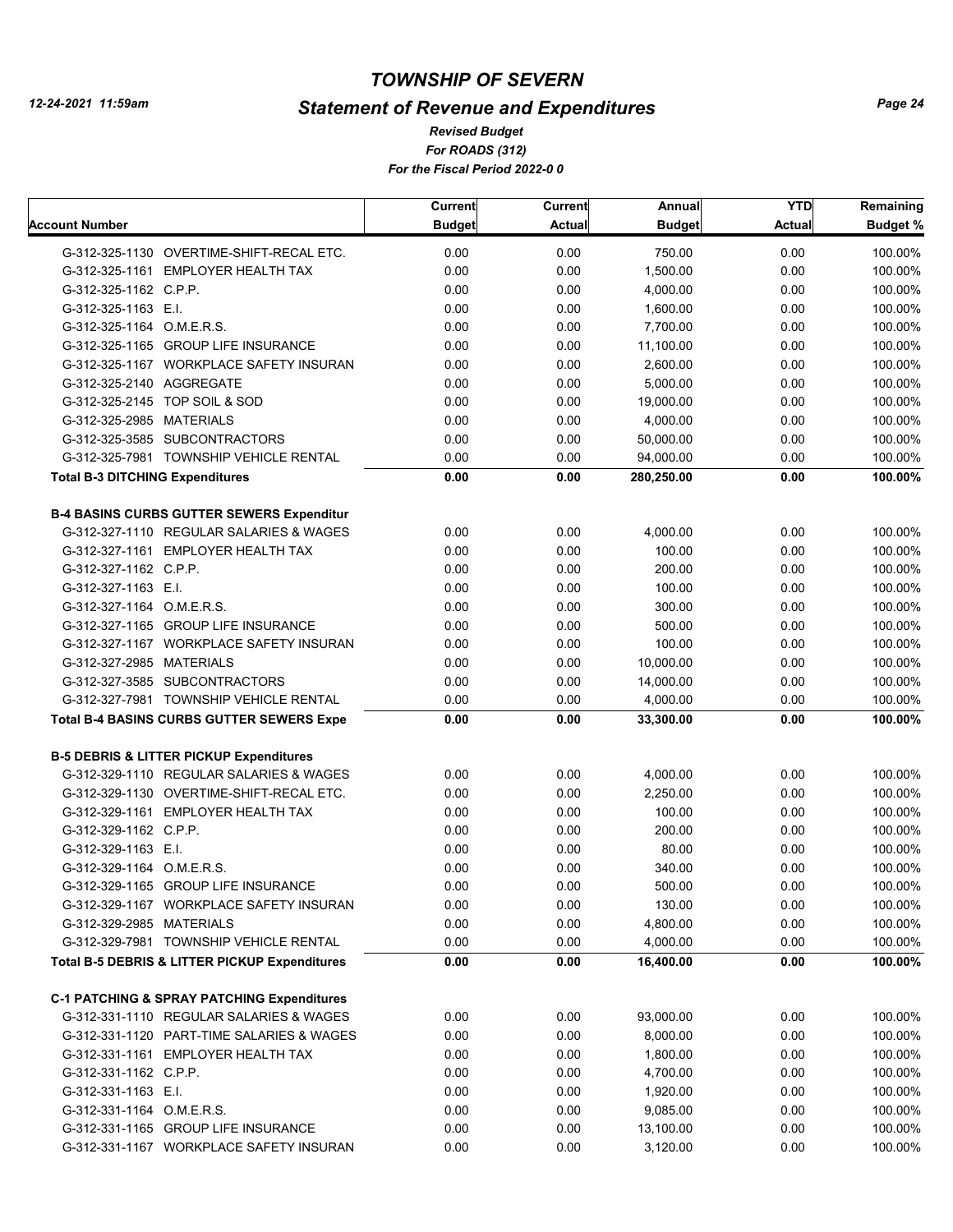# TOWNSHIP OF SEVERN

## Statement of Revenue and Expenditures

*Revised Budget*
*For ROADS (312)*
*For the Fiscal Period 2022-0 0*

| Account Number | Current Budget | Current Actual | Annual Budget | YTD Actual | Remaining Budget % |
|---|---|---|---|---|---|
| G-312-325-1130 OVERTIME-SHIFT-RECAL ETC. | 0.00 | 0.00 | 750.00 | 0.00 | 100.00% |
| G-312-325-1161 EMPLOYER HEALTH TAX | 0.00 | 0.00 | 1,500.00 | 0.00 | 100.00% |
| G-312-325-1162 C.P.P. | 0.00 | 0.00 | 4,000.00 | 0.00 | 100.00% |
| G-312-325-1163 E.I. | 0.00 | 0.00 | 1,600.00 | 0.00 | 100.00% |
| G-312-325-1164 O.M.E.R.S. | 0.00 | 0.00 | 7,700.00 | 0.00 | 100.00% |
| G-312-325-1165 GROUP LIFE INSURANCE | 0.00 | 0.00 | 11,100.00 | 0.00 | 100.00% |
| G-312-325-1167 WORKPLACE SAFETY INSURAN | 0.00 | 0.00 | 2,600.00 | 0.00 | 100.00% |
| G-312-325-2140 AGGREGATE | 0.00 | 0.00 | 5,000.00 | 0.00 | 100.00% |
| G-312-325-2145 TOP SOIL & SOD | 0.00 | 0.00 | 19,000.00 | 0.00 | 100.00% |
| G-312-325-2985 MATERIALS | 0.00 | 0.00 | 4,000.00 | 0.00 | 100.00% |
| G-312-325-3585 SUBCONTRACTORS | 0.00 | 0.00 | 50,000.00 | 0.00 | 100.00% |
| G-312-325-7981 TOWNSHIP VEHICLE RENTAL | 0.00 | 0.00 | 94,000.00 | 0.00 | 100.00% |
| **Total B-3 DITCHING Expenditures** | **0.00** | **0.00** | **280,250.00** | **0.00** | **100.00%** |
| **B-4 BASINS CURBS GUTTER SEWERS Expenditur** | | | | | |
| G-312-327-1110 REGULAR SALARIES & WAGES | 0.00 | 0.00 | 4,000.00 | 0.00 | 100.00% |
| G-312-327-1161 EMPLOYER HEALTH TAX | 0.00 | 0.00 | 100.00 | 0.00 | 100.00% |
| G-312-327-1162 C.P.P. | 0.00 | 0.00 | 200.00 | 0.00 | 100.00% |
| G-312-327-1163 E.I. | 0.00 | 0.00 | 100.00 | 0.00 | 100.00% |
| G-312-327-1164 O.M.E.R.S. | 0.00 | 0.00 | 300.00 | 0.00 | 100.00% |
| G-312-327-1165 GROUP LIFE INSURANCE | 0.00 | 0.00 | 500.00 | 0.00 | 100.00% |
| G-312-327-1167 WORKPLACE SAFETY INSURAN | 0.00 | 0.00 | 100.00 | 0.00 | 100.00% |
| G-312-327-2985 MATERIALS | 0.00 | 0.00 | 10,000.00 | 0.00 | 100.00% |
| G-312-327-3585 SUBCONTRACTORS | 0.00 | 0.00 | 14,000.00 | 0.00 | 100.00% |
| G-312-327-7981 TOWNSHIP VEHICLE RENTAL | 0.00 | 0.00 | 4,000.00 | 0.00 | 100.00% |
| **Total B-4 BASINS CURBS GUTTER SEWERS Expe** | **0.00** | **0.00** | **33,300.00** | **0.00** | **100.00%** |
| **B-5 DEBRIS & LITTER PICKUP Expenditures** | | | | | |
| G-312-329-1110 REGULAR SALARIES & WAGES | 0.00 | 0.00 | 4,000.00 | 0.00 | 100.00% |
| G-312-329-1130 OVERTIME-SHIFT-RECAL ETC. | 0.00 | 0.00 | 2,250.00 | 0.00 | 100.00% |
| G-312-329-1161 EMPLOYER HEALTH TAX | 0.00 | 0.00 | 100.00 | 0.00 | 100.00% |
| G-312-329-1162 C.P.P. | 0.00 | 0.00 | 200.00 | 0.00 | 100.00% |
| G-312-329-1163 E.I. | 0.00 | 0.00 | 80.00 | 0.00 | 100.00% |
| G-312-329-1164 O.M.E.R.S. | 0.00 | 0.00 | 340.00 | 0.00 | 100.00% |
| G-312-329-1165 GROUP LIFE INSURANCE | 0.00 | 0.00 | 500.00 | 0.00 | 100.00% |
| G-312-329-1167 WORKPLACE SAFETY INSURAN | 0.00 | 0.00 | 130.00 | 0.00 | 100.00% |
| G-312-329-2985 MATERIALS | 0.00 | 0.00 | 4,800.00 | 0.00 | 100.00% |
| G-312-329-7981 TOWNSHIP VEHICLE RENTAL | 0.00 | 0.00 | 4,000.00 | 0.00 | 100.00% |
| **Total B-5 DEBRIS & LITTER PICKUP Expenditures** | **0.00** | **0.00** | **16,400.00** | **0.00** | **100.00%** |
| **C-1 PATCHING & SPRAY PATCHING Expenditures** | | | | | |
| G-312-331-1110 REGULAR SALARIES & WAGES | 0.00 | 0.00 | 93,000.00 | 0.00 | 100.00% |
| G-312-331-1120 PART-TIME SALARIES & WAGES | 0.00 | 0.00 | 8,000.00 | 0.00 | 100.00% |
| G-312-331-1161 EMPLOYER HEALTH TAX | 0.00 | 0.00 | 1,800.00 | 0.00 | 100.00% |
| G-312-331-1162 C.P.P. | 0.00 | 0.00 | 4,700.00 | 0.00 | 100.00% |
| G-312-331-1163 E.I. | 0.00 | 0.00 | 1,920.00 | 0.00 | 100.00% |
| G-312-331-1164 O.M.E.R.S. | 0.00 | 0.00 | 9,085.00 | 0.00 | 100.00% |
| G-312-331-1165 GROUP LIFE INSURANCE | 0.00 | 0.00 | 13,100.00 | 0.00 | 100.00% |
| G-312-331-1167 WORKPLACE SAFETY INSURAN | 0.00 | 0.00 | 3,120.00 | 0.00 | 100.00% |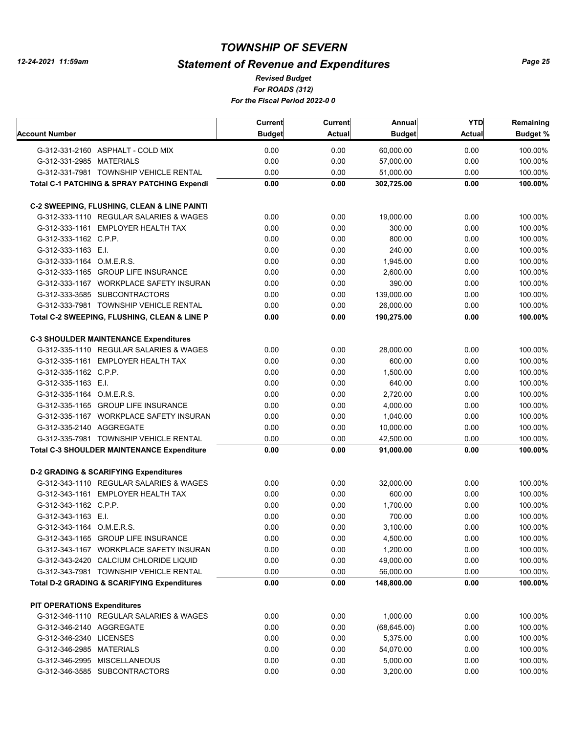# TOWNSHIP OF SEVERN

## Statement of Revenue and Expenditures

*Revised Budget*
*For ROADS (312)*
*For the Fiscal Period 2022-0 0*

| Account Number | Current Budget | Current Actual | Annual Budget | YTD Actual | Remaining Budget % |
|---|---|---|---|---|---|
| G-312-331-2160 ASPHALT - COLD MIX | 0.00 | 0.00 | 60,000.00 | 0.00 | 100.00% |
| G-312-331-2985 MATERIALS | 0.00 | 0.00 | 57,000.00 | 0.00 | 100.00% |
| G-312-331-7981 TOWNSHIP VEHICLE RENTAL | 0.00 | 0.00 | 51,000.00 | 0.00 | 100.00% |
| **Total C-1 PATCHING & SPRAY PATCHING Expendi** | **0.00** | **0.00** | **302,725.00** | **0.00** | **100.00%** |
| **C-2 SWEEPING, FLUSHING, CLEAN & LINE PAINTI** | | | | | |
| G-312-333-1110 REGULAR SALARIES & WAGES | 0.00 | 0.00 | 19,000.00 | 0.00 | 100.00% |
| G-312-333-1161 EMPLOYER HEALTH TAX | 0.00 | 0.00 | 300.00 | 0.00 | 100.00% |
| G-312-333-1162 C.P.P. | 0.00 | 0.00 | 800.00 | 0.00 | 100.00% |
| G-312-333-1163 E.I. | 0.00 | 0.00 | 240.00 | 0.00 | 100.00% |
| G-312-333-1164 O.M.E.R.S. | 0.00 | 0.00 | 1,945.00 | 0.00 | 100.00% |
| G-312-333-1165 GROUP LIFE INSURANCE | 0.00 | 0.00 | 2,600.00 | 0.00 | 100.00% |
| G-312-333-1167 WORKPLACE SAFETY INSURAN | 0.00 | 0.00 | 390.00 | 0.00 | 100.00% |
| G-312-333-3585 SUBCONTRACTORS | 0.00 | 0.00 | 139,000.00 | 0.00 | 100.00% |
| G-312-333-7981 TOWNSHIP VEHICLE RENTAL | 0.00 | 0.00 | 26,000.00 | 0.00 | 100.00% |
| **Total C-2 SWEEPING, FLUSHING, CLEAN & LINE P** | **0.00** | **0.00** | **190,275.00** | **0.00** | **100.00%** |
| **C-3 SHOULDER MAINTENANCE Expenditures** | | | | | |
| G-312-335-1110 REGULAR SALARIES & WAGES | 0.00 | 0.00 | 28,000.00 | 0.00 | 100.00% |
| G-312-335-1161 EMPLOYER HEALTH TAX | 0.00 | 0.00 | 600.00 | 0.00 | 100.00% |
| G-312-335-1162 C.P.P. | 0.00 | 0.00 | 1,500.00 | 0.00 | 100.00% |
| G-312-335-1163 E.I. | 0.00 | 0.00 | 640.00 | 0.00 | 100.00% |
| G-312-335-1164 O.M.E.R.S. | 0.00 | 0.00 | 2,720.00 | 0.00 | 100.00% |
| G-312-335-1165 GROUP LIFE INSURANCE | 0.00 | 0.00 | 4,000.00 | 0.00 | 100.00% |
| G-312-335-1167 WORKPLACE SAFETY INSURAN | 0.00 | 0.00 | 1,040.00 | 0.00 | 100.00% |
| G-312-335-2140 AGGREGATE | 0.00 | 0.00 | 10,000.00 | 0.00 | 100.00% |
| G-312-335-7981 TOWNSHIP VEHICLE RENTAL | 0.00 | 0.00 | 42,500.00 | 0.00 | 100.00% |
| **Total C-3 SHOULDER MAINTENANCE Expenditure** | **0.00** | **0.00** | **91,000.00** | **0.00** | **100.00%** |
| **D-2 GRADING & SCARIFYING Expenditures** | | | | | |
| G-312-343-1110 REGULAR SALARIES & WAGES | 0.00 | 0.00 | 32,000.00 | 0.00 | 100.00% |
| G-312-343-1161 EMPLOYER HEALTH TAX | 0.00 | 0.00 | 600.00 | 0.00 | 100.00% |
| G-312-343-1162 C.P.P. | 0.00 | 0.00 | 1,700.00 | 0.00 | 100.00% |
| G-312-343-1163 E.I. | 0.00 | 0.00 | 700.00 | 0.00 | 100.00% |
| G-312-343-1164 O.M.E.R.S. | 0.00 | 0.00 | 3,100.00 | 0.00 | 100.00% |
| G-312-343-1165 GROUP LIFE INSURANCE | 0.00 | 0.00 | 4,500.00 | 0.00 | 100.00% |
| G-312-343-1167 WORKPLACE SAFETY INSURAN | 0.00 | 0.00 | 1,200.00 | 0.00 | 100.00% |
| G-312-343-2420 CALCIUM CHLORIDE LIQUID | 0.00 | 0.00 | 49,000.00 | 0.00 | 100.00% |
| G-312-343-7981 TOWNSHIP VEHICLE RENTAL | 0.00 | 0.00 | 56,000.00 | 0.00 | 100.00% |
| **Total D-2 GRADING & SCARIFYING Expenditures** | **0.00** | **0.00** | **148,800.00** | **0.00** | **100.00%** |
| **PIT OPERATIONS Expenditures** | | | | | |
| G-312-346-1110 REGULAR SALARIES & WAGES | 0.00 | 0.00 | 1,000.00 | 0.00 | 100.00% |
| G-312-346-2140 AGGREGATE | 0.00 | 0.00 | (68,645.00) | 0.00 | 100.00% |
| G-312-346-2340 LICENSES | 0.00 | 0.00 | 5,375.00 | 0.00 | 100.00% |
| G-312-346-2985 MATERIALS | 0.00 | 0.00 | 54,070.00 | 0.00 | 100.00% |
| G-312-346-2995 MISCELLANEOUS | 0.00 | 0.00 | 5,000.00 | 0.00 | 100.00% |
| G-312-346-3585 SUBCONTRACTORS | 0.00 | 0.00 | 3,200.00 | 0.00 | 100.00% |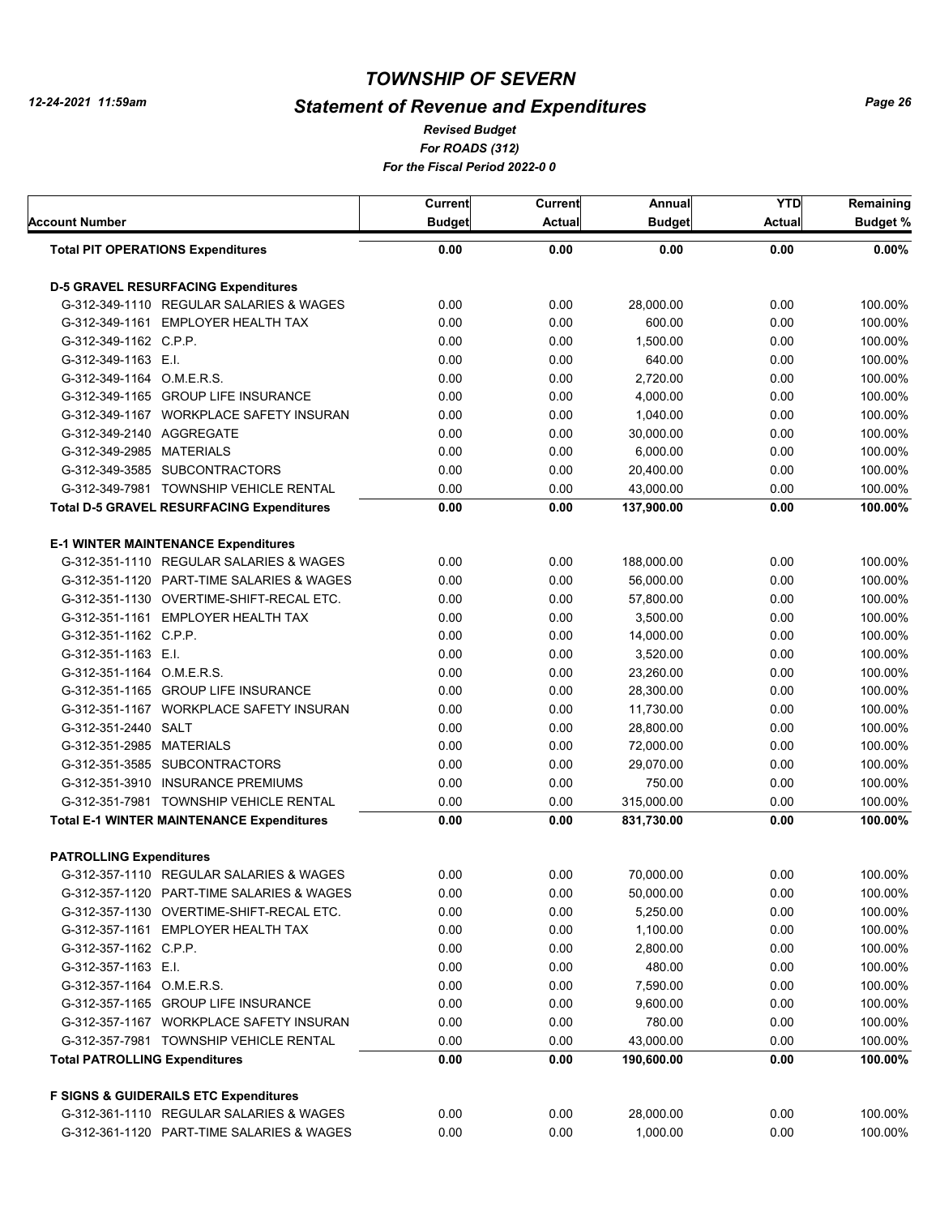# TOWNSHIP OF SEVERN

## Statement of Revenue and Expenditures

*Revised Budget*
*For ROADS (312)*
*For the Fiscal Period 2022-0 0*

| Account Number | Current Budget | Current Actual | Annual Budget | YTD Actual | Remaining Budget % |
|---|---|---|---|---|---|
| **Total PIT OPERATIONS Expenditures** | **0.00** | **0.00** | **0.00** | **0.00** | **0.00%** |
| **D-5 GRAVEL RESURFACING Expenditures** | | | | | |
| G-312-349-1110 REGULAR SALARIES & WAGES | 0.00 | 0.00 | 28,000.00 | 0.00 | 100.00% |
| G-312-349-1161 EMPLOYER HEALTH TAX | 0.00 | 0.00 | 600.00 | 0.00 | 100.00% |
| G-312-349-1162 C.P.P. | 0.00 | 0.00 | 1,500.00 | 0.00 | 100.00% |
| G-312-349-1163 E.I. | 0.00 | 0.00 | 640.00 | 0.00 | 100.00% |
| G-312-349-1164 O.M.E.R.S. | 0.00 | 0.00 | 2,720.00 | 0.00 | 100.00% |
| G-312-349-1165 GROUP LIFE INSURANCE | 0.00 | 0.00 | 4,000.00 | 0.00 | 100.00% |
| G-312-349-1167 WORKPLACE SAFETY INSURAN | 0.00 | 0.00 | 1,040.00 | 0.00 | 100.00% |
| G-312-349-2140 AGGREGATE | 0.00 | 0.00 | 30,000.00 | 0.00 | 100.00% |
| G-312-349-2985 MATERIALS | 0.00 | 0.00 | 6,000.00 | 0.00 | 100.00% |
| G-312-349-3585 SUBCONTRACTORS | 0.00 | 0.00 | 20,400.00 | 0.00 | 100.00% |
| G-312-349-7981 TOWNSHIP VEHICLE RENTAL | 0.00 | 0.00 | 43,000.00 | 0.00 | 100.00% |
| **Total D-5 GRAVEL RESURFACING Expenditures** | **0.00** | **0.00** | **137,900.00** | **0.00** | **100.00%** |
| **E-1 WINTER MAINTENANCE Expenditures** | | | | | |
| G-312-351-1110 REGULAR SALARIES & WAGES | 0.00 | 0.00 | 188,000.00 | 0.00 | 100.00% |
| G-312-351-1120 PART-TIME SALARIES & WAGES | 0.00 | 0.00 | 56,000.00 | 0.00 | 100.00% |
| G-312-351-1130 OVERTIME-SHIFT-RECAL ETC. | 0.00 | 0.00 | 57,800.00 | 0.00 | 100.00% |
| G-312-351-1161 EMPLOYER HEALTH TAX | 0.00 | 0.00 | 3,500.00 | 0.00 | 100.00% |
| G-312-351-1162 C.P.P. | 0.00 | 0.00 | 14,000.00 | 0.00 | 100.00% |
| G-312-351-1163 E.I. | 0.00 | 0.00 | 3,520.00 | 0.00 | 100.00% |
| G-312-351-1164 O.M.E.R.S. | 0.00 | 0.00 | 23,260.00 | 0.00 | 100.00% |
| G-312-351-1165 GROUP LIFE INSURANCE | 0.00 | 0.00 | 28,300.00 | 0.00 | 100.00% |
| G-312-351-1167 WORKPLACE SAFETY INSURAN | 0.00 | 0.00 | 11,730.00 | 0.00 | 100.00% |
| G-312-351-2440 SALT | 0.00 | 0.00 | 28,800.00 | 0.00 | 100.00% |
| G-312-351-2985 MATERIALS | 0.00 | 0.00 | 72,000.00 | 0.00 | 100.00% |
| G-312-351-3585 SUBCONTRACTORS | 0.00 | 0.00 | 29,070.00 | 0.00 | 100.00% |
| G-312-351-3910 INSURANCE PREMIUMS | 0.00 | 0.00 | 750.00 | 0.00 | 100.00% |
| G-312-351-7981 TOWNSHIP VEHICLE RENTAL | 0.00 | 0.00 | 315,000.00 | 0.00 | 100.00% |
| **Total E-1 WINTER MAINTENANCE Expenditures** | **0.00** | **0.00** | **831,730.00** | **0.00** | **100.00%** |
| **PATROLLING Expenditures** | | | | | |
| G-312-357-1110 REGULAR SALARIES & WAGES | 0.00 | 0.00 | 70,000.00 | 0.00 | 100.00% |
| G-312-357-1120 PART-TIME SALARIES & WAGES | 0.00 | 0.00 | 50,000.00 | 0.00 | 100.00% |
| G-312-357-1130 OVERTIME-SHIFT-RECAL ETC. | 0.00 | 0.00 | 5,250.00 | 0.00 | 100.00% |
| G-312-357-1161 EMPLOYER HEALTH TAX | 0.00 | 0.00 | 1,100.00 | 0.00 | 100.00% |
| G-312-357-1162 C.P.P. | 0.00 | 0.00 | 2,800.00 | 0.00 | 100.00% |
| G-312-357-1163 E.I. | 0.00 | 0.00 | 480.00 | 0.00 | 100.00% |
| G-312-357-1164 O.M.E.R.S. | 0.00 | 0.00 | 7,590.00 | 0.00 | 100.00% |
| G-312-357-1165 GROUP LIFE INSURANCE | 0.00 | 0.00 | 9,600.00 | 0.00 | 100.00% |
| G-312-357-1167 WORKPLACE SAFETY INSURAN | 0.00 | 0.00 | 780.00 | 0.00 | 100.00% |
| G-312-357-7981 TOWNSHIP VEHICLE RENTAL | 0.00 | 0.00 | 43,000.00 | 0.00 | 100.00% |
| **Total PATROLLING Expenditures** | **0.00** | **0.00** | **190,600.00** | **0.00** | **100.00%** |
| **F SIGNS & GUIDERAILS ETC Expenditures** | | | | | |
| G-312-361-1110 REGULAR SALARIES & WAGES | 0.00 | 0.00 | 28,000.00 | 0.00 | 100.00% |
| G-312-361-1120 PART-TIME SALARIES & WAGES | 0.00 | 0.00 | 1,000.00 | 0.00 | 100.00% |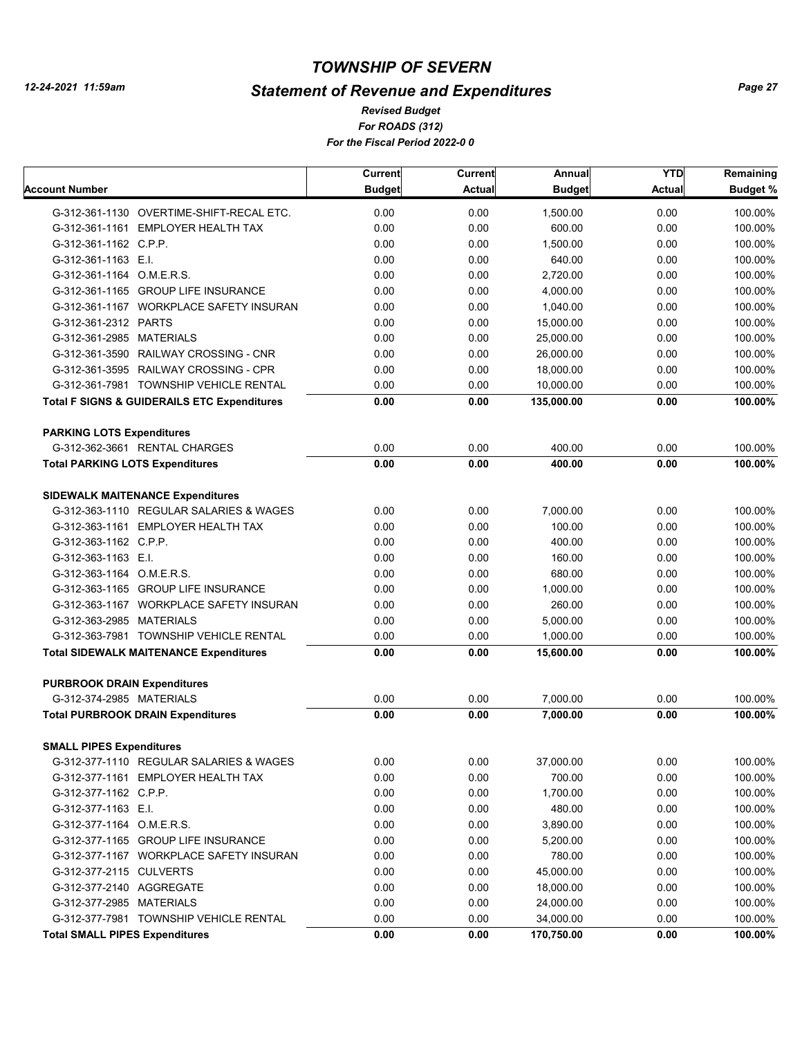# TOWNSHIP OF SEVERN

## Statement of Revenue and Expenditures

*Revised Budget*
*For ROADS (312)*
*For the Fiscal Period 2022-0 0*

12-24-2021 11:59am

| Account Number | Current Budget | Current Actual | Annual Budget | YTD Actual | Remaining Budget % |
|---|---|---|---|---|---|
| G-312-361-1130 OVERTIME-SHIFT-RECAL ETC. | 0.00 | 0.00 | 1,500.00 | 0.00 | 100.00% |
| G-312-361-1161 EMPLOYER HEALTH TAX | 0.00 | 0.00 | 600.00 | 0.00 | 100.00% |
| G-312-361-1162 C.P.P. | 0.00 | 0.00 | 1,500.00 | 0.00 | 100.00% |
| G-312-361-1163 E.I. | 0.00 | 0.00 | 640.00 | 0.00 | 100.00% |
| G-312-361-1164 O.M.E.R.S. | 0.00 | 0.00 | 2,720.00 | 0.00 | 100.00% |
| G-312-361-1165 GROUP LIFE INSURANCE | 0.00 | 0.00 | 4,000.00 | 0.00 | 100.00% |
| G-312-361-1167 WORKPLACE SAFETY INSURAN | 0.00 | 0.00 | 1,040.00 | 0.00 | 100.00% |
| G-312-361-2312 PARTS | 0.00 | 0.00 | 15,000.00 | 0.00 | 100.00% |
| G-312-361-2985 MATERIALS | 0.00 | 0.00 | 25,000.00 | 0.00 | 100.00% |
| G-312-361-3590 RAILWAY CROSSING - CNR | 0.00 | 0.00 | 26,000.00 | 0.00 | 100.00% |
| G-312-361-3595 RAILWAY CROSSING - CPR | 0.00 | 0.00 | 18,000.00 | 0.00 | 100.00% |
| G-312-361-7981 TOWNSHIP VEHICLE RENTAL | 0.00 | 0.00 | 10,000.00 | 0.00 | 100.00% |
| **Total F SIGNS & GUIDERAILS ETC Expenditures** | **0.00** | **0.00** | **135,000.00** | **0.00** | **100.00%** |
| **PARKING LOTS Expenditures** | | | | | |
| G-312-362-3661 RENTAL CHARGES | 0.00 | 0.00 | 400.00 | 0.00 | 100.00% |
| **Total PARKING LOTS Expenditures** | **0.00** | **0.00** | **400.00** | **0.00** | **100.00%** |
| **SIDEWALK MAITENANCE Expenditures** | | | | | |
| G-312-363-1110 REGULAR SALARIES & WAGES | 0.00 | 0.00 | 7,000.00 | 0.00 | 100.00% |
| G-312-363-1161 EMPLOYER HEALTH TAX | 0.00 | 0.00 | 100.00 | 0.00 | 100.00% |
| G-312-363-1162 C.P.P. | 0.00 | 0.00 | 400.00 | 0.00 | 100.00% |
| G-312-363-1163 E.I. | 0.00 | 0.00 | 160.00 | 0.00 | 100.00% |
| G-312-363-1164 O.M.E.R.S. | 0.00 | 0.00 | 680.00 | 0.00 | 100.00% |
| G-312-363-1165 GROUP LIFE INSURANCE | 0.00 | 0.00 | 1,000.00 | 0.00 | 100.00% |
| G-312-363-1167 WORKPLACE SAFETY INSURAN | 0.00 | 0.00 | 260.00 | 0.00 | 100.00% |
| G-312-363-2985 MATERIALS | 0.00 | 0.00 | 5,000.00 | 0.00 | 100.00% |
| G-312-363-7981 TOWNSHIP VEHICLE RENTAL | 0.00 | 0.00 | 1,000.00 | 0.00 | 100.00% |
| **Total SIDEWALK MAITENANCE Expenditures** | **0.00** | **0.00** | **15,600.00** | **0.00** | **100.00%** |
| **PURBROOK DRAIN Expenditures** | | | | | |
| G-312-374-2985 MATERIALS | 0.00 | 0.00 | 7,000.00 | 0.00 | 100.00% |
| **Total PURBROOK DRAIN Expenditures** | **0.00** | **0.00** | **7,000.00** | **0.00** | **100.00%** |
| **SMALL PIPES Expenditures** | | | | | |
| G-312-377-1110 REGULAR SALARIES & WAGES | 0.00 | 0.00 | 37,000.00 | 0.00 | 100.00% |
| G-312-377-1161 EMPLOYER HEALTH TAX | 0.00 | 0.00 | 700.00 | 0.00 | 100.00% |
| G-312-377-1162 C.P.P. | 0.00 | 0.00 | 1,700.00 | 0.00 | 100.00% |
| G-312-377-1163 E.I. | 0.00 | 0.00 | 480.00 | 0.00 | 100.00% |
| G-312-377-1164 O.M.E.R.S. | 0.00 | 0.00 | 3,890.00 | 0.00 | 100.00% |
| G-312-377-1165 GROUP LIFE INSURANCE | 0.00 | 0.00 | 5,200.00 | 0.00 | 100.00% |
| G-312-377-1167 WORKPLACE SAFETY INSURAN | 0.00 | 0.00 | 780.00 | 0.00 | 100.00% |
| G-312-377-2115 CULVERTS | 0.00 | 0.00 | 45,000.00 | 0.00 | 100.00% |
| G-312-377-2140 AGGREGATE | 0.00 | 0.00 | 18,000.00 | 0.00 | 100.00% |
| G-312-377-2985 MATERIALS | 0.00 | 0.00 | 24,000.00 | 0.00 | 100.00% |
| G-312-377-7981 TOWNSHIP VEHICLE RENTAL | 0.00 | 0.00 | 34,000.00 | 0.00 | 100.00% |
| **Total SMALL PIPES Expenditures** | **0.00** | **0.00** | **170,750.00** | **0.00** | **100.00%** |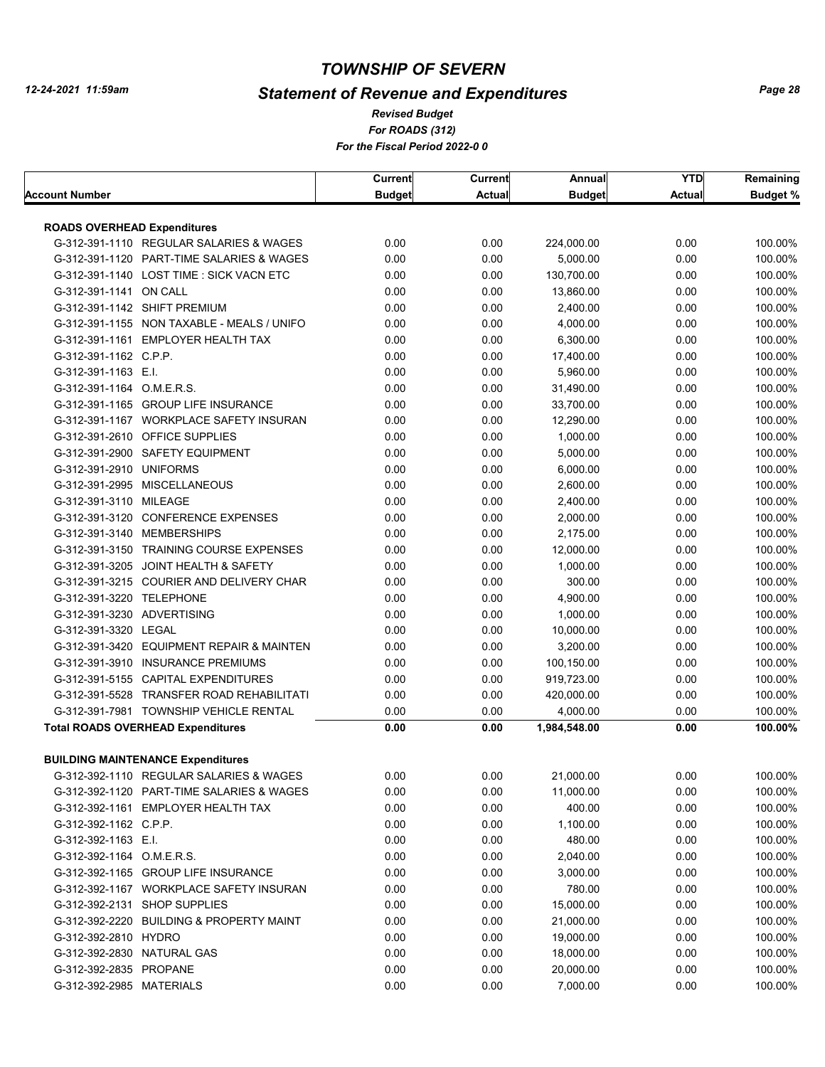# TOWNSHIP OF SEVERN

## Statement of Revenue and Expenditures

*Revised Budget*
*For ROADS (312)*
*For the Fiscal Period 2022-0 0*

12-24-2021 11:59am

| Account Number | Current Budget | Current Actual | Annual Budget | YTD Actual | Remaining Budget % |
|---|---|---|---|---|---|
| **ROADS OVERHEAD Expenditures** | | | | | |
| G-312-391-1110 REGULAR SALARIES & WAGES | 0.00 | 0.00 | 224,000.00 | 0.00 | 100.00% |
| G-312-391-1120 PART-TIME SALARIES & WAGES | 0.00 | 0.00 | 5,000.00 | 0.00 | 100.00% |
| G-312-391-1140 LOST TIME : SICK VACN ETC | 0.00 | 0.00 | 130,700.00 | 0.00 | 100.00% |
| G-312-391-1141 ON CALL | 0.00 | 0.00 | 13,860.00 | 0.00 | 100.00% |
| G-312-391-1142 SHIFT PREMIUM | 0.00 | 0.00 | 2,400.00 | 0.00 | 100.00% |
| G-312-391-1155 NON TAXABLE - MEALS / UNIFO | 0.00 | 0.00 | 4,000.00 | 0.00 | 100.00% |
| G-312-391-1161 EMPLOYER HEALTH TAX | 0.00 | 0.00 | 6,300.00 | 0.00 | 100.00% |
| G-312-391-1162 C.P.P. | 0.00 | 0.00 | 17,400.00 | 0.00 | 100.00% |
| G-312-391-1163 E.I. | 0.00 | 0.00 | 5,960.00 | 0.00 | 100.00% |
| G-312-391-1164 O.M.E.R.S. | 0.00 | 0.00 | 31,490.00 | 0.00 | 100.00% |
| G-312-391-1165 GROUP LIFE INSURANCE | 0.00 | 0.00 | 33,700.00 | 0.00 | 100.00% |
| G-312-391-1167 WORKPLACE SAFETY INSURAN | 0.00 | 0.00 | 12,290.00 | 0.00 | 100.00% |
| G-312-391-2610 OFFICE SUPPLIES | 0.00 | 0.00 | 1,000.00 | 0.00 | 100.00% |
| G-312-391-2900 SAFETY EQUIPMENT | 0.00 | 0.00 | 5,000.00 | 0.00 | 100.00% |
| G-312-391-2910 UNIFORMS | 0.00 | 0.00 | 6,000.00 | 0.00 | 100.00% |
| G-312-391-2995 MISCELLANEOUS | 0.00 | 0.00 | 2,600.00 | 0.00 | 100.00% |
| G-312-391-3110 MILEAGE | 0.00 | 0.00 | 2,400.00 | 0.00 | 100.00% |
| G-312-391-3120 CONFERENCE EXPENSES | 0.00 | 0.00 | 2,000.00 | 0.00 | 100.00% |
| G-312-391-3140 MEMBERSHIPS | 0.00 | 0.00 | 2,175.00 | 0.00 | 100.00% |
| G-312-391-3150 TRAINING COURSE EXPENSES | 0.00 | 0.00 | 12,000.00 | 0.00 | 100.00% |
| G-312-391-3205 JOINT HEALTH & SAFETY | 0.00 | 0.00 | 1,000.00 | 0.00 | 100.00% |
| G-312-391-3215 COURIER AND DELIVERY CHAR | 0.00 | 0.00 | 300.00 | 0.00 | 100.00% |
| G-312-391-3220 TELEPHONE | 0.00 | 0.00 | 4,900.00 | 0.00 | 100.00% |
| G-312-391-3230 ADVERTISING | 0.00 | 0.00 | 1,000.00 | 0.00 | 100.00% |
| G-312-391-3320 LEGAL | 0.00 | 0.00 | 10,000.00 | 0.00 | 100.00% |
| G-312-391-3420 EQUIPMENT REPAIR & MAINTEN | 0.00 | 0.00 | 3,200.00 | 0.00 | 100.00% |
| G-312-391-3910 INSURANCE PREMIUMS | 0.00 | 0.00 | 100,150.00 | 0.00 | 100.00% |
| G-312-391-5155 CAPITAL EXPENDITURES | 0.00 | 0.00 | 919,723.00 | 0.00 | 100.00% |
| G-312-391-5528 TRANSFER ROAD REHABILITATI | 0.00 | 0.00 | 420,000.00 | 0.00 | 100.00% |
| G-312-391-7981 TOWNSHIP VEHICLE RENTAL | 0.00 | 0.00 | 4,000.00 | 0.00 | 100.00% |
| **Total ROADS OVERHEAD Expenditures** | **0.00** | **0.00** | **1,984,548.00** | **0.00** | **100.00%** |
| **BUILDING MAINTENANCE Expenditures** | | | | | |
| G-312-392-1110 REGULAR SALARIES & WAGES | 0.00 | 0.00 | 21,000.00 | 0.00 | 100.00% |
| G-312-392-1120 PART-TIME SALARIES & WAGES | 0.00 | 0.00 | 11,000.00 | 0.00 | 100.00% |
| G-312-392-1161 EMPLOYER HEALTH TAX | 0.00 | 0.00 | 400.00 | 0.00 | 100.00% |
| G-312-392-1162 C.P.P. | 0.00 | 0.00 | 1,100.00 | 0.00 | 100.00% |
| G-312-392-1163 E.I. | 0.00 | 0.00 | 480.00 | 0.00 | 100.00% |
| G-312-392-1164 O.M.E.R.S. | 0.00 | 0.00 | 2,040.00 | 0.00 | 100.00% |
| G-312-392-1165 GROUP LIFE INSURANCE | 0.00 | 0.00 | 3,000.00 | 0.00 | 100.00% |
| G-312-392-1167 WORKPLACE SAFETY INSURAN | 0.00 | 0.00 | 780.00 | 0.00 | 100.00% |
| G-312-392-2131 SHOP SUPPLIES | 0.00 | 0.00 | 15,000.00 | 0.00 | 100.00% |
| G-312-392-2220 BUILDING & PROPERTY MAINT | 0.00 | 0.00 | 21,000.00 | 0.00 | 100.00% |
| G-312-392-2810 HYDRO | 0.00 | 0.00 | 19,000.00 | 0.00 | 100.00% |
| G-312-392-2830 NATURAL GAS | 0.00 | 0.00 | 18,000.00 | 0.00 | 100.00% |
| G-312-392-2835 PROPANE | 0.00 | 0.00 | 20,000.00 | 0.00 | 100.00% |
| G-312-392-2985 MATERIALS | 0.00 | 0.00 | 7,000.00 | 0.00 | 100.00% |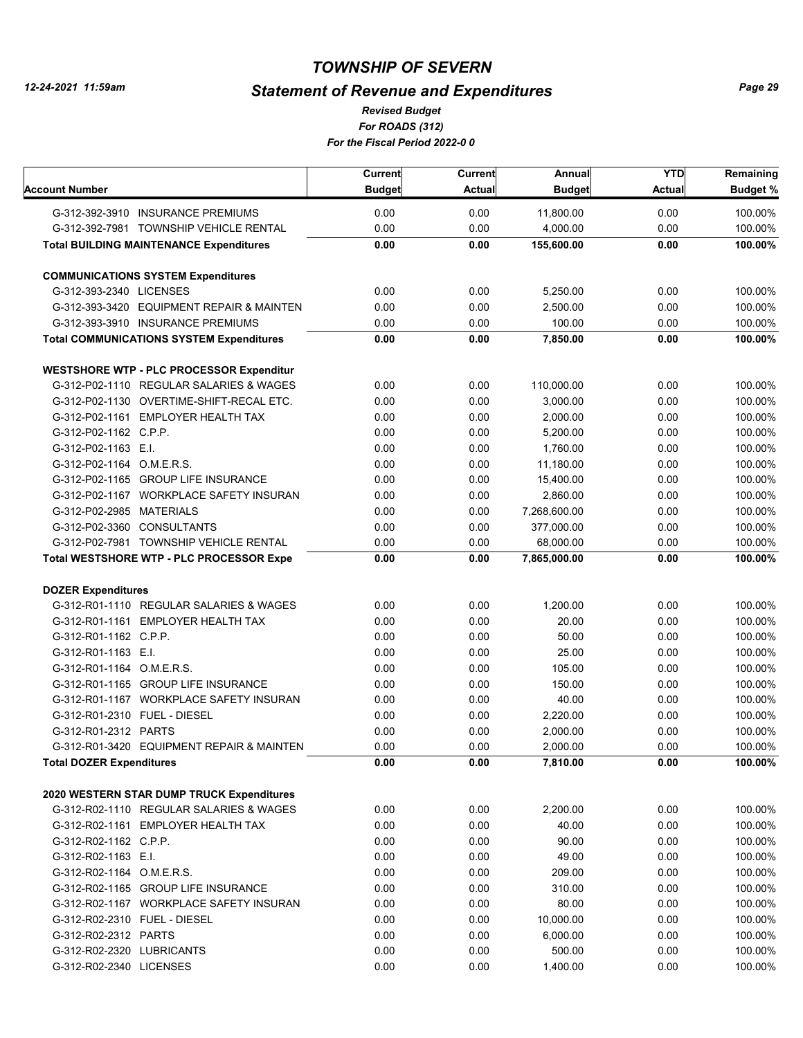# TOWNSHIP OF SEVERN

## Statement of Revenue and Expenditures

*Revised Budget*

*For ROADS (312)*

*For the Fiscal Period 2022-0 0*

| Account Number | Current Budget | Current Actual | Annual Budget | YTD Actual | Remaining Budget % |
|---|---|---|---|---|---|
| G-312-392-3910 INSURANCE PREMIUMS | 0.00 | 0.00 | 11,800.00 | 0.00 | 100.00% |
| G-312-392-7981 TOWNSHIP VEHICLE RENTAL | 0.00 | 0.00 | 4,000.00 | 0.00 | 100.00% |
| **Total BUILDING MAINTENANCE Expenditures** | **0.00** | **0.00** | **155,600.00** | **0.00** | **100.00%** |
| **COMMUNICATIONS SYSTEM Expenditures** | | | | | |
| G-312-393-2340 LICENSES | 0.00 | 0.00 | 5,250.00 | 0.00 | 100.00% |
| G-312-393-3420 EQUIPMENT REPAIR & MAINTEN | 0.00 | 0.00 | 2,500.00 | 0.00 | 100.00% |
| G-312-393-3910 INSURANCE PREMIUMS | 0.00 | 0.00 | 100.00 | 0.00 | 100.00% |
| **Total COMMUNICATIONS SYSTEM Expenditures** | **0.00** | **0.00** | **7,850.00** | **0.00** | **100.00%** |
| **WESTSHORE WTP - PLC PROCESSOR Expenditur** | | | | | |
| G-312-P02-1110 REGULAR SALARIES & WAGES | 0.00 | 0.00 | 110,000.00 | 0.00 | 100.00% |
| G-312-P02-1130 OVERTIME-SHIFT-RECAL ETC. | 0.00 | 0.00 | 3,000.00 | 0.00 | 100.00% |
| G-312-P02-1161 EMPLOYER HEALTH TAX | 0.00 | 0.00 | 2,000.00 | 0.00 | 100.00% |
| G-312-P02-1162 C.P.P. | 0.00 | 0.00 | 5,200.00 | 0.00 | 100.00% |
| G-312-P02-1163 E.I. | 0.00 | 0.00 | 1,760.00 | 0.00 | 100.00% |
| G-312-P02-1164 O.M.E.R.S. | 0.00 | 0.00 | 11,180.00 | 0.00 | 100.00% |
| G-312-P02-1165 GROUP LIFE INSURANCE | 0.00 | 0.00 | 15,400.00 | 0.00 | 100.00% |
| G-312-P02-1167 WORKPLACE SAFETY INSURAN | 0.00 | 0.00 | 2,860.00 | 0.00 | 100.00% |
| G-312-P02-2985 MATERIALS | 0.00 | 0.00 | 7,268,600.00 | 0.00 | 100.00% |
| G-312-P02-3360 CONSULTANTS | 0.00 | 0.00 | 377,000.00 | 0.00 | 100.00% |
| G-312-P02-7981 TOWNSHIP VEHICLE RENTAL | 0.00 | 0.00 | 68,000.00 | 0.00 | 100.00% |
| **Total WESTSHORE WTP - PLC PROCESSOR Expe** | **0.00** | **0.00** | **7,865,000.00** | **0.00** | **100.00%** |
| **DOZER Expenditures** | | | | | |
| G-312-R01-1110 REGULAR SALARIES & WAGES | 0.00 | 0.00 | 1,200.00 | 0.00 | 100.00% |
| G-312-R01-1161 EMPLOYER HEALTH TAX | 0.00 | 0.00 | 20.00 | 0.00 | 100.00% |
| G-312-R01-1162 C.P.P. | 0.00 | 0.00 | 50.00 | 0.00 | 100.00% |
| G-312-R01-1163 E.I. | 0.00 | 0.00 | 25.00 | 0.00 | 100.00% |
| G-312-R01-1164 O.M.E.R.S. | 0.00 | 0.00 | 105.00 | 0.00 | 100.00% |
| G-312-R01-1165 GROUP LIFE INSURANCE | 0.00 | 0.00 | 150.00 | 0.00 | 100.00% |
| G-312-R01-1167 WORKPLACE SAFETY INSURAN | 0.00 | 0.00 | 40.00 | 0.00 | 100.00% |
| G-312-R01-2310 FUEL - DIESEL | 0.00 | 0.00 | 2,220.00 | 0.00 | 100.00% |
| G-312-R01-2312 PARTS | 0.00 | 0.00 | 2,000.00 | 0.00 | 100.00% |
| G-312-R01-3420 EQUIPMENT REPAIR & MAINTEN | 0.00 | 0.00 | 2,000.00 | 0.00 | 100.00% |
| **Total DOZER Expenditures** | **0.00** | **0.00** | **7,810.00** | **0.00** | **100.00%** |
| **2020 WESTERN STAR DUMP TRUCK Expenditures** | | | | | |
| G-312-R02-1110 REGULAR SALARIES & WAGES | 0.00 | 0.00 | 2,200.00 | 0.00 | 100.00% |
| G-312-R02-1161 EMPLOYER HEALTH TAX | 0.00 | 0.00 | 40.00 | 0.00 | 100.00% |
| G-312-R02-1162 C.P.P. | 0.00 | 0.00 | 90.00 | 0.00 | 100.00% |
| G-312-R02-1163 E.I. | 0.00 | 0.00 | 49.00 | 0.00 | 100.00% |
| G-312-R02-1164 O.M.E.R.S. | 0.00 | 0.00 | 209.00 | 0.00 | 100.00% |
| G-312-R02-1165 GROUP LIFE INSURANCE | 0.00 | 0.00 | 310.00 | 0.00 | 100.00% |
| G-312-R02-1167 WORKPLACE SAFETY INSURAN | 0.00 | 0.00 | 80.00 | 0.00 | 100.00% |
| G-312-R02-2310 FUEL - DIESEL | 0.00 | 0.00 | 10,000.00 | 0.00 | 100.00% |
| G-312-R02-2312 PARTS | 0.00 | 0.00 | 6,000.00 | 0.00 | 100.00% |
| G-312-R02-2320 LUBRICANTS | 0.00 | 0.00 | 500.00 | 0.00 | 100.00% |
| G-312-R02-2340 LICENSES | 0.00 | 0.00 | 1,400.00 | 0.00 | 100.00% |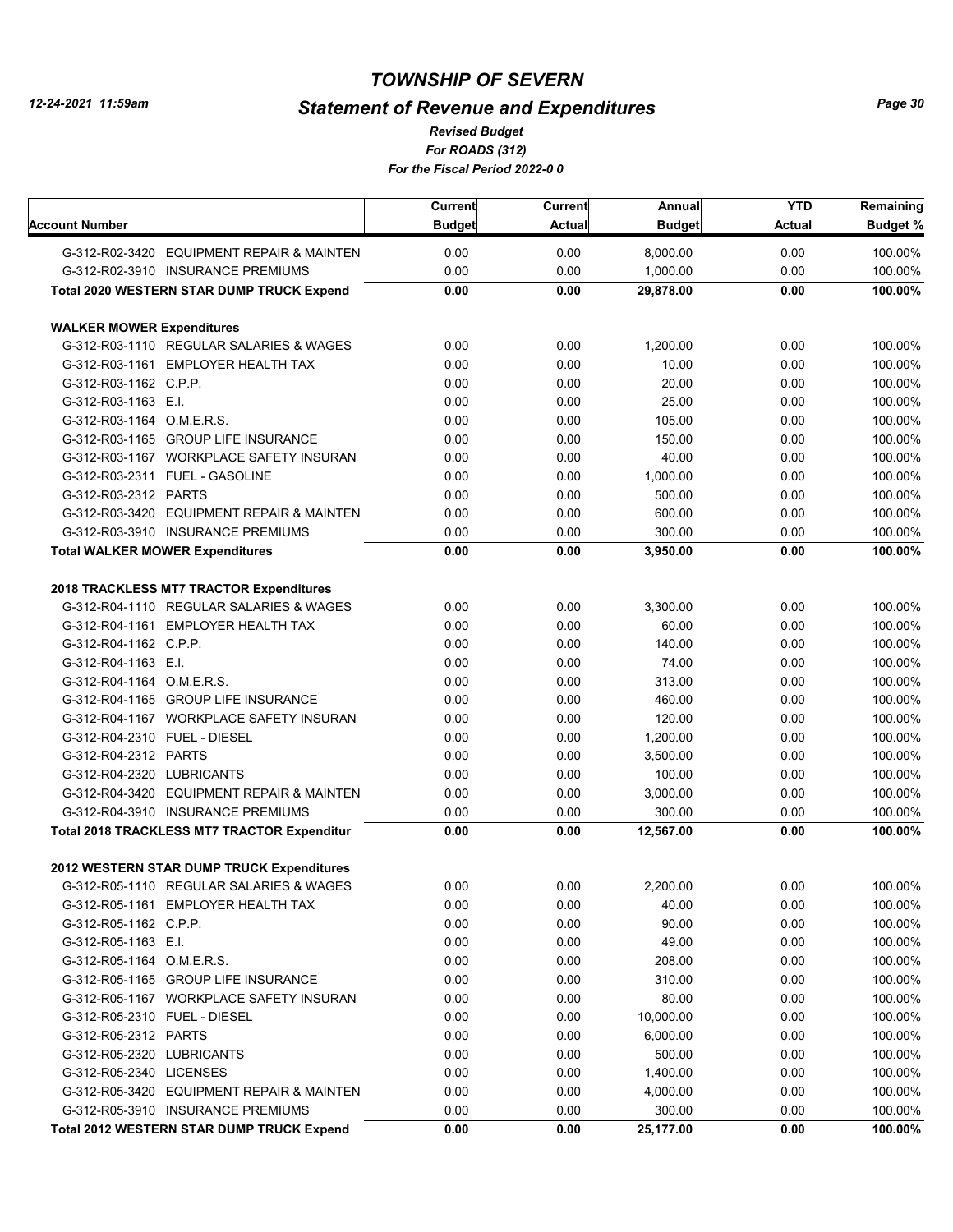# TOWNSHIP OF SEVERN

## Statement of Revenue and Expenditures

*Revised Budget*
*For ROADS (312)*
*For the Fiscal Period 2022-0 0*

12-24-2021 11:59am

| Account Number | Current Budget | Current Actual | Annual Budget | YTD Actual | Remaining Budget % |
|---|---|---|---|---|---|
| G-312-R02-3420 EQUIPMENT REPAIR & MAINTEN | 0.00 | 0.00 | 8,000.00 | 0.00 | 100.00% |
| G-312-R02-3910 INSURANCE PREMIUMS | 0.00 | 0.00 | 1,000.00 | 0.00 | 100.00% |
| **Total 2020 WESTERN STAR DUMP TRUCK Expend** | **0.00** | **0.00** | **29,878.00** | **0.00** | **100.00%** |
| **WALKER MOWER Expenditures** | | | | | |
| G-312-R03-1110 REGULAR SALARIES & WAGES | 0.00 | 0.00 | 1,200.00 | 0.00 | 100.00% |
| G-312-R03-1161 EMPLOYER HEALTH TAX | 0.00 | 0.00 | 10.00 | 0.00 | 100.00% |
| G-312-R03-1162 C.P.P. | 0.00 | 0.00 | 20.00 | 0.00 | 100.00% |
| G-312-R03-1163 E.I. | 0.00 | 0.00 | 25.00 | 0.00 | 100.00% |
| G-312-R03-1164 O.M.E.R.S. | 0.00 | 0.00 | 105.00 | 0.00 | 100.00% |
| G-312-R03-1165 GROUP LIFE INSURANCE | 0.00 | 0.00 | 150.00 | 0.00 | 100.00% |
| G-312-R03-1167 WORKPLACE SAFETY INSURAN | 0.00 | 0.00 | 40.00 | 0.00 | 100.00% |
| G-312-R03-2311 FUEL - GASOLINE | 0.00 | 0.00 | 1,000.00 | 0.00 | 100.00% |
| G-312-R03-2312 PARTS | 0.00 | 0.00 | 500.00 | 0.00 | 100.00% |
| G-312-R03-3420 EQUIPMENT REPAIR & MAINTEN | 0.00 | 0.00 | 600.00 | 0.00 | 100.00% |
| G-312-R03-3910 INSURANCE PREMIUMS | 0.00 | 0.00 | 300.00 | 0.00 | 100.00% |
| **Total WALKER MOWER Expenditures** | **0.00** | **0.00** | **3,950.00** | **0.00** | **100.00%** |
| **2018 TRACKLESS MT7 TRACTOR Expenditures** | | | | | |
| G-312-R04-1110 REGULAR SALARIES & WAGES | 0.00 | 0.00 | 3,300.00 | 0.00 | 100.00% |
| G-312-R04-1161 EMPLOYER HEALTH TAX | 0.00 | 0.00 | 60.00 | 0.00 | 100.00% |
| G-312-R04-1162 C.P.P. | 0.00 | 0.00 | 140.00 | 0.00 | 100.00% |
| G-312-R04-1163 E.I. | 0.00 | 0.00 | 74.00 | 0.00 | 100.00% |
| G-312-R04-1164 O.M.E.R.S. | 0.00 | 0.00 | 313.00 | 0.00 | 100.00% |
| G-312-R04-1165 GROUP LIFE INSURANCE | 0.00 | 0.00 | 460.00 | 0.00 | 100.00% |
| G-312-R04-1167 WORKPLACE SAFETY INSURAN | 0.00 | 0.00 | 120.00 | 0.00 | 100.00% |
| G-312-R04-2310 FUEL - DIESEL | 0.00 | 0.00 | 1,200.00 | 0.00 | 100.00% |
| G-312-R04-2312 PARTS | 0.00 | 0.00 | 3,500.00 | 0.00 | 100.00% |
| G-312-R04-2320 LUBRICANTS | 0.00 | 0.00 | 100.00 | 0.00 | 100.00% |
| G-312-R04-3420 EQUIPMENT REPAIR & MAINTEN | 0.00 | 0.00 | 3,000.00 | 0.00 | 100.00% |
| G-312-R04-3910 INSURANCE PREMIUMS | 0.00 | 0.00 | 300.00 | 0.00 | 100.00% |
| **Total 2018 TRACKLESS MT7 TRACTOR Expenditur** | **0.00** | **0.00** | **12,567.00** | **0.00** | **100.00%** |
| **2012 WESTERN STAR DUMP TRUCK Expenditures** | | | | | |
| G-312-R05-1110 REGULAR SALARIES & WAGES | 0.00 | 0.00 | 2,200.00 | 0.00 | 100.00% |
| G-312-R05-1161 EMPLOYER HEALTH TAX | 0.00 | 0.00 | 40.00 | 0.00 | 100.00% |
| G-312-R05-1162 C.P.P. | 0.00 | 0.00 | 90.00 | 0.00 | 100.00% |
| G-312-R05-1163 E.I. | 0.00 | 0.00 | 49.00 | 0.00 | 100.00% |
| G-312-R05-1164 O.M.E.R.S. | 0.00 | 0.00 | 208.00 | 0.00 | 100.00% |
| G-312-R05-1165 GROUP LIFE INSURANCE | 0.00 | 0.00 | 310.00 | 0.00 | 100.00% |
| G-312-R05-1167 WORKPLACE SAFETY INSURAN | 0.00 | 0.00 | 80.00 | 0.00 | 100.00% |
| G-312-R05-2310 FUEL - DIESEL | 0.00 | 0.00 | 10,000.00 | 0.00 | 100.00% |
| G-312-R05-2312 PARTS | 0.00 | 0.00 | 6,000.00 | 0.00 | 100.00% |
| G-312-R05-2320 LUBRICANTS | 0.00 | 0.00 | 500.00 | 0.00 | 100.00% |
| G-312-R05-2340 LICENSES | 0.00 | 0.00 | 1,400.00 | 0.00 | 100.00% |
| G-312-R05-3420 EQUIPMENT REPAIR & MAINTEN | 0.00 | 0.00 | 4,000.00 | 0.00 | 100.00% |
| G-312-R05-3910 INSURANCE PREMIUMS | 0.00 | 0.00 | 300.00 | 0.00 | 100.00% |
| **Total 2012 WESTERN STAR DUMP TRUCK Expend** | **0.00** | **0.00** | **25,177.00** | **0.00** | **100.00%** |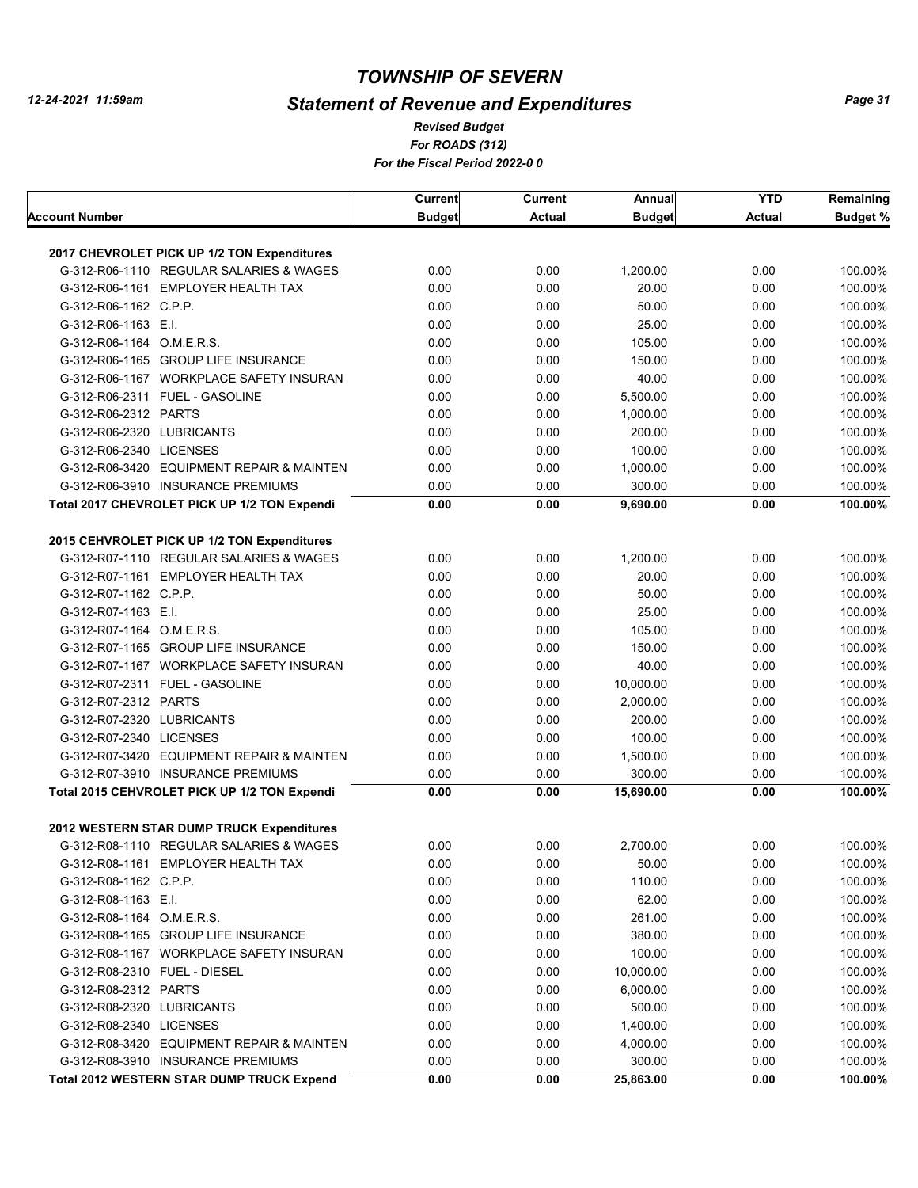# TOWNSHIP OF SEVERN

## Statement of Revenue and Expenditures

*Revised Budget*
*For ROADS (312)*
*For the Fiscal Period 2022-0 0*

12-24-2021 11:59am

| Account Number | Current Budget | Current Actual | Annual Budget | YTD Actual | Remaining Budget % |
|---|---|---|---|---|---|
| **2017 CHEVROLET PICK UP 1/2 TON Expenditures** | | | | | |
| G-312-R06-1110 REGULAR SALARIES & WAGES | 0.00 | 0.00 | 1,200.00 | 0.00 | 100.00% |
| G-312-R06-1161 EMPLOYER HEALTH TAX | 0.00 | 0.00 | 20.00 | 0.00 | 100.00% |
| G-312-R06-1162 C.P.P. | 0.00 | 0.00 | 50.00 | 0.00 | 100.00% |
| G-312-R06-1163 E.I. | 0.00 | 0.00 | 25.00 | 0.00 | 100.00% |
| G-312-R06-1164 O.M.E.R.S. | 0.00 | 0.00 | 105.00 | 0.00 | 100.00% |
| G-312-R06-1165 GROUP LIFE INSURANCE | 0.00 | 0.00 | 150.00 | 0.00 | 100.00% |
| G-312-R06-1167 WORKPLACE SAFETY INSURAN | 0.00 | 0.00 | 40.00 | 0.00 | 100.00% |
| G-312-R06-2311 FUEL - GASOLINE | 0.00 | 0.00 | 5,500.00 | 0.00 | 100.00% |
| G-312-R06-2312 PARTS | 0.00 | 0.00 | 1,000.00 | 0.00 | 100.00% |
| G-312-R06-2320 LUBRICANTS | 0.00 | 0.00 | 200.00 | 0.00 | 100.00% |
| G-312-R06-2340 LICENSES | 0.00 | 0.00 | 100.00 | 0.00 | 100.00% |
| G-312-R06-3420 EQUIPMENT REPAIR & MAINTEN | 0.00 | 0.00 | 1,000.00 | 0.00 | 100.00% |
| G-312-R06-3910 INSURANCE PREMIUMS | 0.00 | 0.00 | 300.00 | 0.00 | 100.00% |
| **Total 2017 CHEVROLET PICK UP 1/2 TON Expendi** | **0.00** | **0.00** | **9,690.00** | **0.00** | **100.00%** |
| **2015 CEHVROLET PICK UP 1/2 TON Expenditures** | | | | | |
| G-312-R07-1110 REGULAR SALARIES & WAGES | 0.00 | 0.00 | 1,200.00 | 0.00 | 100.00% |
| G-312-R07-1161 EMPLOYER HEALTH TAX | 0.00 | 0.00 | 20.00 | 0.00 | 100.00% |
| G-312-R07-1162 C.P.P. | 0.00 | 0.00 | 50.00 | 0.00 | 100.00% |
| G-312-R07-1163 E.I. | 0.00 | 0.00 | 25.00 | 0.00 | 100.00% |
| G-312-R07-1164 O.M.E.R.S. | 0.00 | 0.00 | 105.00 | 0.00 | 100.00% |
| G-312-R07-1165 GROUP LIFE INSURANCE | 0.00 | 0.00 | 150.00 | 0.00 | 100.00% |
| G-312-R07-1167 WORKPLACE SAFETY INSURAN | 0.00 | 0.00 | 40.00 | 0.00 | 100.00% |
| G-312-R07-2311 FUEL - GASOLINE | 0.00 | 0.00 | 10,000.00 | 0.00 | 100.00% |
| G-312-R07-2312 PARTS | 0.00 | 0.00 | 2,000.00 | 0.00 | 100.00% |
| G-312-R07-2320 LUBRICANTS | 0.00 | 0.00 | 200.00 | 0.00 | 100.00% |
| G-312-R07-2340 LICENSES | 0.00 | 0.00 | 100.00 | 0.00 | 100.00% |
| G-312-R07-3420 EQUIPMENT REPAIR & MAINTEN | 0.00 | 0.00 | 1,500.00 | 0.00 | 100.00% |
| G-312-R07-3910 INSURANCE PREMIUMS | 0.00 | 0.00 | 300.00 | 0.00 | 100.00% |
| **Total 2015 CEHVROLET PICK UP 1/2 TON Expendi** | **0.00** | **0.00** | **15,690.00** | **0.00** | **100.00%** |
| **2012 WESTERN STAR DUMP TRUCK Expenditures** | | | | | |
| G-312-R08-1110 REGULAR SALARIES & WAGES | 0.00 | 0.00 | 2,700.00 | 0.00 | 100.00% |
| G-312-R08-1161 EMPLOYER HEALTH TAX | 0.00 | 0.00 | 50.00 | 0.00 | 100.00% |
| G-312-R08-1162 C.P.P. | 0.00 | 0.00 | 110.00 | 0.00 | 100.00% |
| G-312-R08-1163 E.I. | 0.00 | 0.00 | 62.00 | 0.00 | 100.00% |
| G-312-R08-1164 O.M.E.R.S. | 0.00 | 0.00 | 261.00 | 0.00 | 100.00% |
| G-312-R08-1165 GROUP LIFE INSURANCE | 0.00 | 0.00 | 380.00 | 0.00 | 100.00% |
| G-312-R08-1167 WORKPLACE SAFETY INSURAN | 0.00 | 0.00 | 100.00 | 0.00 | 100.00% |
| G-312-R08-2310 FUEL - DIESEL | 0.00 | 0.00 | 10,000.00 | 0.00 | 100.00% |
| G-312-R08-2312 PARTS | 0.00 | 0.00 | 6,000.00 | 0.00 | 100.00% |
| G-312-R08-2320 LUBRICANTS | 0.00 | 0.00 | 500.00 | 0.00 | 100.00% |
| G-312-R08-2340 LICENSES | 0.00 | 0.00 | 1,400.00 | 0.00 | 100.00% |
| G-312-R08-3420 EQUIPMENT REPAIR & MAINTEN | 0.00 | 0.00 | 4,000.00 | 0.00 | 100.00% |
| G-312-R08-3910 INSURANCE PREMIUMS | 0.00 | 0.00 | 300.00 | 0.00 | 100.00% |
| **Total 2012 WESTERN STAR DUMP TRUCK Expend** | **0.00** | **0.00** | **25,863.00** | **0.00** | **100.00%** |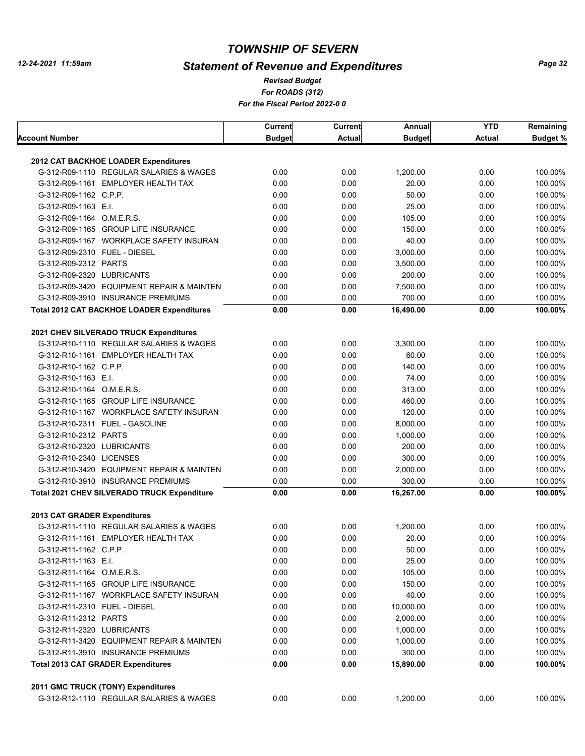# TOWNSHIP OF SEVERN

## Statement of Revenue and Expenditures

*Revised Budget*
*For ROADS (312)*
*For the Fiscal Period 2022-0 0*

| Account Number | Current Budget | Current Actual | Annual Budget | YTD Actual | Remaining Budget % |
|---|---|---|---|---|---|
| **2012 CAT BACKHOE LOADER Expenditures** | | | | | |
| G-312-R09-1110 REGULAR SALARIES & WAGES | 0.00 | 0.00 | 1,200.00 | 0.00 | 100.00% |
| G-312-R09-1161 EMPLOYER HEALTH TAX | 0.00 | 0.00 | 20.00 | 0.00 | 100.00% |
| G-312-R09-1162 C.P.P. | 0.00 | 0.00 | 50.00 | 0.00 | 100.00% |
| G-312-R09-1163 E.I. | 0.00 | 0.00 | 25.00 | 0.00 | 100.00% |
| G-312-R09-1164 O.M.E.R.S. | 0.00 | 0.00 | 105.00 | 0.00 | 100.00% |
| G-312-R09-1165 GROUP LIFE INSURANCE | 0.00 | 0.00 | 150.00 | 0.00 | 100.00% |
| G-312-R09-1167 WORKPLACE SAFETY INSURAN | 0.00 | 0.00 | 40.00 | 0.00 | 100.00% |
| G-312-R09-2310 FUEL - DIESEL | 0.00 | 0.00 | 3,000.00 | 0.00 | 100.00% |
| G-312-R09-2312 PARTS | 0.00 | 0.00 | 3,500.00 | 0.00 | 100.00% |
| G-312-R09-2320 LUBRICANTS | 0.00 | 0.00 | 200.00 | 0.00 | 100.00% |
| G-312-R09-3420 EQUIPMENT REPAIR & MAINTEN | 0.00 | 0.00 | 7,500.00 | 0.00 | 100.00% |
| G-312-R09-3910 INSURANCE PREMIUMS | 0.00 | 0.00 | 700.00 | 0.00 | 100.00% |
| **Total 2012 CAT BACKHOE LOADER Expenditures** | **0.00** | **0.00** | **16,490.00** | **0.00** | **100.00%** |
| **2021 CHEV SILVERADO TRUCK Expenditures** | | | | | |
| G-312-R10-1110 REGULAR SALARIES & WAGES | 0.00 | 0.00 | 3,300.00 | 0.00 | 100.00% |
| G-312-R10-1161 EMPLOYER HEALTH TAX | 0.00 | 0.00 | 60.00 | 0.00 | 100.00% |
| G-312-R10-1162 C.P.P. | 0.00 | 0.00 | 140.00 | 0.00 | 100.00% |
| G-312-R10-1163 E.I. | 0.00 | 0.00 | 74.00 | 0.00 | 100.00% |
| G-312-R10-1164 O.M.E.R.S. | 0.00 | 0.00 | 313.00 | 0.00 | 100.00% |
| G-312-R10-1165 GROUP LIFE INSURANCE | 0.00 | 0.00 | 460.00 | 0.00 | 100.00% |
| G-312-R10-1167 WORKPLACE SAFETY INSURAN | 0.00 | 0.00 | 120.00 | 0.00 | 100.00% |
| G-312-R10-2311 FUEL - GASOLINE | 0.00 | 0.00 | 8,000.00 | 0.00 | 100.00% |
| G-312-R10-2312 PARTS | 0.00 | 0.00 | 1,000.00 | 0.00 | 100.00% |
| G-312-R10-2320 LUBRICANTS | 0.00 | 0.00 | 200.00 | 0.00 | 100.00% |
| G-312-R10-2340 LICENSES | 0.00 | 0.00 | 300.00 | 0.00 | 100.00% |
| G-312-R10-3420 EQUIPMENT REPAIR & MAINTEN | 0.00 | 0.00 | 2,000.00 | 0.00 | 100.00% |
| G-312-R10-3910 INSURANCE PREMIUMS | 0.00 | 0.00 | 300.00 | 0.00 | 100.00% |
| **Total 2021 CHEV SILVERADO TRUCK Expenditure** | **0.00** | **0.00** | **16,267.00** | **0.00** | **100.00%** |
| **2013 CAT GRADER Expenditures** | | | | | |
| G-312-R11-1110 REGULAR SALARIES & WAGES | 0.00 | 0.00 | 1,200.00 | 0.00 | 100.00% |
| G-312-R11-1161 EMPLOYER HEALTH TAX | 0.00 | 0.00 | 20.00 | 0.00 | 100.00% |
| G-312-R11-1162 C.P.P. | 0.00 | 0.00 | 50.00 | 0.00 | 100.00% |
| G-312-R11-1163 E.I. | 0.00 | 0.00 | 25.00 | 0.00 | 100.00% |
| G-312-R11-1164 O.M.E.R.S. | 0.00 | 0.00 | 105.00 | 0.00 | 100.00% |
| G-312-R11-1165 GROUP LIFE INSURANCE | 0.00 | 0.00 | 150.00 | 0.00 | 100.00% |
| G-312-R11-1167 WORKPLACE SAFETY INSURAN | 0.00 | 0.00 | 40.00 | 0.00 | 100.00% |
| G-312-R11-2310 FUEL - DIESEL | 0.00 | 0.00 | 10,000.00 | 0.00 | 100.00% |
| G-312-R11-2312 PARTS | 0.00 | 0.00 | 2,000.00 | 0.00 | 100.00% |
| G-312-R11-2320 LUBRICANTS | 0.00 | 0.00 | 1,000.00 | 0.00 | 100.00% |
| G-312-R11-3420 EQUIPMENT REPAIR & MAINTEN | 0.00 | 0.00 | 1,000.00 | 0.00 | 100.00% |
| G-312-R11-3910 INSURANCE PREMIUMS | 0.00 | 0.00 | 300.00 | 0.00 | 100.00% |
| **Total 2013 CAT GRADER Expenditures** | **0.00** | **0.00** | **15,890.00** | **0.00** | **100.00%** |
| **2011 GMC TRUCK (TONY) Expenditures** | | | | | |
| G-312-R12-1110 REGULAR SALARIES & WAGES | 0.00 | 0.00 | 1,200.00 | 0.00 | 100.00% |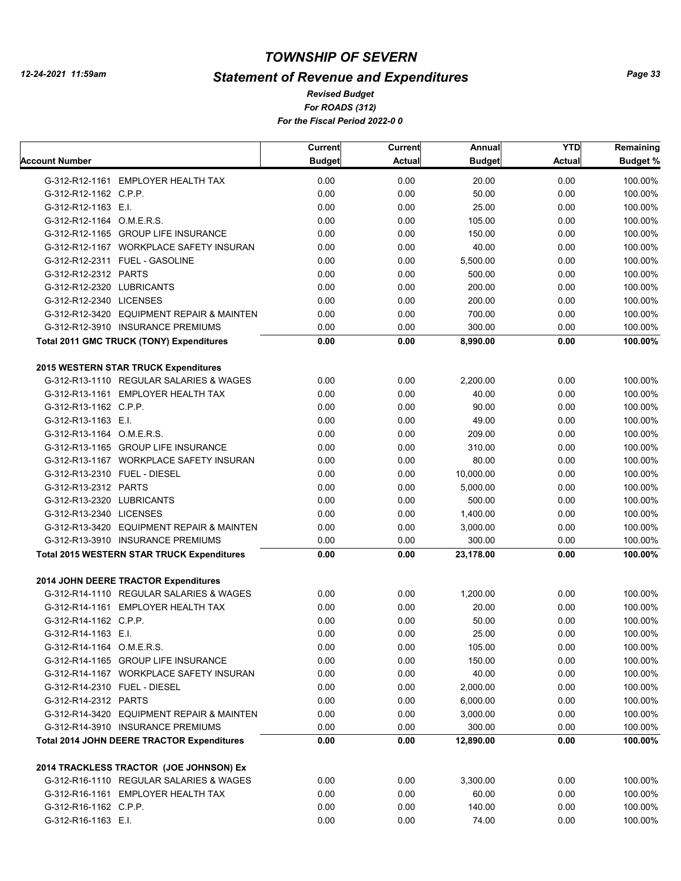# TOWNSHIP OF SEVERN

## Statement of Revenue and Expenditures

*Revised Budget*

*For ROADS (312)*

*For the Fiscal Period 2022-0 0*

| Account Number | Current Budget | Current Actual | Annual Budget | YTD Actual | Remaining Budget % |
|---|---|---|---|---|---|
| G-312-R12-1161 EMPLOYER HEALTH TAX | 0.00 | 0.00 | 20.00 | 0.00 | 100.00% |
| G-312-R12-1162 C.P.P. | 0.00 | 0.00 | 50.00 | 0.00 | 100.00% |
| G-312-R12-1163 E.I. | 0.00 | 0.00 | 25.00 | 0.00 | 100.00% |
| G-312-R12-1164 O.M.E.R.S. | 0.00 | 0.00 | 105.00 | 0.00 | 100.00% |
| G-312-R12-1165 GROUP LIFE INSURANCE | 0.00 | 0.00 | 150.00 | 0.00 | 100.00% |
| G-312-R12-1167 WORKPLACE SAFETY INSURAN | 0.00 | 0.00 | 40.00 | 0.00 | 100.00% |
| G-312-R12-2311 FUEL - GASOLINE | 0.00 | 0.00 | 5,500.00 | 0.00 | 100.00% |
| G-312-R12-2312 PARTS | 0.00 | 0.00 | 500.00 | 0.00 | 100.00% |
| G-312-R12-2320 LUBRICANTS | 0.00 | 0.00 | 200.00 | 0.00 | 100.00% |
| G-312-R12-2340 LICENSES | 0.00 | 0.00 | 200.00 | 0.00 | 100.00% |
| G-312-R12-3420 EQUIPMENT REPAIR & MAINTEN | 0.00 | 0.00 | 700.00 | 0.00 | 100.00% |
| G-312-R12-3910 INSURANCE PREMIUMS | 0.00 | 0.00 | 300.00 | 0.00 | 100.00% |
| **Total 2011 GMC TRUCK (TONY) Expenditures** | **0.00** | **0.00** | **8,990.00** | **0.00** | **100.00%** |
| **2015 WESTERN STAR TRUCK Expenditures** | | | | | |
| G-312-R13-1110 REGULAR SALARIES & WAGES | 0.00 | 0.00 | 2,200.00 | 0.00 | 100.00% |
| G-312-R13-1161 EMPLOYER HEALTH TAX | 0.00 | 0.00 | 40.00 | 0.00 | 100.00% |
| G-312-R13-1162 C.P.P. | 0.00 | 0.00 | 90.00 | 0.00 | 100.00% |
| G-312-R13-1163 E.I. | 0.00 | 0.00 | 49.00 | 0.00 | 100.00% |
| G-312-R13-1164 O.M.E.R.S. | 0.00 | 0.00 | 209.00 | 0.00 | 100.00% |
| G-312-R13-1165 GROUP LIFE INSURANCE | 0.00 | 0.00 | 310.00 | 0.00 | 100.00% |
| G-312-R13-1167 WORKPLACE SAFETY INSURAN | 0.00 | 0.00 | 80.00 | 0.00 | 100.00% |
| G-312-R13-2310 FUEL - DIESEL | 0.00 | 0.00 | 10,000.00 | 0.00 | 100.00% |
| G-312-R13-2312 PARTS | 0.00 | 0.00 | 5,000.00 | 0.00 | 100.00% |
| G-312-R13-2320 LUBRICANTS | 0.00 | 0.00 | 500.00 | 0.00 | 100.00% |
| G-312-R13-2340 LICENSES | 0.00 | 0.00 | 1,400.00 | 0.00 | 100.00% |
| G-312-R13-3420 EQUIPMENT REPAIR & MAINTEN | 0.00 | 0.00 | 3,000.00 | 0.00 | 100.00% |
| G-312-R13-3910 INSURANCE PREMIUMS | 0.00 | 0.00 | 300.00 | 0.00 | 100.00% |
| **Total 2015 WESTERN STAR TRUCK Expenditures** | **0.00** | **0.00** | **23,178.00** | **0.00** | **100.00%** |
| **2014 JOHN DEERE TRACTOR Expenditures** | | | | | |
| G-312-R14-1110 REGULAR SALARIES & WAGES | 0.00 | 0.00 | 1,200.00 | 0.00 | 100.00% |
| G-312-R14-1161 EMPLOYER HEALTH TAX | 0.00 | 0.00 | 20.00 | 0.00 | 100.00% |
| G-312-R14-1162 C.P.P. | 0.00 | 0.00 | 50.00 | 0.00 | 100.00% |
| G-312-R14-1163 E.I. | 0.00 | 0.00 | 25.00 | 0.00 | 100.00% |
| G-312-R14-1164 O.M.E.R.S. | 0.00 | 0.00 | 105.00 | 0.00 | 100.00% |
| G-312-R14-1165 GROUP LIFE INSURANCE | 0.00 | 0.00 | 150.00 | 0.00 | 100.00% |
| G-312-R14-1167 WORKPLACE SAFETY INSURAN | 0.00 | 0.00 | 40.00 | 0.00 | 100.00% |
| G-312-R14-2310 FUEL - DIESEL | 0.00 | 0.00 | 2,000.00 | 0.00 | 100.00% |
| G-312-R14-2312 PARTS | 0.00 | 0.00 | 6,000.00 | 0.00 | 100.00% |
| G-312-R14-3420 EQUIPMENT REPAIR & MAINTEN | 0.00 | 0.00 | 3,000.00 | 0.00 | 100.00% |
| G-312-R14-3910 INSURANCE PREMIUMS | 0.00 | 0.00 | 300.00 | 0.00 | 100.00% |
| **Total 2014 JOHN DEERE TRACTOR Expenditures** | **0.00** | **0.00** | **12,890.00** | **0.00** | **100.00%** |
| **2014 TRACKLESS TRACTOR (JOE JOHNSON) Ex** | | | | | |
| G-312-R16-1110 REGULAR SALARIES & WAGES | 0.00 | 0.00 | 3,300.00 | 0.00 | 100.00% |
| G-312-R16-1161 EMPLOYER HEALTH TAX | 0.00 | 0.00 | 60.00 | 0.00 | 100.00% |
| G-312-R16-1162 C.P.P. | 0.00 | 0.00 | 140.00 | 0.00 | 100.00% |
| G-312-R16-1163 E.I. | 0.00 | 0.00 | 74.00 | 0.00 | 100.00% |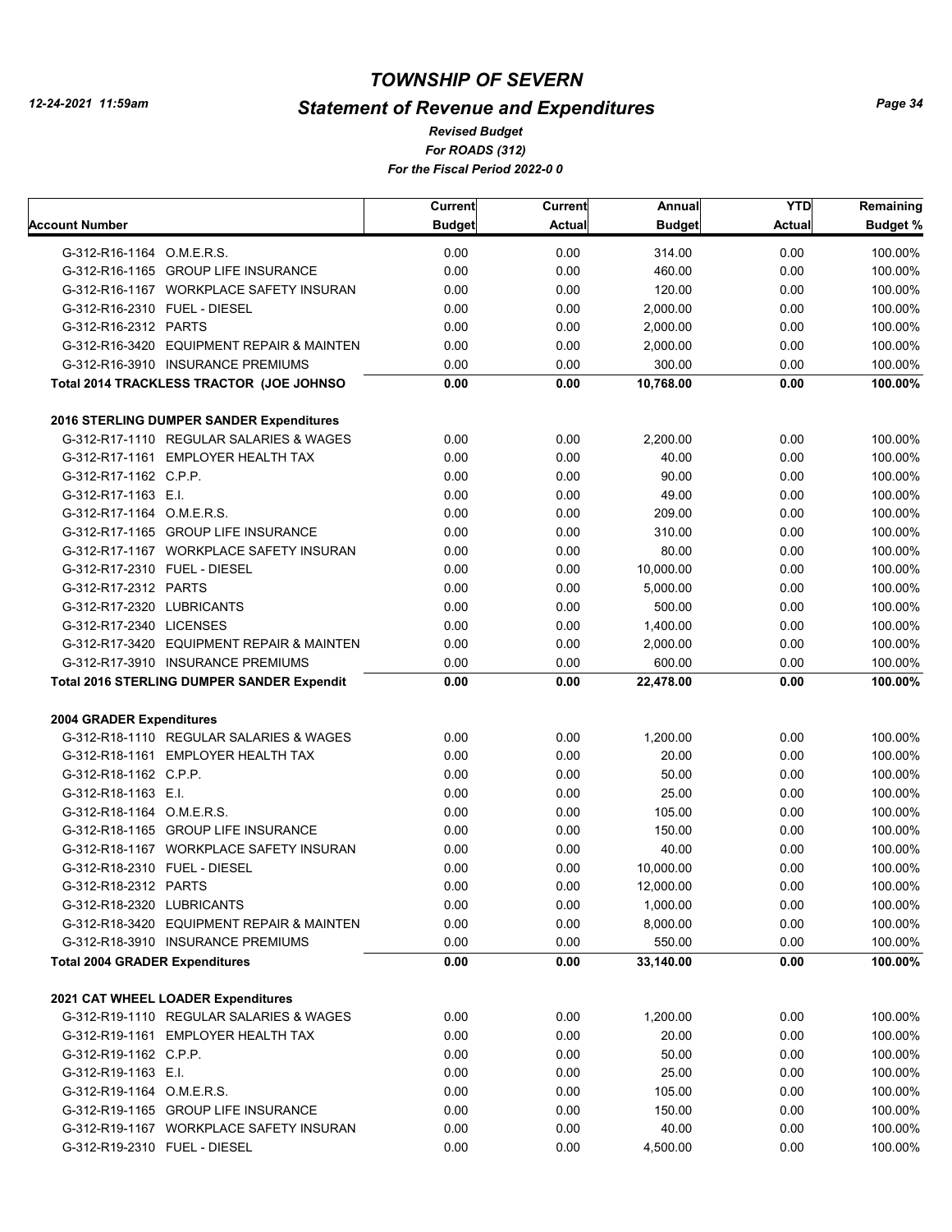# TOWNSHIP OF SEVERN

## Statement of Revenue and Expenditures

*Revised Budget*
*For ROADS (312)*
*For the Fiscal Period 2022-0 0*

| Account Number | Current Budget | Current Actual | Annual Budget | YTD Actual | Remaining Budget % |
|---|---|---|---|---|---|
| G-312-R16-1164 O.M.E.R.S. | 0.00 | 0.00 | 314.00 | 0.00 | 100.00% |
| G-312-R16-1165 GROUP LIFE INSURANCE | 0.00 | 0.00 | 460.00 | 0.00 | 100.00% |
| G-312-R16-1167 WORKPLACE SAFETY INSURAN | 0.00 | 0.00 | 120.00 | 0.00 | 100.00% |
| G-312-R16-2310 FUEL - DIESEL | 0.00 | 0.00 | 2,000.00 | 0.00 | 100.00% |
| G-312-R16-2312 PARTS | 0.00 | 0.00 | 2,000.00 | 0.00 | 100.00% |
| G-312-R16-3420 EQUIPMENT REPAIR & MAINTEN | 0.00 | 0.00 | 2,000.00 | 0.00 | 100.00% |
| G-312-R16-3910 INSURANCE PREMIUMS | 0.00 | 0.00 | 300.00 | 0.00 | 100.00% |
| **Total 2014 TRACKLESS TRACTOR (JOE JOHNSO** | **0.00** | **0.00** | **10,768.00** | **0.00** | **100.00%** |
| **2016 STERLING DUMPER SANDER Expenditures** | | | | | |
| G-312-R17-1110 REGULAR SALARIES & WAGES | 0.00 | 0.00 | 2,200.00 | 0.00 | 100.00% |
| G-312-R17-1161 EMPLOYER HEALTH TAX | 0.00 | 0.00 | 40.00 | 0.00 | 100.00% |
| G-312-R17-1162 C.P.P. | 0.00 | 0.00 | 90.00 | 0.00 | 100.00% |
| G-312-R17-1163 E.I. | 0.00 | 0.00 | 49.00 | 0.00 | 100.00% |
| G-312-R17-1164 O.M.E.R.S. | 0.00 | 0.00 | 209.00 | 0.00 | 100.00% |
| G-312-R17-1165 GROUP LIFE INSURANCE | 0.00 | 0.00 | 310.00 | 0.00 | 100.00% |
| G-312-R17-1167 WORKPLACE SAFETY INSURAN | 0.00 | 0.00 | 80.00 | 0.00 | 100.00% |
| G-312-R17-2310 FUEL - DIESEL | 0.00 | 0.00 | 10,000.00 | 0.00 | 100.00% |
| G-312-R17-2312 PARTS | 0.00 | 0.00 | 5,000.00 | 0.00 | 100.00% |
| G-312-R17-2320 LUBRICANTS | 0.00 | 0.00 | 500.00 | 0.00 | 100.00% |
| G-312-R17-2340 LICENSES | 0.00 | 0.00 | 1,400.00 | 0.00 | 100.00% |
| G-312-R17-3420 EQUIPMENT REPAIR & MAINTEN | 0.00 | 0.00 | 2,000.00 | 0.00 | 100.00% |
| G-312-R17-3910 INSURANCE PREMIUMS | 0.00 | 0.00 | 600.00 | 0.00 | 100.00% |
| **Total 2016 STERLING DUMPER SANDER Expendit** | **0.00** | **0.00** | **22,478.00** | **0.00** | **100.00%** |
| **2004 GRADER Expenditures** | | | | | |
| G-312-R18-1110 REGULAR SALARIES & WAGES | 0.00 | 0.00 | 1,200.00 | 0.00 | 100.00% |
| G-312-R18-1161 EMPLOYER HEALTH TAX | 0.00 | 0.00 | 20.00 | 0.00 | 100.00% |
| G-312-R18-1162 C.P.P. | 0.00 | 0.00 | 50.00 | 0.00 | 100.00% |
| G-312-R18-1163 E.I. | 0.00 | 0.00 | 25.00 | 0.00 | 100.00% |
| G-312-R18-1164 O.M.E.R.S. | 0.00 | 0.00 | 105.00 | 0.00 | 100.00% |
| G-312-R18-1165 GROUP LIFE INSURANCE | 0.00 | 0.00 | 150.00 | 0.00 | 100.00% |
| G-312-R18-1167 WORKPLACE SAFETY INSURAN | 0.00 | 0.00 | 40.00 | 0.00 | 100.00% |
| G-312-R18-2310 FUEL - DIESEL | 0.00 | 0.00 | 10,000.00 | 0.00 | 100.00% |
| G-312-R18-2312 PARTS | 0.00 | 0.00 | 12,000.00 | 0.00 | 100.00% |
| G-312-R18-2320 LUBRICANTS | 0.00 | 0.00 | 1,000.00 | 0.00 | 100.00% |
| G-312-R18-3420 EQUIPMENT REPAIR & MAINTEN | 0.00 | 0.00 | 8,000.00 | 0.00 | 100.00% |
| G-312-R18-3910 INSURANCE PREMIUMS | 0.00 | 0.00 | 550.00 | 0.00 | 100.00% |
| **Total 2004 GRADER Expenditures** | **0.00** | **0.00** | **33,140.00** | **0.00** | **100.00%** |
| **2021 CAT WHEEL LOADER Expenditures** | | | | | |
| G-312-R19-1110 REGULAR SALARIES & WAGES | 0.00 | 0.00 | 1,200.00 | 0.00 | 100.00% |
| G-312-R19-1161 EMPLOYER HEALTH TAX | 0.00 | 0.00 | 20.00 | 0.00 | 100.00% |
| G-312-R19-1162 C.P.P. | 0.00 | 0.00 | 50.00 | 0.00 | 100.00% |
| G-312-R19-1163 E.I. | 0.00 | 0.00 | 25.00 | 0.00 | 100.00% |
| G-312-R19-1164 O.M.E.R.S. | 0.00 | 0.00 | 105.00 | 0.00 | 100.00% |
| G-312-R19-1165 GROUP LIFE INSURANCE | 0.00 | 0.00 | 150.00 | 0.00 | 100.00% |
| G-312-R19-1167 WORKPLACE SAFETY INSURAN | 0.00 | 0.00 | 40.00 | 0.00 | 100.00% |
| G-312-R19-2310 FUEL - DIESEL | 0.00 | 0.00 | 4,500.00 | 0.00 | 100.00% |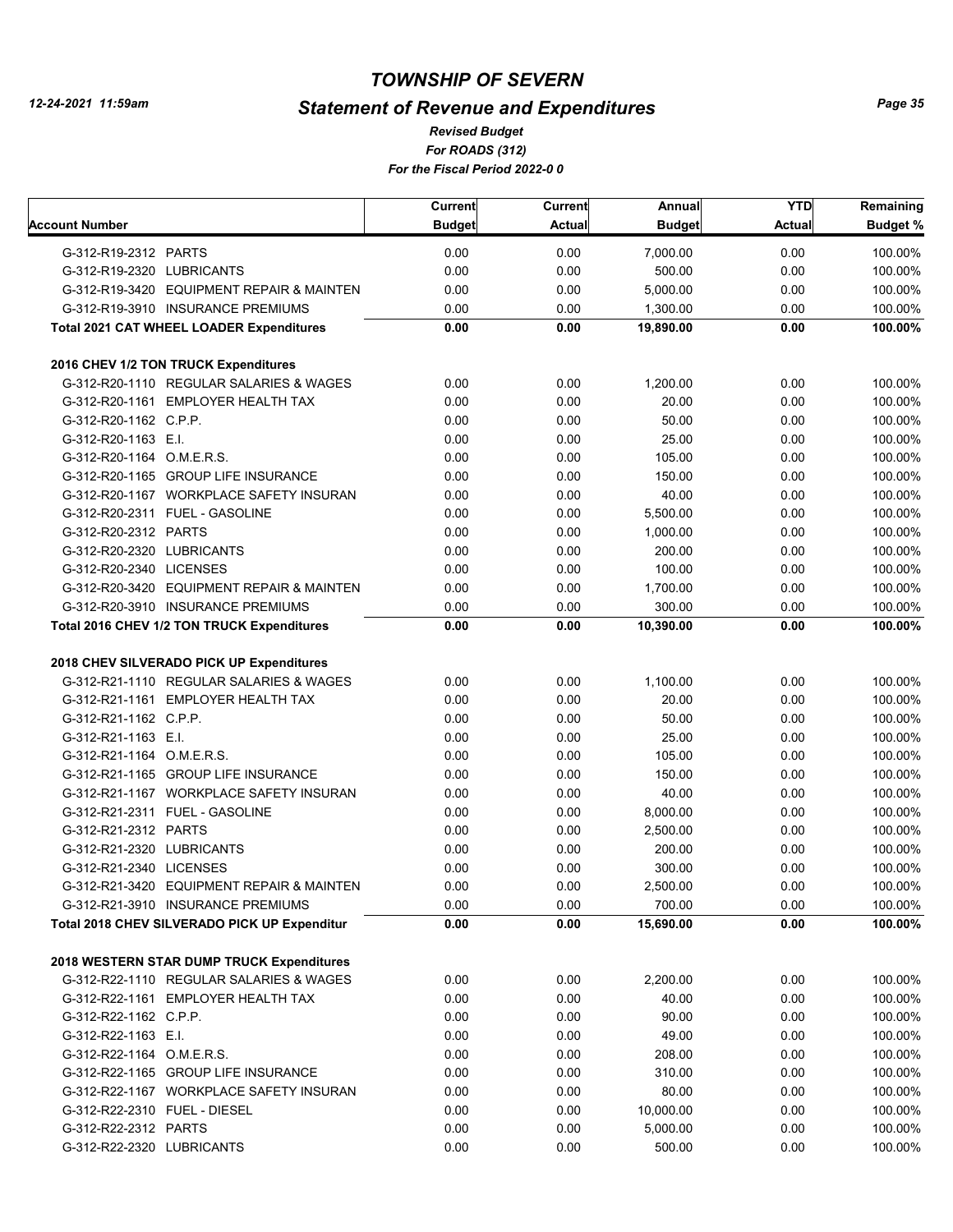# TOWNSHIP OF SEVERN

## Statement of Revenue and Expenditures

*Revised Budget*
*For ROADS (312)*
*For the Fiscal Period 2022-0 0*

12-24-2021 11:59am

| Account Number | Current Budget | Current Actual | Annual Budget | YTD Actual | Remaining Budget % |
|---|---|---|---|---|---|
| G-312-R19-2312 PARTS | 0.00 | 0.00 | 7,000.00 | 0.00 | 100.00% |
| G-312-R19-2320 LUBRICANTS | 0.00 | 0.00 | 500.00 | 0.00 | 100.00% |
| G-312-R19-3420 EQUIPMENT REPAIR & MAINTEN | 0.00 | 0.00 | 5,000.00 | 0.00 | 100.00% |
| G-312-R19-3910 INSURANCE PREMIUMS | 0.00 | 0.00 | 1,300.00 | 0.00 | 100.00% |
| **Total 2021 CAT WHEEL LOADER Expenditures** | **0.00** | **0.00** | **19,890.00** | **0.00** | **100.00%** |
| **2016 CHEV 1/2 TON TRUCK Expenditures** | | | | | |
| G-312-R20-1110 REGULAR SALARIES & WAGES | 0.00 | 0.00 | 1,200.00 | 0.00 | 100.00% |
| G-312-R20-1161 EMPLOYER HEALTH TAX | 0.00 | 0.00 | 20.00 | 0.00 | 100.00% |
| G-312-R20-1162 C.P.P. | 0.00 | 0.00 | 50.00 | 0.00 | 100.00% |
| G-312-R20-1163 E.I. | 0.00 | 0.00 | 25.00 | 0.00 | 100.00% |
| G-312-R20-1164 O.M.E.R.S. | 0.00 | 0.00 | 105.00 | 0.00 | 100.00% |
| G-312-R20-1165 GROUP LIFE INSURANCE | 0.00 | 0.00 | 150.00 | 0.00 | 100.00% |
| G-312-R20-1167 WORKPLACE SAFETY INSURAN | 0.00 | 0.00 | 40.00 | 0.00 | 100.00% |
| G-312-R20-2311 FUEL - GASOLINE | 0.00 | 0.00 | 5,500.00 | 0.00 | 100.00% |
| G-312-R20-2312 PARTS | 0.00 | 0.00 | 1,000.00 | 0.00 | 100.00% |
| G-312-R20-2320 LUBRICANTS | 0.00 | 0.00 | 200.00 | 0.00 | 100.00% |
| G-312-R20-2340 LICENSES | 0.00 | 0.00 | 100.00 | 0.00 | 100.00% |
| G-312-R20-3420 EQUIPMENT REPAIR & MAINTEN | 0.00 | 0.00 | 1,700.00 | 0.00 | 100.00% |
| G-312-R20-3910 INSURANCE PREMIUMS | 0.00 | 0.00 | 300.00 | 0.00 | 100.00% |
| **Total 2016 CHEV 1/2 TON TRUCK Expenditures** | **0.00** | **0.00** | **10,390.00** | **0.00** | **100.00%** |
| **2018 CHEV SILVERADO PICK UP Expenditures** | | | | | |
| G-312-R21-1110 REGULAR SALARIES & WAGES | 0.00 | 0.00 | 1,100.00 | 0.00 | 100.00% |
| G-312-R21-1161 EMPLOYER HEALTH TAX | 0.00 | 0.00 | 20.00 | 0.00 | 100.00% |
| G-312-R21-1162 C.P.P. | 0.00 | 0.00 | 50.00 | 0.00 | 100.00% |
| G-312-R21-1163 E.I. | 0.00 | 0.00 | 25.00 | 0.00 | 100.00% |
| G-312-R21-1164 O.M.E.R.S. | 0.00 | 0.00 | 105.00 | 0.00 | 100.00% |
| G-312-R21-1165 GROUP LIFE INSURANCE | 0.00 | 0.00 | 150.00 | 0.00 | 100.00% |
| G-312-R21-1167 WORKPLACE SAFETY INSURAN | 0.00 | 0.00 | 40.00 | 0.00 | 100.00% |
| G-312-R21-2311 FUEL - GASOLINE | 0.00 | 0.00 | 8,000.00 | 0.00 | 100.00% |
| G-312-R21-2312 PARTS | 0.00 | 0.00 | 2,500.00 | 0.00 | 100.00% |
| G-312-R21-2320 LUBRICANTS | 0.00 | 0.00 | 200.00 | 0.00 | 100.00% |
| G-312-R21-2340 LICENSES | 0.00 | 0.00 | 300.00 | 0.00 | 100.00% |
| G-312-R21-3420 EQUIPMENT REPAIR & MAINTEN | 0.00 | 0.00 | 2,500.00 | 0.00 | 100.00% |
| G-312-R21-3910 INSURANCE PREMIUMS | 0.00 | 0.00 | 700.00 | 0.00 | 100.00% |
| **Total 2018 CHEV SILVERADO PICK UP Expenditur** | **0.00** | **0.00** | **15,690.00** | **0.00** | **100.00%** |
| **2018 WESTERN STAR DUMP TRUCK Expenditures** | | | | | |
| G-312-R22-1110 REGULAR SALARIES & WAGES | 0.00 | 0.00 | 2,200.00 | 0.00 | 100.00% |
| G-312-R22-1161 EMPLOYER HEALTH TAX | 0.00 | 0.00 | 40.00 | 0.00 | 100.00% |
| G-312-R22-1162 C.P.P. | 0.00 | 0.00 | 90.00 | 0.00 | 100.00% |
| G-312-R22-1163 E.I. | 0.00 | 0.00 | 49.00 | 0.00 | 100.00% |
| G-312-R22-1164 O.M.E.R.S. | 0.00 | 0.00 | 208.00 | 0.00 | 100.00% |
| G-312-R22-1165 GROUP LIFE INSURANCE | 0.00 | 0.00 | 310.00 | 0.00 | 100.00% |
| G-312-R22-1167 WORKPLACE SAFETY INSURAN | 0.00 | 0.00 | 80.00 | 0.00 | 100.00% |
| G-312-R22-2310 FUEL - DIESEL | 0.00 | 0.00 | 10,000.00 | 0.00 | 100.00% |
| G-312-R22-2312 PARTS | 0.00 | 0.00 | 5,000.00 | 0.00 | 100.00% |
| G-312-R22-2320 LUBRICANTS | 0.00 | 0.00 | 500.00 | 0.00 | 100.00% |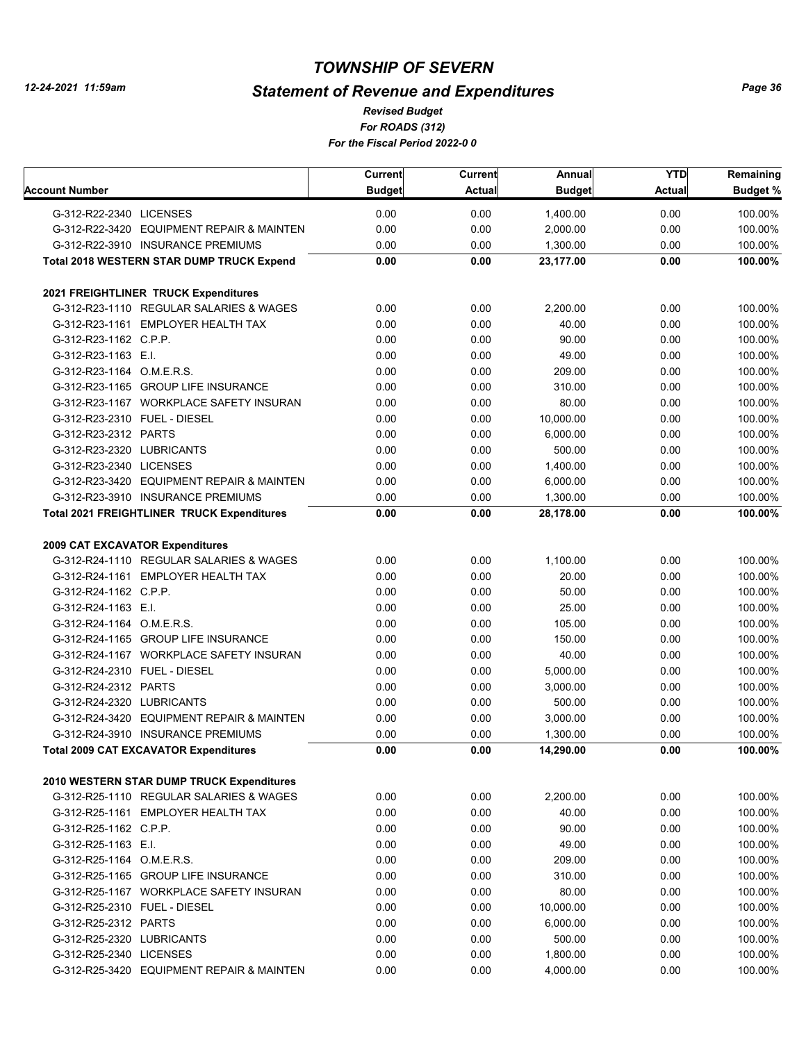# TOWNSHIP OF SEVERN

## Statement of Revenue and Expenditures

*Revised Budget*
*For ROADS (312)*
*For the Fiscal Period 2022-0 0*

12-24-2021 11:59am

| Account Number | Current Budget | Current Actual | Annual Budget | YTD Actual | Remaining Budget % |
|---|---|---|---|---|---|
| G-312-R22-2340 LICENSES | 0.00 | 0.00 | 1,400.00 | 0.00 | 100.00% |
| G-312-R22-3420 EQUIPMENT REPAIR & MAINTEN | 0.00 | 0.00 | 2,000.00 | 0.00 | 100.00% |
| G-312-R22-3910 INSURANCE PREMIUMS | 0.00 | 0.00 | 1,300.00 | 0.00 | 100.00% |
| **Total 2018 WESTERN STAR DUMP TRUCK Expend** | **0.00** | **0.00** | **23,177.00** | **0.00** | **100.00%** |
| **2021 FREIGHTLINER TRUCK Expenditures** | | | | | |
| G-312-R23-1110 REGULAR SALARIES & WAGES | 0.00 | 0.00 | 2,200.00 | 0.00 | 100.00% |
| G-312-R23-1161 EMPLOYER HEALTH TAX | 0.00 | 0.00 | 40.00 | 0.00 | 100.00% |
| G-312-R23-1162 C.P.P. | 0.00 | 0.00 | 90.00 | 0.00 | 100.00% |
| G-312-R23-1163 E.I. | 0.00 | 0.00 | 49.00 | 0.00 | 100.00% |
| G-312-R23-1164 O.M.E.R.S. | 0.00 | 0.00 | 209.00 | 0.00 | 100.00% |
| G-312-R23-1165 GROUP LIFE INSURANCE | 0.00 | 0.00 | 310.00 | 0.00 | 100.00% |
| G-312-R23-1167 WORKPLACE SAFETY INSURAN | 0.00 | 0.00 | 80.00 | 0.00 | 100.00% |
| G-312-R23-2310 FUEL - DIESEL | 0.00 | 0.00 | 10,000.00 | 0.00 | 100.00% |
| G-312-R23-2312 PARTS | 0.00 | 0.00 | 6,000.00 | 0.00 | 100.00% |
| G-312-R23-2320 LUBRICANTS | 0.00 | 0.00 | 500.00 | 0.00 | 100.00% |
| G-312-R23-2340 LICENSES | 0.00 | 0.00 | 1,400.00 | 0.00 | 100.00% |
| G-312-R23-3420 EQUIPMENT REPAIR & MAINTEN | 0.00 | 0.00 | 6,000.00 | 0.00 | 100.00% |
| G-312-R23-3910 INSURANCE PREMIUMS | 0.00 | 0.00 | 1,300.00 | 0.00 | 100.00% |
| **Total 2021 FREIGHTLINER TRUCK Expenditures** | **0.00** | **0.00** | **28,178.00** | **0.00** | **100.00%** |
| **2009 CAT EXCAVATOR Expenditures** | | | | | |
| G-312-R24-1110 REGULAR SALARIES & WAGES | 0.00 | 0.00 | 1,100.00 | 0.00 | 100.00% |
| G-312-R24-1161 EMPLOYER HEALTH TAX | 0.00 | 0.00 | 20.00 | 0.00 | 100.00% |
| G-312-R24-1162 C.P.P. | 0.00 | 0.00 | 50.00 | 0.00 | 100.00% |
| G-312-R24-1163 E.I. | 0.00 | 0.00 | 25.00 | 0.00 | 100.00% |
| G-312-R24-1164 O.M.E.R.S. | 0.00 | 0.00 | 105.00 | 0.00 | 100.00% |
| G-312-R24-1165 GROUP LIFE INSURANCE | 0.00 | 0.00 | 150.00 | 0.00 | 100.00% |
| G-312-R24-1167 WORKPLACE SAFETY INSURAN | 0.00 | 0.00 | 40.00 | 0.00 | 100.00% |
| G-312-R24-2310 FUEL - DIESEL | 0.00 | 0.00 | 5,000.00 | 0.00 | 100.00% |
| G-312-R24-2312 PARTS | 0.00 | 0.00 | 3,000.00 | 0.00 | 100.00% |
| G-312-R24-2320 LUBRICANTS | 0.00 | 0.00 | 500.00 | 0.00 | 100.00% |
| G-312-R24-3420 EQUIPMENT REPAIR & MAINTEN | 0.00 | 0.00 | 3,000.00 | 0.00 | 100.00% |
| G-312-R24-3910 INSURANCE PREMIUMS | 0.00 | 0.00 | 1,300.00 | 0.00 | 100.00% |
| **Total 2009 CAT EXCAVATOR Expenditures** | **0.00** | **0.00** | **14,290.00** | **0.00** | **100.00%** |
| **2010 WESTERN STAR DUMP TRUCK Expenditures** | | | | | |
| G-312-R25-1110 REGULAR SALARIES & WAGES | 0.00 | 0.00 | 2,200.00 | 0.00 | 100.00% |
| G-312-R25-1161 EMPLOYER HEALTH TAX | 0.00 | 0.00 | 40.00 | 0.00 | 100.00% |
| G-312-R25-1162 C.P.P. | 0.00 | 0.00 | 90.00 | 0.00 | 100.00% |
| G-312-R25-1163 E.I. | 0.00 | 0.00 | 49.00 | 0.00 | 100.00% |
| G-312-R25-1164 O.M.E.R.S. | 0.00 | 0.00 | 209.00 | 0.00 | 100.00% |
| G-312-R25-1165 GROUP LIFE INSURANCE | 0.00 | 0.00 | 310.00 | 0.00 | 100.00% |
| G-312-R25-1167 WORKPLACE SAFETY INSURAN | 0.00 | 0.00 | 80.00 | 0.00 | 100.00% |
| G-312-R25-2310 FUEL - DIESEL | 0.00 | 0.00 | 10,000.00 | 0.00 | 100.00% |
| G-312-R25-2312 PARTS | 0.00 | 0.00 | 6,000.00 | 0.00 | 100.00% |
| G-312-R25-2320 LUBRICANTS | 0.00 | 0.00 | 500.00 | 0.00 | 100.00% |
| G-312-R25-2340 LICENSES | 0.00 | 0.00 | 1,800.00 | 0.00 | 100.00% |
| G-312-R25-3420 EQUIPMENT REPAIR & MAINTEN | 0.00 | 0.00 | 4,000.00 | 0.00 | 100.00% |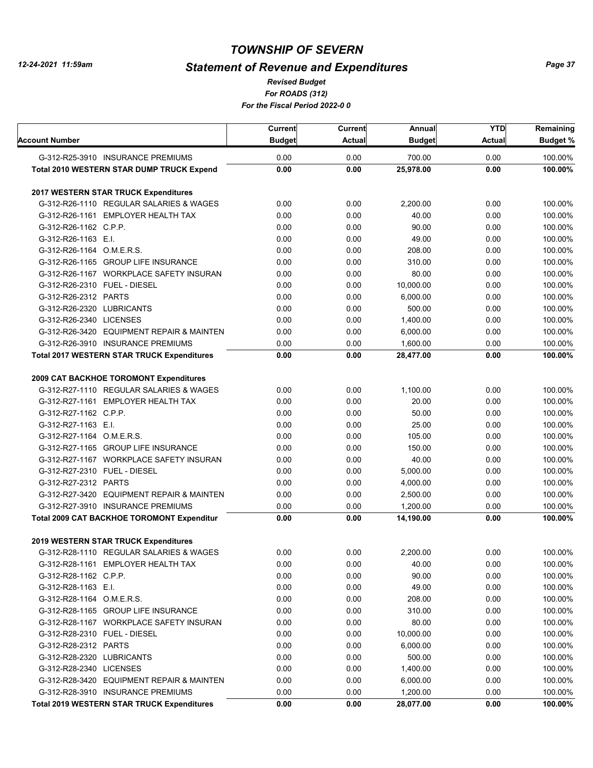# TOWNSHIP OF SEVERN

## Statement of Revenue and Expenditures

*Revised Budget*
*For ROADS (312)*
*For the Fiscal Period 2022-0 0*

12-24-2021 11:59am

| Account Number | Current Budget | Current Actual | Annual Budget | YTD Actual | Remaining Budget % |
|---|---|---|---|---|---|
| G-312-R25-3910 INSURANCE PREMIUMS | 0.00 | 0.00 | 700.00 | 0.00 | 100.00% |
| **Total 2010 WESTERN STAR DUMP TRUCK Expend** | **0.00** | **0.00** | **25,978.00** | **0.00** | **100.00%** |
| **2017 WESTERN STAR TRUCK Expenditures** | | | | | |
| G-312-R26-1110 REGULAR SALARIES & WAGES | 0.00 | 0.00 | 2,200.00 | 0.00 | 100.00% |
| G-312-R26-1161 EMPLOYER HEALTH TAX | 0.00 | 0.00 | 40.00 | 0.00 | 100.00% |
| G-312-R26-1162 C.P.P. | 0.00 | 0.00 | 90.00 | 0.00 | 100.00% |
| G-312-R26-1163 E.I. | 0.00 | 0.00 | 49.00 | 0.00 | 100.00% |
| G-312-R26-1164 O.M.E.R.S. | 0.00 | 0.00 | 208.00 | 0.00 | 100.00% |
| G-312-R26-1165 GROUP LIFE INSURANCE | 0.00 | 0.00 | 310.00 | 0.00 | 100.00% |
| G-312-R26-1167 WORKPLACE SAFETY INSURAN | 0.00 | 0.00 | 80.00 | 0.00 | 100.00% |
| G-312-R26-2310 FUEL - DIESEL | 0.00 | 0.00 | 10,000.00 | 0.00 | 100.00% |
| G-312-R26-2312 PARTS | 0.00 | 0.00 | 6,000.00 | 0.00 | 100.00% |
| G-312-R26-2320 LUBRICANTS | 0.00 | 0.00 | 500.00 | 0.00 | 100.00% |
| G-312-R26-2340 LICENSES | 0.00 | 0.00 | 1,400.00 | 0.00 | 100.00% |
| G-312-R26-3420 EQUIPMENT REPAIR & MAINTEN | 0.00 | 0.00 | 6,000.00 | 0.00 | 100.00% |
| G-312-R26-3910 INSURANCE PREMIUMS | 0.00 | 0.00 | 1,600.00 | 0.00 | 100.00% |
| **Total 2017 WESTERN STAR TRUCK Expenditures** | **0.00** | **0.00** | **28,477.00** | **0.00** | **100.00%** |
| **2009 CAT BACKHOE TOROMONT Expenditures** | | | | | |
| G-312-R27-1110 REGULAR SALARIES & WAGES | 0.00 | 0.00 | 1,100.00 | 0.00 | 100.00% |
| G-312-R27-1161 EMPLOYER HEALTH TAX | 0.00 | 0.00 | 20.00 | 0.00 | 100.00% |
| G-312-R27-1162 C.P.P. | 0.00 | 0.00 | 50.00 | 0.00 | 100.00% |
| G-312-R27-1163 E.I. | 0.00 | 0.00 | 25.00 | 0.00 | 100.00% |
| G-312-R27-1164 O.M.E.R.S. | 0.00 | 0.00 | 105.00 | 0.00 | 100.00% |
| G-312-R27-1165 GROUP LIFE INSURANCE | 0.00 | 0.00 | 150.00 | 0.00 | 100.00% |
| G-312-R27-1167 WORKPLACE SAFETY INSURAN | 0.00 | 0.00 | 40.00 | 0.00 | 100.00% |
| G-312-R27-2310 FUEL - DIESEL | 0.00 | 0.00 | 5,000.00 | 0.00 | 100.00% |
| G-312-R27-2312 PARTS | 0.00 | 0.00 | 4,000.00 | 0.00 | 100.00% |
| G-312-R27-3420 EQUIPMENT REPAIR & MAINTEN | 0.00 | 0.00 | 2,500.00 | 0.00 | 100.00% |
| G-312-R27-3910 INSURANCE PREMIUMS | 0.00 | 0.00 | 1,200.00 | 0.00 | 100.00% |
| **Total 2009 CAT BACKHOE TOROMONT Expenditur** | **0.00** | **0.00** | **14,190.00** | **0.00** | **100.00%** |
| **2019 WESTERN STAR TRUCK Expenditures** | | | | | |
| G-312-R28-1110 REGULAR SALARIES & WAGES | 0.00 | 0.00 | 2,200.00 | 0.00 | 100.00% |
| G-312-R28-1161 EMPLOYER HEALTH TAX | 0.00 | 0.00 | 40.00 | 0.00 | 100.00% |
| G-312-R28-1162 C.P.P. | 0.00 | 0.00 | 90.00 | 0.00 | 100.00% |
| G-312-R28-1163 E.I. | 0.00 | 0.00 | 49.00 | 0.00 | 100.00% |
| G-312-R28-1164 O.M.E.R.S. | 0.00 | 0.00 | 208.00 | 0.00 | 100.00% |
| G-312-R28-1165 GROUP LIFE INSURANCE | 0.00 | 0.00 | 310.00 | 0.00 | 100.00% |
| G-312-R28-1167 WORKPLACE SAFETY INSURAN | 0.00 | 0.00 | 80.00 | 0.00 | 100.00% |
| G-312-R28-2310 FUEL - DIESEL | 0.00 | 0.00 | 10,000.00 | 0.00 | 100.00% |
| G-312-R28-2312 PARTS | 0.00 | 0.00 | 6,000.00 | 0.00 | 100.00% |
| G-312-R28-2320 LUBRICANTS | 0.00 | 0.00 | 500.00 | 0.00 | 100.00% |
| G-312-R28-2340 LICENSES | 0.00 | 0.00 | 1,400.00 | 0.00 | 100.00% |
| G-312-R28-3420 EQUIPMENT REPAIR & MAINTEN | 0.00 | 0.00 | 6,000.00 | 0.00 | 100.00% |
| G-312-R28-3910 INSURANCE PREMIUMS | 0.00 | 0.00 | 1,200.00 | 0.00 | 100.00% |
| **Total 2019 WESTERN STAR TRUCK Expenditures** | **0.00** | **0.00** | **28,077.00** | **0.00** | **100.00%** |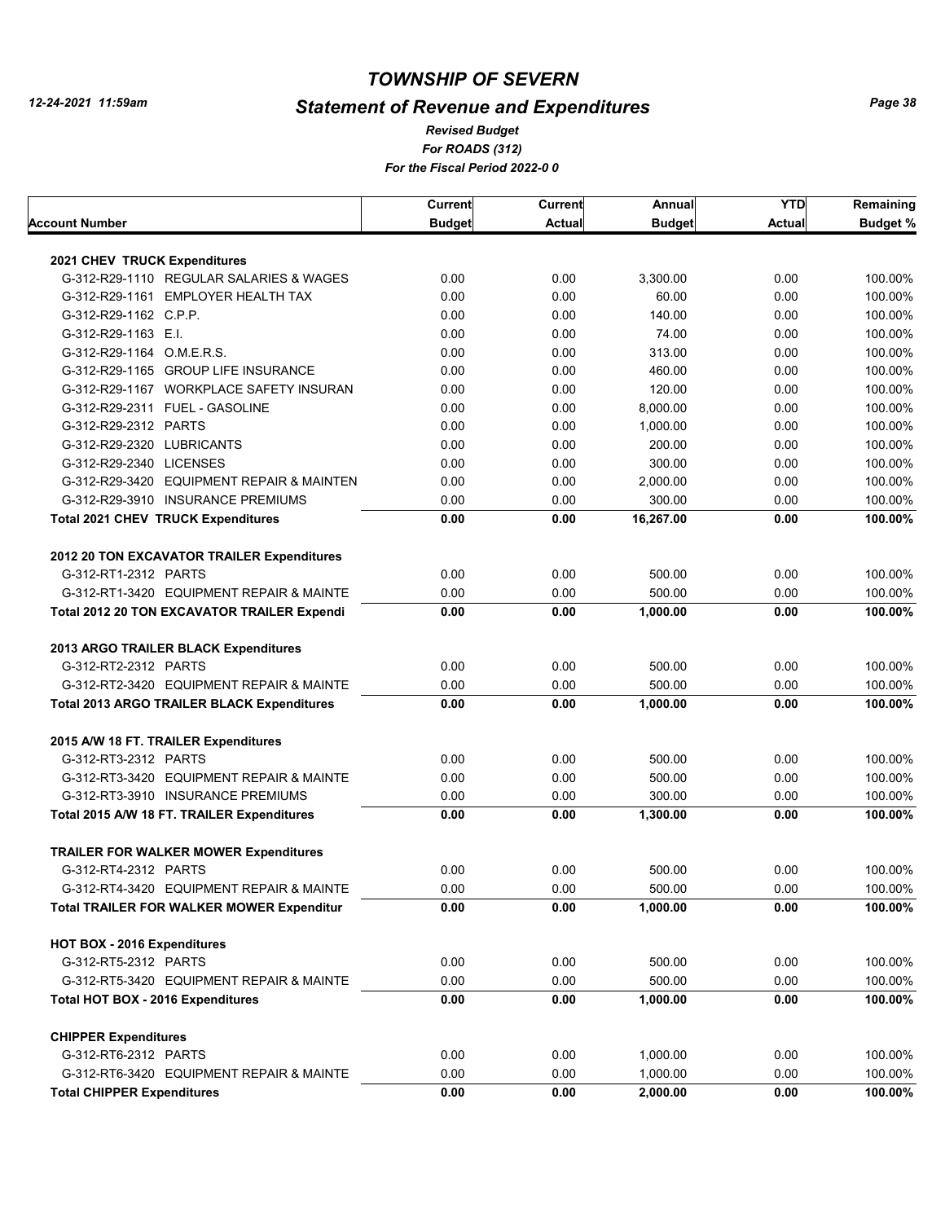# TOWNSHIP OF SEVERN

## Statement of Revenue and Expenditures

*12-24-2021 11:59am*

***Revised Budget***
***For ROADS (312)***
***For the Fiscal Period 2022-0 0***

| Account Number | Current Budget | Current Actual | Annual Budget | YTD Actual | Remaining Budget % |
|---|---|---|---|---|---|
| **2021 CHEV TRUCK Expenditures** | | | | | |
| G-312-R29-1110 REGULAR SALARIES & WAGES | 0.00 | 0.00 | 3,300.00 | 0.00 | 100.00% |
| G-312-R29-1161 EMPLOYER HEALTH TAX | 0.00 | 0.00 | 60.00 | 0.00 | 100.00% |
| G-312-R29-1162 C.P.P. | 0.00 | 0.00 | 140.00 | 0.00 | 100.00% |
| G-312-R29-1163 E.I. | 0.00 | 0.00 | 74.00 | 0.00 | 100.00% |
| G-312-R29-1164 O.M.E.R.S. | 0.00 | 0.00 | 313.00 | 0.00 | 100.00% |
| G-312-R29-1165 GROUP LIFE INSURANCE | 0.00 | 0.00 | 460.00 | 0.00 | 100.00% |
| G-312-R29-1167 WORKPLACE SAFETY INSURAN | 0.00 | 0.00 | 120.00 | 0.00 | 100.00% |
| G-312-R29-2311 FUEL - GASOLINE | 0.00 | 0.00 | 8,000.00 | 0.00 | 100.00% |
| G-312-R29-2312 PARTS | 0.00 | 0.00 | 1,000.00 | 0.00 | 100.00% |
| G-312-R29-2320 LUBRICANTS | 0.00 | 0.00 | 200.00 | 0.00 | 100.00% |
| G-312-R29-2340 LICENSES | 0.00 | 0.00 | 300.00 | 0.00 | 100.00% |
| G-312-R29-3420 EQUIPMENT REPAIR & MAINTEN | 0.00 | 0.00 | 2,000.00 | 0.00 | 100.00% |
| G-312-R29-3910 INSURANCE PREMIUMS | 0.00 | 0.00 | 300.00 | 0.00 | 100.00% |
| **Total 2021 CHEV TRUCK Expenditures** | **0.00** | **0.00** | **16,267.00** | **0.00** | **100.00%** |
| **2012 20 TON EXCAVATOR TRAILER Expenditures** | | | | | |
| G-312-RT1-2312 PARTS | 0.00 | 0.00 | 500.00 | 0.00 | 100.00% |
| G-312-RT1-3420 EQUIPMENT REPAIR & MAINTE | 0.00 | 0.00 | 500.00 | 0.00 | 100.00% |
| **Total 2012 20 TON EXCAVATOR TRAILER Expendi** | **0.00** | **0.00** | **1,000.00** | **0.00** | **100.00%** |
| **2013 ARGO TRAILER BLACK Expenditures** | | | | | |
| G-312-RT2-2312 PARTS | 0.00 | 0.00 | 500.00 | 0.00 | 100.00% |
| G-312-RT2-3420 EQUIPMENT REPAIR & MAINTE | 0.00 | 0.00 | 500.00 | 0.00 | 100.00% |
| **Total 2013 ARGO TRAILER BLACK Expenditures** | **0.00** | **0.00** | **1,000.00** | **0.00** | **100.00%** |
| **2015 A/W 18 FT. TRAILER Expenditures** | | | | | |
| G-312-RT3-2312 PARTS | 0.00 | 0.00 | 500.00 | 0.00 | 100.00% |
| G-312-RT3-3420 EQUIPMENT REPAIR & MAINTE | 0.00 | 0.00 | 500.00 | 0.00 | 100.00% |
| G-312-RT3-3910 INSURANCE PREMIUMS | 0.00 | 0.00 | 300.00 | 0.00 | 100.00% |
| **Total 2015 A/W 18 FT. TRAILER Expenditures** | **0.00** | **0.00** | **1,300.00** | **0.00** | **100.00%** |
| **TRAILER FOR WALKER MOWER Expenditures** | | | | | |
| G-312-RT4-2312 PARTS | 0.00 | 0.00 | 500.00 | 0.00 | 100.00% |
| G-312-RT4-3420 EQUIPMENT REPAIR & MAINTE | 0.00 | 0.00 | 500.00 | 0.00 | 100.00% |
| **Total TRAILER FOR WALKER MOWER Expenditur** | **0.00** | **0.00** | **1,000.00** | **0.00** | **100.00%** |
| **HOT BOX - 2016 Expenditures** | | | | | |
| G-312-RT5-2312 PARTS | 0.00 | 0.00 | 500.00 | 0.00 | 100.00% |
| G-312-RT5-3420 EQUIPMENT REPAIR & MAINTE | 0.00 | 0.00 | 500.00 | 0.00 | 100.00% |
| **Total HOT BOX - 2016 Expenditures** | **0.00** | **0.00** | **1,000.00** | **0.00** | **100.00%** |
| **CHIPPER Expenditures** | | | | | |
| G-312-RT6-2312 PARTS | 0.00 | 0.00 | 1,000.00 | 0.00 | 100.00% |
| G-312-RT6-3420 EQUIPMENT REPAIR & MAINTE | 0.00 | 0.00 | 1,000.00 | 0.00 | 100.00% |
| **Total CHIPPER Expenditures** | **0.00** | **0.00** | **2,000.00** | **0.00** | **100.00%** |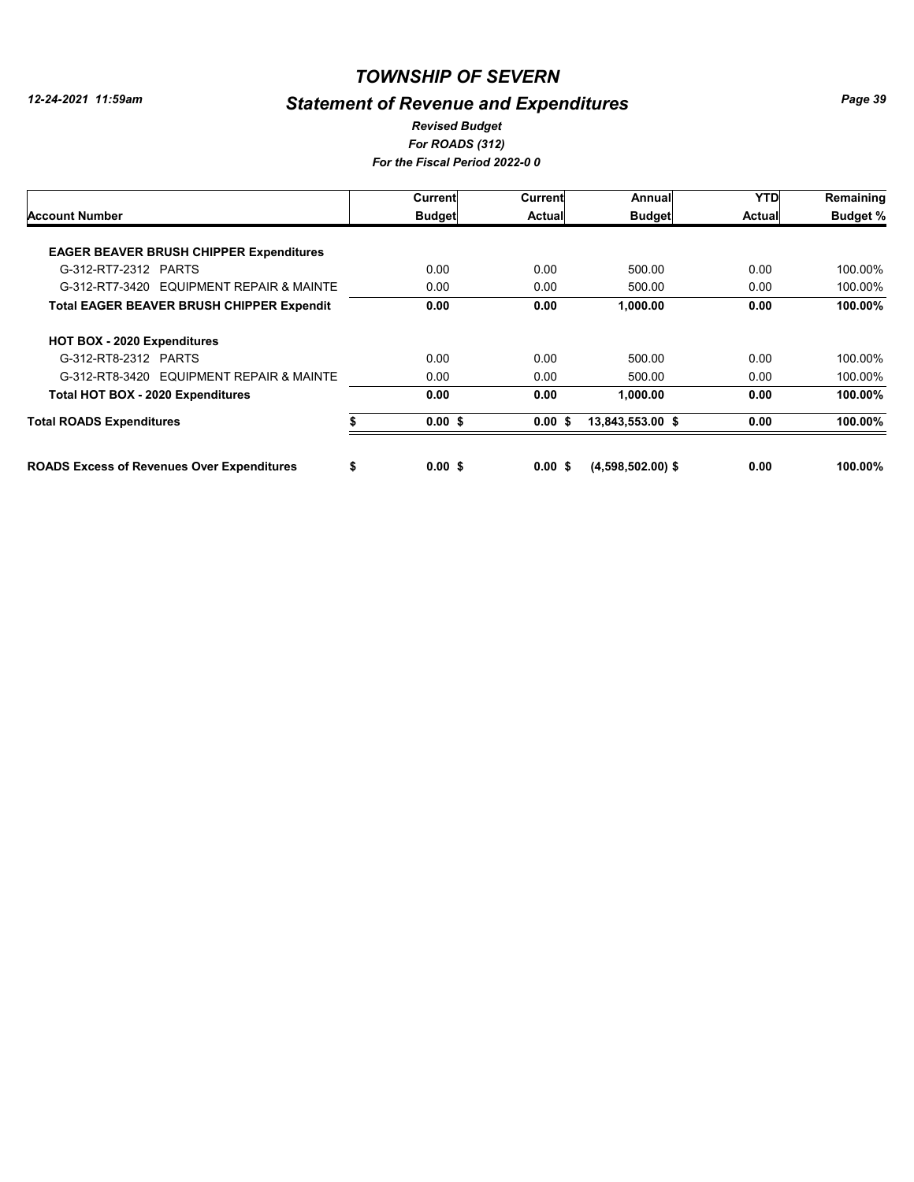# TOWNSHIP OF SEVERN

## Statement of Revenue and Expenditures

*Revised Budget*
*For ROADS (312)*
*For the Fiscal Period 2022-0 0*

| Account Number | Current Budget | Current Actual | Annual Budget | YTD Actual | Remaining Budget % |
|---|---|---|---|---|---|
| **EAGER BEAVER BRUSH CHIPPER Expenditures** | | | | | |
| G-312-RT7-2312 PARTS | 0.00 | 0.00 | 500.00 | 0.00 | 100.00% |
| G-312-RT7-3420 EQUIPMENT REPAIR & MAINTE | 0.00 | 0.00 | 500.00 | 0.00 | 100.00% |
| **Total EAGER BEAVER BRUSH CHIPPER Expendit** | **0.00** | **0.00** | **1,000.00** | **0.00** | **100.00%** |
| **HOT BOX - 2020 Expenditures** | | | | | |
| G-312-RT8-2312 PARTS | 0.00 | 0.00 | 500.00 | 0.00 | 100.00% |
| G-312-RT8-3420 EQUIPMENT REPAIR & MAINTE | 0.00 | 0.00 | 500.00 | 0.00 | 100.00% |
| **Total HOT BOX - 2020 Expenditures** | **0.00** | **0.00** | **1,000.00** | **0.00** | **100.00%** |
| **Total ROADS Expenditures** | **$ 0.00** | **$ 0.00** | **$ 13,843,553.00** | **$ 0.00** | **100.00%** |
| **ROADS Excess of Revenues Over Expenditures** | **$ 0.00** | **$ 0.00** | **$ (4,598,502.00)** | **$ 0.00** | **100.00%** |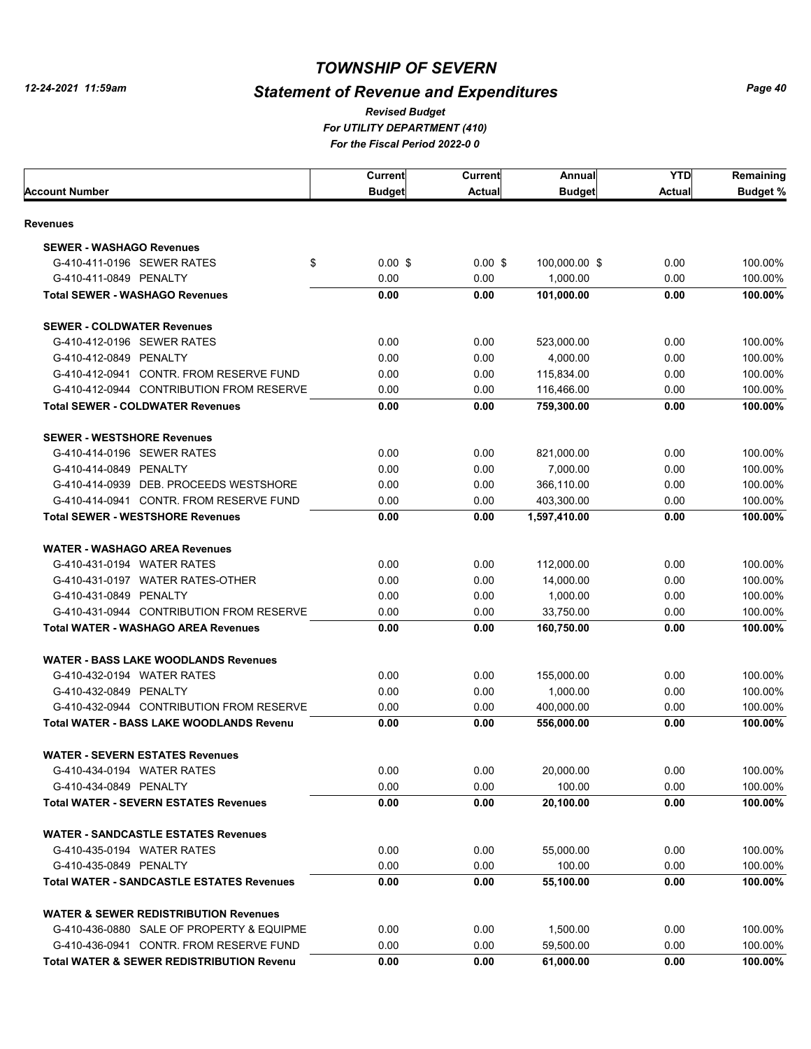# TOWNSHIP OF SEVERN

## Statement of Revenue and Expenditures

*Revised Budget*
*For UTILITY DEPARTMENT (410)*
*For the Fiscal Period 2022-0 0*

12-24-2021 11:59am

| Account Number | Current Budget | Current Actual | Annual Budget | YTD Actual | Remaining Budget % |
|---|---|---|---|---|---|
| **Revenues** | | | | | |
| **SEWER - WASHAGO Revenues** | | | | | |
| G-410-411-0196 SEWER RATES | $ 0.00 | $ 0.00 | $ 100,000.00 | $ 0.00 | 100.00% |
| G-410-411-0849 PENALTY | 0.00 | 0.00 | 1,000.00 | 0.00 | 100.00% |
| **Total SEWER - WASHAGO Revenues** | **0.00** | **0.00** | **101,000.00** | **0.00** | **100.00%** |
| **SEWER - COLDWATER Revenues** | | | | | |
| G-410-412-0196 SEWER RATES | 0.00 | 0.00 | 523,000.00 | 0.00 | 100.00% |
| G-410-412-0849 PENALTY | 0.00 | 0.00 | 4,000.00 | 0.00 | 100.00% |
| G-410-412-0941 CONTR. FROM RESERVE FUND | 0.00 | 0.00 | 115,834.00 | 0.00 | 100.00% |
| G-410-412-0944 CONTRIBUTION FROM RESERVE | 0.00 | 0.00 | 116,466.00 | 0.00 | 100.00% |
| **Total SEWER - COLDWATER Revenues** | **0.00** | **0.00** | **759,300.00** | **0.00** | **100.00%** |
| **SEWER - WESTSHORE Revenues** | | | | | |
| G-410-414-0196 SEWER RATES | 0.00 | 0.00 | 821,000.00 | 0.00 | 100.00% |
| G-410-414-0849 PENALTY | 0.00 | 0.00 | 7,000.00 | 0.00 | 100.00% |
| G-410-414-0939 DEB. PROCEEDS WESTSHORE | 0.00 | 0.00 | 366,110.00 | 0.00 | 100.00% |
| G-410-414-0941 CONTR. FROM RESERVE FUND | 0.00 | 0.00 | 403,300.00 | 0.00 | 100.00% |
| **Total SEWER - WESTSHORE Revenues** | **0.00** | **0.00** | **1,597,410.00** | **0.00** | **100.00%** |
| **WATER - WASHAGO AREA Revenues** | | | | | |
| G-410-431-0194 WATER RATES | 0.00 | 0.00 | 112,000.00 | 0.00 | 100.00% |
| G-410-431-0197 WATER RATES-OTHER | 0.00 | 0.00 | 14,000.00 | 0.00 | 100.00% |
| G-410-431-0849 PENALTY | 0.00 | 0.00 | 1,000.00 | 0.00 | 100.00% |
| G-410-431-0944 CONTRIBUTION FROM RESERVE | 0.00 | 0.00 | 33,750.00 | 0.00 | 100.00% |
| **Total WATER - WASHAGO AREA Revenues** | **0.00** | **0.00** | **160,750.00** | **0.00** | **100.00%** |
| **WATER - BASS LAKE WOODLANDS Revenues** | | | | | |
| G-410-432-0194 WATER RATES | 0.00 | 0.00 | 155,000.00 | 0.00 | 100.00% |
| G-410-432-0849 PENALTY | 0.00 | 0.00 | 1,000.00 | 0.00 | 100.00% |
| G-410-432-0944 CONTRIBUTION FROM RESERVE | 0.00 | 0.00 | 400,000.00 | 0.00 | 100.00% |
| **Total WATER - BASS LAKE WOODLANDS Revenu** | **0.00** | **0.00** | **556,000.00** | **0.00** | **100.00%** |
| **WATER - SEVERN ESTATES Revenues** | | | | | |
| G-410-434-0194 WATER RATES | 0.00 | 0.00 | 20,000.00 | 0.00 | 100.00% |
| G-410-434-0849 PENALTY | 0.00 | 0.00 | 100.00 | 0.00 | 100.00% |
| **Total WATER - SEVERN ESTATES Revenues** | **0.00** | **0.00** | **20,100.00** | **0.00** | **100.00%** |
| **WATER - SANDCASTLE ESTATES Revenues** | | | | | |
| G-410-435-0194 WATER RATES | 0.00 | 0.00 | 55,000.00 | 0.00 | 100.00% |
| G-410-435-0849 PENALTY | 0.00 | 0.00 | 100.00 | 0.00 | 100.00% |
| **Total WATER - SANDCASTLE ESTATES Revenues** | **0.00** | **0.00** | **55,100.00** | **0.00** | **100.00%** |
| **WATER & SEWER REDISTRIBUTION Revenues** | | | | | |
| G-410-436-0880 SALE OF PROPERTY & EQUIPME | 0.00 | 0.00 | 1,500.00 | 0.00 | 100.00% |
| G-410-436-0941 CONTR. FROM RESERVE FUND | 0.00 | 0.00 | 59,500.00 | 0.00 | 100.00% |
| **Total WATER & SEWER REDISTRIBUTION Revenu** | **0.00** | **0.00** | **61,000.00** | **0.00** | **100.00%** |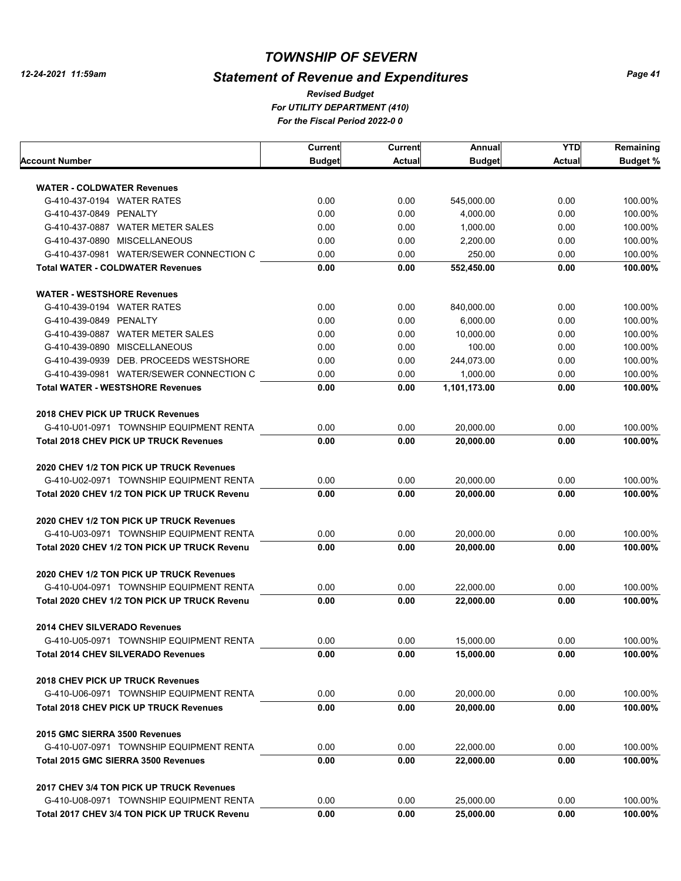# TOWNSHIP OF SEVERN

## Statement of Revenue and Expenditures

*Revised Budget*
*For UTILITY DEPARTMENT (410)*
*For the Fiscal Period 2022-0 0*

| Account Number | Current Budget | Current Actual | Annual Budget | YTD Actual | Remaining Budget % |
|---|---|---|---|---|---|
| **WATER - COLDWATER Revenues** | | | | | |
| G-410-437-0194 WATER RATES | 0.00 | 0.00 | 545,000.00 | 0.00 | 100.00% |
| G-410-437-0849 PENALTY | 0.00 | 0.00 | 4,000.00 | 0.00 | 100.00% |
| G-410-437-0887 WATER METER SALES | 0.00 | 0.00 | 1,000.00 | 0.00 | 100.00% |
| G-410-437-0890 MISCELLANEOUS | 0.00 | 0.00 | 2,200.00 | 0.00 | 100.00% |
| G-410-437-0981 WATER/SEWER CONNECTION C | 0.00 | 0.00 | 250.00 | 0.00 | 100.00% |
| **Total WATER - COLDWATER Revenues** | **0.00** | **0.00** | **552,450.00** | **0.00** | **100.00%** |
| **WATER - WESTSHORE Revenues** | | | | | |
| G-410-439-0194 WATER RATES | 0.00 | 0.00 | 840,000.00 | 0.00 | 100.00% |
| G-410-439-0849 PENALTY | 0.00 | 0.00 | 6,000.00 | 0.00 | 100.00% |
| G-410-439-0887 WATER METER SALES | 0.00 | 0.00 | 10,000.00 | 0.00 | 100.00% |
| G-410-439-0890 MISCELLANEOUS | 0.00 | 0.00 | 100.00 | 0.00 | 100.00% |
| G-410-439-0939 DEB. PROCEEDS WESTSHORE | 0.00 | 0.00 | 244,073.00 | 0.00 | 100.00% |
| G-410-439-0981 WATER/SEWER CONNECTION C | 0.00 | 0.00 | 1,000.00 | 0.00 | 100.00% |
| **Total WATER - WESTSHORE Revenues** | **0.00** | **0.00** | **1,101,173.00** | **0.00** | **100.00%** |
| **2018 CHEV PICK UP TRUCK Revenues** | | | | | |
| G-410-U01-0971 TOWNSHIP EQUIPMENT RENTA | 0.00 | 0.00 | 20,000.00 | 0.00 | 100.00% |
| **Total 2018 CHEV PICK UP TRUCK Revenues** | **0.00** | **0.00** | **20,000.00** | **0.00** | **100.00%** |
| **2020 CHEV 1/2 TON PICK UP TRUCK Revenues** | | | | | |
| G-410-U02-0971 TOWNSHIP EQUIPMENT RENTA | 0.00 | 0.00 | 20,000.00 | 0.00 | 100.00% |
| **Total 2020 CHEV 1/2 TON PICK UP TRUCK Revenu** | **0.00** | **0.00** | **20,000.00** | **0.00** | **100.00%** |
| **2020 CHEV 1/2 TON PICK UP TRUCK Revenues** | | | | | |
| G-410-U03-0971 TOWNSHIP EQUIPMENT RENTA | 0.00 | 0.00 | 20,000.00 | 0.00 | 100.00% |
| **Total 2020 CHEV 1/2 TON PICK UP TRUCK Revenu** | **0.00** | **0.00** | **20,000.00** | **0.00** | **100.00%** |
| **2020 CHEV 1/2 TON PICK UP TRUCK Revenues** | | | | | |
| G-410-U04-0971 TOWNSHIP EQUIPMENT RENTA | 0.00 | 0.00 | 22,000.00 | 0.00 | 100.00% |
| **Total 2020 CHEV 1/2 TON PICK UP TRUCK Revenu** | **0.00** | **0.00** | **22,000.00** | **0.00** | **100.00%** |
| **2014 CHEV SILVERADO Revenues** | | | | | |
| G-410-U05-0971 TOWNSHIP EQUIPMENT RENTA | 0.00 | 0.00 | 15,000.00 | 0.00 | 100.00% |
| **Total 2014 CHEV SILVERADO Revenues** | **0.00** | **0.00** | **15,000.00** | **0.00** | **100.00%** |
| **2018 CHEV PICK UP TRUCK Revenues** | | | | | |
| G-410-U06-0971 TOWNSHIP EQUIPMENT RENTA | 0.00 | 0.00 | 20,000.00 | 0.00 | 100.00% |
| **Total 2018 CHEV PICK UP TRUCK Revenues** | **0.00** | **0.00** | **20,000.00** | **0.00** | **100.00%** |
| **2015 GMC SIERRA 3500 Revenues** | | | | | |
| G-410-U07-0971 TOWNSHIP EQUIPMENT RENTA | 0.00 | 0.00 | 22,000.00 | 0.00 | 100.00% |
| **Total 2015 GMC SIERRA 3500 Revenues** | **0.00** | **0.00** | **22,000.00** | **0.00** | **100.00%** |
| **2017 CHEV 3/4 TON PICK UP TRUCK Revenues** | | | | | |
| G-410-U08-0971 TOWNSHIP EQUIPMENT RENTA | 0.00 | 0.00 | 25,000.00 | 0.00 | 100.00% |
| **Total 2017 CHEV 3/4 TON PICK UP TRUCK Revenu** | **0.00** | **0.00** | **25,000.00** | **0.00** | **100.00%** |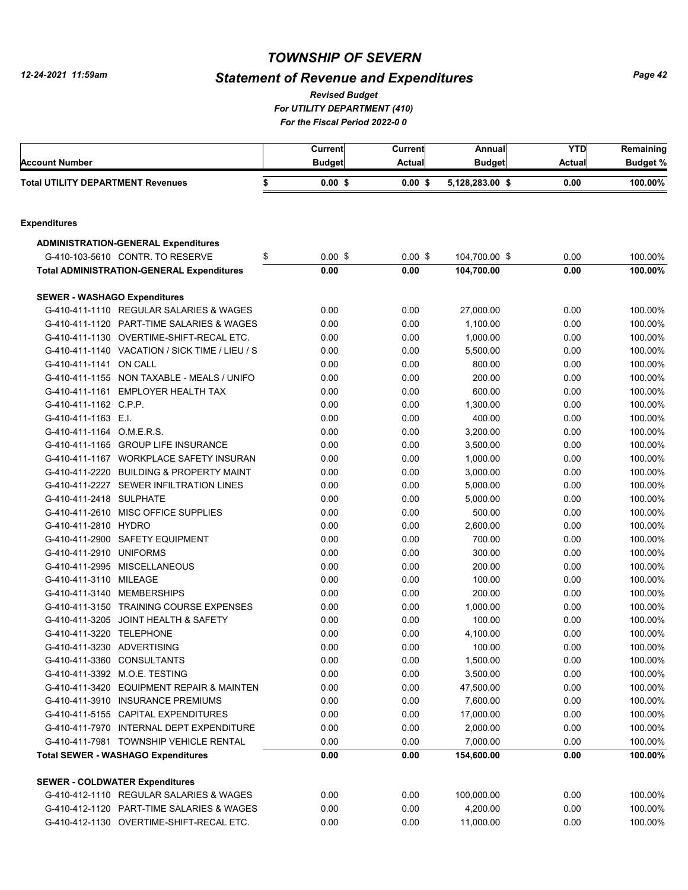# TOWNSHIP OF SEVERN

## Statement of Revenue and Expenditures

*Revised Budget*
*For UTILITY DEPARTMENT (410)*
*For the Fiscal Period 2022-0 0*

| Account Number | Current Budget | Current Actual | Annual Budget | YTD Actual | Remaining Budget % |
|---|---|---|---|---|---|
| **Total UTILITY DEPARTMENT Revenues** | **$ 0.00 $** | **0.00 $** | **5,128,283.00 $** | **0.00** | **100.00%** |
| | | | | | |
| **Expenditures** | | | | | |
| **ADMINISTRATION-GENERAL Expenditures** | | | | | |
| G-410-103-5610 CONTR. TO RESERVE | $ 0.00 $ | 0.00 $ | 104,700.00 $ | 0.00 | 100.00% |
| **Total ADMINISTRATION-GENERAL Expenditures** | **0.00** | **0.00** | **104,700.00** | **0.00** | **100.00%** |
| | | | | | |
| **SEWER - WASHAGO Expenditures** | | | | | |
| G-410-411-1110 REGULAR SALARIES & WAGES | 0.00 | 0.00 | 27,000.00 | 0.00 | 100.00% |
| G-410-411-1120 PART-TIME SALARIES & WAGES | 0.00 | 0.00 | 1,100.00 | 0.00 | 100.00% |
| G-410-411-1130 OVERTIME-SHIFT-RECAL ETC. | 0.00 | 0.00 | 1,000.00 | 0.00 | 100.00% |
| G-410-411-1140 VACATION / SICK TIME / LIEU / S | 0.00 | 0.00 | 5,500.00 | 0.00 | 100.00% |
| G-410-411-1141 ON CALL | 0.00 | 0.00 | 800.00 | 0.00 | 100.00% |
| G-410-411-1155 NON TAXABLE - MEALS / UNIFO | 0.00 | 0.00 | 200.00 | 0.00 | 100.00% |
| G-410-411-1161 EMPLOYER HEALTH TAX | 0.00 | 0.00 | 600.00 | 0.00 | 100.00% |
| G-410-411-1162 C.P.P. | 0.00 | 0.00 | 1,300.00 | 0.00 | 100.00% |
| G-410-411-1163 E.I. | 0.00 | 0.00 | 400.00 | 0.00 | 100.00% |
| G-410-411-1164 O.M.E.R.S. | 0.00 | 0.00 | 3,200.00 | 0.00 | 100.00% |
| G-410-411-1165 GROUP LIFE INSURANCE | 0.00 | 0.00 | 3,500.00 | 0.00 | 100.00% |
| G-410-411-1167 WORKPLACE SAFETY INSURAN | 0.00 | 0.00 | 1,000.00 | 0.00 | 100.00% |
| G-410-411-2220 BUILDING & PROPERTY MAINT | 0.00 | 0.00 | 3,000.00 | 0.00 | 100.00% |
| G-410-411-2227 SEWER INFILTRATION LINES | 0.00 | 0.00 | 5,000.00 | 0.00 | 100.00% |
| G-410-411-2418 SULPHATE | 0.00 | 0.00 | 5,000.00 | 0.00 | 100.00% |
| G-410-411-2610 MISC OFFICE SUPPLIES | 0.00 | 0.00 | 500.00 | 0.00 | 100.00% |
| G-410-411-2810 HYDRO | 0.00 | 0.00 | 2,600.00 | 0.00 | 100.00% |
| G-410-411-2900 SAFETY EQUIPMENT | 0.00 | 0.00 | 700.00 | 0.00 | 100.00% |
| G-410-411-2910 UNIFORMS | 0.00 | 0.00 | 300.00 | 0.00 | 100.00% |
| G-410-411-2995 MISCELLANEOUS | 0.00 | 0.00 | 200.00 | 0.00 | 100.00% |
| G-410-411-3110 MILEAGE | 0.00 | 0.00 | 100.00 | 0.00 | 100.00% |
| G-410-411-3140 MEMBERSHIPS | 0.00 | 0.00 | 200.00 | 0.00 | 100.00% |
| G-410-411-3150 TRAINING COURSE EXPENSES | 0.00 | 0.00 | 1,000.00 | 0.00 | 100.00% |
| G-410-411-3205 JOINT HEALTH & SAFETY | 0.00 | 0.00 | 100.00 | 0.00 | 100.00% |
| G-410-411-3220 TELEPHONE | 0.00 | 0.00 | 4,100.00 | 0.00 | 100.00% |
| G-410-411-3230 ADVERTISING | 0.00 | 0.00 | 100.00 | 0.00 | 100.00% |
| G-410-411-3360 CONSULTANTS | 0.00 | 0.00 | 1,500.00 | 0.00 | 100.00% |
| G-410-411-3392 M.O.E. TESTING | 0.00 | 0.00 | 3,500.00 | 0.00 | 100.00% |
| G-410-411-3420 EQUIPMENT REPAIR & MAINTEN | 0.00 | 0.00 | 47,500.00 | 0.00 | 100.00% |
| G-410-411-3910 INSURANCE PREMIUMS | 0.00 | 0.00 | 7,600.00 | 0.00 | 100.00% |
| G-410-411-5155 CAPITAL EXPENDITURES | 0.00 | 0.00 | 17,000.00 | 0.00 | 100.00% |
| G-410-411-7970 INTERNAL DEPT EXPENDITURE | 0.00 | 0.00 | 2,000.00 | 0.00 | 100.00% |
| G-410-411-7981 TOWNSHIP VEHICLE RENTAL | 0.00 | 0.00 | 7,000.00 | 0.00 | 100.00% |
| **Total SEWER - WASHAGO Expenditures** | **0.00** | **0.00** | **154,600.00** | **0.00** | **100.00%** |
| | | | | | |
| **SEWER - COLDWATER Expenditures** | | | | | |
| G-410-412-1110 REGULAR SALARIES & WAGES | 0.00 | 0.00 | 100,000.00 | 0.00 | 100.00% |
| G-410-412-1120 PART-TIME SALARIES & WAGES | 0.00 | 0.00 | 4,200.00 | 0.00 | 100.00% |
| G-410-412-1130 OVERTIME-SHIFT-RECAL ETC. | 0.00 | 0.00 | 11,000.00 | 0.00 | 100.00% |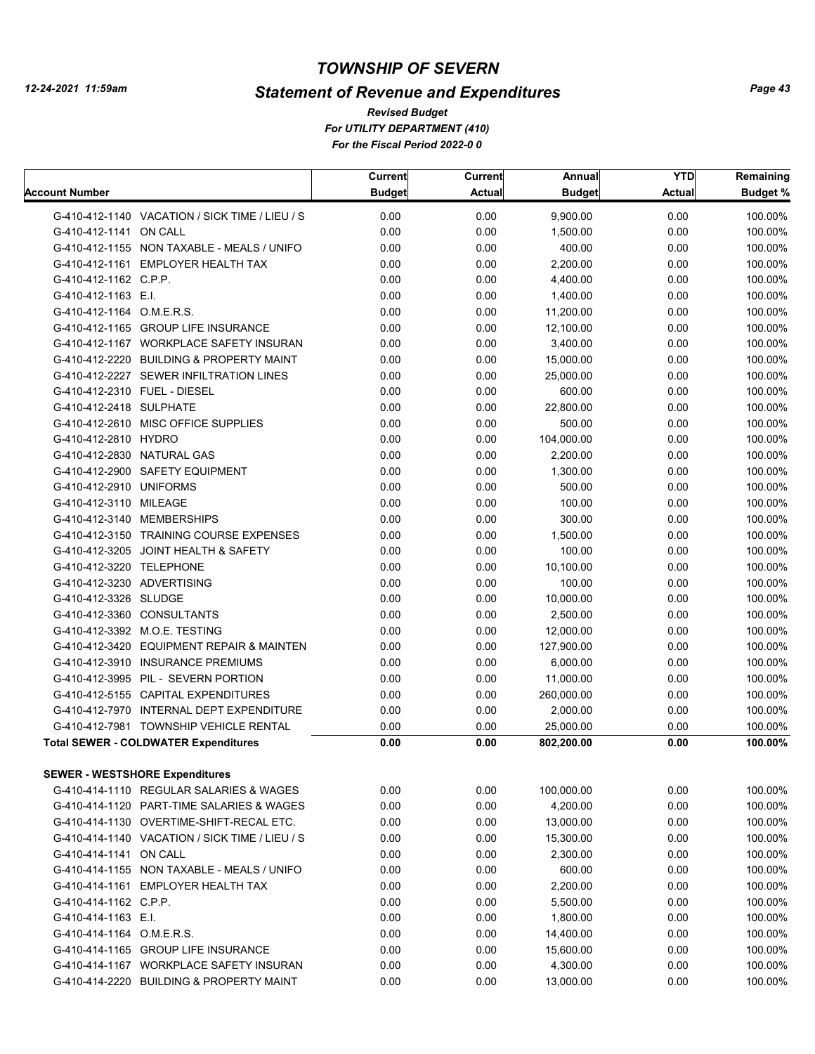# TOWNSHIP OF SEVERN

## Statement of Revenue and Expenditures

*Revised Budget*
*For UTILITY DEPARTMENT (410)*
*For the Fiscal Period 2022-0 0*

| Account Number | Current Budget | Current Actual | Annual Budget | YTD Actual | Remaining Budget % |
|---|---|---|---|---|---|
| G-410-412-1140 VACATION / SICK TIME / LIEU / S | 0.00 | 0.00 | 9,900.00 | 0.00 | 100.00% |
| G-410-412-1141 ON CALL | 0.00 | 0.00 | 1,500.00 | 0.00 | 100.00% |
| G-410-412-1155 NON TAXABLE - MEALS / UNIFO | 0.00 | 0.00 | 400.00 | 0.00 | 100.00% |
| G-410-412-1161 EMPLOYER HEALTH TAX | 0.00 | 0.00 | 2,200.00 | 0.00 | 100.00% |
| G-410-412-1162 C.P.P. | 0.00 | 0.00 | 4,400.00 | 0.00 | 100.00% |
| G-410-412-1163 E.I. | 0.00 | 0.00 | 1,400.00 | 0.00 | 100.00% |
| G-410-412-1164 O.M.E.R.S. | 0.00 | 0.00 | 11,200.00 | 0.00 | 100.00% |
| G-410-412-1165 GROUP LIFE INSURANCE | 0.00 | 0.00 | 12,100.00 | 0.00 | 100.00% |
| G-410-412-1167 WORKPLACE SAFETY INSURAN | 0.00 | 0.00 | 3,400.00 | 0.00 | 100.00% |
| G-410-412-2220 BUILDING & PROPERTY MAINT | 0.00 | 0.00 | 15,000.00 | 0.00 | 100.00% |
| G-410-412-2227 SEWER INFILTRATION LINES | 0.00 | 0.00 | 25,000.00 | 0.00 | 100.00% |
| G-410-412-2310 FUEL - DIESEL | 0.00 | 0.00 | 600.00 | 0.00 | 100.00% |
| G-410-412-2418 SULPHATE | 0.00 | 0.00 | 22,800.00 | 0.00 | 100.00% |
| G-410-412-2610 MISC OFFICE SUPPLIES | 0.00 | 0.00 | 500.00 | 0.00 | 100.00% |
| G-410-412-2810 HYDRO | 0.00 | 0.00 | 104,000.00 | 0.00 | 100.00% |
| G-410-412-2830 NATURAL GAS | 0.00 | 0.00 | 2,200.00 | 0.00 | 100.00% |
| G-410-412-2900 SAFETY EQUIPMENT | 0.00 | 0.00 | 1,300.00 | 0.00 | 100.00% |
| G-410-412-2910 UNIFORMS | 0.00 | 0.00 | 500.00 | 0.00 | 100.00% |
| G-410-412-3110 MILEAGE | 0.00 | 0.00 | 100.00 | 0.00 | 100.00% |
| G-410-412-3140 MEMBERSHIPS | 0.00 | 0.00 | 300.00 | 0.00 | 100.00% |
| G-410-412-3150 TRAINING COURSE EXPENSES | 0.00 | 0.00 | 1,500.00 | 0.00 | 100.00% |
| G-410-412-3205 JOINT HEALTH & SAFETY | 0.00 | 0.00 | 100.00 | 0.00 | 100.00% |
| G-410-412-3220 TELEPHONE | 0.00 | 0.00 | 10,100.00 | 0.00 | 100.00% |
| G-410-412-3230 ADVERTISING | 0.00 | 0.00 | 100.00 | 0.00 | 100.00% |
| G-410-412-3326 SLUDGE | 0.00 | 0.00 | 10,000.00 | 0.00 | 100.00% |
| G-410-412-3360 CONSULTANTS | 0.00 | 0.00 | 2,500.00 | 0.00 | 100.00% |
| G-410-412-3392 M.O.E. TESTING | 0.00 | 0.00 | 12,000.00 | 0.00 | 100.00% |
| G-410-412-3420 EQUIPMENT REPAIR & MAINTEN | 0.00 | 0.00 | 127,900.00 | 0.00 | 100.00% |
| G-410-412-3910 INSURANCE PREMIUMS | 0.00 | 0.00 | 6,000.00 | 0.00 | 100.00% |
| G-410-412-3995 PIL - SEVERN PORTION | 0.00 | 0.00 | 11,000.00 | 0.00 | 100.00% |
| G-410-412-5155 CAPITAL EXPENDITURES | 0.00 | 0.00 | 260,000.00 | 0.00 | 100.00% |
| G-410-412-7970 INTERNAL DEPT EXPENDITURE | 0.00 | 0.00 | 2,000.00 | 0.00 | 100.00% |
| G-410-412-7981 TOWNSHIP VEHICLE RENTAL | 0.00 | 0.00 | 25,000.00 | 0.00 | 100.00% |
| **Total SEWER - COLDWATER Expenditures** | **0.00** | **0.00** | **802,200.00** | **0.00** | **100.00%** |
| **SEWER - WESTSHORE Expenditures** | | | | | |
| G-410-414-1110 REGULAR SALARIES & WAGES | 0.00 | 0.00 | 100,000.00 | 0.00 | 100.00% |
| G-410-414-1120 PART-TIME SALARIES & WAGES | 0.00 | 0.00 | 4,200.00 | 0.00 | 100.00% |
| G-410-414-1130 OVERTIME-SHIFT-RECAL ETC. | 0.00 | 0.00 | 13,000.00 | 0.00 | 100.00% |
| G-410-414-1140 VACATION / SICK TIME / LIEU / S | 0.00 | 0.00 | 15,300.00 | 0.00 | 100.00% |
| G-410-414-1141 ON CALL | 0.00 | 0.00 | 2,300.00 | 0.00 | 100.00% |
| G-410-414-1155 NON TAXABLE - MEALS / UNIFO | 0.00 | 0.00 | 600.00 | 0.00 | 100.00% |
| G-410-414-1161 EMPLOYER HEALTH TAX | 0.00 | 0.00 | 2,200.00 | 0.00 | 100.00% |
| G-410-414-1162 C.P.P. | 0.00 | 0.00 | 5,500.00 | 0.00 | 100.00% |
| G-410-414-1163 E.I. | 0.00 | 0.00 | 1,800.00 | 0.00 | 100.00% |
| G-410-414-1164 O.M.E.R.S. | 0.00 | 0.00 | 14,400.00 | 0.00 | 100.00% |
| G-410-414-1165 GROUP LIFE INSURANCE | 0.00 | 0.00 | 15,600.00 | 0.00 | 100.00% |
| G-410-414-1167 WORKPLACE SAFETY INSURAN | 0.00 | 0.00 | 4,300.00 | 0.00 | 100.00% |
| G-410-414-2220 BUILDING & PROPERTY MAINT | 0.00 | 0.00 | 13,000.00 | 0.00 | 100.00% |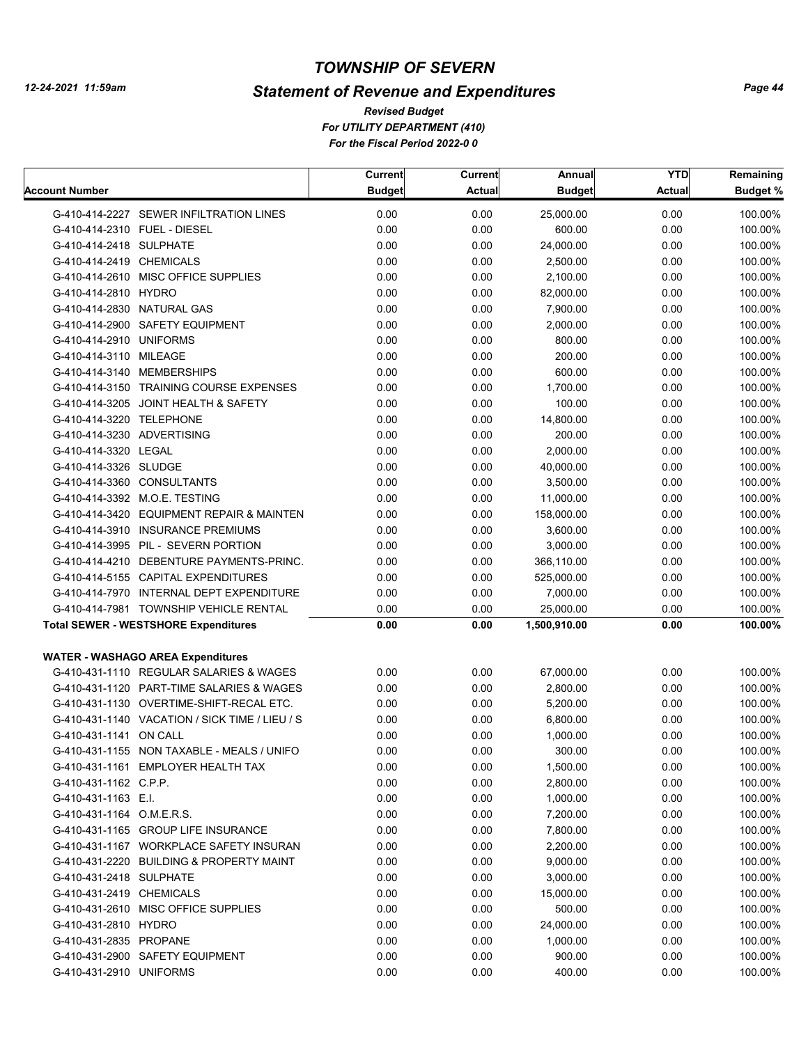# TOWNSHIP OF SEVERN

## Statement of Revenue and Expenditures

*Revised Budget*
*For UTILITY DEPARTMENT (410)*
*For the Fiscal Period 2022-0 0*

| Account Number | Current Budget | Current Actual | Annual Budget | YTD Actual | Remaining Budget % |
|---|---|---|---|---|---|
| G-410-414-2227 SEWER INFILTRATION LINES | 0.00 | 0.00 | 25,000.00 | 0.00 | 100.00% |
| G-410-414-2310 FUEL - DIESEL | 0.00 | 0.00 | 600.00 | 0.00 | 100.00% |
| G-410-414-2418 SULPHATE | 0.00 | 0.00 | 24,000.00 | 0.00 | 100.00% |
| G-410-414-2419 CHEMICALS | 0.00 | 0.00 | 2,500.00 | 0.00 | 100.00% |
| G-410-414-2610 MISC OFFICE SUPPLIES | 0.00 | 0.00 | 2,100.00 | 0.00 | 100.00% |
| G-410-414-2810 HYDRO | 0.00 | 0.00 | 82,000.00 | 0.00 | 100.00% |
| G-410-414-2830 NATURAL GAS | 0.00 | 0.00 | 7,900.00 | 0.00 | 100.00% |
| G-410-414-2900 SAFETY EQUIPMENT | 0.00 | 0.00 | 2,000.00 | 0.00 | 100.00% |
| G-410-414-2910 UNIFORMS | 0.00 | 0.00 | 800.00 | 0.00 | 100.00% |
| G-410-414-3110 MILEAGE | 0.00 | 0.00 | 200.00 | 0.00 | 100.00% |
| G-410-414-3140 MEMBERSHIPS | 0.00 | 0.00 | 600.00 | 0.00 | 100.00% |
| G-410-414-3150 TRAINING COURSE EXPENSES | 0.00 | 0.00 | 1,700.00 | 0.00 | 100.00% |
| G-410-414-3205 JOINT HEALTH & SAFETY | 0.00 | 0.00 | 100.00 | 0.00 | 100.00% |
| G-410-414-3220 TELEPHONE | 0.00 | 0.00 | 14,800.00 | 0.00 | 100.00% |
| G-410-414-3230 ADVERTISING | 0.00 | 0.00 | 200.00 | 0.00 | 100.00% |
| G-410-414-3320 LEGAL | 0.00 | 0.00 | 2,000.00 | 0.00 | 100.00% |
| G-410-414-3326 SLUDGE | 0.00 | 0.00 | 40,000.00 | 0.00 | 100.00% |
| G-410-414-3360 CONSULTANTS | 0.00 | 0.00 | 3,500.00 | 0.00 | 100.00% |
| G-410-414-3392 M.O.E. TESTING | 0.00 | 0.00 | 11,000.00 | 0.00 | 100.00% |
| G-410-414-3420 EQUIPMENT REPAIR & MAINTEN | 0.00 | 0.00 | 158,000.00 | 0.00 | 100.00% |
| G-410-414-3910 INSURANCE PREMIUMS | 0.00 | 0.00 | 3,600.00 | 0.00 | 100.00% |
| G-410-414-3995 PIL - SEVERN PORTION | 0.00 | 0.00 | 3,000.00 | 0.00 | 100.00% |
| G-410-414-4210 DEBENTURE PAYMENTS-PRINC. | 0.00 | 0.00 | 366,110.00 | 0.00 | 100.00% |
| G-410-414-5155 CAPITAL EXPENDITURES | 0.00 | 0.00 | 525,000.00 | 0.00 | 100.00% |
| G-410-414-7970 INTERNAL DEPT EXPENDITURE | 0.00 | 0.00 | 7,000.00 | 0.00 | 100.00% |
| G-410-414-7981 TOWNSHIP VEHICLE RENTAL | 0.00 | 0.00 | 25,000.00 | 0.00 | 100.00% |
| **Total SEWER - WESTSHORE Expenditures** | **0.00** | **0.00** | **1,500,910.00** | **0.00** | **100.00%** |
| **WATER - WASHAGO AREA Expenditures** | | | | | |
| G-410-431-1110 REGULAR SALARIES & WAGES | 0.00 | 0.00 | 67,000.00 | 0.00 | 100.00% |
| G-410-431-1120 PART-TIME SALARIES & WAGES | 0.00 | 0.00 | 2,800.00 | 0.00 | 100.00% |
| G-410-431-1130 OVERTIME-SHIFT-RECAL ETC. | 0.00 | 0.00 | 5,200.00 | 0.00 | 100.00% |
| G-410-431-1140 VACATION / SICK TIME / LIEU / S | 0.00 | 0.00 | 6,800.00 | 0.00 | 100.00% |
| G-410-431-1141 ON CALL | 0.00 | 0.00 | 1,000.00 | 0.00 | 100.00% |
| G-410-431-1155 NON TAXABLE - MEALS / UNIFO | 0.00 | 0.00 | 300.00 | 0.00 | 100.00% |
| G-410-431-1161 EMPLOYER HEALTH TAX | 0.00 | 0.00 | 1,500.00 | 0.00 | 100.00% |
| G-410-431-1162 C.P.P. | 0.00 | 0.00 | 2,800.00 | 0.00 | 100.00% |
| G-410-431-1163 E.I. | 0.00 | 0.00 | 1,000.00 | 0.00 | 100.00% |
| G-410-431-1164 O.M.E.R.S. | 0.00 | 0.00 | 7,200.00 | 0.00 | 100.00% |
| G-410-431-1165 GROUP LIFE INSURANCE | 0.00 | 0.00 | 7,800.00 | 0.00 | 100.00% |
| G-410-431-1167 WORKPLACE SAFETY INSURAN | 0.00 | 0.00 | 2,200.00 | 0.00 | 100.00% |
| G-410-431-2220 BUILDING & PROPERTY MAINT | 0.00 | 0.00 | 9,000.00 | 0.00 | 100.00% |
| G-410-431-2418 SULPHATE | 0.00 | 0.00 | 3,000.00 | 0.00 | 100.00% |
| G-410-431-2419 CHEMICALS | 0.00 | 0.00 | 15,000.00 | 0.00 | 100.00% |
| G-410-431-2610 MISC OFFICE SUPPLIES | 0.00 | 0.00 | 500.00 | 0.00 | 100.00% |
| G-410-431-2810 HYDRO | 0.00 | 0.00 | 24,000.00 | 0.00 | 100.00% |
| G-410-431-2835 PROPANE | 0.00 | 0.00 | 1,000.00 | 0.00 | 100.00% |
| G-410-431-2900 SAFETY EQUIPMENT | 0.00 | 0.00 | 900.00 | 0.00 | 100.00% |
| G-410-431-2910 UNIFORMS | 0.00 | 0.00 | 400.00 | 0.00 | 100.00% |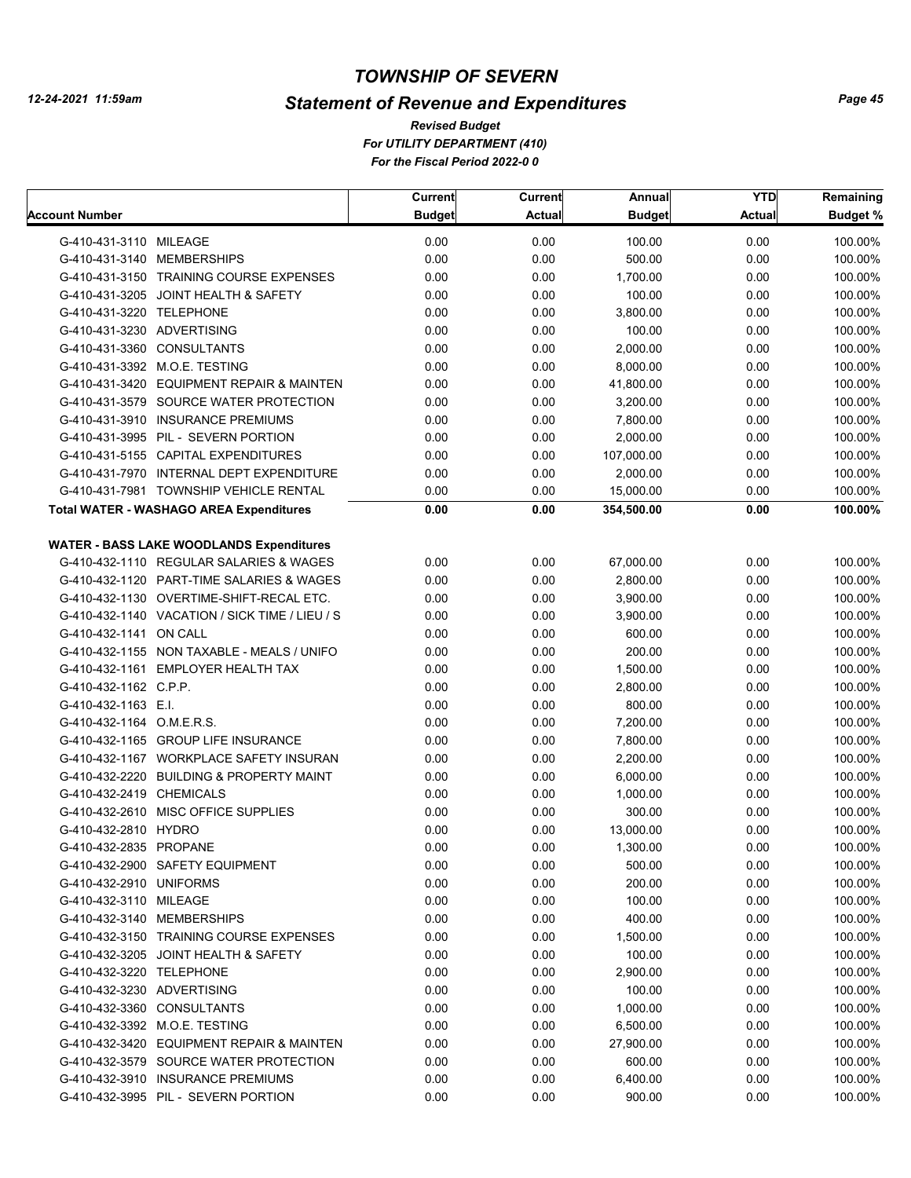# TOWNSHIP OF SEVERN

## Statement of Revenue and Expenditures

*Revised Budget*
*For UTILITY DEPARTMENT (410)*
*For the Fiscal Period 2022-0 0*

12-24-2021 11:59am

| Account Number | Current Budget | Current Actual | Annual Budget | YTD Actual | Remaining Budget % |
|---|---|---|---|---|---|
| G-410-431-3110 MILEAGE | 0.00 | 0.00 | 100.00 | 0.00 | 100.00% |
| G-410-431-3140 MEMBERSHIPS | 0.00 | 0.00 | 500.00 | 0.00 | 100.00% |
| G-410-431-3150 TRAINING COURSE EXPENSES | 0.00 | 0.00 | 1,700.00 | 0.00 | 100.00% |
| G-410-431-3205 JOINT HEALTH & SAFETY | 0.00 | 0.00 | 100.00 | 0.00 | 100.00% |
| G-410-431-3220 TELEPHONE | 0.00 | 0.00 | 3,800.00 | 0.00 | 100.00% |
| G-410-431-3230 ADVERTISING | 0.00 | 0.00 | 100.00 | 0.00 | 100.00% |
| G-410-431-3360 CONSULTANTS | 0.00 | 0.00 | 2,000.00 | 0.00 | 100.00% |
| G-410-431-3392 M.O.E. TESTING | 0.00 | 0.00 | 8,000.00 | 0.00 | 100.00% |
| G-410-431-3420 EQUIPMENT REPAIR & MAINTEN | 0.00 | 0.00 | 41,800.00 | 0.00 | 100.00% |
| G-410-431-3579 SOURCE WATER PROTECTION | 0.00 | 0.00 | 3,200.00 | 0.00 | 100.00% |
| G-410-431-3910 INSURANCE PREMIUMS | 0.00 | 0.00 | 7,800.00 | 0.00 | 100.00% |
| G-410-431-3995 PIL - SEVERN PORTION | 0.00 | 0.00 | 2,000.00 | 0.00 | 100.00% |
| G-410-431-5155 CAPITAL EXPENDITURES | 0.00 | 0.00 | 107,000.00 | 0.00 | 100.00% |
| G-410-431-7970 INTERNAL DEPT EXPENDITURE | 0.00 | 0.00 | 2,000.00 | 0.00 | 100.00% |
| G-410-431-7981 TOWNSHIP VEHICLE RENTAL | 0.00 | 0.00 | 15,000.00 | 0.00 | 100.00% |
| **Total WATER - WASHAGO AREA Expenditures** | **0.00** | **0.00** | **354,500.00** | **0.00** | **100.00%** |
| **WATER - BASS LAKE WOODLANDS Expenditures** | | | | | |
| G-410-432-1110 REGULAR SALARIES & WAGES | 0.00 | 0.00 | 67,000.00 | 0.00 | 100.00% |
| G-410-432-1120 PART-TIME SALARIES & WAGES | 0.00 | 0.00 | 2,800.00 | 0.00 | 100.00% |
| G-410-432-1130 OVERTIME-SHIFT-RECAL ETC. | 0.00 | 0.00 | 3,900.00 | 0.00 | 100.00% |
| G-410-432-1140 VACATION / SICK TIME / LIEU / S | 0.00 | 0.00 | 3,900.00 | 0.00 | 100.00% |
| G-410-432-1141 ON CALL | 0.00 | 0.00 | 600.00 | 0.00 | 100.00% |
| G-410-432-1155 NON TAXABLE - MEALS / UNIFO | 0.00 | 0.00 | 200.00 | 0.00 | 100.00% |
| G-410-432-1161 EMPLOYER HEALTH TAX | 0.00 | 0.00 | 1,500.00 | 0.00 | 100.00% |
| G-410-432-1162 C.P.P. | 0.00 | 0.00 | 2,800.00 | 0.00 | 100.00% |
| G-410-432-1163 E.I. | 0.00 | 0.00 | 800.00 | 0.00 | 100.00% |
| G-410-432-1164 O.M.E.R.S. | 0.00 | 0.00 | 7,200.00 | 0.00 | 100.00% |
| G-410-432-1165 GROUP LIFE INSURANCE | 0.00 | 0.00 | 7,800.00 | 0.00 | 100.00% |
| G-410-432-1167 WORKPLACE SAFETY INSURAN | 0.00 | 0.00 | 2,200.00 | 0.00 | 100.00% |
| G-410-432-2220 BUILDING & PROPERTY MAINT | 0.00 | 0.00 | 6,000.00 | 0.00 | 100.00% |
| G-410-432-2419 CHEMICALS | 0.00 | 0.00 | 1,000.00 | 0.00 | 100.00% |
| G-410-432-2610 MISC OFFICE SUPPLIES | 0.00 | 0.00 | 300.00 | 0.00 | 100.00% |
| G-410-432-2810 HYDRO | 0.00 | 0.00 | 13,000.00 | 0.00 | 100.00% |
| G-410-432-2835 PROPANE | 0.00 | 0.00 | 1,300.00 | 0.00 | 100.00% |
| G-410-432-2900 SAFETY EQUIPMENT | 0.00 | 0.00 | 500.00 | 0.00 | 100.00% |
| G-410-432-2910 UNIFORMS | 0.00 | 0.00 | 200.00 | 0.00 | 100.00% |
| G-410-432-3110 MILEAGE | 0.00 | 0.00 | 100.00 | 0.00 | 100.00% |
| G-410-432-3140 MEMBERSHIPS | 0.00 | 0.00 | 400.00 | 0.00 | 100.00% |
| G-410-432-3150 TRAINING COURSE EXPENSES | 0.00 | 0.00 | 1,500.00 | 0.00 | 100.00% |
| G-410-432-3205 JOINT HEALTH & SAFETY | 0.00 | 0.00 | 100.00 | 0.00 | 100.00% |
| G-410-432-3220 TELEPHONE | 0.00 | 0.00 | 2,900.00 | 0.00 | 100.00% |
| G-410-432-3230 ADVERTISING | 0.00 | 0.00 | 100.00 | 0.00 | 100.00% |
| G-410-432-3360 CONSULTANTS | 0.00 | 0.00 | 1,000.00 | 0.00 | 100.00% |
| G-410-432-3392 M.O.E. TESTING | 0.00 | 0.00 | 6,500.00 | 0.00 | 100.00% |
| G-410-432-3420 EQUIPMENT REPAIR & MAINTEN | 0.00 | 0.00 | 27,900.00 | 0.00 | 100.00% |
| G-410-432-3579 SOURCE WATER PROTECTION | 0.00 | 0.00 | 600.00 | 0.00 | 100.00% |
| G-410-432-3910 INSURANCE PREMIUMS | 0.00 | 0.00 | 6,400.00 | 0.00 | 100.00% |
| G-410-432-3995 PIL - SEVERN PORTION | 0.00 | 0.00 | 900.00 | 0.00 | 100.00% |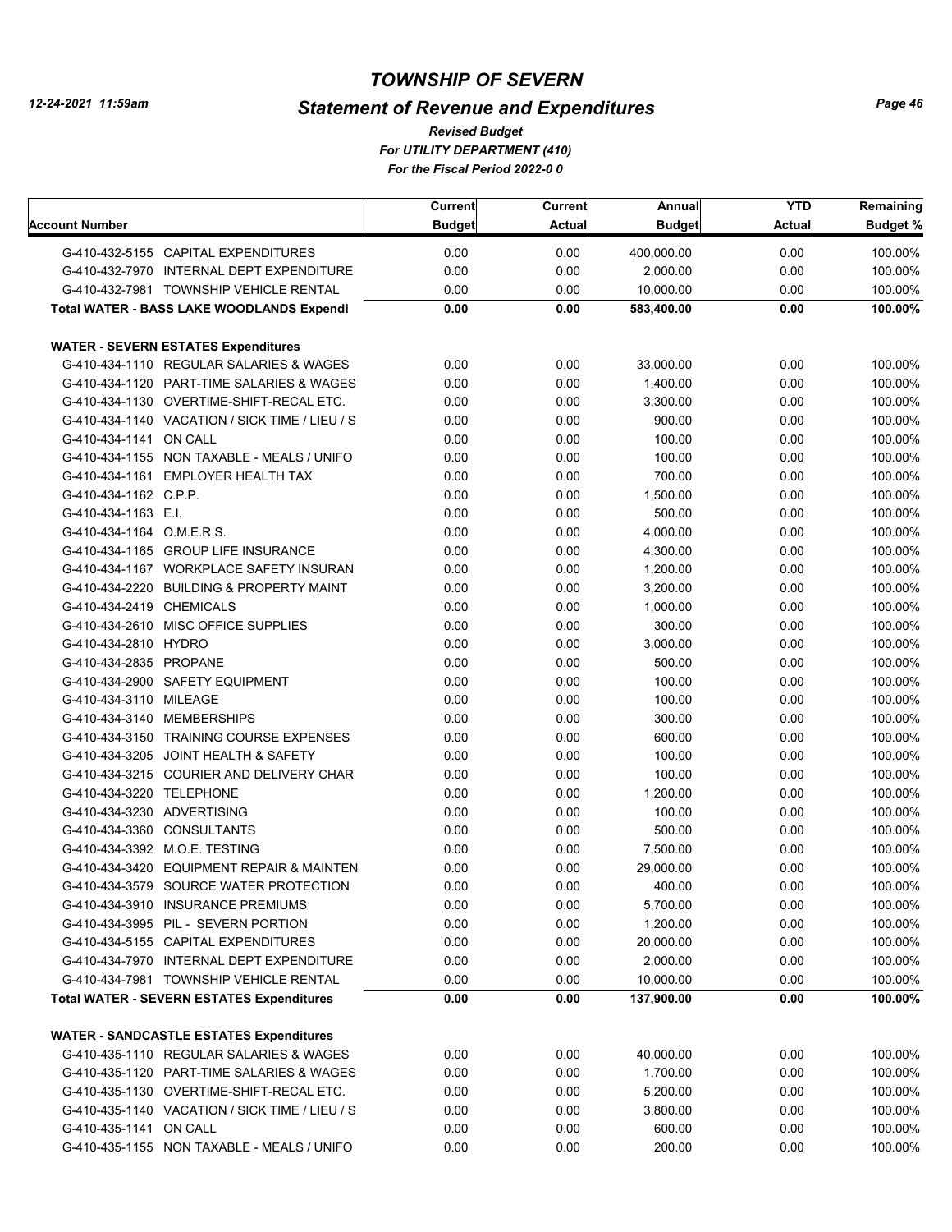# TOWNSHIP OF SEVERN

## Statement of Revenue and Expenditures

*Revised Budget*

*For UTILITY DEPARTMENT (410)*

*For the Fiscal Period 2022-0 0*

| Account Number | Current Budget | Current Actual | Annual Budget | YTD Actual | Remaining Budget % |
|---|---|---|---|---|---|
| G-410-432-5155 CAPITAL EXPENDITURES | 0.00 | 0.00 | 400,000.00 | 0.00 | 100.00% |
| G-410-432-7970 INTERNAL DEPT EXPENDITURE | 0.00 | 0.00 | 2,000.00 | 0.00 | 100.00% |
| G-410-432-7981 TOWNSHIP VEHICLE RENTAL | 0.00 | 0.00 | 10,000.00 | 0.00 | 100.00% |
| **Total WATER - BASS LAKE WOODLANDS Expendi** | **0.00** | **0.00** | **583,400.00** | **0.00** | **100.00%** |
| **WATER - SEVERN ESTATES Expenditures** | | | | | |
| G-410-434-1110 REGULAR SALARIES & WAGES | 0.00 | 0.00 | 33,000.00 | 0.00 | 100.00% |
| G-410-434-1120 PART-TIME SALARIES & WAGES | 0.00 | 0.00 | 1,400.00 | 0.00 | 100.00% |
| G-410-434-1130 OVERTIME-SHIFT-RECAL ETC. | 0.00 | 0.00 | 3,300.00 | 0.00 | 100.00% |
| G-410-434-1140 VACATION / SICK TIME / LIEU / S | 0.00 | 0.00 | 900.00 | 0.00 | 100.00% |
| G-410-434-1141 ON CALL | 0.00 | 0.00 | 100.00 | 0.00 | 100.00% |
| G-410-434-1155 NON TAXABLE - MEALS / UNIFO | 0.00 | 0.00 | 100.00 | 0.00 | 100.00% |
| G-410-434-1161 EMPLOYER HEALTH TAX | 0.00 | 0.00 | 700.00 | 0.00 | 100.00% |
| G-410-434-1162 C.P.P. | 0.00 | 0.00 | 1,500.00 | 0.00 | 100.00% |
| G-410-434-1163 E.I. | 0.00 | 0.00 | 500.00 | 0.00 | 100.00% |
| G-410-434-1164 O.M.E.R.S. | 0.00 | 0.00 | 4,000.00 | 0.00 | 100.00% |
| G-410-434-1165 GROUP LIFE INSURANCE | 0.00 | 0.00 | 4,300.00 | 0.00 | 100.00% |
| G-410-434-1167 WORKPLACE SAFETY INSURAN | 0.00 | 0.00 | 1,200.00 | 0.00 | 100.00% |
| G-410-434-2220 BUILDING & PROPERTY MAINT | 0.00 | 0.00 | 3,200.00 | 0.00 | 100.00% |
| G-410-434-2419 CHEMICALS | 0.00 | 0.00 | 1,000.00 | 0.00 | 100.00% |
| G-410-434-2610 MISC OFFICE SUPPLIES | 0.00 | 0.00 | 300.00 | 0.00 | 100.00% |
| G-410-434-2810 HYDRO | 0.00 | 0.00 | 3,000.00 | 0.00 | 100.00% |
| G-410-434-2835 PROPANE | 0.00 | 0.00 | 500.00 | 0.00 | 100.00% |
| G-410-434-2900 SAFETY EQUIPMENT | 0.00 | 0.00 | 100.00 | 0.00 | 100.00% |
| G-410-434-3110 MILEAGE | 0.00 | 0.00 | 100.00 | 0.00 | 100.00% |
| G-410-434-3140 MEMBERSHIPS | 0.00 | 0.00 | 300.00 | 0.00 | 100.00% |
| G-410-434-3150 TRAINING COURSE EXPENSES | 0.00 | 0.00 | 600.00 | 0.00 | 100.00% |
| G-410-434-3205 JOINT HEALTH & SAFETY | 0.00 | 0.00 | 100.00 | 0.00 | 100.00% |
| G-410-434-3215 COURIER AND DELIVERY CHAR | 0.00 | 0.00 | 100.00 | 0.00 | 100.00% |
| G-410-434-3220 TELEPHONE | 0.00 | 0.00 | 1,200.00 | 0.00 | 100.00% |
| G-410-434-3230 ADVERTISING | 0.00 | 0.00 | 100.00 | 0.00 | 100.00% |
| G-410-434-3360 CONSULTANTS | 0.00 | 0.00 | 500.00 | 0.00 | 100.00% |
| G-410-434-3392 M.O.E. TESTING | 0.00 | 0.00 | 7,500.00 | 0.00 | 100.00% |
| G-410-434-3420 EQUIPMENT REPAIR & MAINTEN | 0.00 | 0.00 | 29,000.00 | 0.00 | 100.00% |
| G-410-434-3579 SOURCE WATER PROTECTION | 0.00 | 0.00 | 400.00 | 0.00 | 100.00% |
| G-410-434-3910 INSURANCE PREMIUMS | 0.00 | 0.00 | 5,700.00 | 0.00 | 100.00% |
| G-410-434-3995 PIL - SEVERN PORTION | 0.00 | 0.00 | 1,200.00 | 0.00 | 100.00% |
| G-410-434-5155 CAPITAL EXPENDITURES | 0.00 | 0.00 | 20,000.00 | 0.00 | 100.00% |
| G-410-434-7970 INTERNAL DEPT EXPENDITURE | 0.00 | 0.00 | 2,000.00 | 0.00 | 100.00% |
| G-410-434-7981 TOWNSHIP VEHICLE RENTAL | 0.00 | 0.00 | 10,000.00 | 0.00 | 100.00% |
| **Total WATER - SEVERN ESTATES Expenditures** | **0.00** | **0.00** | **137,900.00** | **0.00** | **100.00%** |
| **WATER - SANDCASTLE ESTATES Expenditures** | | | | | |
| G-410-435-1110 REGULAR SALARIES & WAGES | 0.00 | 0.00 | 40,000.00 | 0.00 | 100.00% |
| G-410-435-1120 PART-TIME SALARIES & WAGES | 0.00 | 0.00 | 1,700.00 | 0.00 | 100.00% |
| G-410-435-1130 OVERTIME-SHIFT-RECAL ETC. | 0.00 | 0.00 | 5,200.00 | 0.00 | 100.00% |
| G-410-435-1140 VACATION / SICK TIME / LIEU / S | 0.00 | 0.00 | 3,800.00 | 0.00 | 100.00% |
| G-410-435-1141 ON CALL | 0.00 | 0.00 | 600.00 | 0.00 | 100.00% |
| G-410-435-1155 NON TAXABLE - MEALS / UNIFO | 0.00 | 0.00 | 200.00 | 0.00 | 100.00% |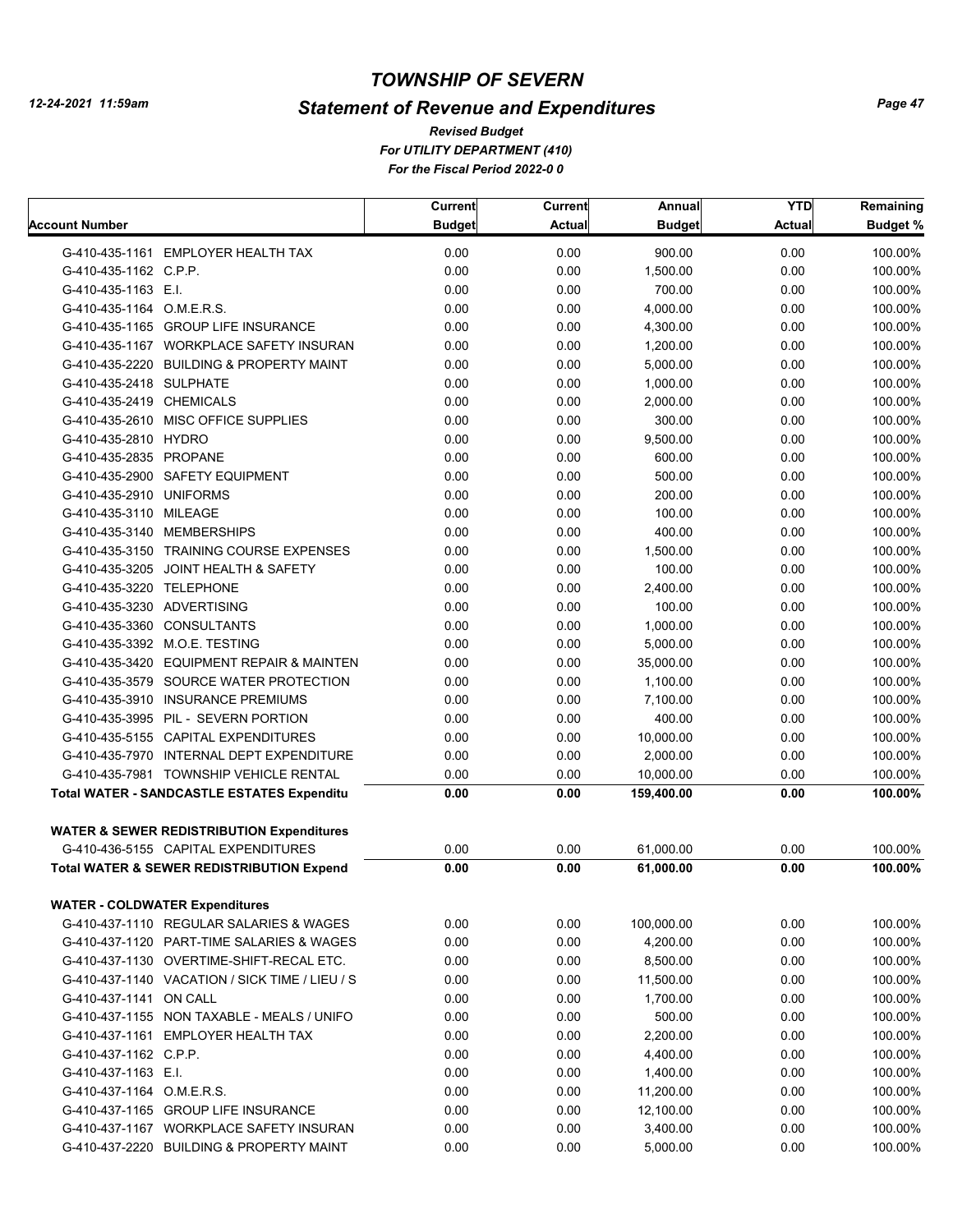# TOWNSHIP OF SEVERN

## Statement of Revenue and Expenditures

*Revised Budget*
*For UTILITY DEPARTMENT (410)*
*For the Fiscal Period 2022-0 0*

12-24-2021 11:59am

| Account Number | Current Budget | Current Actual | Annual Budget | YTD Actual | Remaining Budget % |
|---|---|---|---|---|---|
| G-410-435-1161 EMPLOYER HEALTH TAX | 0.00 | 0.00 | 900.00 | 0.00 | 100.00% |
| G-410-435-1162 C.P.P. | 0.00 | 0.00 | 1,500.00 | 0.00 | 100.00% |
| G-410-435-1163 E.I. | 0.00 | 0.00 | 700.00 | 0.00 | 100.00% |
| G-410-435-1164 O.M.E.R.S. | 0.00 | 0.00 | 4,000.00 | 0.00 | 100.00% |
| G-410-435-1165 GROUP LIFE INSURANCE | 0.00 | 0.00 | 4,300.00 | 0.00 | 100.00% |
| G-410-435-1167 WORKPLACE SAFETY INSURAN | 0.00 | 0.00 | 1,200.00 | 0.00 | 100.00% |
| G-410-435-2220 BUILDING & PROPERTY MAINT | 0.00 | 0.00 | 5,000.00 | 0.00 | 100.00% |
| G-410-435-2418 SULPHATE | 0.00 | 0.00 | 1,000.00 | 0.00 | 100.00% |
| G-410-435-2419 CHEMICALS | 0.00 | 0.00 | 2,000.00 | 0.00 | 100.00% |
| G-410-435-2610 MISC OFFICE SUPPLIES | 0.00 | 0.00 | 300.00 | 0.00 | 100.00% |
| G-410-435-2810 HYDRO | 0.00 | 0.00 | 9,500.00 | 0.00 | 100.00% |
| G-410-435-2835 PROPANE | 0.00 | 0.00 | 600.00 | 0.00 | 100.00% |
| G-410-435-2900 SAFETY EQUIPMENT | 0.00 | 0.00 | 500.00 | 0.00 | 100.00% |
| G-410-435-2910 UNIFORMS | 0.00 | 0.00 | 200.00 | 0.00 | 100.00% |
| G-410-435-3110 MILEAGE | 0.00 | 0.00 | 100.00 | 0.00 | 100.00% |
| G-410-435-3140 MEMBERSHIPS | 0.00 | 0.00 | 400.00 | 0.00 | 100.00% |
| G-410-435-3150 TRAINING COURSE EXPENSES | 0.00 | 0.00 | 1,500.00 | 0.00 | 100.00% |
| G-410-435-3205 JOINT HEALTH & SAFETY | 0.00 | 0.00 | 100.00 | 0.00 | 100.00% |
| G-410-435-3220 TELEPHONE | 0.00 | 0.00 | 2,400.00 | 0.00 | 100.00% |
| G-410-435-3230 ADVERTISING | 0.00 | 0.00 | 100.00 | 0.00 | 100.00% |
| G-410-435-3360 CONSULTANTS | 0.00 | 0.00 | 1,000.00 | 0.00 | 100.00% |
| G-410-435-3392 M.O.E. TESTING | 0.00 | 0.00 | 5,000.00 | 0.00 | 100.00% |
| G-410-435-3420 EQUIPMENT REPAIR & MAINTEN | 0.00 | 0.00 | 35,000.00 | 0.00 | 100.00% |
| G-410-435-3579 SOURCE WATER PROTECTION | 0.00 | 0.00 | 1,100.00 | 0.00 | 100.00% |
| G-410-435-3910 INSURANCE PREMIUMS | 0.00 | 0.00 | 7,100.00 | 0.00 | 100.00% |
| G-410-435-3995 PIL - SEVERN PORTION | 0.00 | 0.00 | 400.00 | 0.00 | 100.00% |
| G-410-435-5155 CAPITAL EXPENDITURES | 0.00 | 0.00 | 10,000.00 | 0.00 | 100.00% |
| G-410-435-7970 INTERNAL DEPT EXPENDITURE | 0.00 | 0.00 | 2,000.00 | 0.00 | 100.00% |
| G-410-435-7981 TOWNSHIP VEHICLE RENTAL | 0.00 | 0.00 | 10,000.00 | 0.00 | 100.00% |
| **Total WATER - SANDCASTLE ESTATES Expenditu** | **0.00** | **0.00** | **159,400.00** | **0.00** | **100.00%** |
| **WATER & SEWER REDISTRIBUTION Expenditures** | | | | | |
| G-410-436-5155 CAPITAL EXPENDITURES | 0.00 | 0.00 | 61,000.00 | 0.00 | 100.00% |
| **Total WATER & SEWER REDISTRIBUTION Expend** | **0.00** | **0.00** | **61,000.00** | **0.00** | **100.00%** |
| **WATER - COLDWATER Expenditures** | | | | | |
| G-410-437-1110 REGULAR SALARIES & WAGES | 0.00 | 0.00 | 100,000.00 | 0.00 | 100.00% |
| G-410-437-1120 PART-TIME SALARIES & WAGES | 0.00 | 0.00 | 4,200.00 | 0.00 | 100.00% |
| G-410-437-1130 OVERTIME-SHIFT-RECAL ETC. | 0.00 | 0.00 | 8,500.00 | 0.00 | 100.00% |
| G-410-437-1140 VACATION / SICK TIME / LIEU / S | 0.00 | 0.00 | 11,500.00 | 0.00 | 100.00% |
| G-410-437-1141 ON CALL | 0.00 | 0.00 | 1,700.00 | 0.00 | 100.00% |
| G-410-437-1155 NON TAXABLE - MEALS / UNIFO | 0.00 | 0.00 | 500.00 | 0.00 | 100.00% |
| G-410-437-1161 EMPLOYER HEALTH TAX | 0.00 | 0.00 | 2,200.00 | 0.00 | 100.00% |
| G-410-437-1162 C.P.P. | 0.00 | 0.00 | 4,400.00 | 0.00 | 100.00% |
| G-410-437-1163 E.I. | 0.00 | 0.00 | 1,400.00 | 0.00 | 100.00% |
| G-410-437-1164 O.M.E.R.S. | 0.00 | 0.00 | 11,200.00 | 0.00 | 100.00% |
| G-410-437-1165 GROUP LIFE INSURANCE | 0.00 | 0.00 | 12,100.00 | 0.00 | 100.00% |
| G-410-437-1167 WORKPLACE SAFETY INSURAN | 0.00 | 0.00 | 3,400.00 | 0.00 | 100.00% |
| G-410-437-2220 BUILDING & PROPERTY MAINT | 0.00 | 0.00 | 5,000.00 | 0.00 | 100.00% |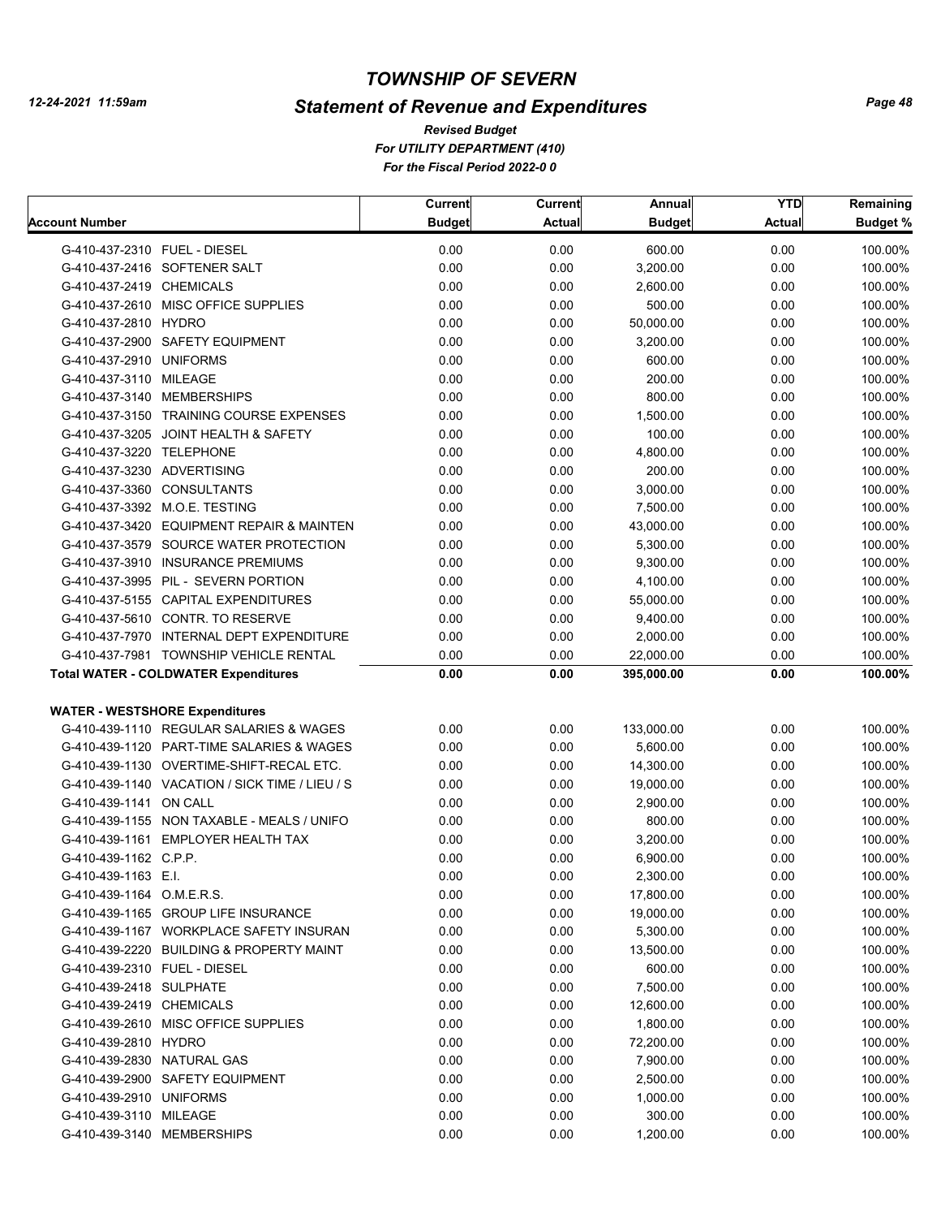# TOWNSHIP OF SEVERN

## Statement of Revenue and Expenditures

*Revised Budget*
*For UTILITY DEPARTMENT (410)*
*For the Fiscal Period 2022-0 0*

12-24-2021 11:59am

| Account Number | Current Budget | Current Actual | Annual Budget | YTD Actual | Remaining Budget % |
|---|---|---|---|---|---|
| G-410-437-2310 FUEL - DIESEL | 0.00 | 0.00 | 600.00 | 0.00 | 100.00% |
| G-410-437-2416 SOFTENER SALT | 0.00 | 0.00 | 3,200.00 | 0.00 | 100.00% |
| G-410-437-2419 CHEMICALS | 0.00 | 0.00 | 2,600.00 | 0.00 | 100.00% |
| G-410-437-2610 MISC OFFICE SUPPLIES | 0.00 | 0.00 | 500.00 | 0.00 | 100.00% |
| G-410-437-2810 HYDRO | 0.00 | 0.00 | 50,000.00 | 0.00 | 100.00% |
| G-410-437-2900 SAFETY EQUIPMENT | 0.00 | 0.00 | 3,200.00 | 0.00 | 100.00% |
| G-410-437-2910 UNIFORMS | 0.00 | 0.00 | 600.00 | 0.00 | 100.00% |
| G-410-437-3110 MILEAGE | 0.00 | 0.00 | 200.00 | 0.00 | 100.00% |
| G-410-437-3140 MEMBERSHIPS | 0.00 | 0.00 | 800.00 | 0.00 | 100.00% |
| G-410-437-3150 TRAINING COURSE EXPENSES | 0.00 | 0.00 | 1,500.00 | 0.00 | 100.00% |
| G-410-437-3205 JOINT HEALTH & SAFETY | 0.00 | 0.00 | 100.00 | 0.00 | 100.00% |
| G-410-437-3220 TELEPHONE | 0.00 | 0.00 | 4,800.00 | 0.00 | 100.00% |
| G-410-437-3230 ADVERTISING | 0.00 | 0.00 | 200.00 | 0.00 | 100.00% |
| G-410-437-3360 CONSULTANTS | 0.00 | 0.00 | 3,000.00 | 0.00 | 100.00% |
| G-410-437-3392 M.O.E. TESTING | 0.00 | 0.00 | 7,500.00 | 0.00 | 100.00% |
| G-410-437-3420 EQUIPMENT REPAIR & MAINTEN | 0.00 | 0.00 | 43,000.00 | 0.00 | 100.00% |
| G-410-437-3579 SOURCE WATER PROTECTION | 0.00 | 0.00 | 5,300.00 | 0.00 | 100.00% |
| G-410-437-3910 INSURANCE PREMIUMS | 0.00 | 0.00 | 9,300.00 | 0.00 | 100.00% |
| G-410-437-3995 PIL - SEVERN PORTION | 0.00 | 0.00 | 4,100.00 | 0.00 | 100.00% |
| G-410-437-5155 CAPITAL EXPENDITURES | 0.00 | 0.00 | 55,000.00 | 0.00 | 100.00% |
| G-410-437-5610 CONTR. TO RESERVE | 0.00 | 0.00 | 9,400.00 | 0.00 | 100.00% |
| G-410-437-7970 INTERNAL DEPT EXPENDITURE | 0.00 | 0.00 | 2,000.00 | 0.00 | 100.00% |
| G-410-437-7981 TOWNSHIP VEHICLE RENTAL | 0.00 | 0.00 | 22,000.00 | 0.00 | 100.00% |
| **Total WATER - COLDWATER Expenditures** | **0.00** | **0.00** | **395,000.00** | **0.00** | **100.00%** |
| | | | | | |
| **WATER - WESTSHORE Expenditures** | | | | | |
| G-410-439-1110 REGULAR SALARIES & WAGES | 0.00 | 0.00 | 133,000.00 | 0.00 | 100.00% |
| G-410-439-1120 PART-TIME SALARIES & WAGES | 0.00 | 0.00 | 5,600.00 | 0.00 | 100.00% |
| G-410-439-1130 OVERTIME-SHIFT-RECAL ETC. | 0.00 | 0.00 | 14,300.00 | 0.00 | 100.00% |
| G-410-439-1140 VACATION / SICK TIME / LIEU / S | 0.00 | 0.00 | 19,000.00 | 0.00 | 100.00% |
| G-410-439-1141 ON CALL | 0.00 | 0.00 | 2,900.00 | 0.00 | 100.00% |
| G-410-439-1155 NON TAXABLE - MEALS / UNIFO | 0.00 | 0.00 | 800.00 | 0.00 | 100.00% |
| G-410-439-1161 EMPLOYER HEALTH TAX | 0.00 | 0.00 | 3,200.00 | 0.00 | 100.00% |
| G-410-439-1162 C.P.P. | 0.00 | 0.00 | 6,900.00 | 0.00 | 100.00% |
| G-410-439-1163 E.I. | 0.00 | 0.00 | 2,300.00 | 0.00 | 100.00% |
| G-410-439-1164 O.M.E.R.S. | 0.00 | 0.00 | 17,800.00 | 0.00 | 100.00% |
| G-410-439-1165 GROUP LIFE INSURANCE | 0.00 | 0.00 | 19,000.00 | 0.00 | 100.00% |
| G-410-439-1167 WORKPLACE SAFETY INSURAN | 0.00 | 0.00 | 5,300.00 | 0.00 | 100.00% |
| G-410-439-2220 BUILDING & PROPERTY MAINT | 0.00 | 0.00 | 13,500.00 | 0.00 | 100.00% |
| G-410-439-2310 FUEL - DIESEL | 0.00 | 0.00 | 600.00 | 0.00 | 100.00% |
| G-410-439-2418 SULPHATE | 0.00 | 0.00 | 7,500.00 | 0.00 | 100.00% |
| G-410-439-2419 CHEMICALS | 0.00 | 0.00 | 12,600.00 | 0.00 | 100.00% |
| G-410-439-2610 MISC OFFICE SUPPLIES | 0.00 | 0.00 | 1,800.00 | 0.00 | 100.00% |
| G-410-439-2810 HYDRO | 0.00 | 0.00 | 72,200.00 | 0.00 | 100.00% |
| G-410-439-2830 NATURAL GAS | 0.00 | 0.00 | 7,900.00 | 0.00 | 100.00% |
| G-410-439-2900 SAFETY EQUIPMENT | 0.00 | 0.00 | 2,500.00 | 0.00 | 100.00% |
| G-410-439-2910 UNIFORMS | 0.00 | 0.00 | 1,000.00 | 0.00 | 100.00% |
| G-410-439-3110 MILEAGE | 0.00 | 0.00 | 300.00 | 0.00 | 100.00% |
| G-410-439-3140 MEMBERSHIPS | 0.00 | 0.00 | 1,200.00 | 0.00 | 100.00% |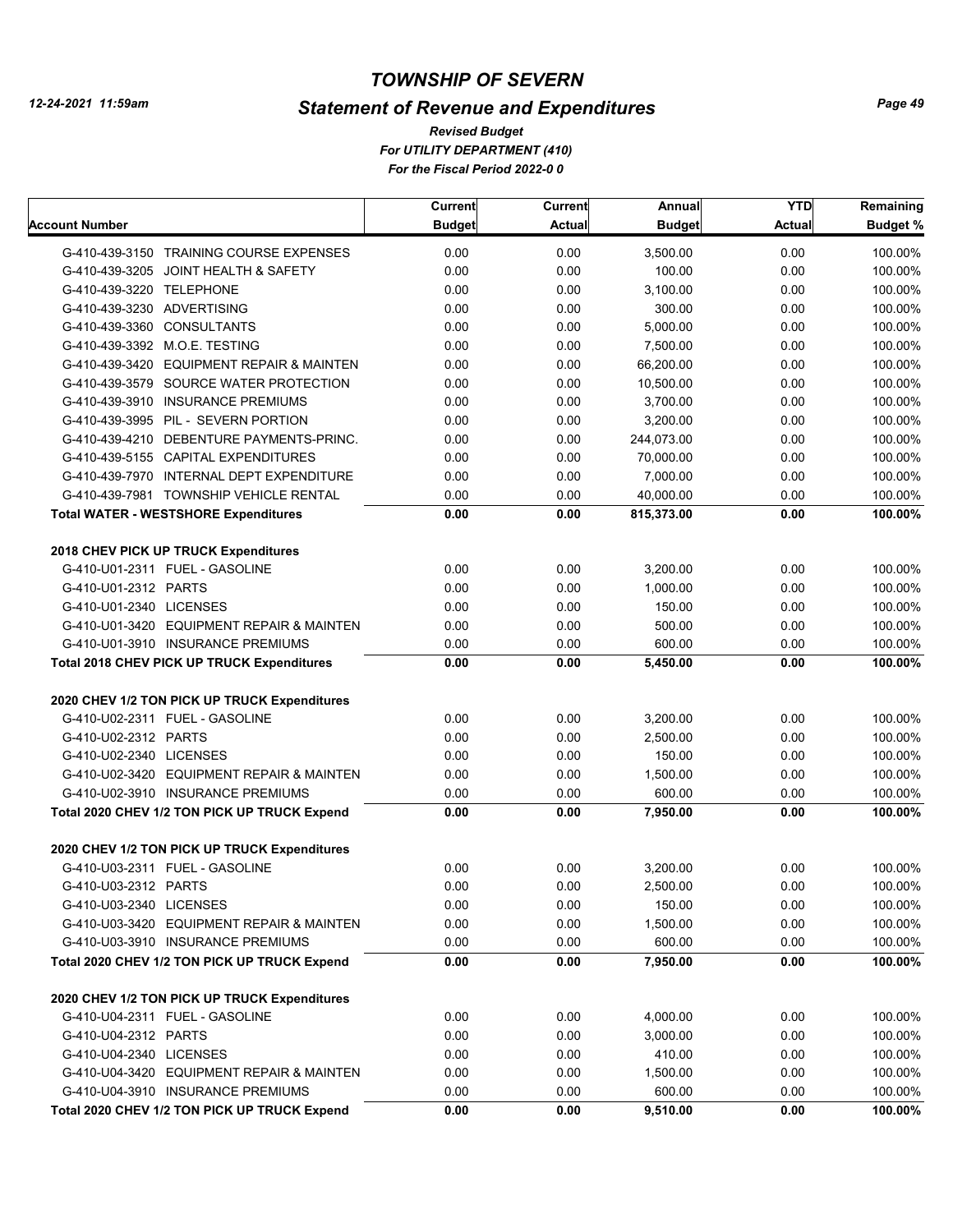# TOWNSHIP OF SEVERN

## Statement of Revenue and Expenditures

*Revised Budget*
*For UTILITY DEPARTMENT (410)*
*For the Fiscal Period 2022-0 0*

12-24-2021 11:59am

| Account Number | Current Budget | Current Actual | Annual Budget | YTD Actual | Remaining Budget % |
|---|---|---|---|---|---|
| G-410-439-3150 TRAINING COURSE EXPENSES | 0.00 | 0.00 | 3,500.00 | 0.00 | 100.00% |
| G-410-439-3205 JOINT HEALTH & SAFETY | 0.00 | 0.00 | 100.00 | 0.00 | 100.00% |
| G-410-439-3220 TELEPHONE | 0.00 | 0.00 | 3,100.00 | 0.00 | 100.00% |
| G-410-439-3230 ADVERTISING | 0.00 | 0.00 | 300.00 | 0.00 | 100.00% |
| G-410-439-3360 CONSULTANTS | 0.00 | 0.00 | 5,000.00 | 0.00 | 100.00% |
| G-410-439-3392 M.O.E. TESTING | 0.00 | 0.00 | 7,500.00 | 0.00 | 100.00% |
| G-410-439-3420 EQUIPMENT REPAIR & MAINTEN | 0.00 | 0.00 | 66,200.00 | 0.00 | 100.00% |
| G-410-439-3579 SOURCE WATER PROTECTION | 0.00 | 0.00 | 10,500.00 | 0.00 | 100.00% |
| G-410-439-3910 INSURANCE PREMIUMS | 0.00 | 0.00 | 3,700.00 | 0.00 | 100.00% |
| G-410-439-3995 PIL - SEVERN PORTION | 0.00 | 0.00 | 3,200.00 | 0.00 | 100.00% |
| G-410-439-4210 DEBENTURE PAYMENTS-PRINC. | 0.00 | 0.00 | 244,073.00 | 0.00 | 100.00% |
| G-410-439-5155 CAPITAL EXPENDITURES | 0.00 | 0.00 | 70,000.00 | 0.00 | 100.00% |
| G-410-439-7970 INTERNAL DEPT EXPENDITURE | 0.00 | 0.00 | 7,000.00 | 0.00 | 100.00% |
| G-410-439-7981 TOWNSHIP VEHICLE RENTAL | 0.00 | 0.00 | 40,000.00 | 0.00 | 100.00% |
| **Total WATER - WESTSHORE Expenditures** | **0.00** | **0.00** | **815,373.00** | **0.00** | **100.00%** |
| **2018 CHEV PICK UP TRUCK Expenditures** | | | | | |
| G-410-U01-2311 FUEL - GASOLINE | 0.00 | 0.00 | 3,200.00 | 0.00 | 100.00% |
| G-410-U01-2312 PARTS | 0.00 | 0.00 | 1,000.00 | 0.00 | 100.00% |
| G-410-U01-2340 LICENSES | 0.00 | 0.00 | 150.00 | 0.00 | 100.00% |
| G-410-U01-3420 EQUIPMENT REPAIR & MAINTEN | 0.00 | 0.00 | 500.00 | 0.00 | 100.00% |
| G-410-U01-3910 INSURANCE PREMIUMS | 0.00 | 0.00 | 600.00 | 0.00 | 100.00% |
| **Total 2018 CHEV PICK UP TRUCK Expenditures** | **0.00** | **0.00** | **5,450.00** | **0.00** | **100.00%** |
| **2020 CHEV 1/2 TON PICK UP TRUCK Expenditures** | | | | | |
| G-410-U02-2311 FUEL - GASOLINE | 0.00 | 0.00 | 3,200.00 | 0.00 | 100.00% |
| G-410-U02-2312 PARTS | 0.00 | 0.00 | 2,500.00 | 0.00 | 100.00% |
| G-410-U02-2340 LICENSES | 0.00 | 0.00 | 150.00 | 0.00 | 100.00% |
| G-410-U02-3420 EQUIPMENT REPAIR & MAINTEN | 0.00 | 0.00 | 1,500.00 | 0.00 | 100.00% |
| G-410-U02-3910 INSURANCE PREMIUMS | 0.00 | 0.00 | 600.00 | 0.00 | 100.00% |
| **Total 2020 CHEV 1/2 TON PICK UP TRUCK Expend** | **0.00** | **0.00** | **7,950.00** | **0.00** | **100.00%** |
| **2020 CHEV 1/2 TON PICK UP TRUCK Expenditures** | | | | | |
| G-410-U03-2311 FUEL - GASOLINE | 0.00 | 0.00 | 3,200.00 | 0.00 | 100.00% |
| G-410-U03-2312 PARTS | 0.00 | 0.00 | 2,500.00 | 0.00 | 100.00% |
| G-410-U03-2340 LICENSES | 0.00 | 0.00 | 150.00 | 0.00 | 100.00% |
| G-410-U03-3420 EQUIPMENT REPAIR & MAINTEN | 0.00 | 0.00 | 1,500.00 | 0.00 | 100.00% |
| G-410-U03-3910 INSURANCE PREMIUMS | 0.00 | 0.00 | 600.00 | 0.00 | 100.00% |
| **Total 2020 CHEV 1/2 TON PICK UP TRUCK Expend** | **0.00** | **0.00** | **7,950.00** | **0.00** | **100.00%** |
| **2020 CHEV 1/2 TON PICK UP TRUCK Expenditures** | | | | | |
| G-410-U04-2311 FUEL - GASOLINE | 0.00 | 0.00 | 4,000.00 | 0.00 | 100.00% |
| G-410-U04-2312 PARTS | 0.00 | 0.00 | 3,000.00 | 0.00 | 100.00% |
| G-410-U04-2340 LICENSES | 0.00 | 0.00 | 410.00 | 0.00 | 100.00% |
| G-410-U04-3420 EQUIPMENT REPAIR & MAINTEN | 0.00 | 0.00 | 1,500.00 | 0.00 | 100.00% |
| G-410-U04-3910 INSURANCE PREMIUMS | 0.00 | 0.00 | 600.00 | 0.00 | 100.00% |
| **Total 2020 CHEV 1/2 TON PICK UP TRUCK Expend** | **0.00** | **0.00** | **9,510.00** | **0.00** | **100.00%** |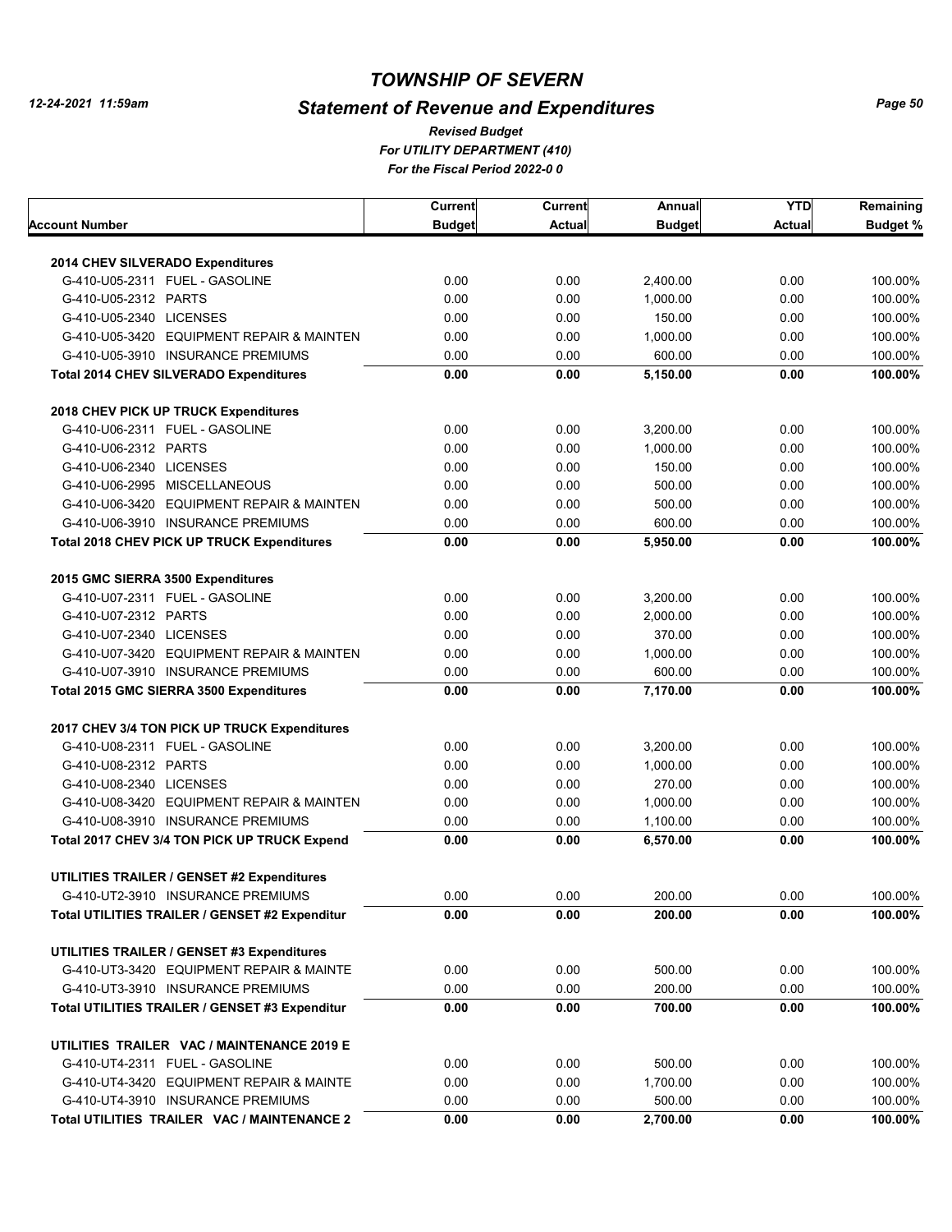# TOWNSHIP OF SEVERN

## Statement of Revenue and Expenditures

*12-24-2021 11:59am*

*Revised Budget*
*For UTILITY DEPARTMENT (410)*
*For the Fiscal Period 2022-0 0*

| Account Number | Current Budget | Current Actual | Annual Budget | YTD Actual | Remaining Budget % |
|---|---|---|---|---|---|
| **2014 CHEV SILVERADO Expenditures** | | | | | |
| G-410-U05-2311 FUEL - GASOLINE | 0.00 | 0.00 | 2,400.00 | 0.00 | 100.00% |
| G-410-U05-2312 PARTS | 0.00 | 0.00 | 1,000.00 | 0.00 | 100.00% |
| G-410-U05-2340 LICENSES | 0.00 | 0.00 | 150.00 | 0.00 | 100.00% |
| G-410-U05-3420 EQUIPMENT REPAIR & MAINTEN | 0.00 | 0.00 | 1,000.00 | 0.00 | 100.00% |
| G-410-U05-3910 INSURANCE PREMIUMS | 0.00 | 0.00 | 600.00 | 0.00 | 100.00% |
| **Total 2014 CHEV SILVERADO Expenditures** | **0.00** | **0.00** | **5,150.00** | **0.00** | **100.00%** |
| **2018 CHEV PICK UP TRUCK Expenditures** | | | | | |
| G-410-U06-2311 FUEL - GASOLINE | 0.00 | 0.00 | 3,200.00 | 0.00 | 100.00% |
| G-410-U06-2312 PARTS | 0.00 | 0.00 | 1,000.00 | 0.00 | 100.00% |
| G-410-U06-2340 LICENSES | 0.00 | 0.00 | 150.00 | 0.00 | 100.00% |
| G-410-U06-2995 MISCELLANEOUS | 0.00 | 0.00 | 500.00 | 0.00 | 100.00% |
| G-410-U06-3420 EQUIPMENT REPAIR & MAINTEN | 0.00 | 0.00 | 500.00 | 0.00 | 100.00% |
| G-410-U06-3910 INSURANCE PREMIUMS | 0.00 | 0.00 | 600.00 | 0.00 | 100.00% |
| **Total 2018 CHEV PICK UP TRUCK Expenditures** | **0.00** | **0.00** | **5,950.00** | **0.00** | **100.00%** |
| **2015 GMC SIERRA 3500 Expenditures** | | | | | |
| G-410-U07-2311 FUEL - GASOLINE | 0.00 | 0.00 | 3,200.00 | 0.00 | 100.00% |
| G-410-U07-2312 PARTS | 0.00 | 0.00 | 2,000.00 | 0.00 | 100.00% |
| G-410-U07-2340 LICENSES | 0.00 | 0.00 | 370.00 | 0.00 | 100.00% |
| G-410-U07-3420 EQUIPMENT REPAIR & MAINTEN | 0.00 | 0.00 | 1,000.00 | 0.00 | 100.00% |
| G-410-U07-3910 INSURANCE PREMIUMS | 0.00 | 0.00 | 600.00 | 0.00 | 100.00% |
| **Total 2015 GMC SIERRA 3500 Expenditures** | **0.00** | **0.00** | **7,170.00** | **0.00** | **100.00%** |
| **2017 CHEV 3/4 TON PICK UP TRUCK Expenditures** | | | | | |
| G-410-U08-2311 FUEL - GASOLINE | 0.00 | 0.00 | 3,200.00 | 0.00 | 100.00% |
| G-410-U08-2312 PARTS | 0.00 | 0.00 | 1,000.00 | 0.00 | 100.00% |
| G-410-U08-2340 LICENSES | 0.00 | 0.00 | 270.00 | 0.00 | 100.00% |
| G-410-U08-3420 EQUIPMENT REPAIR & MAINTEN | 0.00 | 0.00 | 1,000.00 | 0.00 | 100.00% |
| G-410-U08-3910 INSURANCE PREMIUMS | 0.00 | 0.00 | 1,100.00 | 0.00 | 100.00% |
| **Total 2017 CHEV 3/4 TON PICK UP TRUCK Expend** | **0.00** | **0.00** | **6,570.00** | **0.00** | **100.00%** |
| **UTILITIES TRAILER / GENSET #2 Expenditures** | | | | | |
| G-410-UT2-3910 INSURANCE PREMIUMS | 0.00 | 0.00 | 200.00 | 0.00 | 100.00% |
| **Total UTILITIES TRAILER / GENSET #2 Expenditur** | **0.00** | **0.00** | **200.00** | **0.00** | **100.00%** |
| **UTILITIES TRAILER / GENSET #3 Expenditures** | | | | | |
| G-410-UT3-3420 EQUIPMENT REPAIR & MAINTE | 0.00 | 0.00 | 500.00 | 0.00 | 100.00% |
| G-410-UT3-3910 INSURANCE PREMIUMS | 0.00 | 0.00 | 200.00 | 0.00 | 100.00% |
| **Total UTILITIES TRAILER / GENSET #3 Expenditur** | **0.00** | **0.00** | **700.00** | **0.00** | **100.00%** |
| **UTILITIES TRAILER VAC / MAINTENANCE 2019 E** | | | | | |
| G-410-UT4-2311 FUEL - GASOLINE | 0.00 | 0.00 | 500.00 | 0.00 | 100.00% |
| G-410-UT4-3420 EQUIPMENT REPAIR & MAINTE | 0.00 | 0.00 | 1,700.00 | 0.00 | 100.00% |
| G-410-UT4-3910 INSURANCE PREMIUMS | 0.00 | 0.00 | 500.00 | 0.00 | 100.00% |
| **Total UTILITIES TRAILER VAC / MAINTENANCE 2** | **0.00** | **0.00** | **2,700.00** | **0.00** | **100.00%** |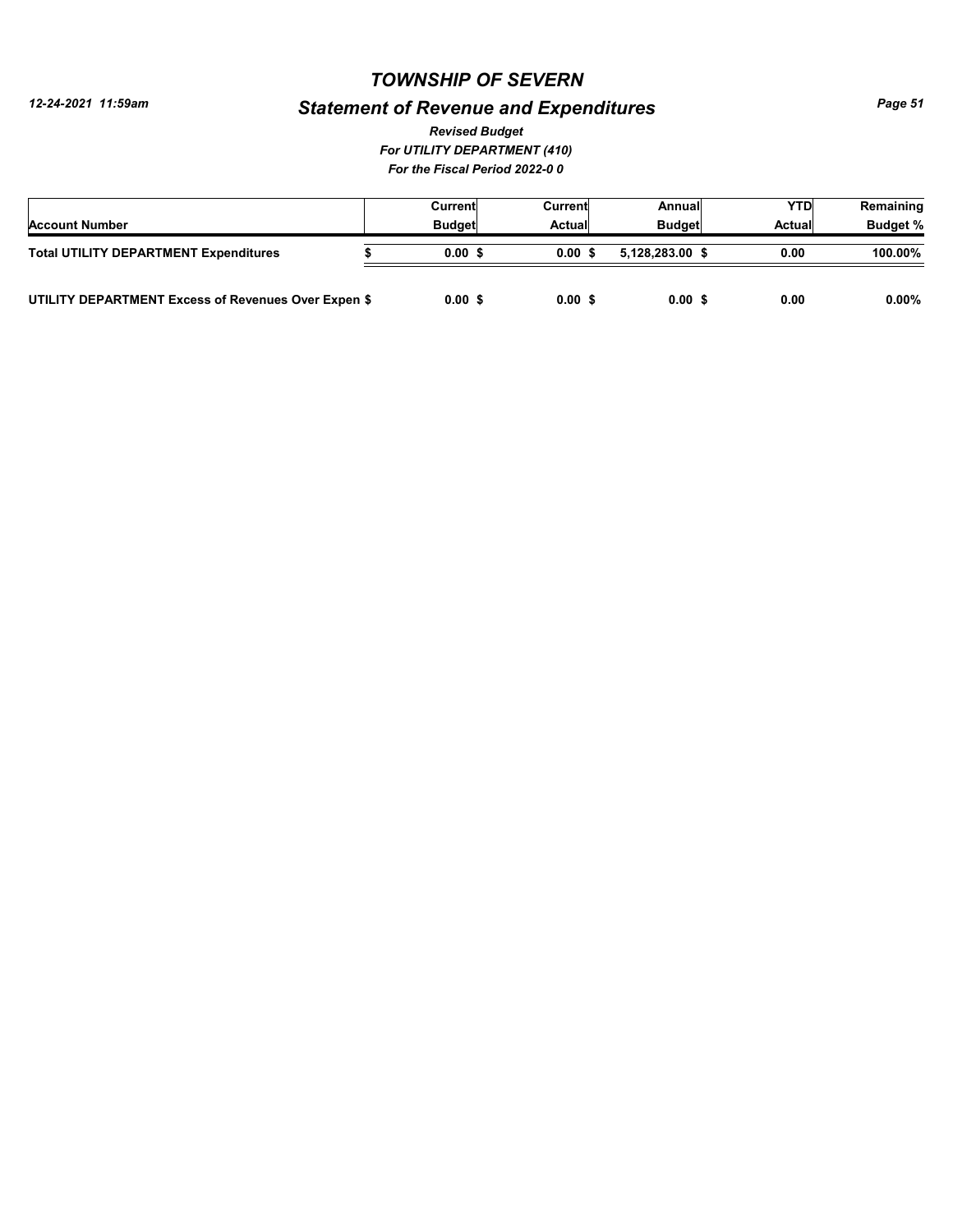# TOWNSHIP OF SEVERN

## Statement of Revenue and Expenditures

*Revised Budget*

*For UTILITY DEPARTMENT (410)*

*For the Fiscal Period 2022-0 0*

| Account Number | Current Budget | Current Actual | Annual Budget | YTD Actual | Remaining Budget % |
|---|---|---|---|---|---|
| **Total UTILITY DEPARTMENT Expenditures** | **$ 0.00** | **$ 0.00** | **$ 5,128,283.00** | **$ 0.00** | **100.00%** |
| **UTILITY DEPARTMENT Excess of Revenues Over Expen** | **$ 0.00** | **$ 0.00** | **$ 0.00** | **$ 0.00** | **0.00%** |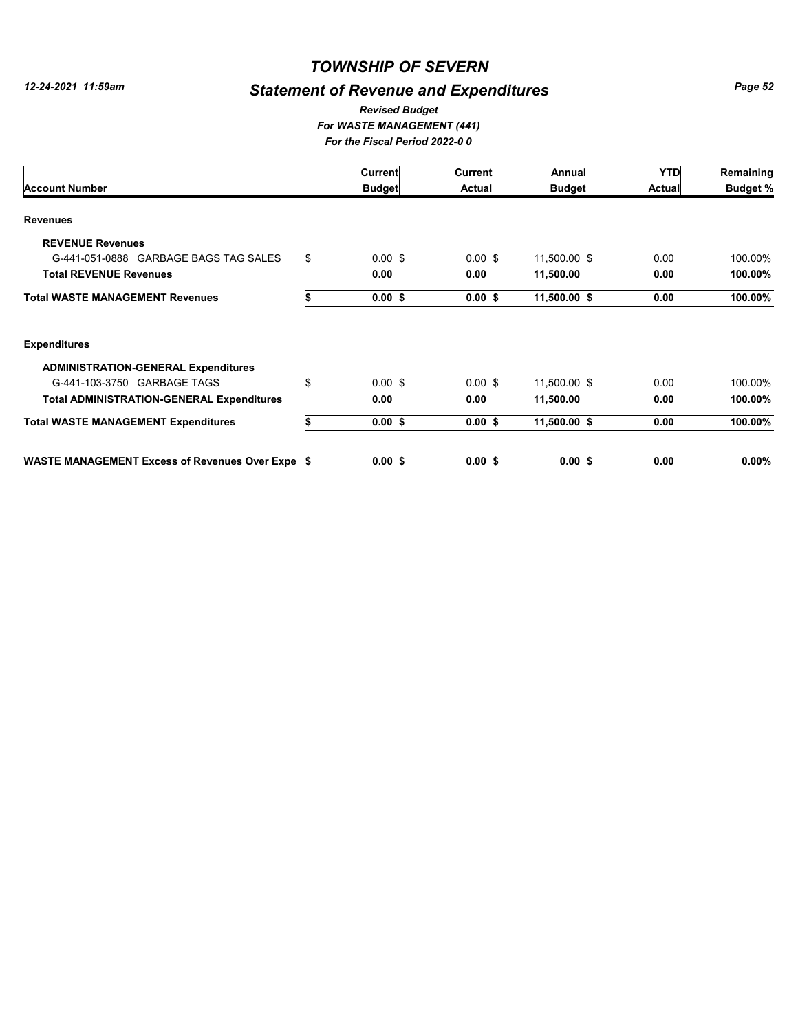# TOWNSHIP OF SEVERN

## Statement of Revenue and Expenditures

*Revised Budget*
*For WASTE MANAGEMENT (441)*
*For the Fiscal Period 2022-0 0*

12-24-2021 11:59am

| Account Number | Current Budget | Current Actual | Annual Budget | YTD Actual | Remaining Budget % |
|---|---|---|---|---|---|
| **Revenues** | | | | | |
| **REVENUE Revenues** | | | | | |
| G-441-051-0888 GARBAGE BAGS TAG SALES | $ 0.00 | $ 0.00 | $ 11,500.00 | $ 0.00 | 100.00% |
| **Total REVENUE Revenues** | **0.00** | **0.00** | **11,500.00** | **0.00** | **100.00%** |
| **Total WASTE MANAGEMENT Revenues** | **$ 0.00** | **$ 0.00** | **$ 11,500.00** | **$ 0.00** | **100.00%** |
| **Expenditures** | | | | | |
| **ADMINISTRATION-GENERAL Expenditures** | | | | | |
| G-441-103-3750 GARBAGE TAGS | $ 0.00 | $ 0.00 | $ 11,500.00 | $ 0.00 | 100.00% |
| **Total ADMINISTRATION-GENERAL Expenditures** | **0.00** | **0.00** | **11,500.00** | **0.00** | **100.00%** |
| **Total WASTE MANAGEMENT Expenditures** | **$ 0.00** | **$ 0.00** | **$ 11,500.00** | **$ 0.00** | **100.00%** |
| **WASTE MANAGEMENT Excess of Revenues Over Expe** | **$ 0.00** | **$ 0.00** | **$ 0.00** | **$ 0.00** | **0.00%** |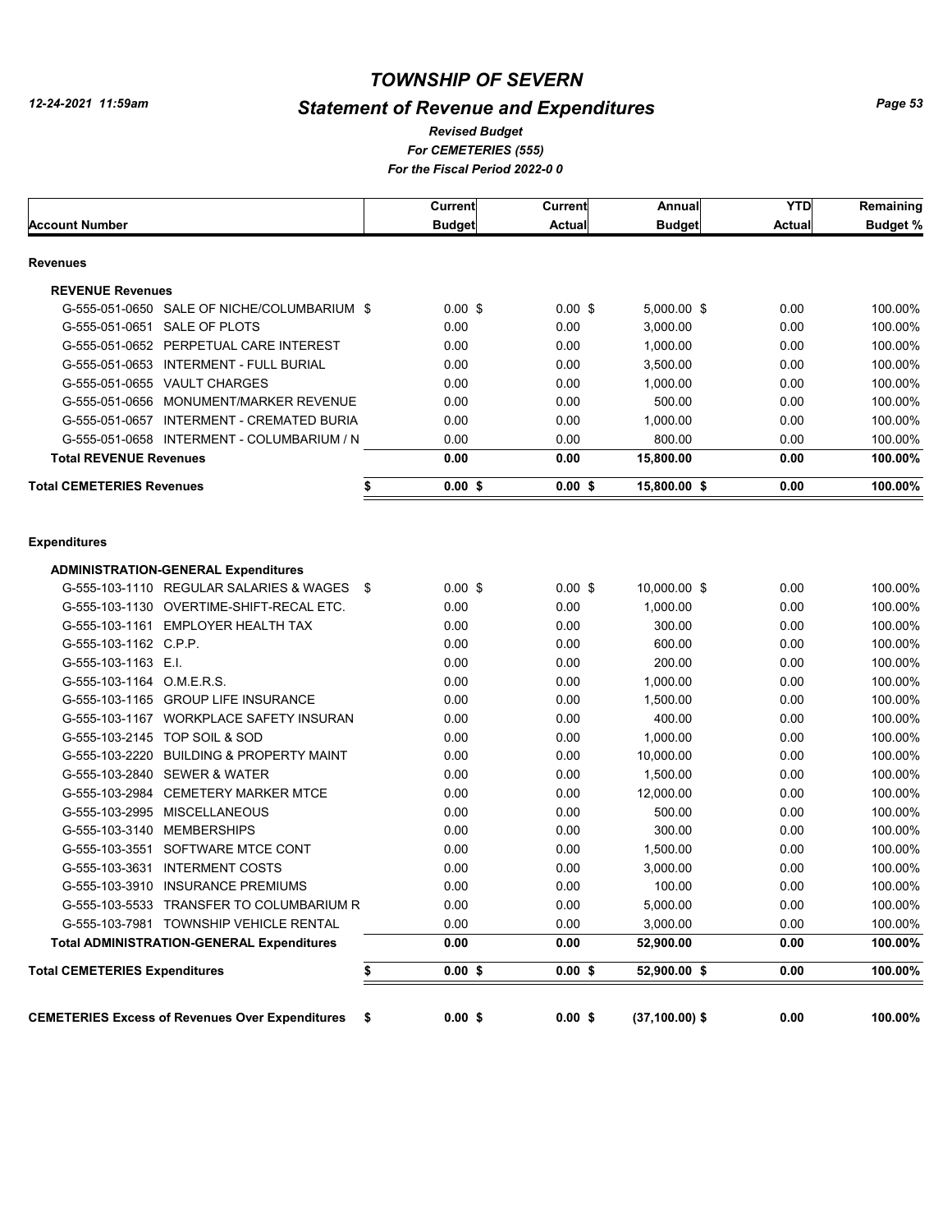# TOWNSHIP OF SEVERN

12-24-2021 11:59am

## Statement of Revenue and Expenditures

*Revised Budget*
*For CEMETERIES (555)*
*For the Fiscal Period 2022-0 0*

| Account Number | Current Budget | Current Actual | Annual Budget | YTD Actual | Remaining Budget % |
|---|---|---|---|---|---|
| **Revenues** | | | | | |
| **REVENUE Revenues** | | | | | |
| G-555-051-0650 SALE OF NICHE/COLUMBARIUM | $ 0.00 $ | 0.00 $ | 5,000.00 $ | 0.00 | 100.00% |
| G-555-051-0651 SALE OF PLOTS | 0.00 | 0.00 | 3,000.00 | 0.00 | 100.00% |
| G-555-051-0652 PERPETUAL CARE INTEREST | 0.00 | 0.00 | 1,000.00 | 0.00 | 100.00% |
| G-555-051-0653 INTERMENT - FULL BURIAL | 0.00 | 0.00 | 3,500.00 | 0.00 | 100.00% |
| G-555-051-0655 VAULT CHARGES | 0.00 | 0.00 | 1,000.00 | 0.00 | 100.00% |
| G-555-051-0656 MONUMENT/MARKER REVENUE | 0.00 | 0.00 | 500.00 | 0.00 | 100.00% |
| G-555-051-0657 INTERMENT - CREMATED BURIA | 0.00 | 0.00 | 1,000.00 | 0.00 | 100.00% |
| G-555-051-0658 INTERMENT - COLUMBARIUM / N | 0.00 | 0.00 | 800.00 | 0.00 | 100.00% |
| **Total REVENUE Revenues** | **0.00** | **0.00** | **15,800.00** | **0.00** | **100.00%** |
| **Total CEMETERIES Revenues** | **$ 0.00 $** | **0.00 $** | **15,800.00 $** | **0.00** | **100.00%** |
| **Expenditures** | | | | | |
| **ADMINISTRATION-GENERAL Expenditures** | | | | | |
| G-555-103-1110 REGULAR SALARIES & WAGES | $ 0.00 $ | 0.00 $ | 10,000.00 $ | 0.00 | 100.00% |
| G-555-103-1130 OVERTIME-SHIFT-RECAL ETC. | 0.00 | 0.00 | 1,000.00 | 0.00 | 100.00% |
| G-555-103-1161 EMPLOYER HEALTH TAX | 0.00 | 0.00 | 300.00 | 0.00 | 100.00% |
| G-555-103-1162 C.P.P. | 0.00 | 0.00 | 600.00 | 0.00 | 100.00% |
| G-555-103-1163 E.I. | 0.00 | 0.00 | 200.00 | 0.00 | 100.00% |
| G-555-103-1164 O.M.E.R.S. | 0.00 | 0.00 | 1,000.00 | 0.00 | 100.00% |
| G-555-103-1165 GROUP LIFE INSURANCE | 0.00 | 0.00 | 1,500.00 | 0.00 | 100.00% |
| G-555-103-1167 WORKPLACE SAFETY INSURAN | 0.00 | 0.00 | 400.00 | 0.00 | 100.00% |
| G-555-103-2145 TOP SOIL & SOD | 0.00 | 0.00 | 1,000.00 | 0.00 | 100.00% |
| G-555-103-2220 BUILDING & PROPERTY MAINT | 0.00 | 0.00 | 10,000.00 | 0.00 | 100.00% |
| G-555-103-2840 SEWER & WATER | 0.00 | 0.00 | 1,500.00 | 0.00 | 100.00% |
| G-555-103-2984 CEMETERY MARKER MTCE | 0.00 | 0.00 | 12,000.00 | 0.00 | 100.00% |
| G-555-103-2995 MISCELLANEOUS | 0.00 | 0.00 | 500.00 | 0.00 | 100.00% |
| G-555-103-3140 MEMBERSHIPS | 0.00 | 0.00 | 300.00 | 0.00 | 100.00% |
| G-555-103-3551 SOFTWARE MTCE CONT | 0.00 | 0.00 | 1,500.00 | 0.00 | 100.00% |
| G-555-103-3631 INTERMENT COSTS | 0.00 | 0.00 | 3,000.00 | 0.00 | 100.00% |
| G-555-103-3910 INSURANCE PREMIUMS | 0.00 | 0.00 | 100.00 | 0.00 | 100.00% |
| G-555-103-5533 TRANSFER TO COLUMBARIUM R | 0.00 | 0.00 | 5,000.00 | 0.00 | 100.00% |
| G-555-103-7981 TOWNSHIP VEHICLE RENTAL | 0.00 | 0.00 | 3,000.00 | 0.00 | 100.00% |
| **Total ADMINISTRATION-GENERAL Expenditures** | **0.00** | **0.00** | **52,900.00** | **0.00** | **100.00%** |
| **Total CEMETERIES Expenditures** | **$ 0.00 $** | **0.00 $** | **52,900.00 $** | **0.00** | **100.00%** |
| **CEMETERIES Excess of Revenues Over Expenditures** | **$ 0.00 $** | **0.00 $** | **(37,100.00) $** | **0.00** | **100.00%** |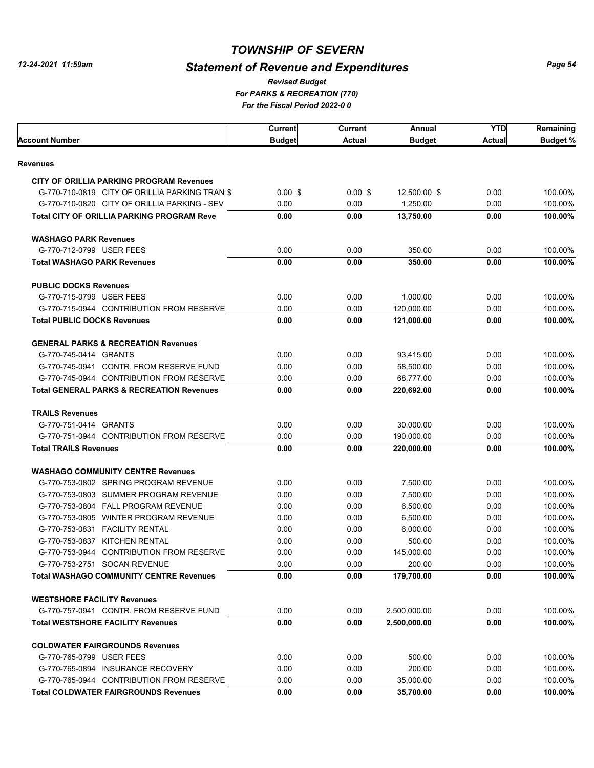# TOWNSHIP OF SEVERN

## Statement of Revenue and Expenditures

*Revised Budget*
*For PARKS & RECREATION (770)*
*For the Fiscal Period 2022-0 0*

12-24-2021 11:59am

| Account Number | Current Budget | Current Actual | Annual Budget | YTD Actual | Remaining Budget % |
|---|---|---|---|---|---|
| **Revenues** | | | | | |
| **CITY OF ORILLIA PARKING PROGRAM Revenues** | | | | | |
| G-770-710-0819 CITY OF ORILLIA PARKING TRAN $ | 0.00 $ | 0.00 $ | 12,500.00 $ | 0.00 | 100.00% |
| G-770-710-0820 CITY OF ORILLIA PARKING - SEV | 0.00 | 0.00 | 1,250.00 | 0.00 | 100.00% |
| **Total CITY OF ORILLIA PARKING PROGRAM Reve** | **0.00** | **0.00** | **13,750.00** | **0.00** | **100.00%** |
| **WASHAGO PARK Revenues** | | | | | |
| G-770-712-0799 USER FEES | 0.00 | 0.00 | 350.00 | 0.00 | 100.00% |
| **Total WASHAGO PARK Revenues** | **0.00** | **0.00** | **350.00** | **0.00** | **100.00%** |
| **PUBLIC DOCKS Revenues** | | | | | |
| G-770-715-0799 USER FEES | 0.00 | 0.00 | 1,000.00 | 0.00 | 100.00% |
| G-770-715-0944 CONTRIBUTION FROM RESERVE | 0.00 | 0.00 | 120,000.00 | 0.00 | 100.00% |
| **Total PUBLIC DOCKS Revenues** | **0.00** | **0.00** | **121,000.00** | **0.00** | **100.00%** |
| **GENERAL PARKS & RECREATION Revenues** | | | | | |
| G-770-745-0414 GRANTS | 0.00 | 0.00 | 93,415.00 | 0.00 | 100.00% |
| G-770-745-0941 CONTR. FROM RESERVE FUND | 0.00 | 0.00 | 58,500.00 | 0.00 | 100.00% |
| G-770-745-0944 CONTRIBUTION FROM RESERVE | 0.00 | 0.00 | 68,777.00 | 0.00 | 100.00% |
| **Total GENERAL PARKS & RECREATION Revenues** | **0.00** | **0.00** | **220,692.00** | **0.00** | **100.00%** |
| **TRAILS Revenues** | | | | | |
| G-770-751-0414 GRANTS | 0.00 | 0.00 | 30,000.00 | 0.00 | 100.00% |
| G-770-751-0944 CONTRIBUTION FROM RESERVE | 0.00 | 0.00 | 190,000.00 | 0.00 | 100.00% |
| **Total TRAILS Revenues** | **0.00** | **0.00** | **220,000.00** | **0.00** | **100.00%** |
| **WASHAGO COMMUNITY CENTRE Revenues** | | | | | |
| G-770-753-0802 SPRING PROGRAM REVENUE | 0.00 | 0.00 | 7,500.00 | 0.00 | 100.00% |
| G-770-753-0803 SUMMER PROGRAM REVENUE | 0.00 | 0.00 | 7,500.00 | 0.00 | 100.00% |
| G-770-753-0804 FALL PROGRAM REVENUE | 0.00 | 0.00 | 6,500.00 | 0.00 | 100.00% |
| G-770-753-0805 WINTER PROGRAM REVENUE | 0.00 | 0.00 | 6,500.00 | 0.00 | 100.00% |
| G-770-753-0831 FACILITY RENTAL | 0.00 | 0.00 | 6,000.00 | 0.00 | 100.00% |
| G-770-753-0837 KITCHEN RENTAL | 0.00 | 0.00 | 500.00 | 0.00 | 100.00% |
| G-770-753-0944 CONTRIBUTION FROM RESERVE | 0.00 | 0.00 | 145,000.00 | 0.00 | 100.00% |
| G-770-753-2751 SOCAN REVENUE | 0.00 | 0.00 | 200.00 | 0.00 | 100.00% |
| **Total WASHAGO COMMUNITY CENTRE Revenues** | **0.00** | **0.00** | **179,700.00** | **0.00** | **100.00%** |
| **WESTSHORE FACILITY Revenues** | | | | | |
| G-770-757-0941 CONTR. FROM RESERVE FUND | 0.00 | 0.00 | 2,500,000.00 | 0.00 | 100.00% |
| **Total WESTSHORE FACILITY Revenues** | **0.00** | **0.00** | **2,500,000.00** | **0.00** | **100.00%** |
| **COLDWATER FAIRGROUNDS Revenues** | | | | | |
| G-770-765-0799 USER FEES | 0.00 | 0.00 | 500.00 | 0.00 | 100.00% |
| G-770-765-0894 INSURANCE RECOVERY | 0.00 | 0.00 | 200.00 | 0.00 | 100.00% |
| G-770-765-0944 CONTRIBUTION FROM RESERVE | 0.00 | 0.00 | 35,000.00 | 0.00 | 100.00% |
| **Total COLDWATER FAIRGROUNDS Revenues** | **0.00** | **0.00** | **35,700.00** | **0.00** | **100.00%** |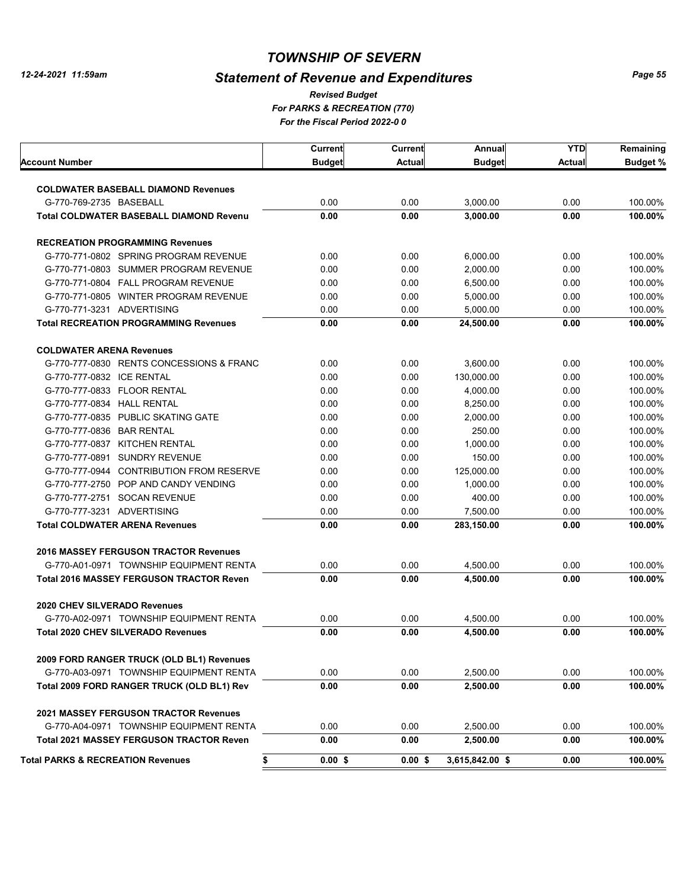# TOWNSHIP OF SEVERN

## Statement of Revenue and Expenditures

*Revised Budget*
*For PARKS & RECREATION (770)*
*For the Fiscal Period 2022-0 0*

12-24-2021 11:59am

| Account Number | Current Budget | Current Actual | Annual Budget | YTD Actual | Remaining Budget % |
|---|---|---|---|---|---|
| **COLDWATER BASEBALL DIAMOND Revenues** | | | | | |
| G-770-769-2735 BASEBALL | 0.00 | 0.00 | 3,000.00 | 0.00 | 100.00% |
| **Total COLDWATER BASEBALL DIAMOND Revenu** | **0.00** | **0.00** | **3,000.00** | **0.00** | **100.00%** |
| **RECREATION PROGRAMMING Revenues** | | | | | |
| G-770-771-0802 SPRING PROGRAM REVENUE | 0.00 | 0.00 | 6,000.00 | 0.00 | 100.00% |
| G-770-771-0803 SUMMER PROGRAM REVENUE | 0.00 | 0.00 | 2,000.00 | 0.00 | 100.00% |
| G-770-771-0804 FALL PROGRAM REVENUE | 0.00 | 0.00 | 6,500.00 | 0.00 | 100.00% |
| G-770-771-0805 WINTER PROGRAM REVENUE | 0.00 | 0.00 | 5,000.00 | 0.00 | 100.00% |
| G-770-771-3231 ADVERTISING | 0.00 | 0.00 | 5,000.00 | 0.00 | 100.00% |
| **Total RECREATION PROGRAMMING Revenues** | **0.00** | **0.00** | **24,500.00** | **0.00** | **100.00%** |
| **COLDWATER ARENA Revenues** | | | | | |
| G-770-777-0830 RENTS CONCESSIONS & FRANC | 0.00 | 0.00 | 3,600.00 | 0.00 | 100.00% |
| G-770-777-0832 ICE RENTAL | 0.00 | 0.00 | 130,000.00 | 0.00 | 100.00% |
| G-770-777-0833 FLOOR RENTAL | 0.00 | 0.00 | 4,000.00 | 0.00 | 100.00% |
| G-770-777-0834 HALL RENTAL | 0.00 | 0.00 | 8,250.00 | 0.00 | 100.00% |
| G-770-777-0835 PUBLIC SKATING GATE | 0.00 | 0.00 | 2,000.00 | 0.00 | 100.00% |
| G-770-777-0836 BAR RENTAL | 0.00 | 0.00 | 250.00 | 0.00 | 100.00% |
| G-770-777-0837 KITCHEN RENTAL | 0.00 | 0.00 | 1,000.00 | 0.00 | 100.00% |
| G-770-777-0891 SUNDRY REVENUE | 0.00 | 0.00 | 150.00 | 0.00 | 100.00% |
| G-770-777-0944 CONTRIBUTION FROM RESERVE | 0.00 | 0.00 | 125,000.00 | 0.00 | 100.00% |
| G-770-777-2750 POP AND CANDY VENDING | 0.00 | 0.00 | 1,000.00 | 0.00 | 100.00% |
| G-770-777-2751 SOCAN REVENUE | 0.00 | 0.00 | 400.00 | 0.00 | 100.00% |
| G-770-777-3231 ADVERTISING | 0.00 | 0.00 | 7,500.00 | 0.00 | 100.00% |
| **Total COLDWATER ARENA Revenues** | **0.00** | **0.00** | **283,150.00** | **0.00** | **100.00%** |
| **2016 MASSEY FERGUSON TRACTOR Revenues** | | | | | |
| G-770-A01-0971 TOWNSHIP EQUIPMENT RENTA | 0.00 | 0.00 | 4,500.00 | 0.00 | 100.00% |
| **Total 2016 MASSEY FERGUSON TRACTOR Reven** | **0.00** | **0.00** | **4,500.00** | **0.00** | **100.00%** |
| **2020 CHEV SILVERADO Revenues** | | | | | |
| G-770-A02-0971 TOWNSHIP EQUIPMENT RENTA | 0.00 | 0.00 | 4,500.00 | 0.00 | 100.00% |
| **Total 2020 CHEV SILVERADO Revenues** | **0.00** | **0.00** | **4,500.00** | **0.00** | **100.00%** |
| **2009 FORD RANGER TRUCK (OLD BL1) Revenues** | | | | | |
| G-770-A03-0971 TOWNSHIP EQUIPMENT RENTA | 0.00 | 0.00 | 2,500.00 | 0.00 | 100.00% |
| **Total 2009 FORD RANGER TRUCK (OLD BL1) Rev** | **0.00** | **0.00** | **2,500.00** | **0.00** | **100.00%** |
| **2021 MASSEY FERGUSON TRACTOR Revenues** | | | | | |
| G-770-A04-0971 TOWNSHIP EQUIPMENT RENTA | 0.00 | 0.00 | 2,500.00 | 0.00 | 100.00% |
| **Total 2021 MASSEY FERGUSON TRACTOR Reven** | **0.00** | **0.00** | **2,500.00** | **0.00** | **100.00%** |
| **Total PARKS & RECREATION Revenues** | **$ 0.00** | **$ 0.00** | **$ 3,615,842.00** | **$ 0.00** | **100.00%** |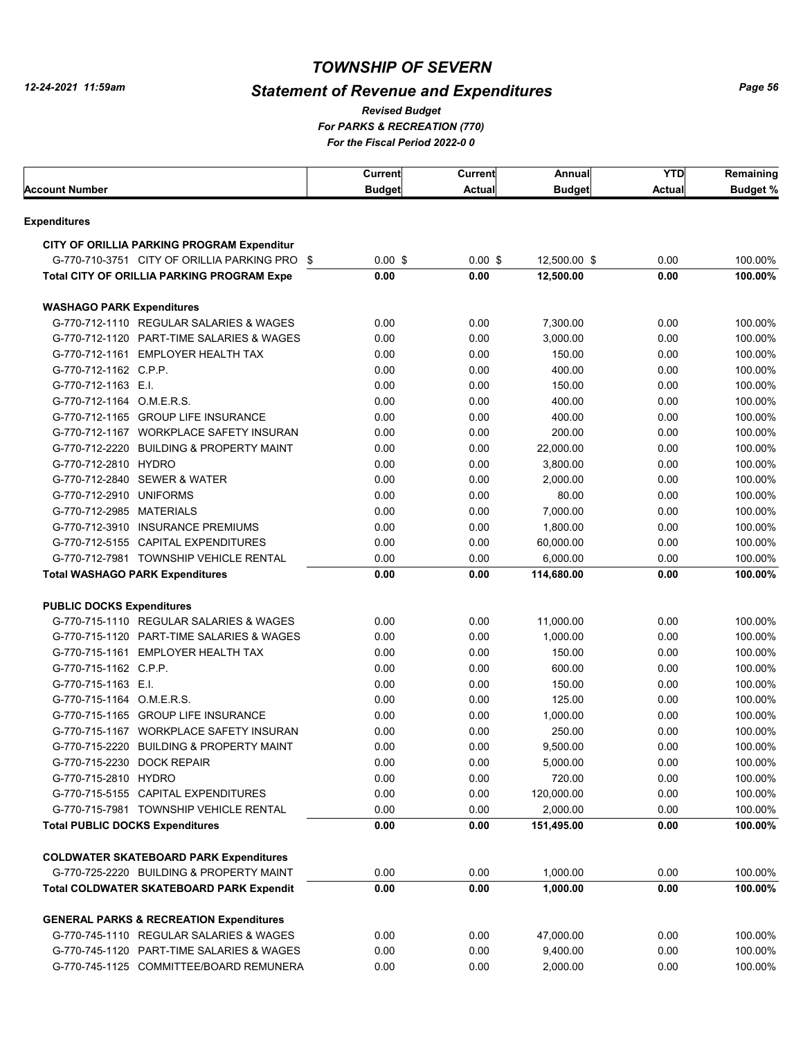# TOWNSHIP OF SEVERN

## Statement of Revenue and Expenditures

*Revised Budget*
*For PARKS & RECREATION (770)*
*For the Fiscal Period 2022-0 0*

12-24-2021 11:59am

| Account Number | Current Budget | Current Actual | Annual Budget | YTD Actual | Remaining Budget % |
|---|---|---|---|---|---|
| **Expenditures** | | | | | |
| **CITY OF ORILLIA PARKING PROGRAM Expenditur** | | | | | |
| G-770-710-3751 CITY OF ORILLIA PARKING PRO | $ 0.00 | $ 0.00 | $ 12,500.00 | $ 0.00 | 100.00% |
| **Total CITY OF ORILLIA PARKING PROGRAM Expe** | **0.00** | **0.00** | **12,500.00** | **0.00** | **100.00%** |
| **WASHAGO PARK Expenditures** | | | | | |
| G-770-712-1110 REGULAR SALARIES & WAGES | 0.00 | 0.00 | 7,300.00 | 0.00 | 100.00% |
| G-770-712-1120 PART-TIME SALARIES & WAGES | 0.00 | 0.00 | 3,000.00 | 0.00 | 100.00% |
| G-770-712-1161 EMPLOYER HEALTH TAX | 0.00 | 0.00 | 150.00 | 0.00 | 100.00% |
| G-770-712-1162 C.P.P. | 0.00 | 0.00 | 400.00 | 0.00 | 100.00% |
| G-770-712-1163 E.I. | 0.00 | 0.00 | 150.00 | 0.00 | 100.00% |
| G-770-712-1164 O.M.E.R.S. | 0.00 | 0.00 | 400.00 | 0.00 | 100.00% |
| G-770-712-1165 GROUP LIFE INSURANCE | 0.00 | 0.00 | 400.00 | 0.00 | 100.00% |
| G-770-712-1167 WORKPLACE SAFETY INSURAN | 0.00 | 0.00 | 200.00 | 0.00 | 100.00% |
| G-770-712-2220 BUILDING & PROPERTY MAINT | 0.00 | 0.00 | 22,000.00 | 0.00 | 100.00% |
| G-770-712-2810 HYDRO | 0.00 | 0.00 | 3,800.00 | 0.00 | 100.00% |
| G-770-712-2840 SEWER & WATER | 0.00 | 0.00 | 2,000.00 | 0.00 | 100.00% |
| G-770-712-2910 UNIFORMS | 0.00 | 0.00 | 80.00 | 0.00 | 100.00% |
| G-770-712-2985 MATERIALS | 0.00 | 0.00 | 7,000.00 | 0.00 | 100.00% |
| G-770-712-3910 INSURANCE PREMIUMS | 0.00 | 0.00 | 1,800.00 | 0.00 | 100.00% |
| G-770-712-5155 CAPITAL EXPENDITURES | 0.00 | 0.00 | 60,000.00 | 0.00 | 100.00% |
| G-770-712-7981 TOWNSHIP VEHICLE RENTAL | 0.00 | 0.00 | 6,000.00 | 0.00 | 100.00% |
| **Total WASHAGO PARK Expenditures** | **0.00** | **0.00** | **114,680.00** | **0.00** | **100.00%** |
| **PUBLIC DOCKS Expenditures** | | | | | |
| G-770-715-1110 REGULAR SALARIES & WAGES | 0.00 | 0.00 | 11,000.00 | 0.00 | 100.00% |
| G-770-715-1120 PART-TIME SALARIES & WAGES | 0.00 | 0.00 | 1,000.00 | 0.00 | 100.00% |
| G-770-715-1161 EMPLOYER HEALTH TAX | 0.00 | 0.00 | 150.00 | 0.00 | 100.00% |
| G-770-715-1162 C.P.P. | 0.00 | 0.00 | 600.00 | 0.00 | 100.00% |
| G-770-715-1163 E.I. | 0.00 | 0.00 | 150.00 | 0.00 | 100.00% |
| G-770-715-1164 O.M.E.R.S. | 0.00 | 0.00 | 125.00 | 0.00 | 100.00% |
| G-770-715-1165 GROUP LIFE INSURANCE | 0.00 | 0.00 | 1,000.00 | 0.00 | 100.00% |
| G-770-715-1167 WORKPLACE SAFETY INSURAN | 0.00 | 0.00 | 250.00 | 0.00 | 100.00% |
| G-770-715-2220 BUILDING & PROPERTY MAINT | 0.00 | 0.00 | 9,500.00 | 0.00 | 100.00% |
| G-770-715-2230 DOCK REPAIR | 0.00 | 0.00 | 5,000.00 | 0.00 | 100.00% |
| G-770-715-2810 HYDRO | 0.00 | 0.00 | 720.00 | 0.00 | 100.00% |
| G-770-715-5155 CAPITAL EXPENDITURES | 0.00 | 0.00 | 120,000.00 | 0.00 | 100.00% |
| G-770-715-7981 TOWNSHIP VEHICLE RENTAL | 0.00 | 0.00 | 2,000.00 | 0.00 | 100.00% |
| **Total PUBLIC DOCKS Expenditures** | **0.00** | **0.00** | **151,495.00** | **0.00** | **100.00%** |
| **COLDWATER SKATEBOARD PARK Expenditures** | | | | | |
| G-770-725-2220 BUILDING & PROPERTY MAINT | 0.00 | 0.00 | 1,000.00 | 0.00 | 100.00% |
| **Total COLDWATER SKATEBOARD PARK Expendit** | **0.00** | **0.00** | **1,000.00** | **0.00** | **100.00%** |
| **GENERAL PARKS & RECREATION Expenditures** | | | | | |
| G-770-745-1110 REGULAR SALARIES & WAGES | 0.00 | 0.00 | 47,000.00 | 0.00 | 100.00% |
| G-770-745-1120 PART-TIME SALARIES & WAGES | 0.00 | 0.00 | 9,400.00 | 0.00 | 100.00% |
| G-770-745-1125 COMMITTEE/BOARD REMUNERA | 0.00 | 0.00 | 2,000.00 | 0.00 | 100.00% |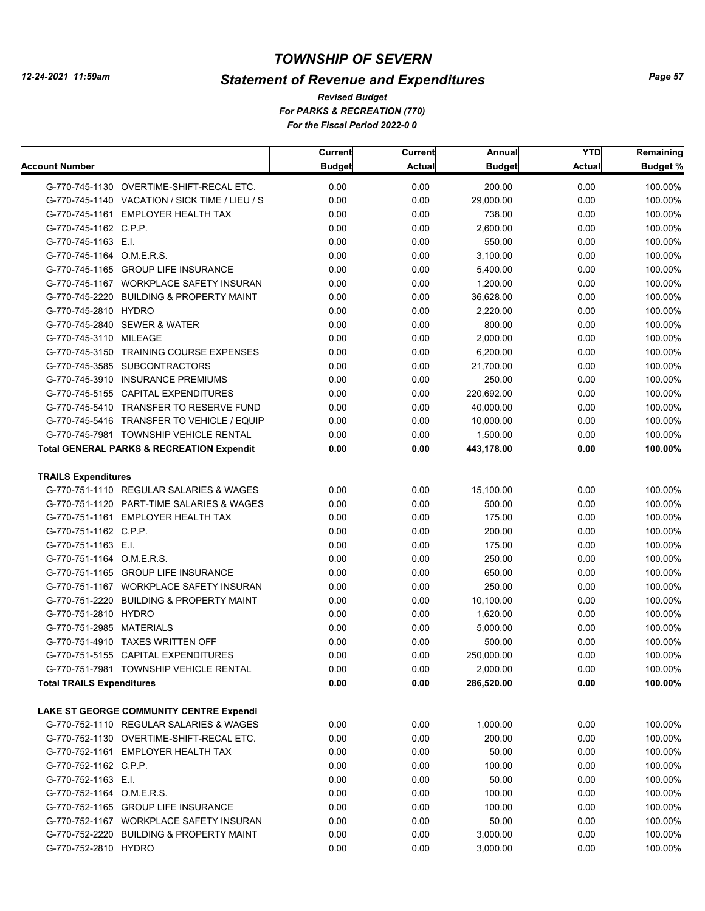# TOWNSHIP OF SEVERN

## Statement of Revenue and Expenditures

*Revised Budget*
*For PARKS & RECREATION (770)*
*For the Fiscal Period 2022-0 0*

| Account Number | Current Budget | Current Actual | Annual Budget | YTD Actual | Remaining Budget % |
|---|---|---|---|---|---|
| G-770-745-1130 OVERTIME-SHIFT-RECAL ETC. | 0.00 | 0.00 | 200.00 | 0.00 | 100.00% |
| G-770-745-1140 VACATION / SICK TIME / LIEU / S | 0.00 | 0.00 | 29,000.00 | 0.00 | 100.00% |
| G-770-745-1161 EMPLOYER HEALTH TAX | 0.00 | 0.00 | 738.00 | 0.00 | 100.00% |
| G-770-745-1162 C.P.P. | 0.00 | 0.00 | 2,600.00 | 0.00 | 100.00% |
| G-770-745-1163 E.I. | 0.00 | 0.00 | 550.00 | 0.00 | 100.00% |
| G-770-745-1164 O.M.E.R.S. | 0.00 | 0.00 | 3,100.00 | 0.00 | 100.00% |
| G-770-745-1165 GROUP LIFE INSURANCE | 0.00 | 0.00 | 5,400.00 | 0.00 | 100.00% |
| G-770-745-1167 WORKPLACE SAFETY INSURAN | 0.00 | 0.00 | 1,200.00 | 0.00 | 100.00% |
| G-770-745-2220 BUILDING & PROPERTY MAINT | 0.00 | 0.00 | 36,628.00 | 0.00 | 100.00% |
| G-770-745-2810 HYDRO | 0.00 | 0.00 | 2,220.00 | 0.00 | 100.00% |
| G-770-745-2840 SEWER & WATER | 0.00 | 0.00 | 800.00 | 0.00 | 100.00% |
| G-770-745-3110 MILEAGE | 0.00 | 0.00 | 2,000.00 | 0.00 | 100.00% |
| G-770-745-3150 TRAINING COURSE EXPENSES | 0.00 | 0.00 | 6,200.00 | 0.00 | 100.00% |
| G-770-745-3585 SUBCONTRACTORS | 0.00 | 0.00 | 21,700.00 | 0.00 | 100.00% |
| G-770-745-3910 INSURANCE PREMIUMS | 0.00 | 0.00 | 250.00 | 0.00 | 100.00% |
| G-770-745-5155 CAPITAL EXPENDITURES | 0.00 | 0.00 | 220,692.00 | 0.00 | 100.00% |
| G-770-745-5410 TRANSFER TO RESERVE FUND | 0.00 | 0.00 | 40,000.00 | 0.00 | 100.00% |
| G-770-745-5416 TRANSFER TO VEHICLE / EQUIP | 0.00 | 0.00 | 10,000.00 | 0.00 | 100.00% |
| G-770-745-7981 TOWNSHIP VEHICLE RENTAL | 0.00 | 0.00 | 1,500.00 | 0.00 | 100.00% |
| **Total GENERAL PARKS & RECREATION Expendit** | **0.00** | **0.00** | **443,178.00** | **0.00** | **100.00%** |
| **TRAILS Expenditures** | | | | | |
| G-770-751-1110 REGULAR SALARIES & WAGES | 0.00 | 0.00 | 15,100.00 | 0.00 | 100.00% |
| G-770-751-1120 PART-TIME SALARIES & WAGES | 0.00 | 0.00 | 500.00 | 0.00 | 100.00% |
| G-770-751-1161 EMPLOYER HEALTH TAX | 0.00 | 0.00 | 175.00 | 0.00 | 100.00% |
| G-770-751-1162 C.P.P. | 0.00 | 0.00 | 200.00 | 0.00 | 100.00% |
| G-770-751-1163 E.I. | 0.00 | 0.00 | 175.00 | 0.00 | 100.00% |
| G-770-751-1164 O.M.E.R.S. | 0.00 | 0.00 | 250.00 | 0.00 | 100.00% |
| G-770-751-1165 GROUP LIFE INSURANCE | 0.00 | 0.00 | 650.00 | 0.00 | 100.00% |
| G-770-751-1167 WORKPLACE SAFETY INSURAN | 0.00 | 0.00 | 250.00 | 0.00 | 100.00% |
| G-770-751-2220 BUILDING & PROPERTY MAINT | 0.00 | 0.00 | 10,100.00 | 0.00 | 100.00% |
| G-770-751-2810 HYDRO | 0.00 | 0.00 | 1,620.00 | 0.00 | 100.00% |
| G-770-751-2985 MATERIALS | 0.00 | 0.00 | 5,000.00 | 0.00 | 100.00% |
| G-770-751-4910 TAXES WRITTEN OFF | 0.00 | 0.00 | 500.00 | 0.00 | 100.00% |
| G-770-751-5155 CAPITAL EXPENDITURES | 0.00 | 0.00 | 250,000.00 | 0.00 | 100.00% |
| G-770-751-7981 TOWNSHIP VEHICLE RENTAL | 0.00 | 0.00 | 2,000.00 | 0.00 | 100.00% |
| **Total TRAILS Expenditures** | **0.00** | **0.00** | **286,520.00** | **0.00** | **100.00%** |
| **LAKE ST GEORGE COMMUNITY CENTRE Expendi** | | | | | |
| G-770-752-1110 REGULAR SALARIES & WAGES | 0.00 | 0.00 | 1,000.00 | 0.00 | 100.00% |
| G-770-752-1130 OVERTIME-SHIFT-RECAL ETC. | 0.00 | 0.00 | 200.00 | 0.00 | 100.00% |
| G-770-752-1161 EMPLOYER HEALTH TAX | 0.00 | 0.00 | 50.00 | 0.00 | 100.00% |
| G-770-752-1162 C.P.P. | 0.00 | 0.00 | 100.00 | 0.00 | 100.00% |
| G-770-752-1163 E.I. | 0.00 | 0.00 | 50.00 | 0.00 | 100.00% |
| G-770-752-1164 O.M.E.R.S. | 0.00 | 0.00 | 100.00 | 0.00 | 100.00% |
| G-770-752-1165 GROUP LIFE INSURANCE | 0.00 | 0.00 | 100.00 | 0.00 | 100.00% |
| G-770-752-1167 WORKPLACE SAFETY INSURAN | 0.00 | 0.00 | 50.00 | 0.00 | 100.00% |
| G-770-752-2220 BUILDING & PROPERTY MAINT | 0.00 | 0.00 | 3,000.00 | 0.00 | 100.00% |
| G-770-752-2810 HYDRO | 0.00 | 0.00 | 3,000.00 | 0.00 | 100.00% |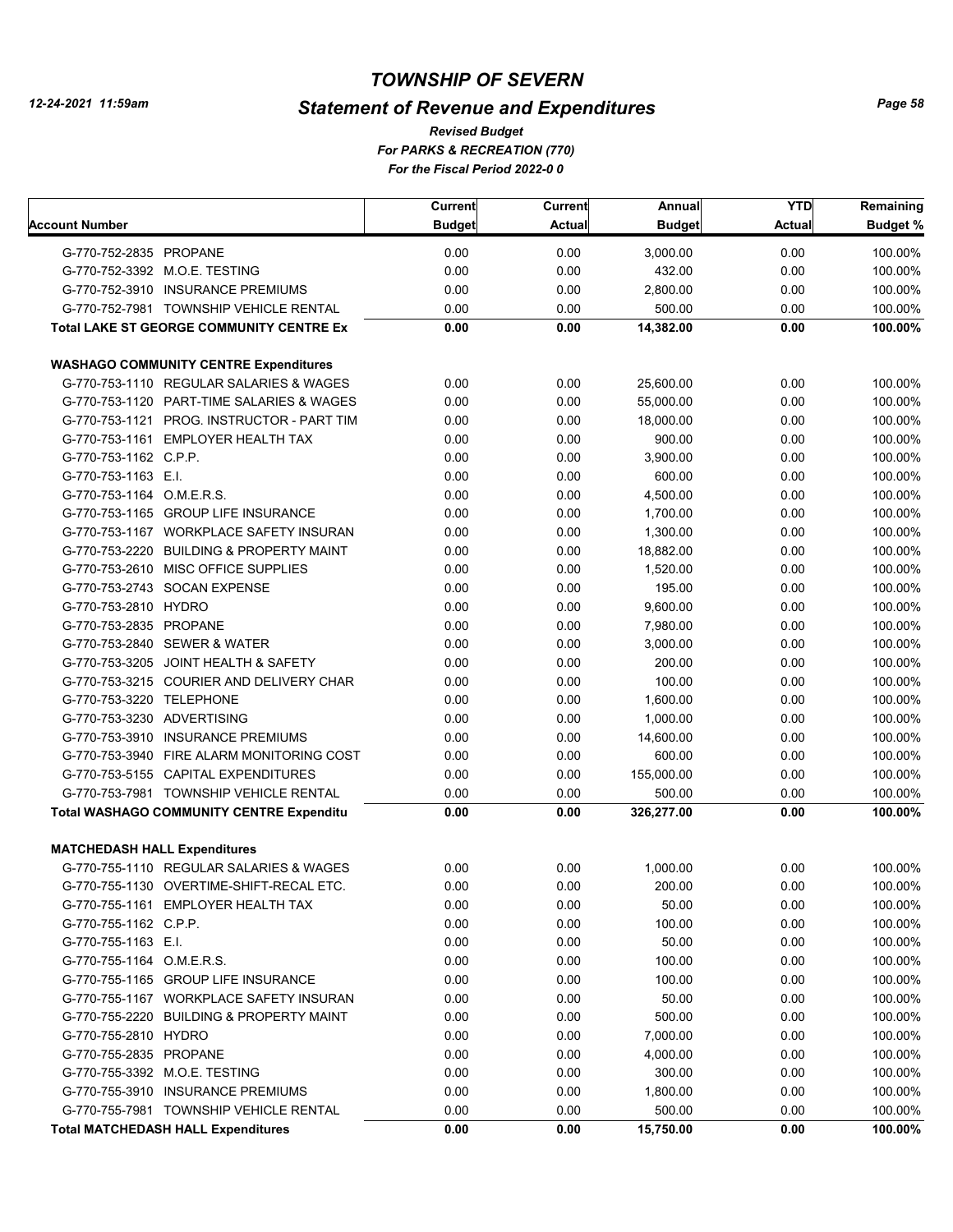# TOWNSHIP OF SEVERN

## Statement of Revenue and Expenditures

*Revised Budget*
*For PARKS & RECREATION (770)*
*For the Fiscal Period 2022-0 0*

| Account Number | Current Budget | Current Actual | Annual Budget | YTD Actual | Remaining Budget % |
|---|---|---|---|---|---|
| G-770-752-2835 PROPANE | 0.00 | 0.00 | 3,000.00 | 0.00 | 100.00% |
| G-770-752-3392 M.O.E. TESTING | 0.00 | 0.00 | 432.00 | 0.00 | 100.00% |
| G-770-752-3910 INSURANCE PREMIUMS | 0.00 | 0.00 | 2,800.00 | 0.00 | 100.00% |
| G-770-752-7981 TOWNSHIP VEHICLE RENTAL | 0.00 | 0.00 | 500.00 | 0.00 | 100.00% |
| **Total LAKE ST GEORGE COMMUNITY CENTRE Ex** | **0.00** | **0.00** | **14,382.00** | **0.00** | **100.00%** |
| **WASHAGO COMMUNITY CENTRE Expenditures** | | | | | |
| G-770-753-1110 REGULAR SALARIES & WAGES | 0.00 | 0.00 | 25,600.00 | 0.00 | 100.00% |
| G-770-753-1120 PART-TIME SALARIES & WAGES | 0.00 | 0.00 | 55,000.00 | 0.00 | 100.00% |
| G-770-753-1121 PROG. INSTRUCTOR - PART TIM | 0.00 | 0.00 | 18,000.00 | 0.00 | 100.00% |
| G-770-753-1161 EMPLOYER HEALTH TAX | 0.00 | 0.00 | 900.00 | 0.00 | 100.00% |
| G-770-753-1162 C.P.P. | 0.00 | 0.00 | 3,900.00 | 0.00 | 100.00% |
| G-770-753-1163 E.I. | 0.00 | 0.00 | 600.00 | 0.00 | 100.00% |
| G-770-753-1164 O.M.E.R.S. | 0.00 | 0.00 | 4,500.00 | 0.00 | 100.00% |
| G-770-753-1165 GROUP LIFE INSURANCE | 0.00 | 0.00 | 1,700.00 | 0.00 | 100.00% |
| G-770-753-1167 WORKPLACE SAFETY INSURAN | 0.00 | 0.00 | 1,300.00 | 0.00 | 100.00% |
| G-770-753-2220 BUILDING & PROPERTY MAINT | 0.00 | 0.00 | 18,882.00 | 0.00 | 100.00% |
| G-770-753-2610 MISC OFFICE SUPPLIES | 0.00 | 0.00 | 1,520.00 | 0.00 | 100.00% |
| G-770-753-2743 SOCAN EXPENSE | 0.00 | 0.00 | 195.00 | 0.00 | 100.00% |
| G-770-753-2810 HYDRO | 0.00 | 0.00 | 9,600.00 | 0.00 | 100.00% |
| G-770-753-2835 PROPANE | 0.00 | 0.00 | 7,980.00 | 0.00 | 100.00% |
| G-770-753-2840 SEWER & WATER | 0.00 | 0.00 | 3,000.00 | 0.00 | 100.00% |
| G-770-753-3205 JOINT HEALTH & SAFETY | 0.00 | 0.00 | 200.00 | 0.00 | 100.00% |
| G-770-753-3215 COURIER AND DELIVERY CHAR | 0.00 | 0.00 | 100.00 | 0.00 | 100.00% |
| G-770-753-3220 TELEPHONE | 0.00 | 0.00 | 1,600.00 | 0.00 | 100.00% |
| G-770-753-3230 ADVERTISING | 0.00 | 0.00 | 1,000.00 | 0.00 | 100.00% |
| G-770-753-3910 INSURANCE PREMIUMS | 0.00 | 0.00 | 14,600.00 | 0.00 | 100.00% |
| G-770-753-3940 FIRE ALARM MONITORING COST | 0.00 | 0.00 | 600.00 | 0.00 | 100.00% |
| G-770-753-5155 CAPITAL EXPENDITURES | 0.00 | 0.00 | 155,000.00 | 0.00 | 100.00% |
| G-770-753-7981 TOWNSHIP VEHICLE RENTAL | 0.00 | 0.00 | 500.00 | 0.00 | 100.00% |
| **Total WASHAGO COMMUNITY CENTRE Expenditu** | **0.00** | **0.00** | **326,277.00** | **0.00** | **100.00%** |
| **MATCHEDASH HALL Expenditures** | | | | | |
| G-770-755-1110 REGULAR SALARIES & WAGES | 0.00 | 0.00 | 1,000.00 | 0.00 | 100.00% |
| G-770-755-1130 OVERTIME-SHIFT-RECAL ETC. | 0.00 | 0.00 | 200.00 | 0.00 | 100.00% |
| G-770-755-1161 EMPLOYER HEALTH TAX | 0.00 | 0.00 | 50.00 | 0.00 | 100.00% |
| G-770-755-1162 C.P.P. | 0.00 | 0.00 | 100.00 | 0.00 | 100.00% |
| G-770-755-1163 E.I. | 0.00 | 0.00 | 50.00 | 0.00 | 100.00% |
| G-770-755-1164 O.M.E.R.S. | 0.00 | 0.00 | 100.00 | 0.00 | 100.00% |
| G-770-755-1165 GROUP LIFE INSURANCE | 0.00 | 0.00 | 100.00 | 0.00 | 100.00% |
| G-770-755-1167 WORKPLACE SAFETY INSURAN | 0.00 | 0.00 | 50.00 | 0.00 | 100.00% |
| G-770-755-2220 BUILDING & PROPERTY MAINT | 0.00 | 0.00 | 500.00 | 0.00 | 100.00% |
| G-770-755-2810 HYDRO | 0.00 | 0.00 | 7,000.00 | 0.00 | 100.00% |
| G-770-755-2835 PROPANE | 0.00 | 0.00 | 4,000.00 | 0.00 | 100.00% |
| G-770-755-3392 M.O.E. TESTING | 0.00 | 0.00 | 300.00 | 0.00 | 100.00% |
| G-770-755-3910 INSURANCE PREMIUMS | 0.00 | 0.00 | 1,800.00 | 0.00 | 100.00% |
| G-770-755-7981 TOWNSHIP VEHICLE RENTAL | 0.00 | 0.00 | 500.00 | 0.00 | 100.00% |
| **Total MATCHEDASH HALL Expenditures** | **0.00** | **0.00** | **15,750.00** | **0.00** | **100.00%** |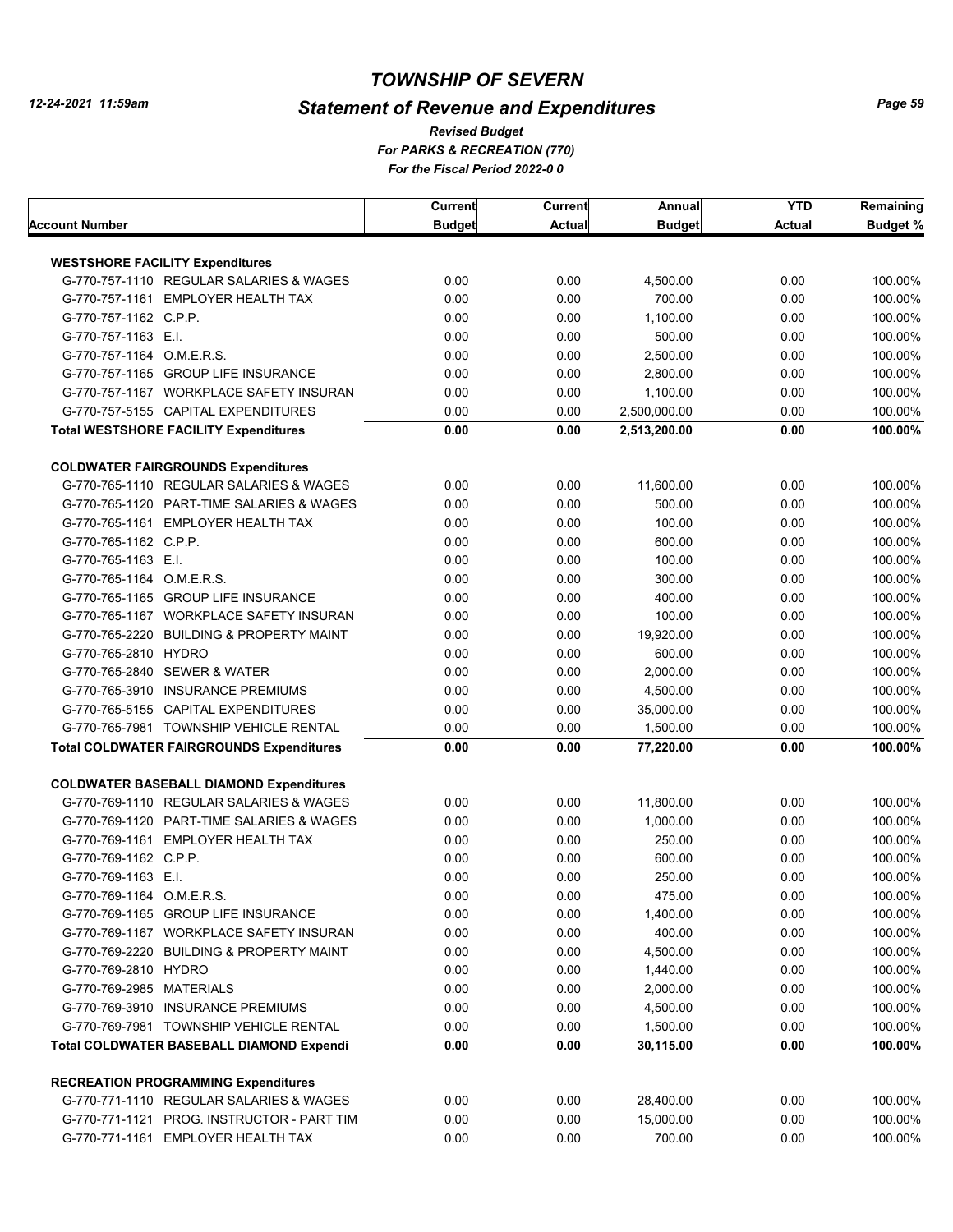# TOWNSHIP OF SEVERN

## Statement of Revenue and Expenditures

*Revised Budget*
*For PARKS & RECREATION (770)*
*For the Fiscal Period 2022-0 0*

12-24-2021 11:59am

| Account Number | Current Budget | Current Actual | Annual Budget | YTD Actual | Remaining Budget % |
|---|---|---|---|---|---|
| **WESTSHORE FACILITY Expenditures** | | | | | |
| G-770-757-1110 REGULAR SALARIES & WAGES | 0.00 | 0.00 | 4,500.00 | 0.00 | 100.00% |
| G-770-757-1161 EMPLOYER HEALTH TAX | 0.00 | 0.00 | 700.00 | 0.00 | 100.00% |
| G-770-757-1162 C.P.P. | 0.00 | 0.00 | 1,100.00 | 0.00 | 100.00% |
| G-770-757-1163 E.I. | 0.00 | 0.00 | 500.00 | 0.00 | 100.00% |
| G-770-757-1164 O.M.E.R.S. | 0.00 | 0.00 | 2,500.00 | 0.00 | 100.00% |
| G-770-757-1165 GROUP LIFE INSURANCE | 0.00 | 0.00 | 2,800.00 | 0.00 | 100.00% |
| G-770-757-1167 WORKPLACE SAFETY INSURAN | 0.00 | 0.00 | 1,100.00 | 0.00 | 100.00% |
| G-770-757-5155 CAPITAL EXPENDITURES | 0.00 | 0.00 | 2,500,000.00 | 0.00 | 100.00% |
| **Total WESTSHORE FACILITY Expenditures** | **0.00** | **0.00** | **2,513,200.00** | **0.00** | **100.00%** |
| **COLDWATER FAIRGROUNDS Expenditures** | | | | | |
| G-770-765-1110 REGULAR SALARIES & WAGES | 0.00 | 0.00 | 11,600.00 | 0.00 | 100.00% |
| G-770-765-1120 PART-TIME SALARIES & WAGES | 0.00 | 0.00 | 500.00 | 0.00 | 100.00% |
| G-770-765-1161 EMPLOYER HEALTH TAX | 0.00 | 0.00 | 100.00 | 0.00 | 100.00% |
| G-770-765-1162 C.P.P. | 0.00 | 0.00 | 600.00 | 0.00 | 100.00% |
| G-770-765-1163 E.I. | 0.00 | 0.00 | 100.00 | 0.00 | 100.00% |
| G-770-765-1164 O.M.E.R.S. | 0.00 | 0.00 | 300.00 | 0.00 | 100.00% |
| G-770-765-1165 GROUP LIFE INSURANCE | 0.00 | 0.00 | 400.00 | 0.00 | 100.00% |
| G-770-765-1167 WORKPLACE SAFETY INSURAN | 0.00 | 0.00 | 100.00 | 0.00 | 100.00% |
| G-770-765-2220 BUILDING & PROPERTY MAINT | 0.00 | 0.00 | 19,920.00 | 0.00 | 100.00% |
| G-770-765-2810 HYDRO | 0.00 | 0.00 | 600.00 | 0.00 | 100.00% |
| G-770-765-2840 SEWER & WATER | 0.00 | 0.00 | 2,000.00 | 0.00 | 100.00% |
| G-770-765-3910 INSURANCE PREMIUMS | 0.00 | 0.00 | 4,500.00 | 0.00 | 100.00% |
| G-770-765-5155 CAPITAL EXPENDITURES | 0.00 | 0.00 | 35,000.00 | 0.00 | 100.00% |
| G-770-765-7981 TOWNSHIP VEHICLE RENTAL | 0.00 | 0.00 | 1,500.00 | 0.00 | 100.00% |
| **Total COLDWATER FAIRGROUNDS Expenditures** | **0.00** | **0.00** | **77,220.00** | **0.00** | **100.00%** |
| **COLDWATER BASEBALL DIAMOND Expenditures** | | | | | |
| G-770-769-1110 REGULAR SALARIES & WAGES | 0.00 | 0.00 | 11,800.00 | 0.00 | 100.00% |
| G-770-769-1120 PART-TIME SALARIES & WAGES | 0.00 | 0.00 | 1,000.00 | 0.00 | 100.00% |
| G-770-769-1161 EMPLOYER HEALTH TAX | 0.00 | 0.00 | 250.00 | 0.00 | 100.00% |
| G-770-769-1162 C.P.P. | 0.00 | 0.00 | 600.00 | 0.00 | 100.00% |
| G-770-769-1163 E.I. | 0.00 | 0.00 | 250.00 | 0.00 | 100.00% |
| G-770-769-1164 O.M.E.R.S. | 0.00 | 0.00 | 475.00 | 0.00 | 100.00% |
| G-770-769-1165 GROUP LIFE INSURANCE | 0.00 | 0.00 | 1,400.00 | 0.00 | 100.00% |
| G-770-769-1167 WORKPLACE SAFETY INSURAN | 0.00 | 0.00 | 400.00 | 0.00 | 100.00% |
| G-770-769-2220 BUILDING & PROPERTY MAINT | 0.00 | 0.00 | 4,500.00 | 0.00 | 100.00% |
| G-770-769-2810 HYDRO | 0.00 | 0.00 | 1,440.00 | 0.00 | 100.00% |
| G-770-769-2985 MATERIALS | 0.00 | 0.00 | 2,000.00 | 0.00 | 100.00% |
| G-770-769-3910 INSURANCE PREMIUMS | 0.00 | 0.00 | 4,500.00 | 0.00 | 100.00% |
| G-770-769-7981 TOWNSHIP VEHICLE RENTAL | 0.00 | 0.00 | 1,500.00 | 0.00 | 100.00% |
| **Total COLDWATER BASEBALL DIAMOND Expendi** | **0.00** | **0.00** | **30,115.00** | **0.00** | **100.00%** |
| **RECREATION PROGRAMMING Expenditures** | | | | | |
| G-770-771-1110 REGULAR SALARIES & WAGES | 0.00 | 0.00 | 28,400.00 | 0.00 | 100.00% |
| G-770-771-1121 PROG. INSTRUCTOR - PART TIM | 0.00 | 0.00 | 15,000.00 | 0.00 | 100.00% |
| G-770-771-1161 EMPLOYER HEALTH TAX | 0.00 | 0.00 | 700.00 | 0.00 | 100.00% |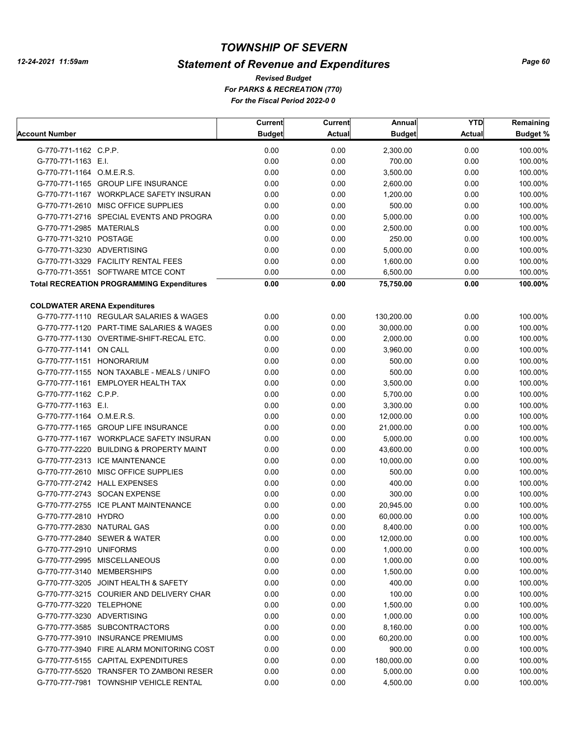# TOWNSHIP OF SEVERN

## Statement of Revenue and Expenditures

*Revised Budget*
*For PARKS & RECREATION (770)*
*For the Fiscal Period 2022-0 0*

| Account Number | Current Budget | Current Actual | Annual Budget | YTD Actual | Remaining Budget % |
|---|---|---|---|---|---|
| G-770-771-1162 C.P.P. | 0.00 | 0.00 | 2,300.00 | 0.00 | 100.00% |
| G-770-771-1163 E.I. | 0.00 | 0.00 | 700.00 | 0.00 | 100.00% |
| G-770-771-1164 O.M.E.R.S. | 0.00 | 0.00 | 3,500.00 | 0.00 | 100.00% |
| G-770-771-1165 GROUP LIFE INSURANCE | 0.00 | 0.00 | 2,600.00 | 0.00 | 100.00% |
| G-770-771-1167 WORKPLACE SAFETY INSURAN | 0.00 | 0.00 | 1,200.00 | 0.00 | 100.00% |
| G-770-771-2610 MISC OFFICE SUPPLIES | 0.00 | 0.00 | 500.00 | 0.00 | 100.00% |
| G-770-771-2716 SPECIAL EVENTS AND PROGRA | 0.00 | 0.00 | 5,000.00 | 0.00 | 100.00% |
| G-770-771-2985 MATERIALS | 0.00 | 0.00 | 2,500.00 | 0.00 | 100.00% |
| G-770-771-3210 POSTAGE | 0.00 | 0.00 | 250.00 | 0.00 | 100.00% |
| G-770-771-3230 ADVERTISING | 0.00 | 0.00 | 5,000.00 | 0.00 | 100.00% |
| G-770-771-3329 FACILITY RENTAL FEES | 0.00 | 0.00 | 1,600.00 | 0.00 | 100.00% |
| G-770-771-3551 SOFTWARE MTCE CONT | 0.00 | 0.00 | 6,500.00 | 0.00 | 100.00% |
| **Total RECREATION PROGRAMMING Expenditures** | **0.00** | **0.00** | **75,750.00** | **0.00** | **100.00%** |
| **COLDWATER ARENA Expenditures** | | | | | |
| G-770-777-1110 REGULAR SALARIES & WAGES | 0.00 | 0.00 | 130,200.00 | 0.00 | 100.00% |
| G-770-777-1120 PART-TIME SALARIES & WAGES | 0.00 | 0.00 | 30,000.00 | 0.00 | 100.00% |
| G-770-777-1130 OVERTIME-SHIFT-RECAL ETC. | 0.00 | 0.00 | 2,000.00 | 0.00 | 100.00% |
| G-770-777-1141 ON CALL | 0.00 | 0.00 | 3,960.00 | 0.00 | 100.00% |
| G-770-777-1151 HONORARIUM | 0.00 | 0.00 | 500.00 | 0.00 | 100.00% |
| G-770-777-1155 NON TAXABLE - MEALS / UNIFO | 0.00 | 0.00 | 500.00 | 0.00 | 100.00% |
| G-770-777-1161 EMPLOYER HEALTH TAX | 0.00 | 0.00 | 3,500.00 | 0.00 | 100.00% |
| G-770-777-1162 C.P.P. | 0.00 | 0.00 | 5,700.00 | 0.00 | 100.00% |
| G-770-777-1163 E.I. | 0.00 | 0.00 | 3,300.00 | 0.00 | 100.00% |
| G-770-777-1164 O.M.E.R.S. | 0.00 | 0.00 | 12,000.00 | 0.00 | 100.00% |
| G-770-777-1165 GROUP LIFE INSURANCE | 0.00 | 0.00 | 21,000.00 | 0.00 | 100.00% |
| G-770-777-1167 WORKPLACE SAFETY INSURAN | 0.00 | 0.00 | 5,000.00 | 0.00 | 100.00% |
| G-770-777-2220 BUILDING & PROPERTY MAINT | 0.00 | 0.00 | 43,600.00 | 0.00 | 100.00% |
| G-770-777-2313 ICE MAINTENANCE | 0.00 | 0.00 | 10,000.00 | 0.00 | 100.00% |
| G-770-777-2610 MISC OFFICE SUPPLIES | 0.00 | 0.00 | 500.00 | 0.00 | 100.00% |
| G-770-777-2742 HALL EXPENSES | 0.00 | 0.00 | 400.00 | 0.00 | 100.00% |
| G-770-777-2743 SOCAN EXPENSE | 0.00 | 0.00 | 300.00 | 0.00 | 100.00% |
| G-770-777-2755 ICE PLANT MAINTENANCE | 0.00 | 0.00 | 20,945.00 | 0.00 | 100.00% |
| G-770-777-2810 HYDRO | 0.00 | 0.00 | 60,000.00 | 0.00 | 100.00% |
| G-770-777-2830 NATURAL GAS | 0.00 | 0.00 | 8,400.00 | 0.00 | 100.00% |
| G-770-777-2840 SEWER & WATER | 0.00 | 0.00 | 12,000.00 | 0.00 | 100.00% |
| G-770-777-2910 UNIFORMS | 0.00 | 0.00 | 1,000.00 | 0.00 | 100.00% |
| G-770-777-2995 MISCELLANEOUS | 0.00 | 0.00 | 1,000.00 | 0.00 | 100.00% |
| G-770-777-3140 MEMBERSHIPS | 0.00 | 0.00 | 1,500.00 | 0.00 | 100.00% |
| G-770-777-3205 JOINT HEALTH & SAFETY | 0.00 | 0.00 | 400.00 | 0.00 | 100.00% |
| G-770-777-3215 COURIER AND DELIVERY CHAR | 0.00 | 0.00 | 100.00 | 0.00 | 100.00% |
| G-770-777-3220 TELEPHONE | 0.00 | 0.00 | 1,500.00 | 0.00 | 100.00% |
| G-770-777-3230 ADVERTISING | 0.00 | 0.00 | 1,000.00 | 0.00 | 100.00% |
| G-770-777-3585 SUBCONTRACTORS | 0.00 | 0.00 | 8,160.00 | 0.00 | 100.00% |
| G-770-777-3910 INSURANCE PREMIUMS | 0.00 | 0.00 | 60,200.00 | 0.00 | 100.00% |
| G-770-777-3940 FIRE ALARM MONITORING COST | 0.00 | 0.00 | 900.00 | 0.00 | 100.00% |
| G-770-777-5155 CAPITAL EXPENDITURES | 0.00 | 0.00 | 180,000.00 | 0.00 | 100.00% |
| G-770-777-5520 TRANSFER TO ZAMBONI RESER | 0.00 | 0.00 | 5,000.00 | 0.00 | 100.00% |
| G-770-777-7981 TOWNSHIP VEHICLE RENTAL | 0.00 | 0.00 | 4,500.00 | 0.00 | 100.00% |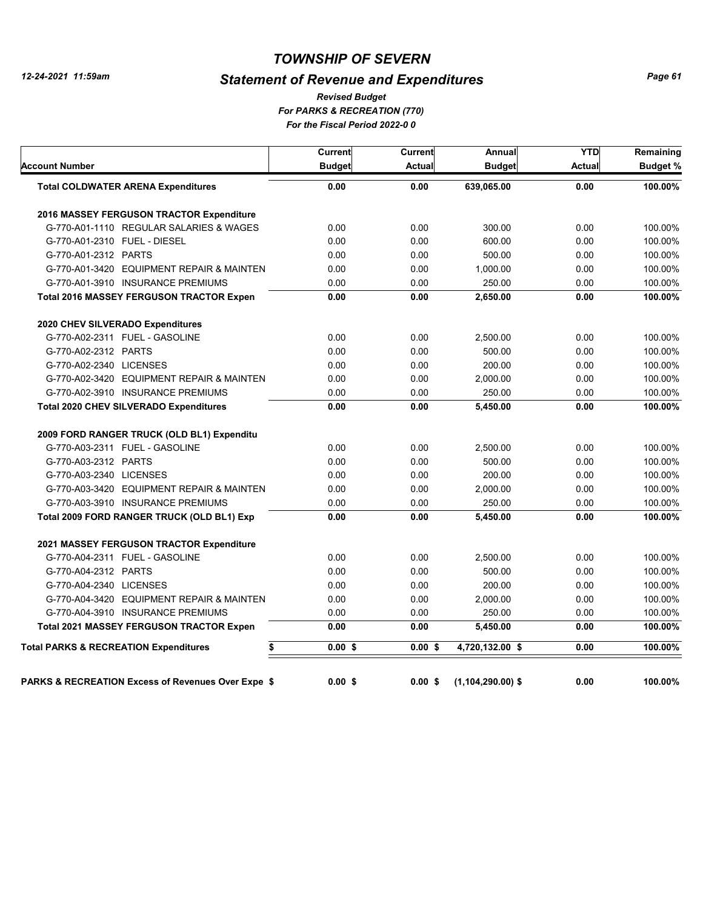# TOWNSHIP OF SEVERN

## Statement of Revenue and Expenditures

*Revised Budget*
*For PARKS & RECREATION (770)*
*For the Fiscal Period 2022-0 0*

| Account Number | Current Budget | Current Actual | Annual Budget | YTD Actual | Remaining Budget % |
|---|---|---|---|---|---|
| **Total COLDWATER ARENA Expenditures** | **0.00** | **0.00** | **639,065.00** | **0.00** | **100.00%** |
| **2016 MASSEY FERGUSON TRACTOR Expenditure** | | | | | |
| G-770-A01-1110 REGULAR SALARIES & WAGES | 0.00 | 0.00 | 300.00 | 0.00 | 100.00% |
| G-770-A01-2310 FUEL - DIESEL | 0.00 | 0.00 | 600.00 | 0.00 | 100.00% |
| G-770-A01-2312 PARTS | 0.00 | 0.00 | 500.00 | 0.00 | 100.00% |
| G-770-A01-3420 EQUIPMENT REPAIR & MAINTEN | 0.00 | 0.00 | 1,000.00 | 0.00 | 100.00% |
| G-770-A01-3910 INSURANCE PREMIUMS | 0.00 | 0.00 | 250.00 | 0.00 | 100.00% |
| **Total 2016 MASSEY FERGUSON TRACTOR Expen** | **0.00** | **0.00** | **2,650.00** | **0.00** | **100.00%** |
| **2020 CHEV SILVERADO Expenditures** | | | | | |
| G-770-A02-2311 FUEL - GASOLINE | 0.00 | 0.00 | 2,500.00 | 0.00 | 100.00% |
| G-770-A02-2312 PARTS | 0.00 | 0.00 | 500.00 | 0.00 | 100.00% |
| G-770-A02-2340 LICENSES | 0.00 | 0.00 | 200.00 | 0.00 | 100.00% |
| G-770-A02-3420 EQUIPMENT REPAIR & MAINTEN | 0.00 | 0.00 | 2,000.00 | 0.00 | 100.00% |
| G-770-A02-3910 INSURANCE PREMIUMS | 0.00 | 0.00 | 250.00 | 0.00 | 100.00% |
| **Total 2020 CHEV SILVERADO Expenditures** | **0.00** | **0.00** | **5,450.00** | **0.00** | **100.00%** |
| **2009 FORD RANGER TRUCK (OLD BL1) Expenditu** | | | | | |
| G-770-A03-2311 FUEL - GASOLINE | 0.00 | 0.00 | 2,500.00 | 0.00 | 100.00% |
| G-770-A03-2312 PARTS | 0.00 | 0.00 | 500.00 | 0.00 | 100.00% |
| G-770-A03-2340 LICENSES | 0.00 | 0.00 | 200.00 | 0.00 | 100.00% |
| G-770-A03-3420 EQUIPMENT REPAIR & MAINTEN | 0.00 | 0.00 | 2,000.00 | 0.00 | 100.00% |
| G-770-A03-3910 INSURANCE PREMIUMS | 0.00 | 0.00 | 250.00 | 0.00 | 100.00% |
| **Total 2009 FORD RANGER TRUCK (OLD BL1) Exp** | **0.00** | **0.00** | **5,450.00** | **0.00** | **100.00%** |
| **2021 MASSEY FERGUSON TRACTOR Expenditure** | | | | | |
| G-770-A04-2311 FUEL - GASOLINE | 0.00 | 0.00 | 2,500.00 | 0.00 | 100.00% |
| G-770-A04-2312 PARTS | 0.00 | 0.00 | 500.00 | 0.00 | 100.00% |
| G-770-A04-2340 LICENSES | 0.00 | 0.00 | 200.00 | 0.00 | 100.00% |
| G-770-A04-3420 EQUIPMENT REPAIR & MAINTEN | 0.00 | 0.00 | 2,000.00 | 0.00 | 100.00% |
| G-770-A04-3910 INSURANCE PREMIUMS | 0.00 | 0.00 | 250.00 | 0.00 | 100.00% |
| **Total 2021 MASSEY FERGUSON TRACTOR Expen** | **0.00** | **0.00** | **5,450.00** | **0.00** | **100.00%** |
| **Total PARKS & RECREATION Expenditures** | **$ 0.00 $** | **0.00 $** | **4,720,132.00 $** | **0.00** | **100.00%** |
| **PARKS & RECREATION Excess of Revenues Over Expe $** | **0.00 $** | **0.00 $** | **(1,104,290.00) $** | **0.00** | **100.00%** |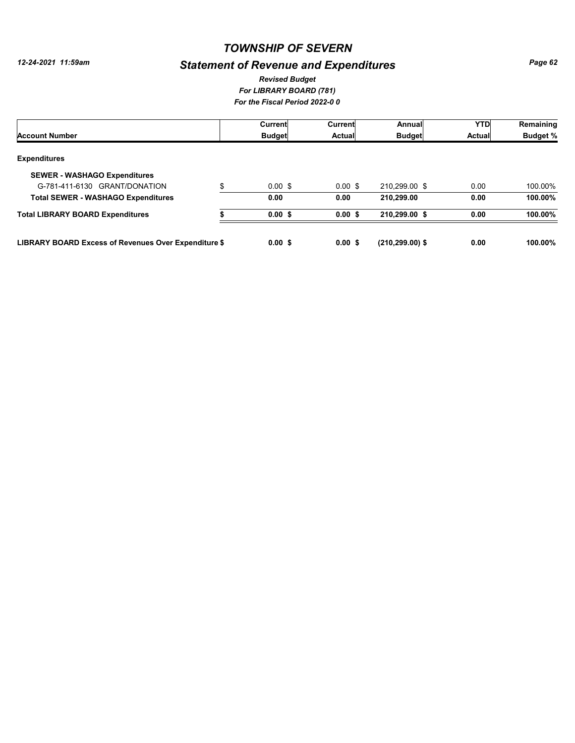# TOWNSHIP OF SEVERN

12-24-2021 11:59am

## Statement of Revenue and Expenditures

*Revised Budget*
*For LIBRARY BOARD (781)*
*For the Fiscal Period 2022-0 0*

| Account Number | Current Budget | Current Actual | Annual Budget | YTD Actual | Remaining Budget % |
|---|---|---|---|---|---|
| **Expenditures** | | | | | |
| **SEWER - WASHAGO Expenditures** | | | | | |
| G-781-411-6130 GRANT/DONATION | $ 0.00 $ | 0.00 $ | 210,299.00 $ | 0.00 | 100.00% |
| **Total SEWER - WASHAGO Expenditures** | **0.00** | **0.00** | **210,299.00** | **0.00** | **100.00%** |
| **Total LIBRARY BOARD Expenditures** | **$ 0.00 $** | **0.00 $** | **210,299.00 $** | **0.00** | **100.00%** |
| **LIBRARY BOARD Excess of Revenues Over Expenditure $** | **0.00 $** | **0.00 $** | **(210,299.00) $** | **0.00** | **100.00%** |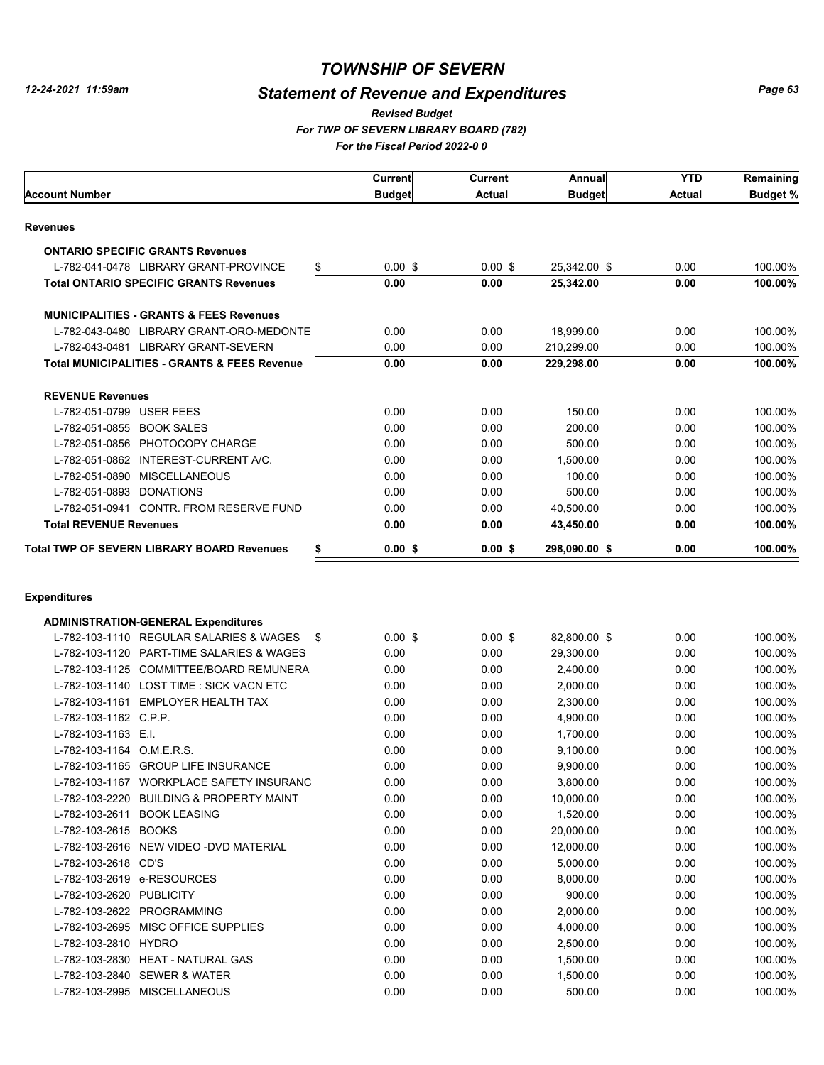# TOWNSHIP OF SEVERN

## Statement of Revenue and Expenditures

*Revised Budget*

*For TWP OF SEVERN LIBRARY BOARD (782)*

*For the Fiscal Period 2022-0 0*

| Account Number | Current Budget | Current Actual | Annual Budget | YTD Actual | Remaining Budget % |
|---|---|---|---|---|---|
| **Revenues** | | | | | |
| **ONTARIO SPECIFIC GRANTS Revenues** | | | | | |
| L-782-041-0478 LIBRARY GRANT-PROVINCE | $ 0.00 | $ 0.00 | $ 25,342.00 | $ 0.00 | 100.00% |
| **Total ONTARIO SPECIFIC GRANTS Revenues** | **0.00** | **0.00** | **25,342.00** | **0.00** | **100.00%** |
| **MUNICIPALITIES - GRANTS & FEES Revenues** | | | | | |
| L-782-043-0480 LIBRARY GRANT-ORO-MEDONTE | 0.00 | 0.00 | 18,999.00 | 0.00 | 100.00% |
| L-782-043-0481 LIBRARY GRANT-SEVERN | 0.00 | 0.00 | 210,299.00 | 0.00 | 100.00% |
| **Total MUNICIPALITIES - GRANTS & FEES Revenue** | **0.00** | **0.00** | **229,298.00** | **0.00** | **100.00%** |
| **REVENUE Revenues** | | | | | |
| L-782-051-0799 USER FEES | 0.00 | 0.00 | 150.00 | 0.00 | 100.00% |
| L-782-051-0855 BOOK SALES | 0.00 | 0.00 | 200.00 | 0.00 | 100.00% |
| L-782-051-0856 PHOTOCOPY CHARGE | 0.00 | 0.00 | 500.00 | 0.00 | 100.00% |
| L-782-051-0862 INTEREST-CURRENT A/C. | 0.00 | 0.00 | 1,500.00 | 0.00 | 100.00% |
| L-782-051-0890 MISCELLANEOUS | 0.00 | 0.00 | 100.00 | 0.00 | 100.00% |
| L-782-051-0893 DONATIONS | 0.00 | 0.00 | 500.00 | 0.00 | 100.00% |
| L-782-051-0941 CONTR. FROM RESERVE FUND | 0.00 | 0.00 | 40,500.00 | 0.00 | 100.00% |
| **Total REVENUE Revenues** | **0.00** | **0.00** | **43,450.00** | **0.00** | **100.00%** |
| **Total TWP OF SEVERN LIBRARY BOARD Revenues** | **$ 0.00** | **$ 0.00** | **$ 298,090.00** | **$ 0.00** | **100.00%** |
| **Expenditures** | | | | | |
| **ADMINISTRATION-GENERAL Expenditures** | | | | | |
| L-782-103-1110 REGULAR SALARIES & WAGES | $ 0.00 | $ 0.00 | $ 82,800.00 | $ 0.00 | 100.00% |
| L-782-103-1120 PART-TIME SALARIES & WAGES | 0.00 | 0.00 | 29,300.00 | 0.00 | 100.00% |
| L-782-103-1125 COMMITTEE/BOARD REMUNERA | 0.00 | 0.00 | 2,400.00 | 0.00 | 100.00% |
| L-782-103-1140 LOST TIME : SICK VACN ETC | 0.00 | 0.00 | 2,000.00 | 0.00 | 100.00% |
| L-782-103-1161 EMPLOYER HEALTH TAX | 0.00 | 0.00 | 2,300.00 | 0.00 | 100.00% |
| L-782-103-1162 C.P.P. | 0.00 | 0.00 | 4,900.00 | 0.00 | 100.00% |
| L-782-103-1163 E.I. | 0.00 | 0.00 | 1,700.00 | 0.00 | 100.00% |
| L-782-103-1164 O.M.E.R.S. | 0.00 | 0.00 | 9,100.00 | 0.00 | 100.00% |
| L-782-103-1165 GROUP LIFE INSURANCE | 0.00 | 0.00 | 9,900.00 | 0.00 | 100.00% |
| L-782-103-1167 WORKPLACE SAFETY INSURANC | 0.00 | 0.00 | 3,800.00 | 0.00 | 100.00% |
| L-782-103-2220 BUILDING & PROPERTY MAINT | 0.00 | 0.00 | 10,000.00 | 0.00 | 100.00% |
| L-782-103-2611 BOOK LEASING | 0.00 | 0.00 | 1,520.00 | 0.00 | 100.00% |
| L-782-103-2615 BOOKS | 0.00 | 0.00 | 20,000.00 | 0.00 | 100.00% |
| L-782-103-2616 NEW VIDEO -DVD MATERIAL | 0.00 | 0.00 | 12,000.00 | 0.00 | 100.00% |
| L-782-103-2618 CD'S | 0.00 | 0.00 | 5,000.00 | 0.00 | 100.00% |
| L-782-103-2619 e-RESOURCES | 0.00 | 0.00 | 8,000.00 | 0.00 | 100.00% |
| L-782-103-2620 PUBLICITY | 0.00 | 0.00 | 900.00 | 0.00 | 100.00% |
| L-782-103-2622 PROGRAMMING | 0.00 | 0.00 | 2,000.00 | 0.00 | 100.00% |
| L-782-103-2695 MISC OFFICE SUPPLIES | 0.00 | 0.00 | 4,000.00 | 0.00 | 100.00% |
| L-782-103-2810 HYDRO | 0.00 | 0.00 | 2,500.00 | 0.00 | 100.00% |
| L-782-103-2830 HEAT - NATURAL GAS | 0.00 | 0.00 | 1,500.00 | 0.00 | 100.00% |
| L-782-103-2840 SEWER & WATER | 0.00 | 0.00 | 1,500.00 | 0.00 | 100.00% |
| L-782-103-2995 MISCELLANEOUS | 0.00 | 0.00 | 500.00 | 0.00 | 100.00% |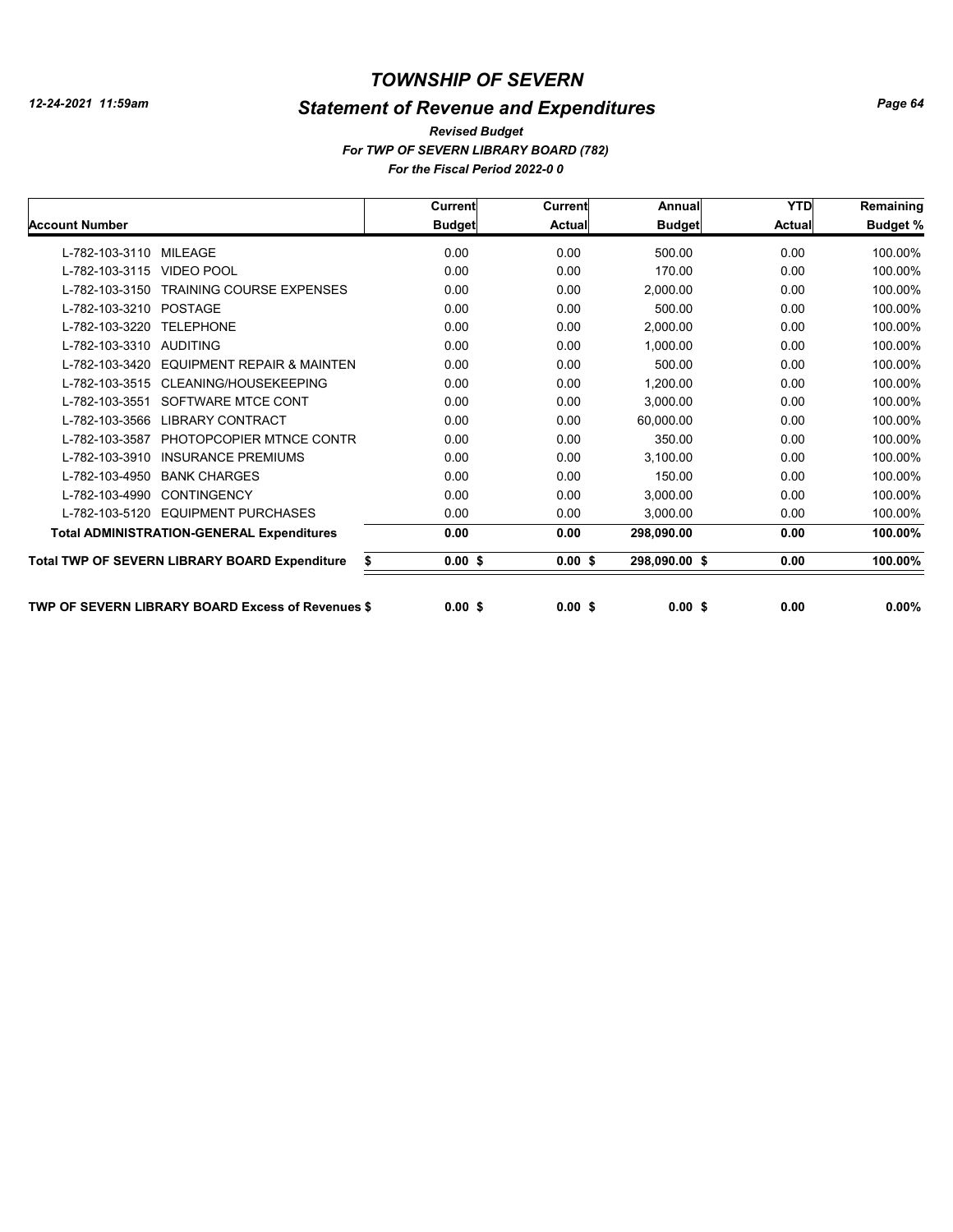# TOWNSHIP OF SEVERN

## Statement of Revenue and Expenditures

*Revised Budget*

*For TWP OF SEVERN LIBRARY BOARD (782)*

*For the Fiscal Period 2022-0 0*

| Account Number | Current Budget | Current Actual | Annual Budget | YTD Actual | Remaining Budget % |
|---|---|---|---|---|---|
| L-782-103-3110 MILEAGE | 0.00 | 0.00 | 500.00 | 0.00 | 100.00% |
| L-782-103-3115 VIDEO POOL | 0.00 | 0.00 | 170.00 | 0.00 | 100.00% |
| L-782-103-3150 TRAINING COURSE EXPENSES | 0.00 | 0.00 | 2,000.00 | 0.00 | 100.00% |
| L-782-103-3210 POSTAGE | 0.00 | 0.00 | 500.00 | 0.00 | 100.00% |
| L-782-103-3220 TELEPHONE | 0.00 | 0.00 | 2,000.00 | 0.00 | 100.00% |
| L-782-103-3310 AUDITING | 0.00 | 0.00 | 1,000.00 | 0.00 | 100.00% |
| L-782-103-3420 EQUIPMENT REPAIR & MAINTEN | 0.00 | 0.00 | 500.00 | 0.00 | 100.00% |
| L-782-103-3515 CLEANING/HOUSEKEEPING | 0.00 | 0.00 | 1,200.00 | 0.00 | 100.00% |
| L-782-103-3551 SOFTWARE MTCE CONT | 0.00 | 0.00 | 3,000.00 | 0.00 | 100.00% |
| L-782-103-3566 LIBRARY CONTRACT | 0.00 | 0.00 | 60,000.00 | 0.00 | 100.00% |
| L-782-103-3587 PHOTOPCOPIER MTNCE CONTR | 0.00 | 0.00 | 350.00 | 0.00 | 100.00% |
| L-782-103-3910 INSURANCE PREMIUMS | 0.00 | 0.00 | 3,100.00 | 0.00 | 100.00% |
| L-782-103-4950 BANK CHARGES | 0.00 | 0.00 | 150.00 | 0.00 | 100.00% |
| L-782-103-4990 CONTINGENCY | 0.00 | 0.00 | 3,000.00 | 0.00 | 100.00% |
| L-782-103-5120 EQUIPMENT PURCHASES | 0.00 | 0.00 | 3,000.00 | 0.00 | 100.00% |
| **Total ADMINISTRATION-GENERAL Expenditures** | **0.00** | **0.00** | **298,090.00** | **0.00** | **100.00%** |
| **Total TWP OF SEVERN LIBRARY BOARD Expenditure** | **$ 0.00** | **$ 0.00** | **$ 298,090.00** | **$ 0.00** | **100.00%** |
| **TWP OF SEVERN LIBRARY BOARD Excess of Revenues** | **$ 0.00** | **$ 0.00** | **$ 0.00** | **$ 0.00** | **0.00%** |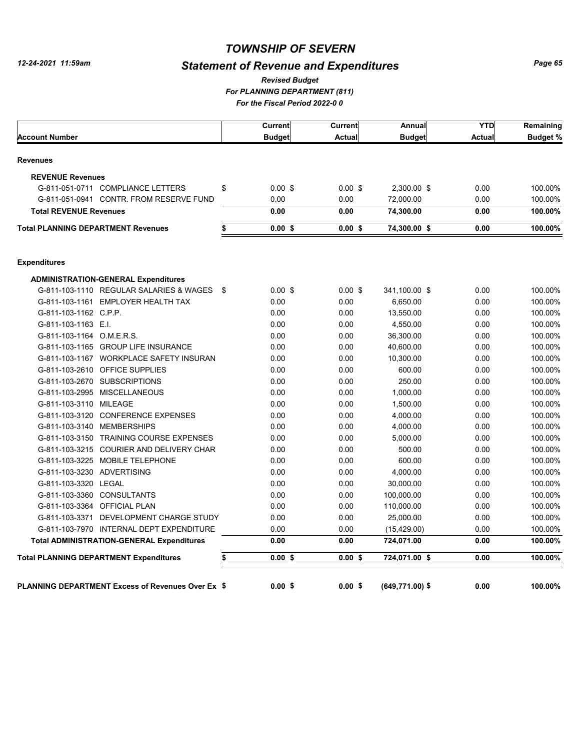# TOWNSHIP OF SEVERN

## Statement of Revenue and Expenditures

*Revised Budget*
*For PLANNING DEPARTMENT (811)*
*For the Fiscal Period 2022-0 0*

| Account Number | Current Budget | Current Actual | Annual Budget | YTD Actual | Remaining Budget % |
|---|---|---|---|---|---|
| **Revenues** | | | | | |
| **REVENUE Revenues** | | | | | |
| G-811-051-0711 COMPLIANCE LETTERS | $ 0.00 $ | 0.00 $ | 2,300.00 $ | 0.00 | 100.00% |
| G-811-051-0941 CONTR. FROM RESERVE FUND | 0.00 | 0.00 | 72,000.00 | 0.00 | 100.00% |
| **Total REVENUE Revenues** | **0.00** | **0.00** | **74,300.00** | **0.00** | **100.00%** |
| **Total PLANNING DEPARTMENT Revenues** | **$ 0.00 $** | **0.00 $** | **74,300.00 $** | **0.00** | **100.00%** |
| **Expenditures** | | | | | |
| **ADMINISTRATION-GENERAL Expenditures** | | | | | |
| G-811-103-1110 REGULAR SALARIES & WAGES | $ 0.00 $ | 0.00 $ | 341,100.00 $ | 0.00 | 100.00% |
| G-811-103-1161 EMPLOYER HEALTH TAX | 0.00 | 0.00 | 6,650.00 | 0.00 | 100.00% |
| G-811-103-1162 C.P.P. | 0.00 | 0.00 | 13,550.00 | 0.00 | 100.00% |
| G-811-103-1163 E.I. | 0.00 | 0.00 | 4,550.00 | 0.00 | 100.00% |
| G-811-103-1164 O.M.E.R.S. | 0.00 | 0.00 | 36,300.00 | 0.00 | 100.00% |
| G-811-103-1165 GROUP LIFE INSURANCE | 0.00 | 0.00 | 40,600.00 | 0.00 | 100.00% |
| G-811-103-1167 WORKPLACE SAFETY INSURAN | 0.00 | 0.00 | 10,300.00 | 0.00 | 100.00% |
| G-811-103-2610 OFFICE SUPPLIES | 0.00 | 0.00 | 600.00 | 0.00 | 100.00% |
| G-811-103-2670 SUBSCRIPTIONS | 0.00 | 0.00 | 250.00 | 0.00 | 100.00% |
| G-811-103-2995 MISCELLANEOUS | 0.00 | 0.00 | 1,000.00 | 0.00 | 100.00% |
| G-811-103-3110 MILEAGE | 0.00 | 0.00 | 1,500.00 | 0.00 | 100.00% |
| G-811-103-3120 CONFERENCE EXPENSES | 0.00 | 0.00 | 4,000.00 | 0.00 | 100.00% |
| G-811-103-3140 MEMBERSHIPS | 0.00 | 0.00 | 4,000.00 | 0.00 | 100.00% |
| G-811-103-3150 TRAINING COURSE EXPENSES | 0.00 | 0.00 | 5,000.00 | 0.00 | 100.00% |
| G-811-103-3215 COURIER AND DELIVERY CHAR | 0.00 | 0.00 | 500.00 | 0.00 | 100.00% |
| G-811-103-3225 MOBILE TELEPHONE | 0.00 | 0.00 | 600.00 | 0.00 | 100.00% |
| G-811-103-3230 ADVERTISING | 0.00 | 0.00 | 4,000.00 | 0.00 | 100.00% |
| G-811-103-3320 LEGAL | 0.00 | 0.00 | 30,000.00 | 0.00 | 100.00% |
| G-811-103-3360 CONSULTANTS | 0.00 | 0.00 | 100,000.00 | 0.00 | 100.00% |
| G-811-103-3364 OFFICIAL PLAN | 0.00 | 0.00 | 110,000.00 | 0.00 | 100.00% |
| G-811-103-3371 DEVELOPMENT CHARGE STUDY | 0.00 | 0.00 | 25,000.00 | 0.00 | 100.00% |
| G-811-103-7970 INTERNAL DEPT EXPENDITURE | 0.00 | 0.00 | (15,429.00) | 0.00 | 100.00% |
| **Total ADMINISTRATION-GENERAL Expenditures** | **0.00** | **0.00** | **724,071.00** | **0.00** | **100.00%** |
| **Total PLANNING DEPARTMENT Expenditures** | **$ 0.00 $** | **0.00 $** | **724,071.00 $** | **0.00** | **100.00%** |
| **PLANNING DEPARTMENT Excess of Revenues Over Ex $** | **0.00 $** | **0.00 $** | **(649,771.00) $** | **0.00** | **100.00%** |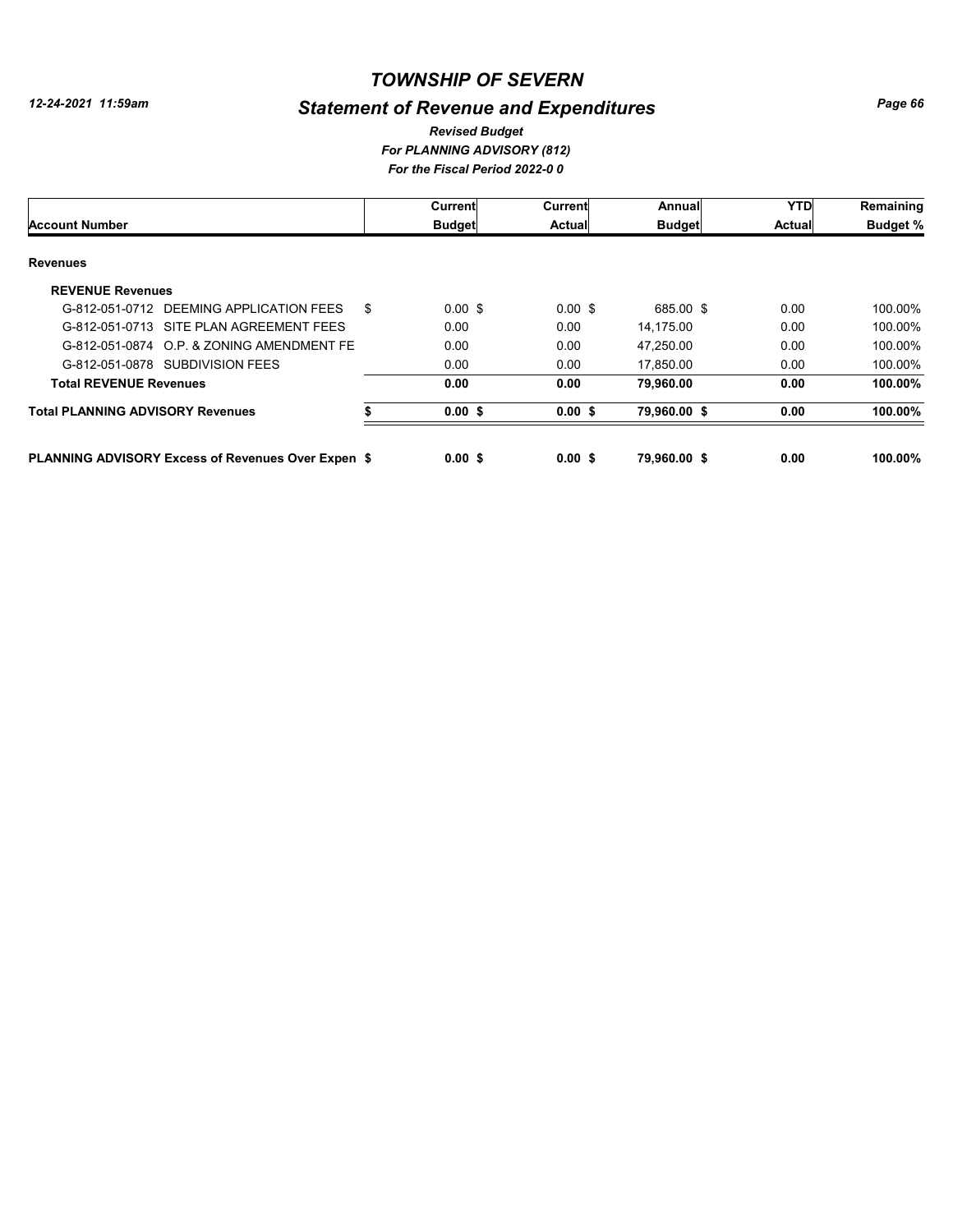# TOWNSHIP OF SEVERN

## Statement of Revenue and Expenditures

***Revised Budget***
***For PLANNING ADVISORY (812)***
***For the Fiscal Period 2022-0 0***

| Account Number | Current Budget | Current Actual | Annual Budget | YTD Actual | Remaining Budget % |
|---|---|---|---|---|---|
| **Revenues** | | | | | |
| **REVENUE Revenues** | | | | | |
| G-812-051-0712 DEEMING APPLICATION FEES | $ 0.00 | $ 0.00 | $ 685.00 | $ 0.00 | 100.00% |
| G-812-051-0713 SITE PLAN AGREEMENT FEES | 0.00 | 0.00 | 14,175.00 | 0.00 | 100.00% |
| G-812-051-0874 O.P. & ZONING AMENDMENT FE | 0.00 | 0.00 | 47,250.00 | 0.00 | 100.00% |
| G-812-051-0878 SUBDIVISION FEES | 0.00 | 0.00 | 17,850.00 | 0.00 | 100.00% |
| **Total REVENUE Revenues** | **0.00** | **0.00** | **79,960.00** | **0.00** | **100.00%** |
| **Total PLANNING ADVISORY Revenues** | **$ 0.00** | **$ 0.00** | **$ 79,960.00** | **$ 0.00** | **100.00%** |
| **PLANNING ADVISORY Excess of Revenues Over Expen** | **$ 0.00** | **$ 0.00** | **$ 79,960.00** | **$ 0.00** | **100.00%** |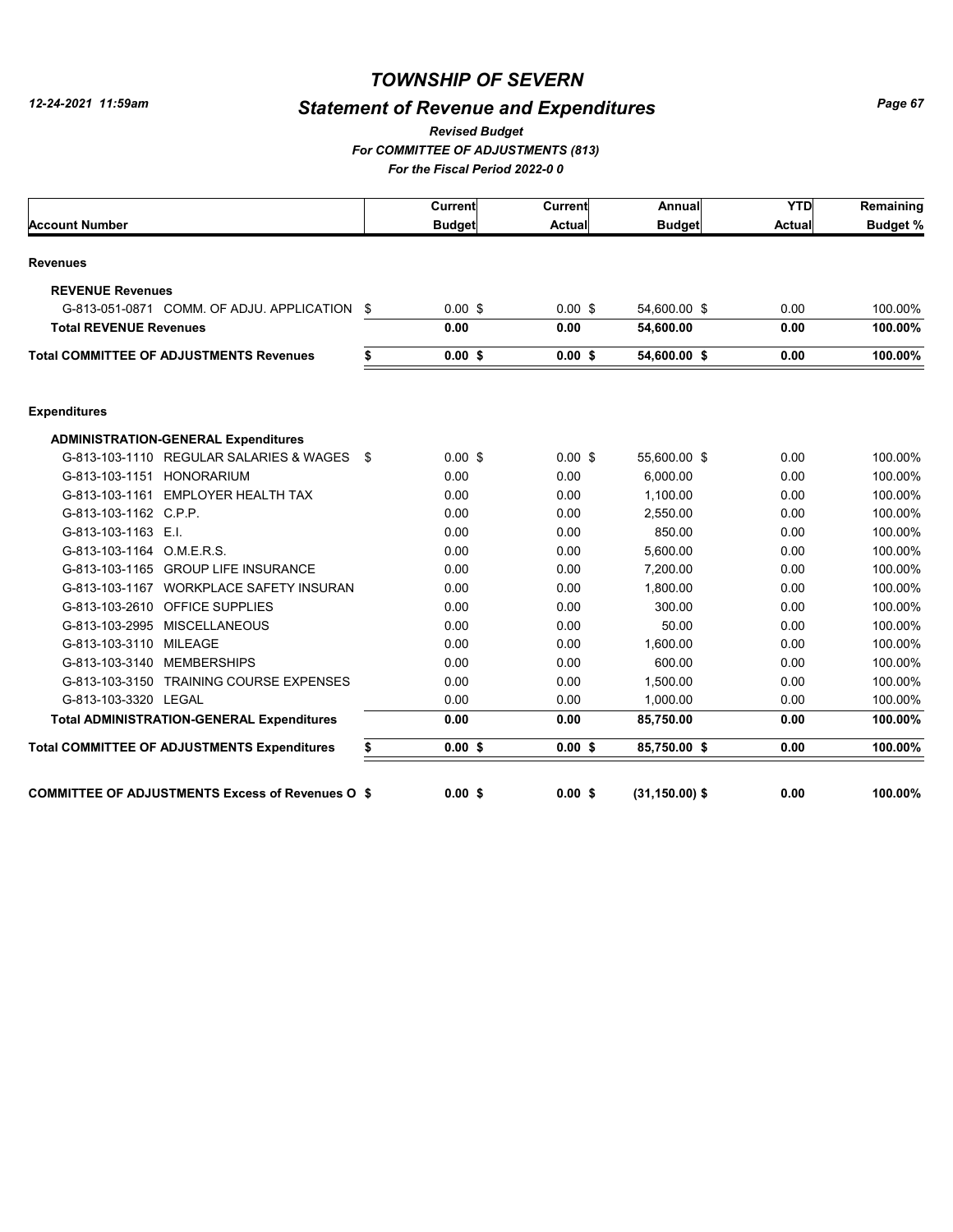# TOWNSHIP OF SEVERN

## Statement of Revenue and Expenditures

*Revised Budget*
*For COMMITTEE OF ADJUSTMENTS (813)*
*For the Fiscal Period 2022-0 0*

| Account Number | Current Budget | Current Actual | Annual Budget | YTD Actual | Remaining Budget % |
|---|---|---|---|---|---|
| **Revenues** | | | | | |
| **REVENUE Revenues** | | | | | |
| G-813-051-0871 COMM. OF ADJU. APPLICATION | $ 0.00 | $ 0.00 | $ 54,600.00 | $ 0.00 | 100.00% |
| **Total REVENUE Revenues** | **0.00** | **0.00** | **54,600.00** | **0.00** | **100.00%** |
| **Total COMMITTEE OF ADJUSTMENTS Revenues** | **$ 0.00** | **$ 0.00** | **$ 54,600.00** | **$ 0.00** | **100.00%** |
| **Expenditures** | | | | | |
| **ADMINISTRATION-GENERAL Expenditures** | | | | | |
| G-813-103-1110 REGULAR SALARIES & WAGES | $ 0.00 | $ 0.00 | $ 55,600.00 | $ 0.00 | 100.00% |
| G-813-103-1151 HONORARIUM | 0.00 | 0.00 | 6,000.00 | 0.00 | 100.00% |
| G-813-103-1161 EMPLOYER HEALTH TAX | 0.00 | 0.00 | 1,100.00 | 0.00 | 100.00% |
| G-813-103-1162 C.P.P. | 0.00 | 0.00 | 2,550.00 | 0.00 | 100.00% |
| G-813-103-1163 E.I. | 0.00 | 0.00 | 850.00 | 0.00 | 100.00% |
| G-813-103-1164 O.M.E.R.S. | 0.00 | 0.00 | 5,600.00 | 0.00 | 100.00% |
| G-813-103-1165 GROUP LIFE INSURANCE | 0.00 | 0.00 | 7,200.00 | 0.00 | 100.00% |
| G-813-103-1167 WORKPLACE SAFETY INSURAN | 0.00 | 0.00 | 1,800.00 | 0.00 | 100.00% |
| G-813-103-2610 OFFICE SUPPLIES | 0.00 | 0.00 | 300.00 | 0.00 | 100.00% |
| G-813-103-2995 MISCELLANEOUS | 0.00 | 0.00 | 50.00 | 0.00 | 100.00% |
| G-813-103-3110 MILEAGE | 0.00 | 0.00 | 1,600.00 | 0.00 | 100.00% |
| G-813-103-3140 MEMBERSHIPS | 0.00 | 0.00 | 600.00 | 0.00 | 100.00% |
| G-813-103-3150 TRAINING COURSE EXPENSES | 0.00 | 0.00 | 1,500.00 | 0.00 | 100.00% |
| G-813-103-3320 LEGAL | 0.00 | 0.00 | 1,000.00 | 0.00 | 100.00% |
| **Total ADMINISTRATION-GENERAL Expenditures** | **0.00** | **0.00** | **85,750.00** | **0.00** | **100.00%** |
| **Total COMMITTEE OF ADJUSTMENTS Expenditures** | **$ 0.00** | **$ 0.00** | **$ 85,750.00** | **$ 0.00** | **100.00%** |
| **COMMITTEE OF ADJUSTMENTS Excess of Revenues O** | **$ 0.00** | **$ 0.00** | **$ (31,150.00)** | **$ 0.00** | **100.00%** |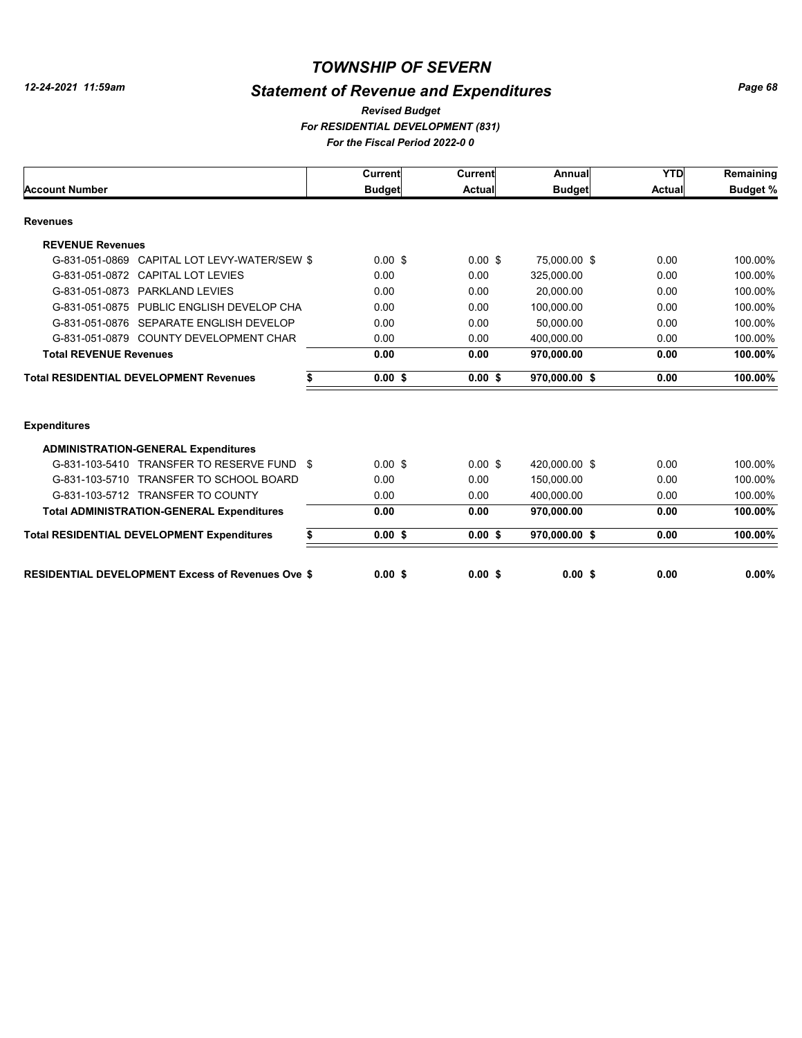# TOWNSHIP OF SEVERN

12-24-2021 11:59am

## Statement of Revenue and Expenditures

*Revised Budget*

*For RESIDENTIAL DEVELOPMENT (831)*

*For the Fiscal Period 2022-0 0*

| Account Number | Current Budget | Current Actual | Annual Budget | YTD Actual | Remaining Budget % |
|---|---|---|---|---|---|
| **Revenues** | | | | | |
| **REVENUE Revenues** | | | | | |
| G-831-051-0869 CAPITAL LOT LEVY-WATER/SEW $ | 0.00 $ | 0.00 $ | 75,000.00 $ | 0.00 | 100.00% |
| G-831-051-0872 CAPITAL LOT LEVIES | 0.00 | 0.00 | 325,000.00 | 0.00 | 100.00% |
| G-831-051-0873 PARKLAND LEVIES | 0.00 | 0.00 | 20,000.00 | 0.00 | 100.00% |
| G-831-051-0875 PUBLIC ENGLISH DEVELOP CHA | 0.00 | 0.00 | 100,000.00 | 0.00 | 100.00% |
| G-831-051-0876 SEPARATE ENGLISH DEVELOP | 0.00 | 0.00 | 50,000.00 | 0.00 | 100.00% |
| G-831-051-0879 COUNTY DEVELOPMENT CHAR | 0.00 | 0.00 | 400,000.00 | 0.00 | 100.00% |
| **Total REVENUE Revenues** | **0.00** | **0.00** | **970,000.00** | **0.00** | **100.00%** |
| **Total RESIDENTIAL DEVELOPMENT Revenues** | **$ 0.00 $** | **0.00 $** | **970,000.00 $** | **0.00** | **100.00%** |
| **Expenditures** | | | | | |
| **ADMINISTRATION-GENERAL Expenditures** | | | | | |
| G-831-103-5410 TRANSFER TO RESERVE FUND $ | 0.00 $ | 0.00 $ | 420,000.00 $ | 0.00 | 100.00% |
| G-831-103-5710 TRANSFER TO SCHOOL BOARD | 0.00 | 0.00 | 150,000.00 | 0.00 | 100.00% |
| G-831-103-5712 TRANSFER TO COUNTY | 0.00 | 0.00 | 400,000.00 | 0.00 | 100.00% |
| **Total ADMINISTRATION-GENERAL Expenditures** | **0.00** | **0.00** | **970,000.00** | **0.00** | **100.00%** |
| **Total RESIDENTIAL DEVELOPMENT Expenditures** | **$ 0.00 $** | **0.00 $** | **970,000.00 $** | **0.00** | **100.00%** |
| **RESIDENTIAL DEVELOPMENT Excess of Revenues Ove $** | **0.00 $** | **0.00 $** | **0.00 $** | **0.00** | **0.00%** |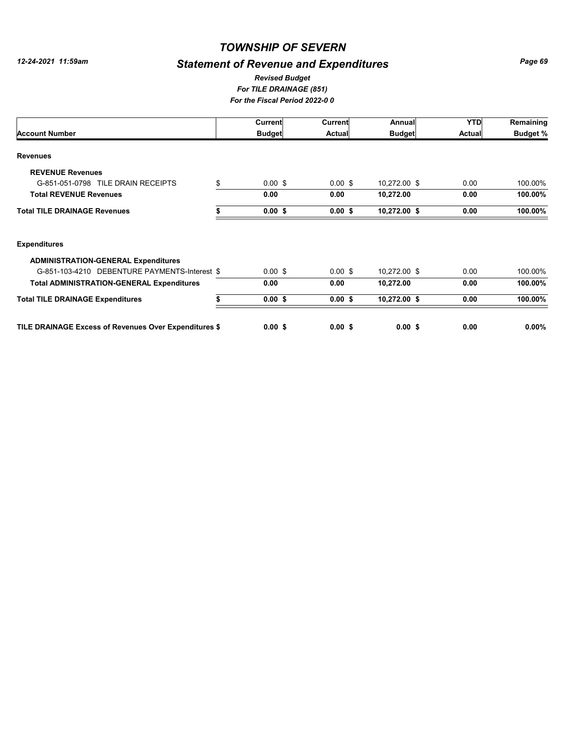# TOWNSHIP OF SEVERN

12-24-2021 11:59am

## Statement of Revenue and Expenditures

*Revised Budget*
*For TILE DRAINAGE (851)*
*For the Fiscal Period 2022-0 0*

| Account Number | Current Budget | Current Actual | Annual Budget | YTD Actual | Remaining Budget % |
|---|---|---|---|---|---|
| **Revenues** | | | | | |
| **REVENUE Revenues** | | | | | |
| G-851-051-0798 TILE DRAIN RECEIPTS | $ 0.00 $ | 0.00 $ | 10,272.00 $ | 0.00 | 100.00% |
| **Total REVENUE Revenues** | **0.00** | **0.00** | **10,272.00** | **0.00** | **100.00%** |
| **Total TILE DRAINAGE Revenues** | **$ 0.00 $** | **0.00 $** | **10,272.00 $** | **0.00** | **100.00%** |
| **Expenditures** | | | | | |
| **ADMINISTRATION-GENERAL Expenditures** | | | | | |
| G-851-103-4210 DEBENTURE PAYMENTS-Interest $ | 0.00 $ | 0.00 $ | 10,272.00 $ | 0.00 | 100.00% |
| **Total ADMINISTRATION-GENERAL Expenditures** | **0.00** | **0.00** | **10,272.00** | **0.00** | **100.00%** |
| **Total TILE DRAINAGE Expenditures** | **$ 0.00 $** | **0.00 $** | **10,272.00 $** | **0.00** | **100.00%** |
| **TILE DRAINAGE Excess of Revenues Over Expenditures $** | **0.00 $** | **0.00 $** | **0.00 $** | **0.00** | **0.00%** |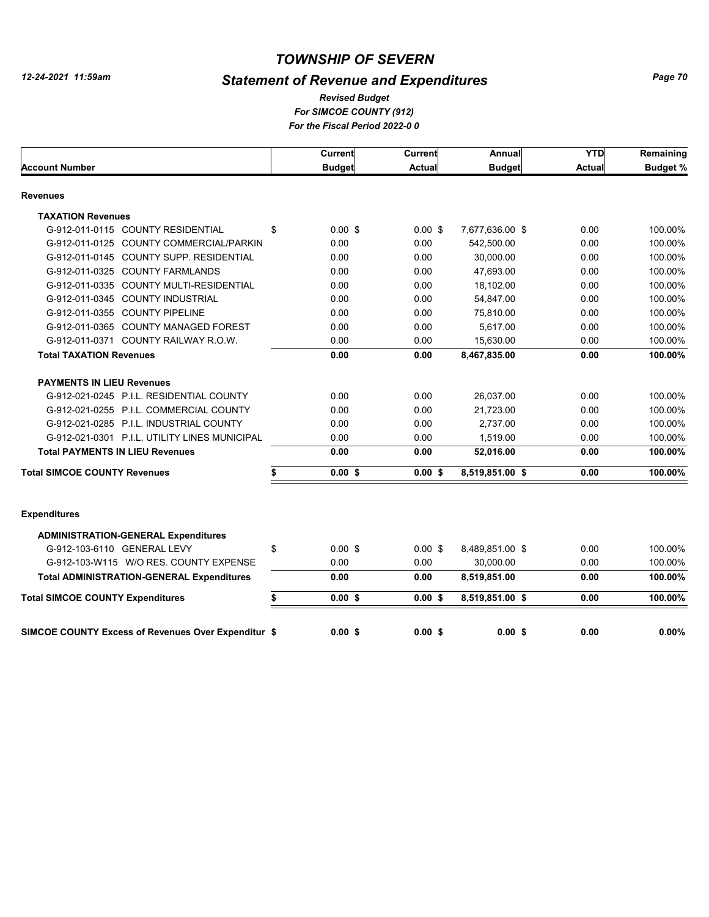# TOWNSHIP OF SEVERN

## Statement of Revenue and Expenditures

*Revised Budget*

*For SIMCOE COUNTY (912)*

*For the Fiscal Period 2022-0 0*

| Account Number | Current Budget | Current Actual | Annual Budget | YTD Actual | Remaining Budget % |
|---|---|---|---|---|---|
| **Revenues** | | | | | |
| **TAXATION Revenues** | | | | | |
| G-912-011-0115 COUNTY RESIDENTIAL | $ 0.00 $ | 0.00 $ | 7,677,636.00 $ | 0.00 | 100.00% |
| G-912-011-0125 COUNTY COMMERCIAL/PARKIN | 0.00 | 0.00 | 542,500.00 | 0.00 | 100.00% |
| G-912-011-0145 COUNTY SUPP. RESIDENTIAL | 0.00 | 0.00 | 30,000.00 | 0.00 | 100.00% |
| G-912-011-0325 COUNTY FARMLANDS | 0.00 | 0.00 | 47,693.00 | 0.00 | 100.00% |
| G-912-011-0335 COUNTY MULTI-RESIDENTIAL | 0.00 | 0.00 | 18,102.00 | 0.00 | 100.00% |
| G-912-011-0345 COUNTY INDUSTRIAL | 0.00 | 0.00 | 54,847.00 | 0.00 | 100.00% |
| G-912-011-0355 COUNTY PIPELINE | 0.00 | 0.00 | 75,810.00 | 0.00 | 100.00% |
| G-912-011-0365 COUNTY MANAGED FOREST | 0.00 | 0.00 | 5,617.00 | 0.00 | 100.00% |
| G-912-011-0371 COUNTY RAILWAY R.O.W. | 0.00 | 0.00 | 15,630.00 | 0.00 | 100.00% |
| **Total TAXATION Revenues** | **0.00** | **0.00** | **8,467,835.00** | **0.00** | **100.00%** |
| **PAYMENTS IN LIEU Revenues** | | | | | |
| G-912-021-0245 P.I.L. RESIDENTIAL COUNTY | 0.00 | 0.00 | 26,037.00 | 0.00 | 100.00% |
| G-912-021-0255 P.I.L. COMMERCIAL COUNTY | 0.00 | 0.00 | 21,723.00 | 0.00 | 100.00% |
| G-912-021-0285 P.I.L. INDUSTRIAL COUNTY | 0.00 | 0.00 | 2,737.00 | 0.00 | 100.00% |
| G-912-021-0301 P.I.L. UTILITY LINES MUNICIPAL | 0.00 | 0.00 | 1,519.00 | 0.00 | 100.00% |
| **Total PAYMENTS IN LIEU Revenues** | **0.00** | **0.00** | **52,016.00** | **0.00** | **100.00%** |
| **Total SIMCOE COUNTY Revenues** | **$ 0.00 $** | **0.00 $** | **8,519,851.00 $** | **0.00** | **100.00%** |
| **Expenditures** | | | | | |
| **ADMINISTRATION-GENERAL Expenditures** | | | | | |
| G-912-103-6110 GENERAL LEVY | $ 0.00 $ | 0.00 $ | 8,489,851.00 $ | 0.00 | 100.00% |
| G-912-103-W115 W/O RES. COUNTY EXPENSE | 0.00 | 0.00 | 30,000.00 | 0.00 | 100.00% |
| **Total ADMINISTRATION-GENERAL Expenditures** | **0.00** | **0.00** | **8,519,851.00** | **0.00** | **100.00%** |
| **Total SIMCOE COUNTY Expenditures** | **$ 0.00 $** | **0.00 $** | **8,519,851.00 $** | **0.00** | **100.00%** |
| **SIMCOE COUNTY Excess of Revenues Over Expenditur $** | **0.00 $** | **0.00 $** | **0.00 $** | **0.00** | **0.00%** |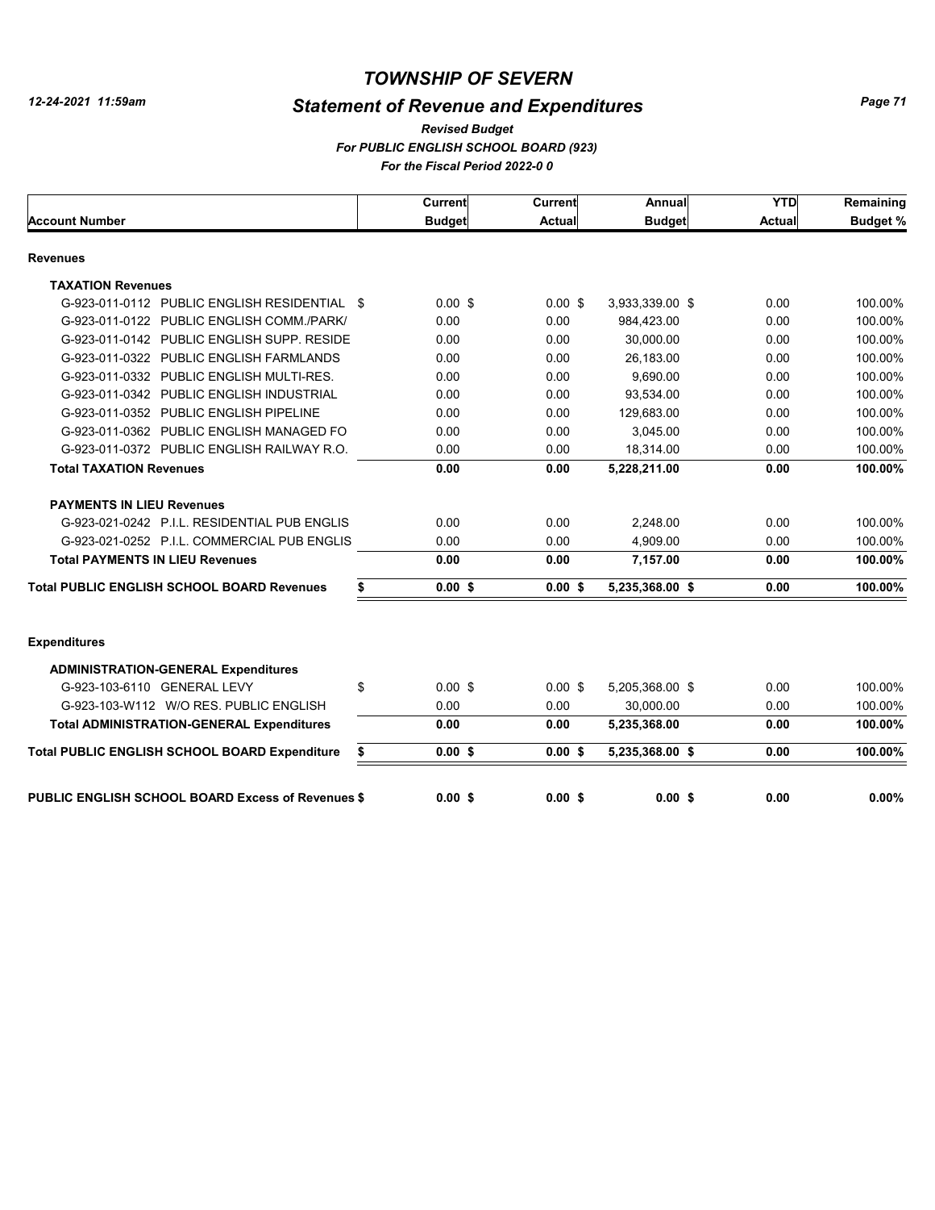# TOWNSHIP OF SEVERN

## Statement of Revenue and Expenditures

*12-24-2021 11:59am*

***Revised Budget***

***For PUBLIC ENGLISH SCHOOL BOARD (923)***

***For the Fiscal Period 2022-0 0***

| Account Number | Current Budget | Current Actual | Annual Budget | YTD Actual | Remaining Budget % |
|---|---|---|---|---|---|
| **Revenues** | | | | | |
| **TAXATION Revenues** | | | | | |
| G-923-011-0112 PUBLIC ENGLISH RESIDENTIAL | $ 0.00 | $ 0.00 | $ 3,933,339.00 | $ 0.00 | 100.00% |
| G-923-011-0122 PUBLIC ENGLISH COMM./PARK/ | 0.00 | 0.00 | 984,423.00 | 0.00 | 100.00% |
| G-923-011-0142 PUBLIC ENGLISH SUPP. RESIDE | 0.00 | 0.00 | 30,000.00 | 0.00 | 100.00% |
| G-923-011-0322 PUBLIC ENGLISH FARMLANDS | 0.00 | 0.00 | 26,183.00 | 0.00 | 100.00% |
| G-923-011-0332 PUBLIC ENGLISH MULTI-RES. | 0.00 | 0.00 | 9,690.00 | 0.00 | 100.00% |
| G-923-011-0342 PUBLIC ENGLISH INDUSTRIAL | 0.00 | 0.00 | 93,534.00 | 0.00 | 100.00% |
| G-923-011-0352 PUBLIC ENGLISH PIPELINE | 0.00 | 0.00 | 129,683.00 | 0.00 | 100.00% |
| G-923-011-0362 PUBLIC ENGLISH MANAGED FO | 0.00 | 0.00 | 3,045.00 | 0.00 | 100.00% |
| G-923-011-0372 PUBLIC ENGLISH RAILWAY R.O. | 0.00 | 0.00 | 18,314.00 | 0.00 | 100.00% |
| **Total TAXATION Revenues** | **0.00** | **0.00** | **5,228,211.00** | **0.00** | **100.00%** |
| **PAYMENTS IN LIEU Revenues** | | | | | |
| G-923-021-0242 P.I.L. RESIDENTIAL PUB ENGLIS | 0.00 | 0.00 | 2,248.00 | 0.00 | 100.00% |
| G-923-021-0252 P.I.L. COMMERCIAL PUB ENGLIS | 0.00 | 0.00 | 4,909.00 | 0.00 | 100.00% |
| **Total PAYMENTS IN LIEU Revenues** | **0.00** | **0.00** | **7,157.00** | **0.00** | **100.00%** |
| **Total PUBLIC ENGLISH SCHOOL BOARD Revenues** | **$ 0.00** | **$ 0.00** | **$ 5,235,368.00** | **$ 0.00** | **100.00%** |
| **Expenditures** | | | | | |
| **ADMINISTRATION-GENERAL Expenditures** | | | | | |
| G-923-103-6110 GENERAL LEVY | $ 0.00 | $ 0.00 | $ 5,205,368.00 | $ 0.00 | 100.00% |
| G-923-103-W112 W/O RES. PUBLIC ENGLISH | 0.00 | 0.00 | 30,000.00 | 0.00 | 100.00% |
| **Total ADMINISTRATION-GENERAL Expenditures** | **0.00** | **0.00** | **5,235,368.00** | **0.00** | **100.00%** |
| **Total PUBLIC ENGLISH SCHOOL BOARD Expenditure** | **$ 0.00** | **$ 0.00** | **$ 5,235,368.00** | **$ 0.00** | **100.00%** |
| **PUBLIC ENGLISH SCHOOL BOARD Excess of Revenues** | **$ 0.00** | **$ 0.00** | **$ 0.00** | **$ 0.00** | **0.00%** |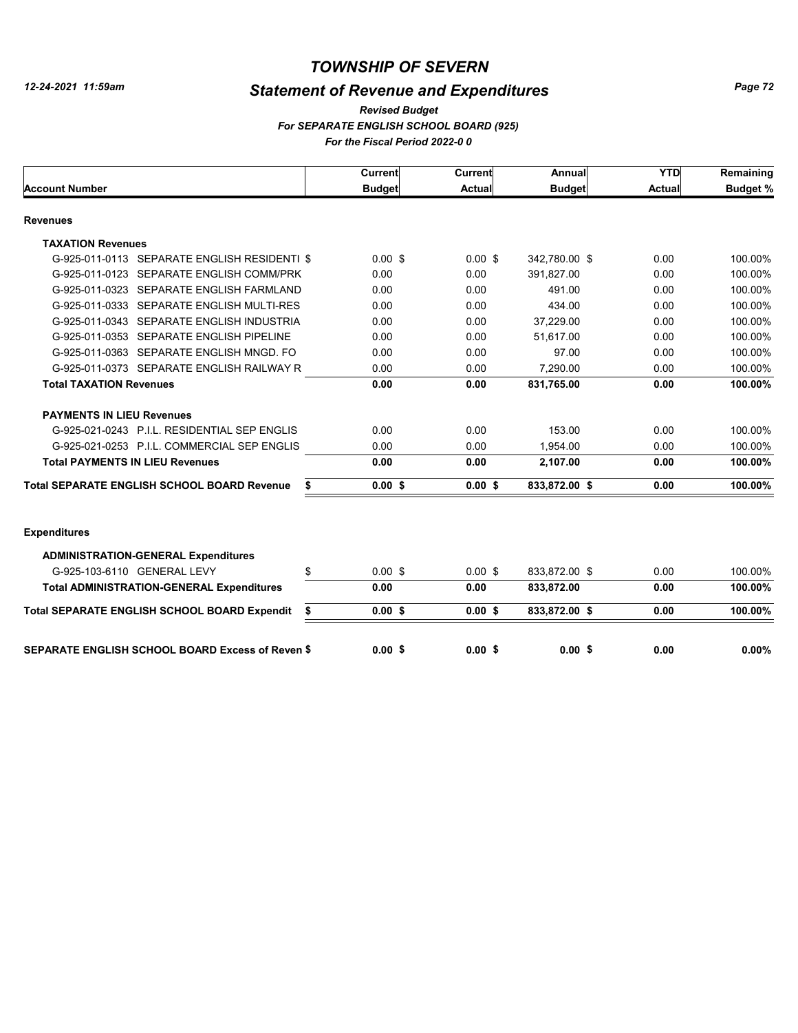# TOWNSHIP OF SEVERN

## Statement of Revenue and Expenditures

*Revised Budget*

*For SEPARATE ENGLISH SCHOOL BOARD (925)*

*For the Fiscal Period 2022-0 0*

| Account Number | Current Budget | Current Actual | Annual Budget | YTD Actual | Remaining Budget % |
|---|---|---|---|---|---|
| **Revenues** | | | | | |
| **TAXATION Revenues** | | | | | |
| G-925-011-0113 SEPARATE ENGLISH RESIDENTI $ | 0.00 $ | 0.00 $ | 342,780.00 $ | 0.00 | 100.00% |
| G-925-011-0123 SEPARATE ENGLISH COMM/PRK | 0.00 | 0.00 | 391,827.00 | 0.00 | 100.00% |
| G-925-011-0323 SEPARATE ENGLISH FARMLAND | 0.00 | 0.00 | 491.00 | 0.00 | 100.00% |
| G-925-011-0333 SEPARATE ENGLISH MULTI-RES | 0.00 | 0.00 | 434.00 | 0.00 | 100.00% |
| G-925-011-0343 SEPARATE ENGLISH INDUSTRIA | 0.00 | 0.00 | 37,229.00 | 0.00 | 100.00% |
| G-925-011-0353 SEPARATE ENGLISH PIPELINE | 0.00 | 0.00 | 51,617.00 | 0.00 | 100.00% |
| G-925-011-0363 SEPARATE ENGLISH MNGD. FO | 0.00 | 0.00 | 97.00 | 0.00 | 100.00% |
| G-925-011-0373 SEPARATE ENGLISH RAILWAY R | 0.00 | 0.00 | 7,290.00 | 0.00 | 100.00% |
| **Total TAXATION Revenues** | **0.00** | **0.00** | **831,765.00** | **0.00** | **100.00%** |
| **PAYMENTS IN LIEU Revenues** | | | | | |
| G-925-021-0243 P.I.L. RESIDENTIAL SEP ENGLIS | 0.00 | 0.00 | 153.00 | 0.00 | 100.00% |
| G-925-021-0253 P.I.L. COMMERCIAL SEP ENGLIS | 0.00 | 0.00 | 1,954.00 | 0.00 | 100.00% |
| **Total PAYMENTS IN LIEU Revenues** | **0.00** | **0.00** | **2,107.00** | **0.00** | **100.00%** |
| **Total SEPARATE ENGLISH SCHOOL BOARD Revenue $** | **0.00 $** | **0.00 $** | **833,872.00 $** | **0.00** | **100.00%** |
| **Expenditures** | | | | | |
| **ADMINISTRATION-GENERAL Expenditures** | | | | | |
| G-925-103-6110 GENERAL LEVY $ | 0.00 $ | 0.00 $ | 833,872.00 $ | 0.00 | 100.00% |
| **Total ADMINISTRATION-GENERAL Expenditures** | **0.00** | **0.00** | **833,872.00** | **0.00** | **100.00%** |
| **Total SEPARATE ENGLISH SCHOOL BOARD Expendit $** | **0.00 $** | **0.00 $** | **833,872.00 $** | **0.00** | **100.00%** |
| **SEPARATE ENGLISH SCHOOL BOARD Excess of Reven $** | **0.00 $** | **0.00 $** | **0.00 $** | **0.00** | **0.00%** |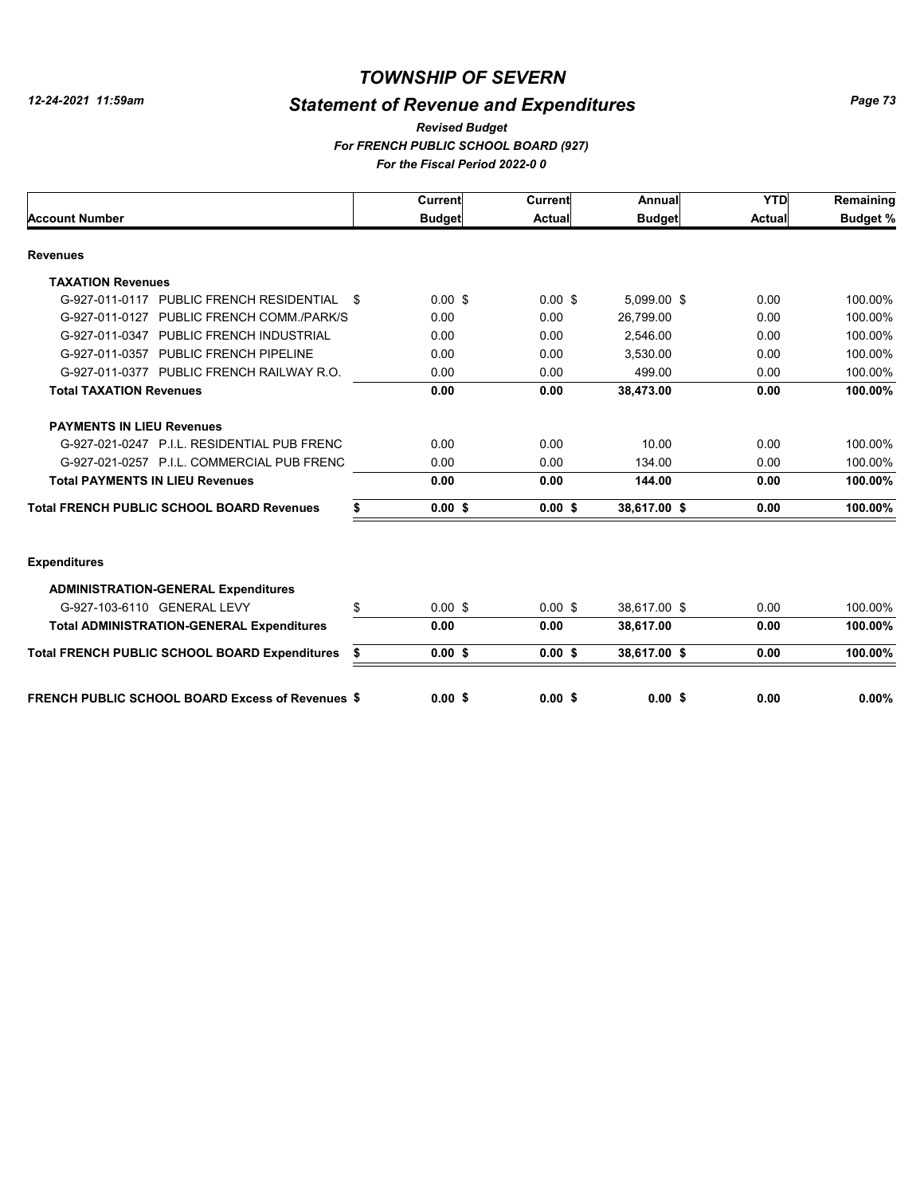# TOWNSHIP OF SEVERN

## Statement of Revenue and Expenditures

*Revised Budget*
*For FRENCH PUBLIC SCHOOL BOARD (927)*
*For the Fiscal Period 2022-0 0*

| Account Number | Current Budget | Current Actual | Annual Budget | YTD Actual | Remaining Budget % |
|---|---|---|---|---|---|
| **Revenues** | | | | | |
| **TAXATION Revenues** | | | | | |
| G-927-011-0117 PUBLIC FRENCH RESIDENTIAL | $ 0.00 | $ 0.00 | $ 5,099.00 | $ 0.00 | 100.00% |
| G-927-011-0127 PUBLIC FRENCH COMM./PARK/S | 0.00 | 0.00 | 26,799.00 | 0.00 | 100.00% |
| G-927-011-0347 PUBLIC FRENCH INDUSTRIAL | 0.00 | 0.00 | 2,546.00 | 0.00 | 100.00% |
| G-927-011-0357 PUBLIC FRENCH PIPELINE | 0.00 | 0.00 | 3,530.00 | 0.00 | 100.00% |
| G-927-011-0377 PUBLIC FRENCH RAILWAY R.O. | 0.00 | 0.00 | 499.00 | 0.00 | 100.00% |
| **Total TAXATION Revenues** | **0.00** | **0.00** | **38,473.00** | **0.00** | **100.00%** |
| **PAYMENTS IN LIEU Revenues** | | | | | |
| G-927-021-0247 P.I.L. RESIDENTIAL PUB FRENC | 0.00 | 0.00 | 10.00 | 0.00 | 100.00% |
| G-927-021-0257 P.I.L. COMMERCIAL PUB FRENC | 0.00 | 0.00 | 134.00 | 0.00 | 100.00% |
| **Total PAYMENTS IN LIEU Revenues** | **0.00** | **0.00** | **144.00** | **0.00** | **100.00%** |
| **Total FRENCH PUBLIC SCHOOL BOARD Revenues** | **$ 0.00** | **$ 0.00** | **$ 38,617.00** | **$ 0.00** | **100.00%** |
| **Expenditures** | | | | | |
| **ADMINISTRATION-GENERAL Expenditures** | | | | | |
| G-927-103-6110 GENERAL LEVY | $ 0.00 | $ 0.00 | $ 38,617.00 | $ 0.00 | 100.00% |
| **Total ADMINISTRATION-GENERAL Expenditures** | **0.00** | **0.00** | **38,617.00** | **0.00** | **100.00%** |
| **Total FRENCH PUBLIC SCHOOL BOARD Expenditures** | **$ 0.00** | **$ 0.00** | **$ 38,617.00** | **$ 0.00** | **100.00%** |
| **FRENCH PUBLIC SCHOOL BOARD Excess of Revenues** | **$ 0.00** | **$ 0.00** | **$ 0.00** | **$ 0.00** | **0.00%** |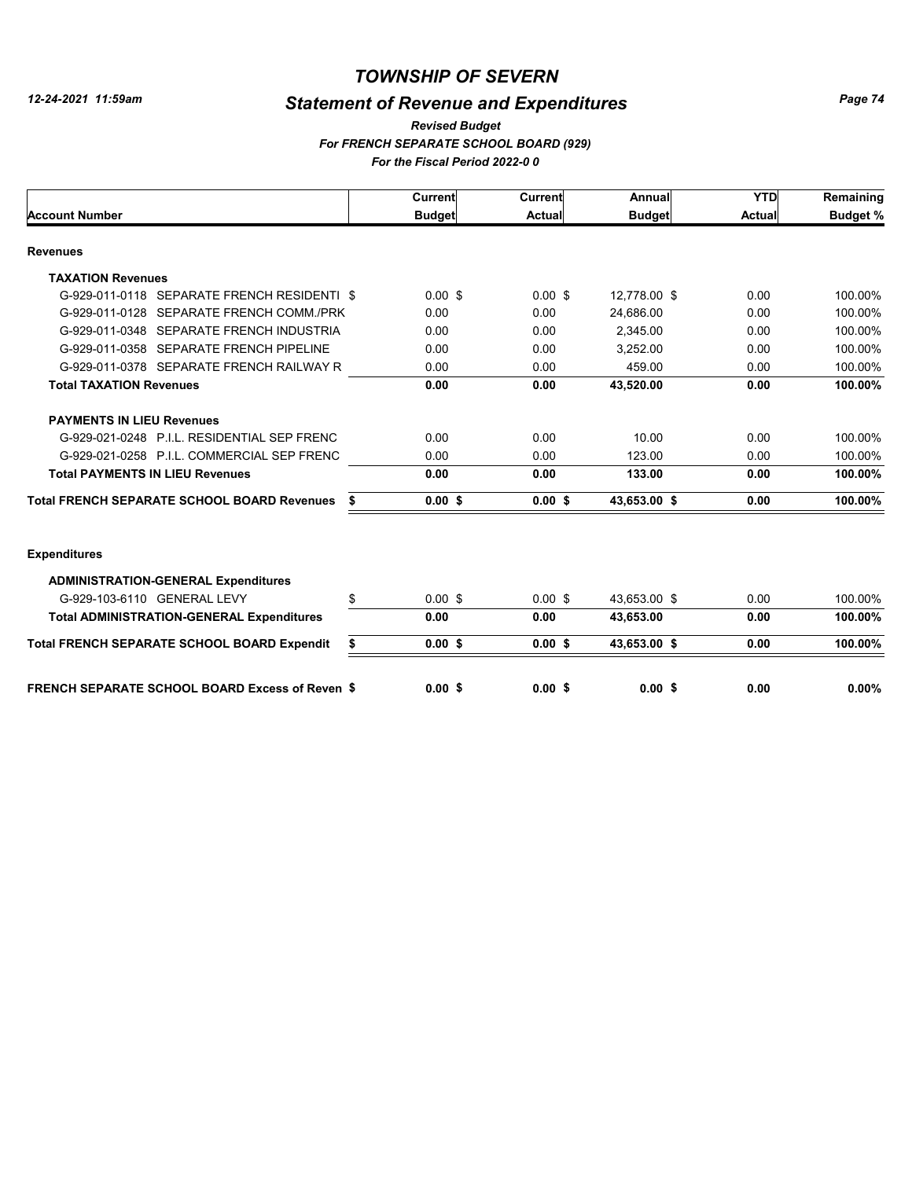# TOWNSHIP OF SEVERN

## Statement of Revenue and Expenditures

*Revised Budget*

*For FRENCH SEPARATE SCHOOL BOARD (929)*

*For the Fiscal Period 2022-0 0*

12-24-2021 11:59am

| Account Number | Current Budget | Current Actual | Annual Budget | YTD Actual | Remaining Budget % |
|---|---|---|---|---|---|
| **Revenues** | | | | | |
| **TAXATION Revenues** | | | | | |
| G-929-011-0118 SEPARATE FRENCH RESIDENTI $ | 0.00 $ | 0.00 $ | 12,778.00 $ | 0.00 | 100.00% |
| G-929-011-0128 SEPARATE FRENCH COMM./PRK | 0.00 | 0.00 | 24,686.00 | 0.00 | 100.00% |
| G-929-011-0348 SEPARATE FRENCH INDUSTRIA | 0.00 | 0.00 | 2,345.00 | 0.00 | 100.00% |
| G-929-011-0358 SEPARATE FRENCH PIPELINE | 0.00 | 0.00 | 3,252.00 | 0.00 | 100.00% |
| G-929-011-0378 SEPARATE FRENCH RAILWAY R | 0.00 | 0.00 | 459.00 | 0.00 | 100.00% |
| **Total TAXATION Revenues** | **0.00** | **0.00** | **43,520.00** | **0.00** | **100.00%** |
| **PAYMENTS IN LIEU Revenues** | | | | | |
| G-929-021-0248 P.I.L. RESIDENTIAL SEP FRENC | 0.00 | 0.00 | 10.00 | 0.00 | 100.00% |
| G-929-021-0258 P.I.L. COMMERCIAL SEP FRENC | 0.00 | 0.00 | 123.00 | 0.00 | 100.00% |
| **Total PAYMENTS IN LIEU Revenues** | **0.00** | **0.00** | **133.00** | **0.00** | **100.00%** |
| **Total FRENCH SEPARATE SCHOOL BOARD Revenues $** | **0.00 $** | **0.00 $** | **43,653.00 $** | **0.00** | **100.00%** |
| **Expenditures** | | | | | |
| **ADMINISTRATION-GENERAL Expenditures** | | | | | |
| G-929-103-6110 GENERAL LEVY $ | 0.00 $ | 0.00 $ | 43,653.00 $ | 0.00 | 100.00% |
| **Total ADMINISTRATION-GENERAL Expenditures** | **0.00** | **0.00** | **43,653.00** | **0.00** | **100.00%** |
| **Total FRENCH SEPARATE SCHOOL BOARD Expendit $** | **0.00 $** | **0.00 $** | **43,653.00 $** | **0.00** | **100.00%** |
| **FRENCH SEPARATE SCHOOL BOARD Excess of Reven $** | **0.00 $** | **0.00 $** | **0.00 $** | **0.00** | **0.00%** |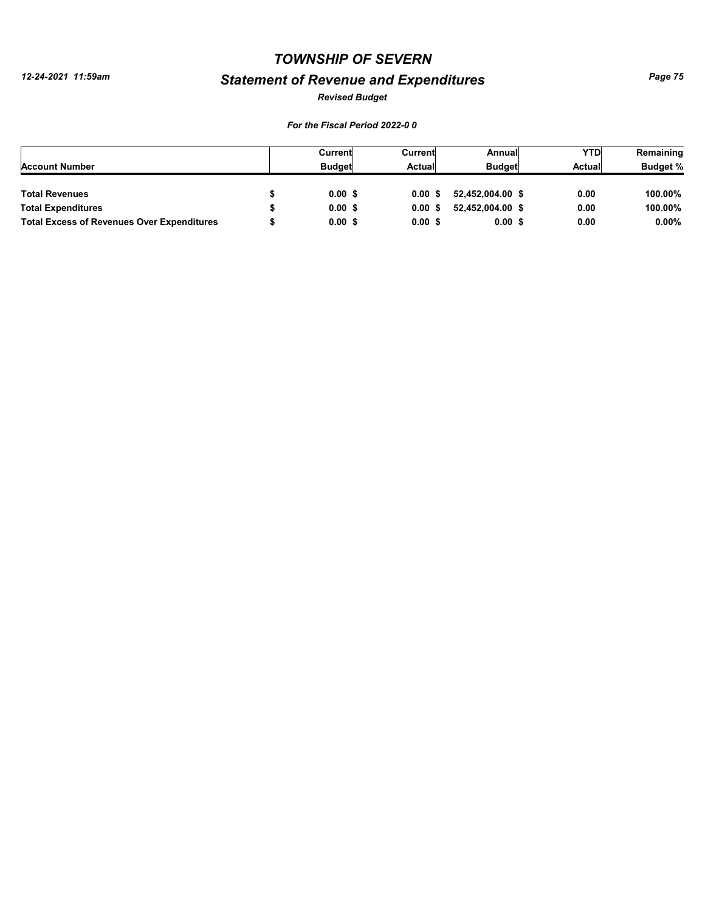# TOWNSHIP OF SEVERN

## Statement of Revenue and Expenditures

*Revised Budget*

*For the Fiscal Period 2022-0 0*

| Account Number | | Current Budget | Current Actual | Annual Budget | YTD Actual | Remaining Budget % |
|---|---|---|---|---|---|---|
| **Total Revenues** | $ | 0.00 $ | 0.00 $ | 52,452,004.00 $ | 0.00 | 100.00% |
| **Total Expenditures** | $ | 0.00 $ | 0.00 $ | 52,452,004.00 $ | 0.00 | 100.00% |
| **Total Excess of Revenues Over Expenditures** | $ | 0.00 $ | 0.00 $ | 0.00 $ | 0.00 | 0.00% |